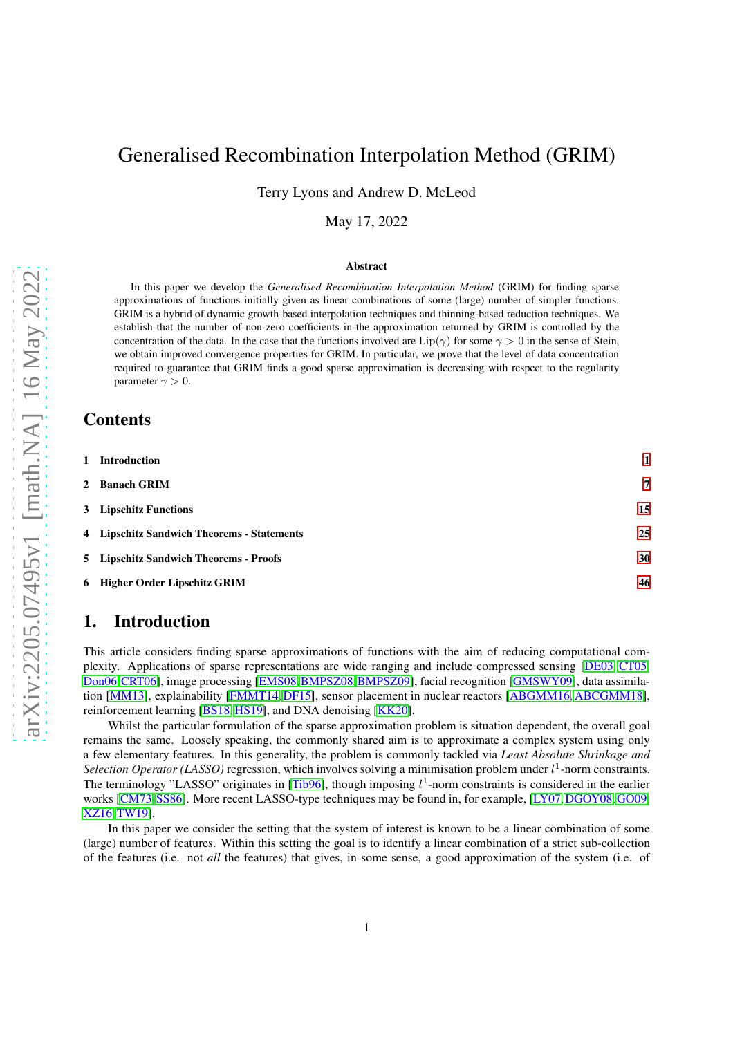# Generalised Recombination Interpolation Method (GRIM)

Terry Lyons and Andrew D. McLeod

May 17, 2022

### Abstract

In this paper we develop the *Generalised Recombination Interpolation Method* (GRIM) for finding sparse approximations of functions initially given as linear combinations of some (large) number of simpler functions. GRIM is a hybrid of dynamic growth-based interpolation techniques and thinning-based reduction techniques. We establish that the number of non-zero coefficients in the approximation returned by GRIM is controlled by the concentration of the data. In the case that the functions involved are $\mathrm{Lip}(\gamma)$ for some $\gamma > 0$ in the sense of Stein, we obtain improved convergence properties for GRIM. In particular, we prove that the level of data concentration required to guarantee that GRIM finds a good sparse approximation is decreasing with respect to the regularity parameter $\gamma > 0$.

## Contents

1 Introduction — 1
2 Banach GRIM — 7
3 Lipschitz Functions — 15
4 Lipschitz Sandwich Theorems - Statements — 25
5 Lipschitz Sandwich Theorems - Proofs — 30
6 Higher Order Lipschitz GRIM — 46

## 1. Introduction

This article considers finding sparse approximations of functions with the aim of reducing computational complexity. Applications of sparse representations are wide ranging and include compressed sensing [DE03, CT05, Don06, CRT06], image processing [EMS08, BMPSZ08, BMPSZ09], facial recognition [GMSWY09], data assimilation [MM13], explainability [FMMT14, DF15], sensor placement in nuclear reactors [ABGMM16, ABCGMM18], reinforcement learning [BS18, HS19], and DNA denoising [KK20].

Whilst the particular formulation of the sparse approximation problem is situation dependent, the overall goal remains the same. Loosely speaking, the commonly shared aim is to approximate a complex system using only a few elementary features. In this generality, the problem is commonly tackled via *Least Absolute Shrinkage and Selection Operator (LASSO)* regression, which involves solving a minimisation problem under $l^1$-norm constraints. The terminology "LASSO" originates in [Tib96], though imposing $l^1$-norm constraints is considered in the earlier works [CM73, SS86]. More recent LASSO-type techniques may be found in, for example, [LY07, DGOY08, GO09, XZ16, TW19].

In this paper we consider the setting that the system of interest is known to be a linear combination of some (large) number of features. Within this setting the goal is to identify a linear combination of a strict sub-collection of the features (i.e. not *all* the features) that gives, in some sense, a good approximation of the system (i.e. of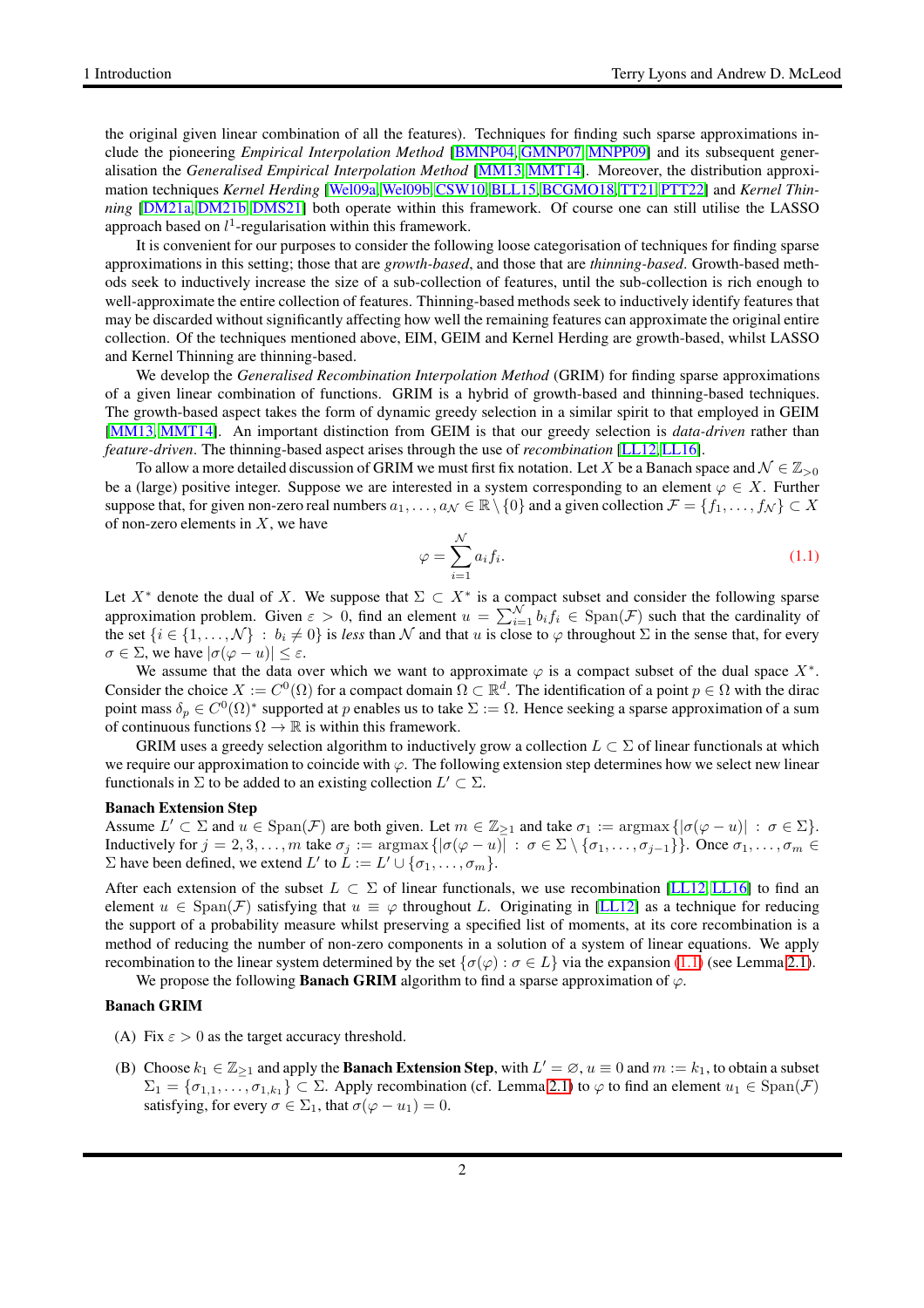the original given linear combination of all the features). Techniques for finding such sparse approximations include the pioneering *Empirical Interpolation Method* [BMNP04, GMNP07, MNPP09] and its subsequent generalisation the *Generalised Empirical Interpolation Method* [MM13, MMT14]. Moreover, the distribution approximation techniques *Kernel Herding* [Wel09a, Wel09b, CSW10, BLL15, BCGMO18, TT21, PTT22] and *Kernel Thinning* [DM21a, DM21b, DMS21] both operate within this framework. Of course one can still utilise the LASSO approach based on $l^1$-regularisation within this framework.

It is convenient for our purposes to consider the following loose categorisation of techniques for finding sparse approximations in this setting; those that are *growth-based*, and those that are *thinning-based*. Growth-based methods seek to inductively increase the size of a sub-collection of features, until the sub-collection is rich enough to well-approximate the entire collection of features. Thinning-based methods seek to inductively identify features that may be discarded without significantly affecting how well the remaining features can approximate the original entire collection. Of the techniques mentioned above, EIM, GEIM and Kernel Herding are growth-based, whilst LASSO and Kernel Thinning are thinning-based.

We develop the *Generalised Recombination Interpolation Method* (GRIM) for finding sparse approximations of a given linear combination of functions. GRIM is a hybrid of growth-based and thinning-based techniques. The growth-based aspect takes the form of dynamic greedy selection in a similar spirit to that employed in GEIM [MM13, MMT14]. An important distinction from GEIM is that our greedy selection is *data-driven* rather than *feature-driven*. The thinning-based aspect arises through the use of *recombination* [LL12, LL16].

To allow a more detailed discussion of GRIM we must first fix notation. Let $X$ be a Banach space and $\mathcal{N} \in \mathbb{Z}_{>0}$ be a (large) positive integer. Suppose we are interested in a system corresponding to an element $\varphi \in X$. Further suppose that, for given non-zero real numbers $a_1, \ldots, a_{\mathcal{N}} \in \mathbb{R} \setminus \{0\}$ and a given collection $\mathcal{F} = \{f_1, \ldots, f_{\mathcal{N}}\} \subset X$ of non-zero elements in $X$, we have

$$\varphi = \sum_{i=1}^{\mathcal{N}} a_i f_i. \tag{1.1}$$

Let $X^*$ denote the dual of $X$. We suppose that $\Sigma \subset X^*$ is a compact subset and consider the following sparse approximation problem. Given $\varepsilon > 0$, find an element $u = \sum_{i=1}^{\mathcal{N}} b_i f_i \in \operatorname{Span}(\mathcal{F})$ such that the cardinality of the set $\{i \in \{1, \ldots, \mathcal{N}\} : b_i \neq 0\}$ is *less* than $\mathcal{N}$ and that $u$ is close to $\varphi$ throughout $\Sigma$ in the sense that, for every $\sigma \in \Sigma$, we have $|\sigma(\varphi - u)| \leq \varepsilon$.

We assume that the data over which we want to approximate $\varphi$ is a compact subset of the dual space $X^*$. Consider the choice $X := C^0(\Omega)$ for a compact domain $\Omega \subset \mathbb{R}^d$. The identification of a point $p \in \Omega$ with the dirac point mass $\delta_p \in C^0(\Omega)^*$ supported at $p$ enables us to take $\Sigma := \Omega$. Hence seeking a sparse approximation of a sum of continuous functions $\Omega \to \mathbb{R}$ is within this framework.

GRIM uses a greedy selection algorithm to inductively grow a collection $L \subset \Sigma$ of linear functionals at which we require our approximation to coincide with $\varphi$. The following extension step determines how we select new linear functionals in $\Sigma$ to be added to an existing collection $L' \subset \Sigma$.

**Banach Extension Step**
Assume $L' \subset \Sigma$ and $u \in \operatorname{Span}(\mathcal{F})$ are both given. Let $m \in \mathbb{Z}_{\geq 1}$ and take $\sigma_1 := \operatorname{argmax}\{|\sigma(\varphi - u)| : \sigma \in \Sigma\}$. Inductively for $j = 2, 3, \ldots, m$ take $\sigma_j := \operatorname{argmax}\{|\sigma(\varphi - u)| : \sigma \in \Sigma \setminus \{\sigma_1, \ldots, \sigma_{j-1}\}\}$. Once $\sigma_1, \ldots, \sigma_m \in \Sigma$ have been defined, we extend $L'$ to $L := L' \cup \{\sigma_1, \ldots, \sigma_m\}$.

After each extension of the subset $L \subset \Sigma$ of linear functionals, we use recombination [LL12, LL16] to find an element $u \in \operatorname{Span}(\mathcal{F})$ satisfying that $u \equiv \varphi$ throughout $L$. Originating in [LL12] as a technique for reducing the support of a probability measure whilst preserving a specified list of moments, at its core recombination is a method of reducing the number of non-zero components in a solution of a system of linear equations. We apply recombination to the linear system determined by the set $\{\sigma(\varphi) : \sigma \in L\}$ via the expansion (1.1) (see Lemma 2.1).

We propose the following **Banach GRIM** algorithm to find a sparse approximation of $\varphi$.

**Banach GRIM**

(A) Fix $\varepsilon > 0$ as the target accuracy threshold.

(B) Choose $k_1 \in \mathbb{Z}_{\geq 1}$ and apply the **Banach Extension Step**, with $L' = \emptyset$, $u \equiv 0$ and $m := k_1$, to obtain a subset $\Sigma_1 = \{\sigma_{1,1}, \ldots, \sigma_{1,k_1}\} \subset \Sigma$. Apply recombination (cf. Lemma 2.1) to $\varphi$ to find an element $u_1 \in \operatorname{Span}(\mathcal{F})$ satisfying, for every $\sigma \in \Sigma_1$, that $\sigma(\varphi - u_1) = 0$.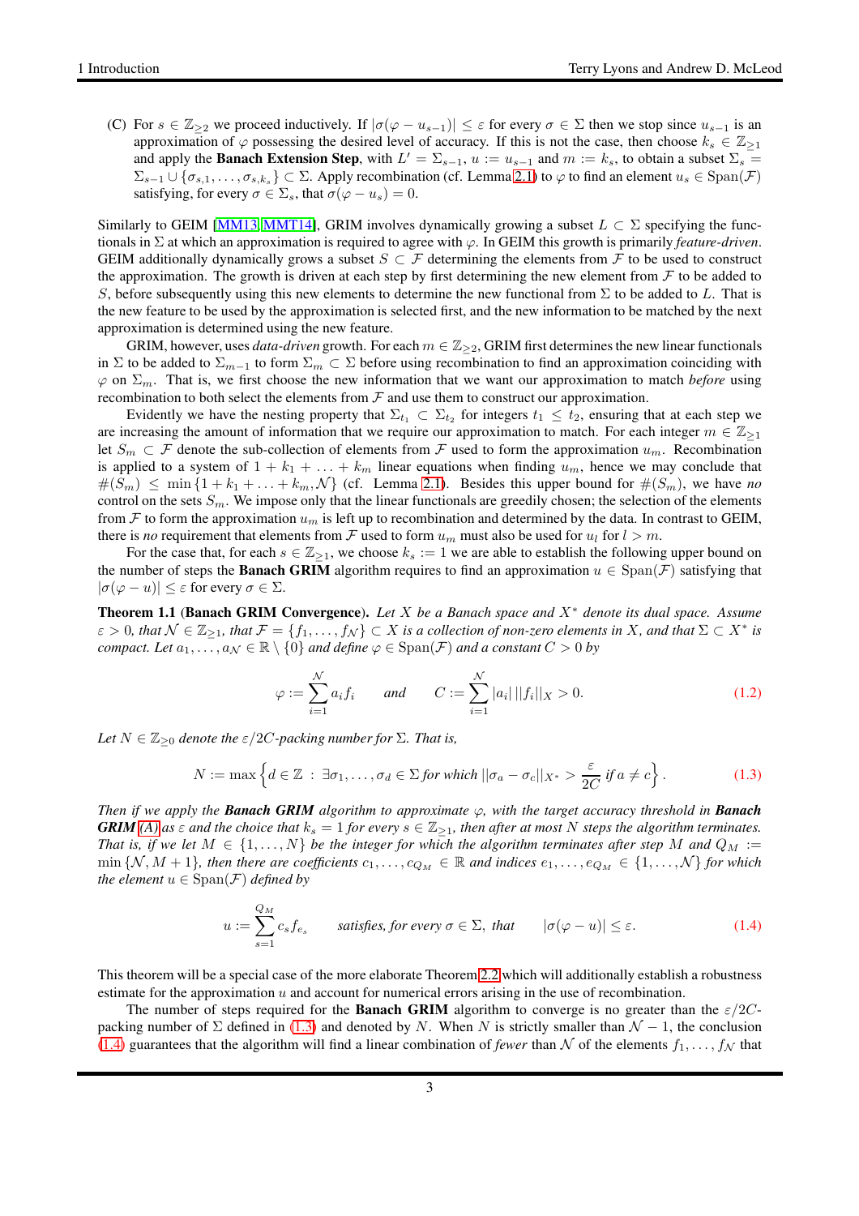(C) For $s \in \mathbb{Z}_{\geq 2}$ we proceed inductively. If $|\sigma(\varphi - u_{s-1})| \leq \varepsilon$ for every $\sigma \in \Sigma$ then we stop since $u_{s-1}$ is an approximation of $\varphi$ possessing the desired level of accuracy. If this is not the case, then choose $k_s \in \mathbb{Z}_{\geq 1}$ and apply the **Banach Extension Step**, with $L' = \Sigma_{s-1}$, $u := u_{s-1}$ and $m := k_s$, to obtain a subset $\Sigma_s = \Sigma_{s-1} \cup \{\sigma_{s,1}, \ldots, \sigma_{s,k_s}\} \subset \Sigma$. Apply recombination (cf. Lemma 2.1) to $\varphi$ to find an element $u_s \in \text{Span}(\mathcal{F})$ satisfying, for every $\sigma \in \Sigma_s$, that $\sigma(\varphi - u_s) = 0$.

Similarly to GEIM [MM13, MMT14], GRIM involves dynamically growing a subset $L \subset \Sigma$ specifying the functionals in $\Sigma$ at which an approximation is required to agree with $\varphi$. In GEIM this growth is primarily *feature-driven*. GEIM additionally dynamically grows a subset $S \subset \mathcal{F}$ determining the elements from $\mathcal{F}$ to be used to construct the approximation. The growth is driven at each step by first determining the new element from $\mathcal{F}$ to be added to $S$, before subsequently using this new elements to determine the new functional from $\Sigma$ to be added to $L$. That is the new feature to be used by the approximation is selected first, and the new information to be matched by the next approximation is determined using the new feature.

GRIM, however, uses *data-driven* growth. For each $m \in \mathbb{Z}_{\geq 2}$, GRIM first determines the new linear functionals in $\Sigma$ to be added to $\Sigma_{m-1}$ to form $\Sigma_m \subset \Sigma$ before using recombination to find an approximation coinciding with $\varphi$ on $\Sigma_m$. That is, we first choose the new information that we want our approximation to match *before* using recombination to both select the elements from $\mathcal{F}$ and use them to construct our approximation.

Evidently we have the nesting property that $\Sigma_{t_1} \subset \Sigma_{t_2}$ for integers $t_1 \leq t_2$, ensuring that at each step we are increasing the amount of information that we require our approximation to match. For each integer $m \in \mathbb{Z}_{\geq 1}$ let $S_m \subset \mathcal{F}$ denote the sub-collection of elements from $\mathcal{F}$ used to form the approximation $u_m$. Recombination is applied to a system of $1 + k_1 + \ldots + k_m$ linear equations when finding $u_m$, hence we may conclude that $\#(S_m) \leq \min\{1 + k_1 + \ldots + k_m, \mathcal{N}\}$ (cf. Lemma 2.1). Besides this upper bound for $\#(S_m)$, we have *no* control on the sets $S_m$. We impose only that the linear functionals are greedily chosen; the selection of the elements from $\mathcal{F}$ to form the approximation $u_m$ is left up to recombination and determined by the data. In contrast to GEIM, there is *no* requirement that elements from $\mathcal{F}$ used to form $u_m$ must also be used for $u_l$ for $l > m$.

For the case that, for each $s \in \mathbb{Z}_{\geq 1}$, we choose $k_s := 1$ we are able to establish the following upper bound on the number of steps the **Banach GRIM** algorithm requires to find an approximation $u \in \text{Span}(\mathcal{F})$ satisfying that $|\sigma(\varphi - u)| \leq \varepsilon$ for every $\sigma \in \Sigma$.

**Theorem 1.1** (**Banach GRIM Convergence**). *Let $X$ be a Banach space and $X^*$ denote its dual space. Assume $\varepsilon > 0$, that $\mathcal{N} \in \mathbb{Z}_{\geq 1}$, that $\mathcal{F} = \{f_1, \ldots, f_{\mathcal{N}}\} \subset X$ is a collection of non-zero elements in $X$, and that $\Sigma \subset X^*$ is compact. Let $a_1, \ldots, a_{\mathcal{N}} \in \mathbb{R} \setminus \{0\}$ and define $\varphi \in \text{Span}(\mathcal{F})$ and a constant $C > 0$ by*

$$\varphi := \sum_{i=1}^{\mathcal{N}} a_i f_i \qquad \text{and} \qquad C := \sum_{i=1}^{\mathcal{N}} |a_i| \, ||f_i||_X > 0. \tag{1.2}$$

*Let $N \in \mathbb{Z}_{\geq 0}$ denote the $\varepsilon/2C$-packing number for $\Sigma$. That is,*

$$N := \max\left\{ d \in \mathbb{Z} \ : \ \exists \sigma_1, \ldots, \sigma_d \in \Sigma \text{ for which } ||\sigma_a - \sigma_c||_{X^*} > \frac{\varepsilon}{2C} \text{ if } a \neq c \right\}. \tag{1.3}$$

*Then if we apply the **Banach GRIM** algorithm to approximate $\varphi$, with the target accuracy threshold in **Banach GRIM** (A) as $\varepsilon$ and the choice that $k_s = 1$ for every $s \in \mathbb{Z}_{\geq 1}$, then after at most $N$ steps the algorithm terminates. That is, if we let $M \in \{1, \ldots, N\}$ be the integer for which the algorithm terminates after step $M$ and $Q_M := \min\{\mathcal{N}, M+1\}$, then there are coefficients $c_1, \ldots, c_{Q_M} \in \mathbb{R}$ and indices $e_1, \ldots, e_{Q_M} \in \{1, \ldots, \mathcal{N}\}$ for which the element $u \in \text{Span}(\mathcal{F})$ defined by*

$$u := \sum_{s=1}^{Q_M} c_s f_{e_s} \qquad \text{satisfies, for every } \sigma \in \Sigma, \text{ that} \qquad |\sigma(\varphi - u)| \leq \varepsilon. \tag{1.4}$$

This theorem will be a special case of the more elaborate Theorem 2.2 which will additionally establish a robustness estimate for the approximation $u$ and account for numerical errors arising in the use of recombination.

The number of steps required for the **Banach GRIM** algorithm to converge is no greater than the $\varepsilon/2C$-packing number of $\Sigma$ defined in (1.3) and denoted by $N$. When $N$ is strictly smaller than $\mathcal{N} - 1$, the conclusion (1.4) guarantees that the algorithm will find a linear combination of *fewer* than $\mathcal{N}$ of the elements $f_1, \ldots, f_{\mathcal{N}}$ that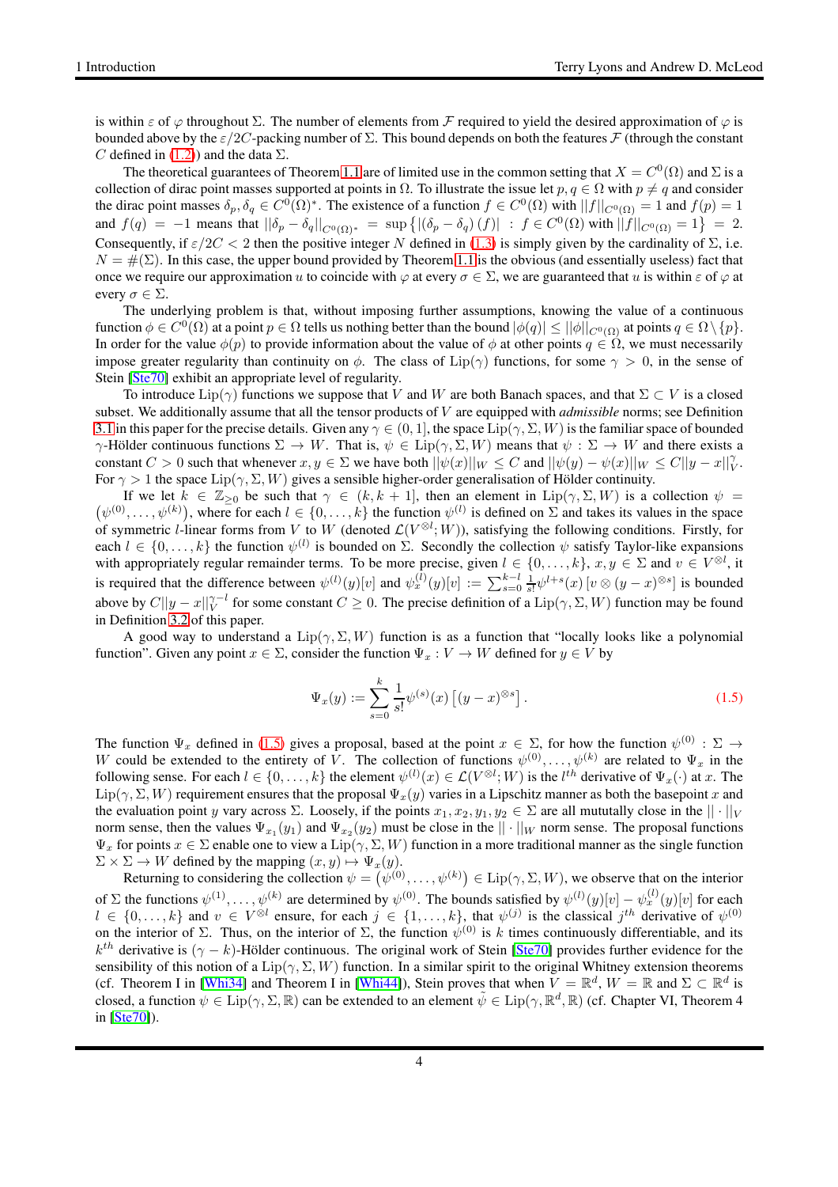is within $\varepsilon$ of $\varphi$ throughout $\Sigma$. The number of elements from $\mathcal{F}$ required to yield the desired approximation of $\varphi$ is bounded above by the $\varepsilon/2C$-packing number of $\Sigma$. This bound depends on both the features $\mathcal{F}$ (through the constant $C$ defined in (1.2)) and the data $\Sigma$.

The theoretical guarantees of Theorem 1.1 are of limited use in the common setting that $X = C^0(\Omega)$ and $\Sigma$ is a collection of dirac point masses supported at points in $\Omega$. To illustrate the issue let $p, q \in \Omega$ with $p \neq q$ and consider the dirac point masses $\delta_p, \delta_q \in C^0(\Omega)^*$. The existence of a function $f \in C^0(\Omega)$ with $||f||_{C^0(\Omega)} = 1$ and $f(p) = 1$ and $f(q) = -1$ means that $||\delta_p - \delta_q||_{C^0(\Omega)^*} = \sup\left\{ |(\delta_p - \delta_q)(f)| \; : \; f \in C^0(\Omega) \text{ with } ||f||_{C^0(\Omega)} = 1 \right\} = 2$. Consequently, if $\varepsilon/2C < 2$ then the positive integer $N$ defined in (1.3) is simply given by the cardinality of $\Sigma$, i.e. $N = \#(\Sigma)$. In this case, the upper bound provided by Theorem 1.1 is the obvious (and essentially useless) fact that once we require our approximation $u$ to coincide with $\varphi$ at every $\sigma \in \Sigma$, we are guaranteed that $u$ is within $\varepsilon$ of $\varphi$ at every $\sigma \in \Sigma$.

The underlying problem is that, without imposing further assumptions, knowing the value of a continuous function $\phi \in C^0(\Omega)$ at a point $p \in \Omega$ tells us nothing better than the bound $|\phi(q)| \leq ||\phi||_{C^0(\Omega)}$ at points $q \in \Omega \setminus \{p\}$. In order for the value $\phi(p)$ to provide information about the value of $\phi$ at other points $q \in \Omega$, we must necessarily impose greater regularity than continuity on $\phi$. The class of $\mathrm{Lip}(\gamma)$ functions, for some $\gamma > 0$, in the sense of Stein [Ste70] exhibit an appropriate level of regularity.

To introduce $\mathrm{Lip}(\gamma)$ functions we suppose that $V$ and $W$ are both Banach spaces, and that $\Sigma \subset V$ is a closed subset. We additionally assume that all the tensor products of $V$ are equipped with *admissible* norms; see Definition 3.1 in this paper for the precise details. Given any $\gamma \in (0, 1]$, the space $\mathrm{Lip}(\gamma, \Sigma, W)$ is the familiar space of bounded $\gamma$-Hölder continuous functions $\Sigma \to W$. That is, $\psi \in \mathrm{Lip}(\gamma, \Sigma, W)$ means that $\psi : \Sigma \to W$ and there exists a constant $C > 0$ such that whenever $x, y \in \Sigma$ we have both $||\psi(x)||_W \leq C$ and $||\psi(y) - \psi(x)||_W \leq C||y - x||_V^{\gamma}$. For $\gamma > 1$ the space $\mathrm{Lip}(\gamma, \Sigma, W)$ gives a sensible higher-order generalisation of Hölder continuity.

If we let $k \in \mathbb{Z}_{\geq 0}$ be such that $\gamma \in (k, k+1]$, then an element in $\mathrm{Lip}(\gamma, \Sigma, W)$ is a collection $\psi = \left(\psi^{(0)}, \ldots, \psi^{(k)}\right)$, where for each $l \in \{0, \ldots, k\}$ the function $\psi^{(l)}$ is defined on $\Sigma$ and takes its values in the space of symmetric $l$-linear forms from $V$ to $W$ (denoted $\mathcal{L}(V^{\otimes l}; W)$), satisfying the following conditions. Firstly, for each $l \in \{0, \ldots, k\}$ the function $\psi^{(l)}$ is bounded on $\Sigma$. Secondly the collection $\psi$ satisfy Taylor-like expansions with appropriately regular remainder terms. To be more precise, given $l \in \{0, \ldots, k\}$, $x, y \in \Sigma$ and $v \in V^{\otimes l}$, it is required that the difference between $\psi^{(l)}(y)[v]$ and $\psi_x^{(l)}(y)[v] := \sum_{s=0}^{k-l} \frac{1}{s!} \psi^{l+s}(x)\left[v \otimes (y-x)^{\otimes s}\right]$ is bounded above by $C||y - x||_V^{\gamma - l}$ for some constant $C \geq 0$. The precise definition of a $\mathrm{Lip}(\gamma, \Sigma, W)$ function may be found in Definition 3.2 of this paper.

A good way to understand a $\mathrm{Lip}(\gamma, \Sigma, W)$ function is as a function that "locally looks like a polynomial function". Given any point $x \in \Sigma$, consider the function $\Psi_x : V \to W$ defined for $y \in V$ by

$$\Psi_x(y) := \sum_{s=0}^{k} \frac{1}{s!} \psi^{(s)}(x)\left[(y-x)^{\otimes s}\right]. \tag{1.5}$$

The function $\Psi_x$ defined in (1.5) gives a proposal, based at the point $x \in \Sigma$, for how the function $\psi^{(0)} : \Sigma \to W$ could be extended to the entirety of $V$. The collection of functions $\psi^{(0)}, \ldots, \psi^{(k)}$ are related to $\Psi_x$ in the following sense. For each $l \in \{0, \ldots, k\}$ the element $\psi^{(l)}(x) \in \mathcal{L}(V^{\otimes l}; W)$ is the $l^{th}$ derivative of $\Psi_x(\cdot)$ at $x$. The $\mathrm{Lip}(\gamma, \Sigma, W)$ requirement ensures that the proposal $\Psi_x(y)$ varies in a Lipschitz manner as both the basepoint $x$ and the evaluation point $y$ vary across $\Sigma$. Loosely, if the points $x_1, x_2, y_1, y_2 \in \Sigma$ are all mutually close in the $||\cdot||_V$ norm sense, then the values $\Psi_{x_1}(y_1)$ and $\Psi_{x_2}(y_2)$ must be close in the $||\cdot||_W$ norm sense. The proposal functions $\Psi_x$ for points $x \in \Sigma$ enable one to view a $\mathrm{Lip}(\gamma, \Sigma, W)$ function in a more traditional manner as the single function $\Sigma \times \Sigma \to W$ defined by the mapping $(x, y) \mapsto \Psi_x(y)$.

Returning to considering the collection $\psi = \left(\psi^{(0)}, \ldots, \psi^{(k)}\right) \in \mathrm{Lip}(\gamma, \Sigma, W)$, we observe that on the interior of $\Sigma$ the functions $\psi^{(1)}, \ldots, \psi^{(k)}$ are determined by $\psi^{(0)}$. The bounds satisfied by $\psi^{(l)}(y)[v] - \psi_x^{(l)}(y)[v]$ for each $l \in \{0, \ldots, k\}$ and $v \in V^{\otimes l}$ ensure, for each $j \in \{1, \ldots, k\}$, that $\psi^{(j)}$ is the classical $j^{th}$ derivative of $\psi^{(0)}$ on the interior of $\Sigma$. Thus, on the interior of $\Sigma$, the function $\psi^{(0)}$ is $k$ times continuously differentiable, and its $k^{th}$ derivative is $(\gamma - k)$-Hölder continuous. The original work of Stein [Ste70] provides further evidence for the sensibility of this notion of a $\mathrm{Lip}(\gamma, \Sigma, W)$ function. In a similar spirit to the original Whitney extension theorems (cf. Theorem I in [Whi34] and Theorem I in [Whi44]), Stein proves that when $V = \mathbb{R}^d$, $W = \mathbb{R}$ and $\Sigma \subset \mathbb{R}^d$ is closed, a function $\psi \in \mathrm{Lip}(\gamma, \Sigma, \mathbb{R})$ can be extended to an element $\tilde{\psi} \in \mathrm{Lip}(\gamma, \mathbb{R}^d, \mathbb{R})$ (cf. Chapter VI, Theorem 4 in [Ste70]).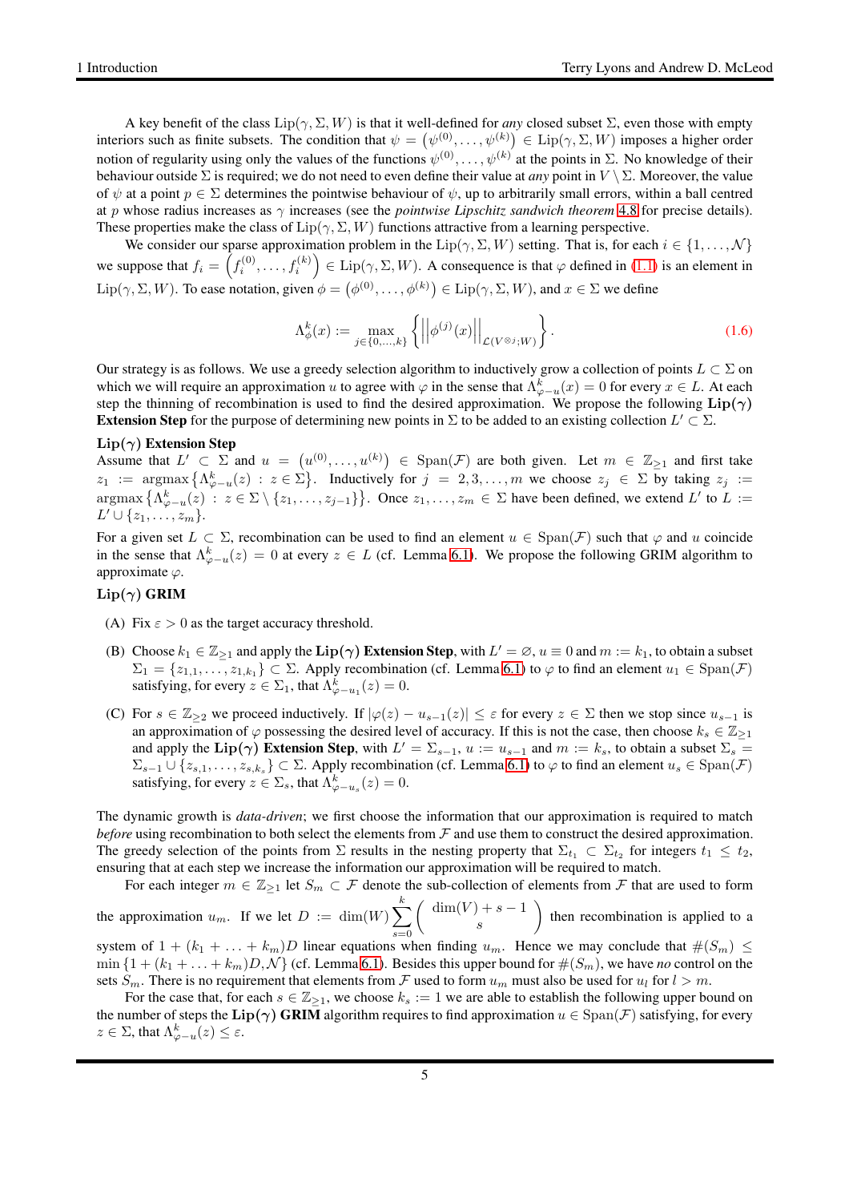A key benefit of the class $\mathrm{Lip}(\gamma, \Sigma, W)$ is that it well-defined for *any* closed subset $\Sigma$, even those with empty interiors such as finite subsets. The condition that $\psi = \left(\psi^{(0)}, \ldots, \psi^{(k)}\right) \in \mathrm{Lip}(\gamma, \Sigma, W)$ imposes a higher order notion of regularity using only the values of the functions $\psi^{(0)}, \ldots, \psi^{(k)}$ at the points in $\Sigma$. No knowledge of their behaviour outside $\Sigma$ is required; we do not need to even define their value at *any* point in $V \setminus \Sigma$. Moreover, the value of $\psi$ at a point $p \in \Sigma$ determines the pointwise behaviour of $\psi$, up to arbitrarily small errors, within a ball centred at $p$ whose radius increases as $\gamma$ increases (see the *pointwise Lipschitz sandwich theorem* 4.8 for precise details). These properties make the class of $\mathrm{Lip}(\gamma, \Sigma, W)$ functions attractive from a learning perspective.

We consider our sparse approximation problem in the $\mathrm{Lip}(\gamma, \Sigma, W)$ setting. That is, for each $i \in \{1, \ldots, \mathcal{N}\}$ we suppose that $f_i = \left(f_i^{(0)}, \ldots, f_i^{(k)}\right) \in \mathrm{Lip}(\gamma, \Sigma, W)$. A consequence is that $\varphi$ defined in (1.1) is an element in $\mathrm{Lip}(\gamma, \Sigma, W)$. To ease notation, given $\phi = \left(\phi^{(0)}, \ldots, \phi^{(k)}\right) \in \mathrm{Lip}(\gamma, \Sigma, W)$, and $x \in \Sigma$ we define

$$\Lambda^k_\phi(x) := \max_{j \in \{0, \ldots, k\}} \left\{ \left|\left| \phi^{(j)}(x) \right|\right|_{\mathcal{L}(V^{\otimes j}; W)} \right\}. \tag{1.6}$$

Our strategy is as follows. We use a greedy selection algorithm to inductively grow a collection of points $L \subset \Sigma$ on which we will require an approximation $u$ to agree with $\varphi$ in the sense that $\Lambda^k_{\varphi - u}(x) = 0$ for every $x \in L$. At each step the thinning of recombination is used to find the desired approximation. We propose the following **Lip($\gamma$) Extension Step** for the purpose of determining new points in $\Sigma$ to be added to an existing collection $L' \subset \Sigma$.

**Lip($\gamma$) Extension Step**
Assume that $L' \subset \Sigma$ and $u = \left(u^{(0)}, \ldots, u^{(k)}\right) \in \mathrm{Span}(\mathcal{F})$ are both given. Let $m \in \mathbb{Z}_{\geq 1}$ and first take $z_1 := \mathrm{argmax}\left\{\Lambda^k_{\varphi - u}(z) : z \in \Sigma\right\}$. Inductively for $j = 2, 3, \ldots, m$ we choose $z_j \in \Sigma$ by taking $z_j := \mathrm{argmax}\left\{\Lambda^k_{\varphi - u}(z) : z \in \Sigma \setminus \{z_1, \ldots, z_{j-1}\}\right\}$. Once $z_1, \ldots, z_m \in \Sigma$ have been defined, we extend $L'$ to $L := L' \cup \{z_1, \ldots, z_m\}$.

For a given set $L \subset \Sigma$, recombination can be used to find an element $u \in \mathrm{Span}(\mathcal{F})$ such that $\varphi$ and $u$ coincide in the sense that $\Lambda^k_{\varphi - u}(z) = 0$ at every $z \in L$ (cf. Lemma 6.1). We propose the following GRIM algorithm to approximate $\varphi$.

**Lip($\gamma$) GRIM**

(A) Fix $\varepsilon > 0$ as the target accuracy threshold.

(B) Choose $k_1 \in \mathbb{Z}_{\geq 1}$ and apply the **Lip($\gamma$) Extension Step**, with $L' = \emptyset$, $u \equiv 0$ and $m := k_1$, to obtain a subset $\Sigma_1 = \{z_{1,1}, \ldots, z_{1,k_1}\} \subset \Sigma$. Apply recombination (cf. Lemma 6.1) to $\varphi$ to find an element $u_1 \in \mathrm{Span}(\mathcal{F})$ satisfying, for every $z \in \Sigma_1$, that $\Lambda^k_{\varphi - u_1}(z) = 0$.

(C) For $s \in \mathbb{Z}_{\geq 2}$ we proceed inductively. If $|\varphi(z) - u_{s-1}(z)| \leq \varepsilon$ for every $z \in \Sigma$ then we stop since $u_{s-1}$ is an approximation of $\varphi$ possessing the desired level of accuracy. If this is not the case, then choose $k_s \in \mathbb{Z}_{\geq 1}$ and apply the **Lip($\gamma$) Extension Step**, with $L' = \Sigma_{s-1}$, $u := u_{s-1}$ and $m := k_s$, to obtain a subset $\Sigma_s = \Sigma_{s-1} \cup \{z_{s,1}, \ldots, z_{s,k_s}\} \subset \Sigma$. Apply recombination (cf. Lemma 6.1) to $\varphi$ to find an element $u_s \in \mathrm{Span}(\mathcal{F})$ satisfying, for every $z \in \Sigma_s$, that $\Lambda^k_{\varphi - u_s}(z) = 0$.

The dynamic growth is *data-driven*; we first choose the information that our approximation is required to match *before* using recombination to both select the elements from $\mathcal{F}$ and use them to construct the desired approximation. The greedy selection of the points from $\Sigma$ results in the nesting property that $\Sigma_{t_1} \subset \Sigma_{t_2}$ for integers $t_1 \leq t_2$, ensuring that at each step we increase the information our approximation will be required to match.

For each integer $m \in \mathbb{Z}_{\geq 1}$ let $S_m \subset \mathcal{F}$ denote the sub-collection of elements from $\mathcal{F}$ that are used to form the approximation $u_m$. If we let $D := \dim(W) \sum_{s=0}^{k} \begin{pmatrix} \dim(V) + s - 1 \\ s \end{pmatrix}$ then recombination is applied to a system of $1 + (k_1 + \ldots + k_m)D$ linear equations when finding $u_m$. Hence we may conclude that $\#(S_m) \leq \min\{1 + (k_1 + \ldots + k_m)D, \mathcal{N}\}$ (cf. Lemma 6.1). Besides this upper bound for $\#(S_m)$, we have *no* control on the sets $S_m$. There is no requirement that elements from $\mathcal{F}$ used to form $u_m$ must also be used for $u_l$ for $l > m$.

For the case that, for each $s \in \mathbb{Z}_{\geq 1}$, we choose $k_s := 1$ we are able to establish the following upper bound on the number of steps the **Lip($\gamma$) GRIM** algorithm requires to find approximation $u \in \mathrm{Span}(\mathcal{F})$ satisfying, for every $z \in \Sigma$, that $\Lambda^k_{\varphi - u}(z) \leq \varepsilon$.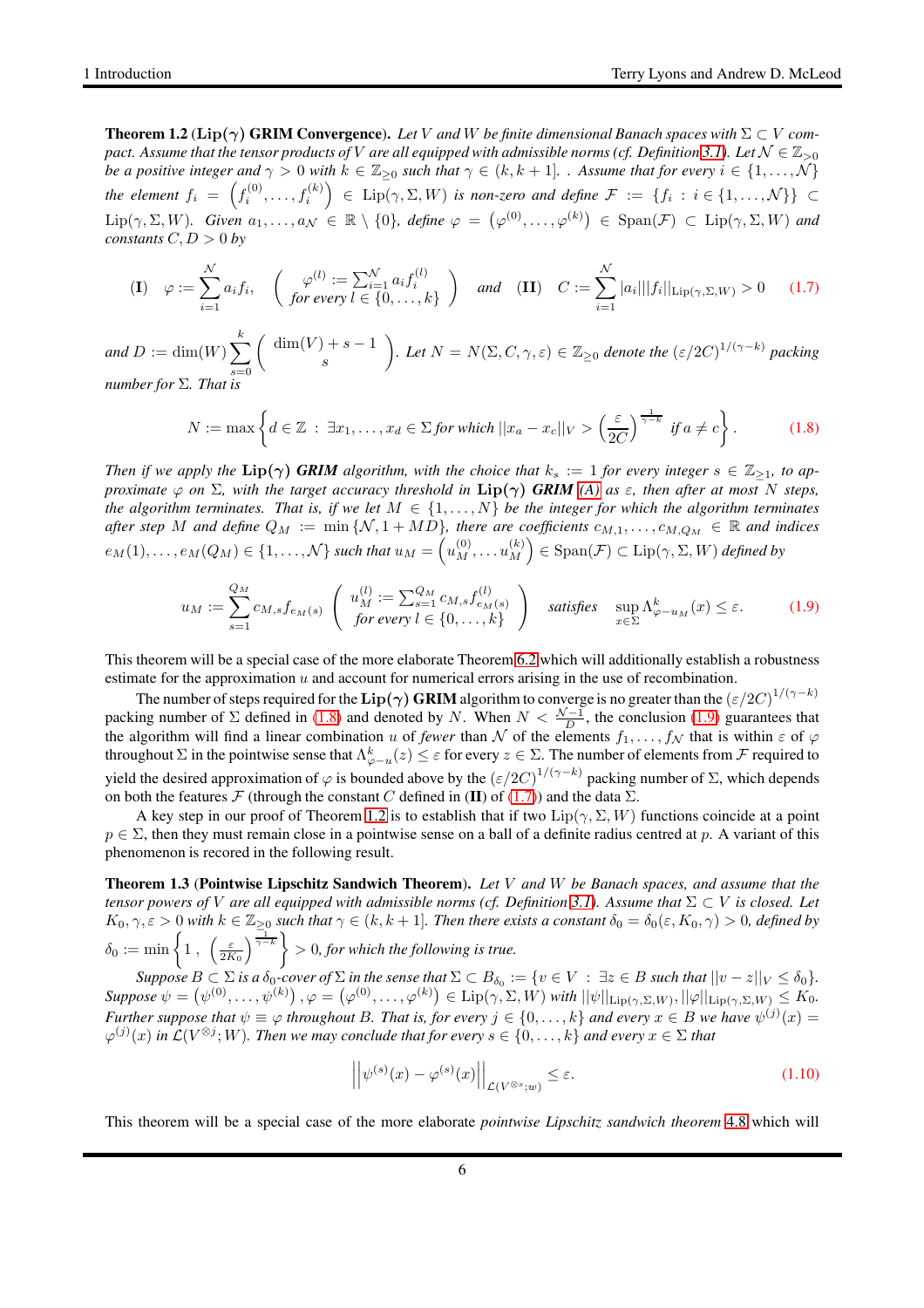**Theorem 1.2** (**Lip($\gamma$) GRIM Convergence**). *Let $V$ and $W$ be finite dimensional Banach spaces with $\Sigma \subset V$ compact. Assume that the tensor products of $V$ are all equipped with admissible norms (cf. Definition 3.1). Let $\mathcal{N} \in \mathbb{Z}_{>0}$ be a positive integer and $\gamma > 0$ with $k \in \mathbb{Z}_{\geq 0}$ such that $\gamma \in (k, k+1]$. . Assume that for every $i \in \{1, \ldots, \mathcal{N}\}$ the element $f_i = \left(f_i^{(0)}, \ldots, f_i^{(k)}\right) \in \mathrm{Lip}(\gamma, \Sigma, W)$ is non-zero and define $\mathcal{F} := \{f_i : i \in \{1, \ldots, \mathcal{N}\}\} \subset \mathrm{Lip}(\gamma, \Sigma, W)$. Given $a_1, \ldots, a_{\mathcal{N}} \in \mathbb{R} \setminus \{0\}$, define $\varphi = \left(\varphi^{(0)}, \ldots, \varphi^{(k)}\right) \in \mathrm{Span}(\mathcal{F}) \subset \mathrm{Lip}(\gamma, \Sigma, W)$ and constants $C, D > 0$ by*

$$
\textbf{(I)} \quad \varphi := \sum_{i=1}^{\mathcal{N}} a_i f_i, \quad \left( \begin{array}{c} \varphi^{(l)} := \sum_{i=1}^{\mathcal{N}} a_i f_i^{(l)} \\ \text{for every } l \in \{0, \ldots, k\} \end{array} \right) \quad \text{and} \quad \textbf{(II)} \quad C := \sum_{i=1}^{\mathcal{N}} |a_i| ||f_i||_{\mathrm{Lip}(\gamma,\Sigma,W)} > 0 \tag{1.7}
$$

*and $D := \dim(W) \sum_{s=0}^{k} \left( \begin{array}{c} \dim(V) + s - 1 \\ s \end{array} \right)$. Let $N = N(\Sigma, C, \gamma, \varepsilon) \in \mathbb{Z}_{\geq 0}$ denote the $(\varepsilon/2C)^{1/(\gamma-k)}$ packing number for $\Sigma$. That is*

$$
N := \max \left\{ d \in \mathbb{Z} \ : \ \exists x_1, \ldots, x_d \in \Sigma \text{ for which } ||x_a - x_c||_V > \left(\frac{\varepsilon}{2C}\right)^{\frac{1}{\gamma-k}} \text{ if } a \neq c \right\}. \tag{1.8}
$$

*Then if we apply the* **Lip($\gamma$)** ***GRIM*** *algorithm, with the choice that $k_s := 1$ for every integer $s \in \mathbb{Z}_{\geq 1}$, to approximate $\varphi$ on $\Sigma$, with the target accuracy threshold in* **Lip($\gamma$)** ***GRIM*** *(A) as $\varepsilon$, then after at most $N$ steps, the algorithm terminates. That is, if we let $M \in \{1, \ldots, N\}$ be the integer for which the algorithm terminates after step $M$ and define $Q_M := \min\{\mathcal{N}, 1 + MD\}$, there are coefficients $c_{M,1}, \ldots, c_{M,Q_M} \in \mathbb{R}$ and indices $e_M(1), \ldots, e_M(Q_M) \in \{1, \ldots, \mathcal{N}\}$ such that $u_M = \left(u_M^{(0)}, \ldots u_M^{(k)}\right) \in \mathrm{Span}(\mathcal{F}) \subset \mathrm{Lip}(\gamma, \Sigma, W)$ defined by*

$$
u_M := \sum_{s=1}^{Q_M} c_{M,s} f_{e_M(s)} \quad \left( \begin{array}{c} u_M^{(l)} := \sum_{s=1}^{Q_M} c_{M,s} f_{e_M(s)}^{(l)} \\ \text{for every } l \in \{0, \ldots, k\} \end{array} \right) \quad \text{satisfies} \quad \sup_{x \in \Sigma} \Lambda^k_{\varphi - u_M}(x) \leq \varepsilon. \tag{1.9}
$$

This theorem will be a special case of the more elaborate Theorem 6.2 which will additionally establish a robustness estimate for the approximation $u$ and account for numerical errors arising in the use of recombination.

The number of steps required for the **Lip($\gamma$) GRIM** algorithm to converge is no greater than the $(\varepsilon/2C)^{1/(\gamma-k)}$ packing number of $\Sigma$ defined in (1.8) and denoted by $N$. When $N < \frac{\mathcal{N}-1}{D}$, the conclusion (1.9) guarantees that the algorithm will find a linear combination $u$ of *fewer* than $\mathcal{N}$ of the elements $f_1, \ldots, f_{\mathcal{N}}$ that is within $\varepsilon$ of $\varphi$ throughout $\Sigma$ in the pointwise sense that $\Lambda^k_{\varphi - u}(z) \leq \varepsilon$ for every $z \in \Sigma$. The number of elements from $\mathcal{F}$ required to yield the desired approximation of $\varphi$ is bounded above by the $(\varepsilon/2C)^{1/(\gamma-k)}$ packing number of $\Sigma$, which depends on both the features $\mathcal{F}$ (through the constant $C$ defined in **(II)** of (1.7)) and the data $\Sigma$.

A key step in our proof of Theorem 1.2 is to establish that if two $\mathrm{Lip}(\gamma, \Sigma, W)$ functions coincide at a point $p \in \Sigma$, then they must remain close in a pointwise sense on a ball of a definite radius centred at $p$. A variant of this phenomenon is recored in the following result.

**Theorem 1.3** (**Pointwise Lipschitz Sandwich Theorem**). *Let $V$ and $W$ be Banach spaces, and assume that the tensor powers of $V$ are all equipped with admissible norms (cf. Definition 3.1). Assume that $\Sigma \subset V$ is closed. Let $K_0, \gamma, \varepsilon > 0$ with $k \in \mathbb{Z}_{\geq 0}$ such that $\gamma \in (k, k+1]$. Then there exists a constant $\delta_0 = \delta_0(\varepsilon, K_0, \gamma) > 0$, defined by $\delta_0 := \min\left\{1 \ , \ \left(\frac{\varepsilon}{2K_0}\right)^{\frac{1}{\gamma-k}}\right\} > 0$, for which the following is true.*

*Suppose $B \subset \Sigma$ is a $\delta_0$-cover of $\Sigma$ in the sense that $\Sigma \subset B_{\delta_0} := \{v \in V \ : \ \exists z \in B \text{ such that } ||v - z||_V \leq \delta_0\}$. Suppose $\psi = \left(\psi^{(0)}, \ldots, \psi^{(k)}\right), \varphi = \left(\varphi^{(0)}, \ldots, \varphi^{(k)}\right) \in \mathrm{Lip}(\gamma, \Sigma, W)$ with $||\psi||_{\mathrm{Lip}(\gamma,\Sigma,W)}, ||\varphi||_{\mathrm{Lip}(\gamma,\Sigma,W)} \leq K_0$. Further suppose that $\psi \equiv \varphi$ throughout $B$. That is, for every $j \in \{0, \ldots, k\}$ and every $x \in B$ we have $\psi^{(j)}(x) = \varphi^{(j)}(x)$ in $\mathcal{L}(V^{\otimes j}; W)$. Then we may conclude that for every $s \in \{0, \ldots, k\}$ and every $x \in \Sigma$ that*

$$
\left|\left|\psi^{(s)}(x) - \varphi^{(s)}(x)\right|\right|_{\mathcal{L}(V^{\otimes s}; w)} \leq \varepsilon. \tag{1.10}
$$

This theorem will be a special case of the more elaborate *pointwise Lipschitz sandwich theorem* 4.8 which will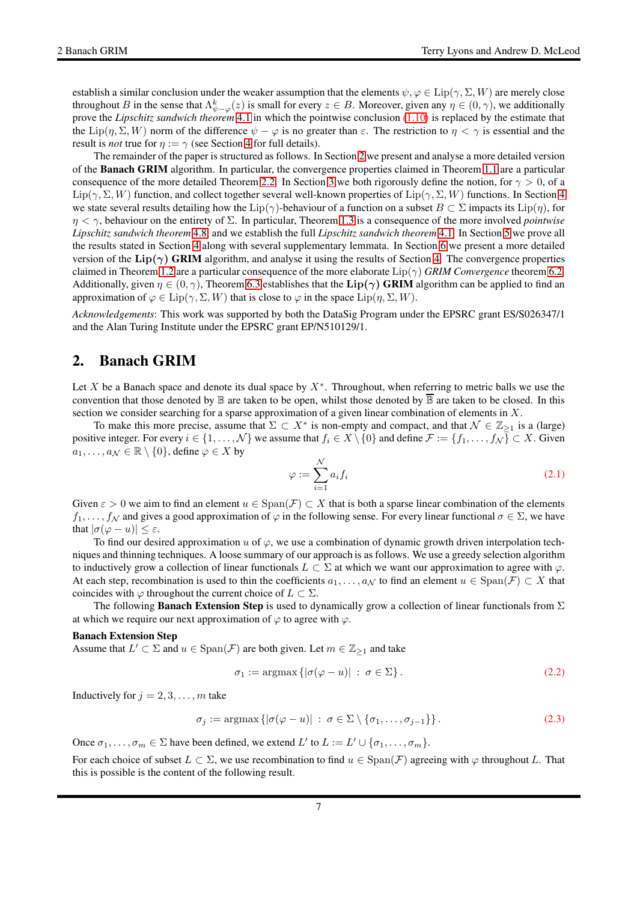establish a similar conclusion under the weaker assumption that the elements $\psi, \varphi \in \text{Lip}(\gamma, \Sigma, W)$ are merely close throughout $B$ in the sense that $\Lambda^k_{\psi-\varphi}(z)$ is small for every $z \in B$. Moreover, given any $\eta \in (0, \gamma)$, we additionally prove the *Lipschitz sandwich theorem* 4.1 in which the pointwise conclusion (1.10) is replaced by the estimate that the $\text{Lip}(\eta, \Sigma, W)$ norm of the difference $\psi - \varphi$ is no greater than $\varepsilon$. The restriction to $\eta < \gamma$ is essential and the result is *not* true for $\eta := \gamma$ (see Section 4 for full details).

The remainder of the paper is structured as follows. In Section 2 we present and analyse a more detailed version of the **Banach GRIM** algorithm. In particular, the convergence properties claimed in Theorem 1.1 are a particular consequence of the more detailed Theorem 2.2. In Section 3 we both rigorously define the notion, for $\gamma > 0$, of a $\text{Lip}(\gamma, \Sigma, W)$ function, and collect together several well-known properties of $\text{Lip}(\gamma, \Sigma, W)$ functions. In Section 4 we state several results detailing how the $\text{Lip}(\gamma)$-behaviour of a function on a subset $B \subset \Sigma$ impacts its $\text{Lip}(\eta)$, for $\eta < \gamma$, behaviour on the entirety of $\Sigma$. In particular, Theorem 1.3 is a consequence of the more involved *pointwise Lipschitz sandwich theorem* 4.8 and we establish the full *Lipschitz sandwich theorem* 4.1. In Section 5 we prove all the results stated in Section 4 along with several supplementary lemmata. In Section 6 we present a more detailed version of the **Lip($\gamma$) GRIM** algorithm, and analyse it using the results of Section 4. The convergence properties claimed in Theorem 1.2 are a particular consequence of the more elaborate $\text{Lip}(\gamma)$ *GRIM Convergence* theorem 6.2. Additionally, given $\eta \in (0, \gamma)$, Theorem 6.3 establishes that the **Lip($\gamma$) GRIM** algorithm can be applied to find an approximation of $\varphi \in \text{Lip}(\gamma, \Sigma, W)$ that is close to $\varphi$ in the space $\text{Lip}(\eta, \Sigma, W)$.

*Acknowledgements*: This work was supported by both the DataSig Program under the EPSRC grant ES/S026347/1 and the Alan Turing Institute under the EPSRC grant EP/N510129/1.

## 2. Banach GRIM

Let $X$ be a Banach space and denote its dual space by $X^*$. Throughout, when referring to metric balls we use the convention that those denoted by $\mathbb{B}$ are taken to be open, whilst those denoted by $\overline{\mathbb{B}}$ are taken to be closed. In this section we consider searching for a sparse approximation of a given linear combination of elements in $X$.

To make this more precise, assume that $\Sigma \subset X^*$ is non-empty and compact, and that $\mathcal{N} \in \mathbb{Z}_{\geq 1}$ is a (large) positive integer. For every $i \in \{1, \ldots, \mathcal{N}\}$ we assume that $f_i \in X \setminus \{0\}$ and define $\mathcal{F} := \{f_1, \ldots, f_{\mathcal{N}}\} \subset X$. Given $a_1, \ldots, a_{\mathcal{N}} \in \mathbb{R} \setminus \{0\}$, define $\varphi \in X$ by

$$\varphi := \sum_{i=1}^{\mathcal{N}} a_i f_i \tag{2.1}$$

Given $\varepsilon > 0$ we aim to find an element $u \in \text{Span}(\mathcal{F}) \subset X$ that is both a sparse linear combination of the elements $f_1, \ldots, f_{\mathcal{N}}$ and gives a good approximation of $\varphi$ in the following sense. For every linear functional $\sigma \in \Sigma$, we have that $|\sigma(\varphi - u)| \leq \varepsilon$.

To find our desired approximation $u$ of $\varphi$, we use a combination of dynamic growth driven interpolation techniques and thinning techniques. A loose summary of our approach is as follows. We use a greedy selection algorithm to inductively grow a collection of linear functionals $L \subset \Sigma$ at which we want our approximation to agree with $\varphi$. At each step, recombination is used to thin the coefficients $a_1, \ldots, a_{\mathcal{N}}$ to find an element $u \in \text{Span}(\mathcal{F}) \subset X$ that coincides with $\varphi$ throughout the current choice of $L \subset \Sigma$.

The following **Banach Extension Step** is used to dynamically grow a collection of linear functionals from $\Sigma$ at which we require our next approximation of $\varphi$ to agree with $\varphi$.

**Banach Extension Step**
Assume that $L' \subset \Sigma$ and $u \in \text{Span}(\mathcal{F})$ are both given. Let $m \in \mathbb{Z}_{\geq 1}$ and take

$$\sigma_1 := \text{argmax}\left\{ |\sigma(\varphi - u)| \ : \ \sigma \in \Sigma \right\}. \tag{2.2}$$

Inductively for $j = 2, 3, \ldots, m$ take

$$\sigma_j := \text{argmax}\left\{ |\sigma(\varphi - u)| \ : \ \sigma \in \Sigma \setminus \{\sigma_1, \ldots, \sigma_{j-1}\} \right\}. \tag{2.3}$$

Once $\sigma_1, \ldots, \sigma_m \in \Sigma$ have been defined, we extend $L'$ to $L := L' \cup \{\sigma_1, \ldots, \sigma_m\}$.

For each choice of subset $L \subset \Sigma$, we use recombination to find $u \in \text{Span}(\mathcal{F})$ agreeing with $\varphi$ throughout $L$. That this is possible is the content of the following result.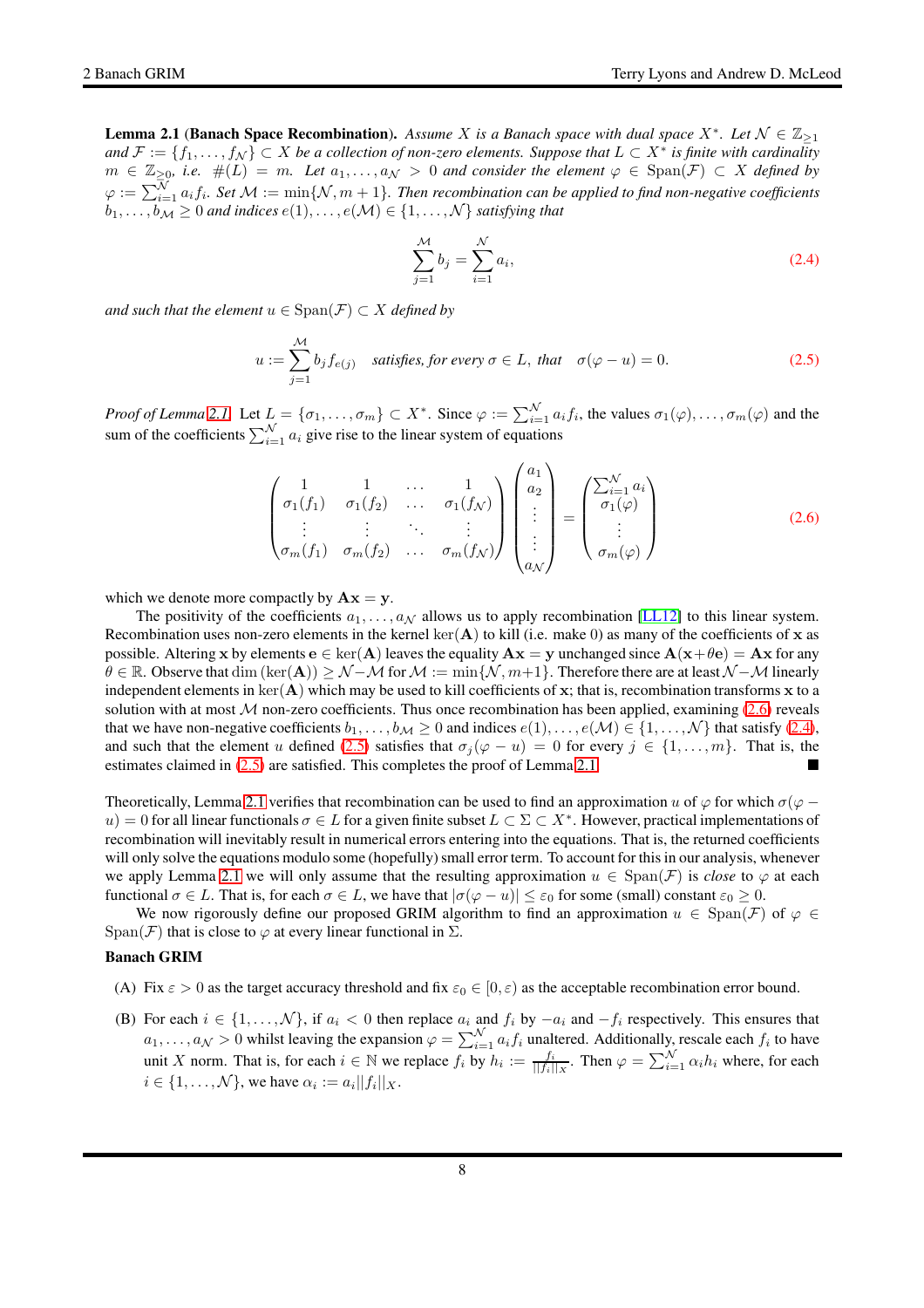**Lemma 2.1** (**Banach Space Recombination).** *Assume $X$ is a Banach space with dual space $X^*$. Let $\mathcal{N} \in \mathbb{Z}_{\geq 1}$ and $\mathcal{F} := \{f_1, \ldots, f_{\mathcal{N}}\} \subset X$ be a collection of non-zero elements. Suppose that $L \subset X^*$ is finite with cardinality $m \in \mathbb{Z}_{\geq 0}$, i.e. $\#(L) = m$. Let $a_1, \ldots, a_{\mathcal{N}} > 0$ and consider the element $\varphi \in \mathrm{Span}(\mathcal{F}) \subset X$ defined by $\varphi := \sum_{i=1}^{\mathcal{N}} a_i f_i$. Set $\mathcal{M} := \min\{\mathcal{N}, m+1\}$. Then recombination can be applied to find non-negative coefficients $b_1, \ldots, b_{\mathcal{M}} \geq 0$ and indices $e(1), \ldots, e(\mathcal{M}) \in \{1, \ldots, \mathcal{N}\}$ satisfying that*

$$\sum_{j=1}^{\mathcal{M}} b_j = \sum_{i=1}^{\mathcal{N}} a_i, \tag{2.4}$$

*and such that the element $u \in \mathrm{Span}(\mathcal{F}) \subset X$ defined by*

$$u := \sum_{j=1}^{\mathcal{M}} b_j f_{e(j)} \quad \text{satisfies, for every } \sigma \in L, \text{ that} \quad \sigma(\varphi - u) = 0. \tag{2.5}$$

*Proof of Lemma 2.1.* Let $L = \{\sigma_1, \ldots, \sigma_m\} \subset X^*$. Since $\varphi := \sum_{i=1}^{\mathcal{N}} a_i f_i$, the values $\sigma_1(\varphi), \ldots, \sigma_m(\varphi)$ and the sum of the coefficients $\sum_{i=1}^{\mathcal{N}} a_i$ give rise to the linear system of equations

$$\begin{pmatrix} 1 & 1 & \ldots & 1 \\ \sigma_1(f_1) & \sigma_1(f_2) & \ldots & \sigma_1(f_{\mathcal{N}}) \\ \vdots & \vdots & \ddots & \vdots \\ \sigma_m(f_1) & \sigma_m(f_2) & \ldots & \sigma_m(f_{\mathcal{N}}) \end{pmatrix} \begin{pmatrix} a_1 \\ a_2 \\ \vdots \\ \vdots \\ a_{\mathcal{N}} \end{pmatrix} = \begin{pmatrix} \sum_{i=1}^{\mathcal{N}} a_i \\ \sigma_1(\varphi) \\ \vdots \\ \sigma_m(\varphi) \end{pmatrix} \tag{2.6}$$

which we denote more compactly by $\mathbf{A}\mathbf{x} = \mathbf{y}$.

The positivity of the coefficients $a_1, \ldots, a_{\mathcal{N}}$ allows us to apply recombination [LL12] to this linear system. Recombination uses non-zero elements in the kernel $\ker(\mathbf{A})$ to kill (i.e. make 0) as many of the coefficients of $\mathbf{x}$ as possible. Altering $\mathbf{x}$ by elements $\mathbf{e} \in \ker(\mathbf{A})$ leaves the equality $\mathbf{A}\mathbf{x} = \mathbf{y}$ unchanged since $\mathbf{A}(\mathbf{x} + \theta\mathbf{e}) = \mathbf{A}\mathbf{x}$ for any $\theta \in \mathbb{R}$. Observe that $\dim(\ker(\mathbf{A})) \geq \mathcal{N} - \mathcal{M}$ for $\mathcal{M} := \min\{\mathcal{N}, m+1\}$. Therefore there are at least $\mathcal{N} - \mathcal{M}$ linearly independent elements in $\ker(\mathbf{A})$ which may be used to kill coefficients of $\mathbf{x}$; that is, recombination transforms $\mathbf{x}$ to a solution with at most $\mathcal{M}$ non-zero coefficients. Thus once recombination has been applied, examining (2.6) reveals that we have non-negative coefficients $b_1, \ldots, b_{\mathcal{M}} \geq 0$ and indices $e(1), \ldots, e(\mathcal{M}) \in \{1, \ldots, \mathcal{N}\}$ that satisfy (2.4), and such that the element $u$ defined in (2.5) satisfies that $\sigma_j(\varphi - u) = 0$ for every $j \in \{1, \ldots, m\}$. That is, the estimates claimed in (2.5) are satisfied. This completes the proof of Lemma 2.1. ∎

Theoretically, Lemma 2.1 verifies that recombination can be used to find an approximation $u$ of $\varphi$ for which $\sigma(\varphi - u) = 0$ for all linear functionals $\sigma \in L$ for a given finite subset $L \subset \Sigma \subset X^*$. However, practical implementations of recombination will inevitably result in numerical errors entering into the equations. That is, the returned coefficients will only solve the equations modulo some (hopefully) small error term. To account for this in our analysis, whenever we apply Lemma 2.1 we will only assume that the resulting approximation $u \in \mathrm{Span}(\mathcal{F})$ is *close* to $\varphi$ at each functional $\sigma \in L$. That is, for each $\sigma \in L$, we have that $|\sigma(\varphi - u)| \leq \varepsilon_0$ for some (small) constant $\varepsilon_0 \geq 0$.

We now rigorously define our proposed GRIM algorithm to find an approximation $u \in \mathrm{Span}(\mathcal{F})$ of $\varphi \in \mathrm{Span}(\mathcal{F})$ that is close to $\varphi$ at every linear functional in $\Sigma$.

**Banach GRIM**

(A) Fix $\varepsilon > 0$ as the target accuracy threshold and fix $\varepsilon_0 \in [0, \varepsilon)$ as the acceptable recombination error bound.

(B) For each $i \in \{1, \ldots, \mathcal{N}\}$, if $a_i < 0$ then replace $a_i$ and $f_i$ by $-a_i$ and $-f_i$ respectively. This ensures that $a_1, \ldots, a_{\mathcal{N}} > 0$ whilst leaving the expansion $\varphi = \sum_{i=1}^{\mathcal{N}} a_i f_i$ unaltered. Additionally, rescale each $f_i$ to have unit $X$ norm. That is, for each $i \in \mathbb{N}$ we replace $f_i$ by $h_i := \frac{f_i}{||f_i||_X}$. Then $\varphi = \sum_{i=1}^{\mathcal{N}} \alpha_i h_i$ where, for each $i \in \{1, \ldots, \mathcal{N}\}$, we have $\alpha_i := a_i ||f_i||_X$.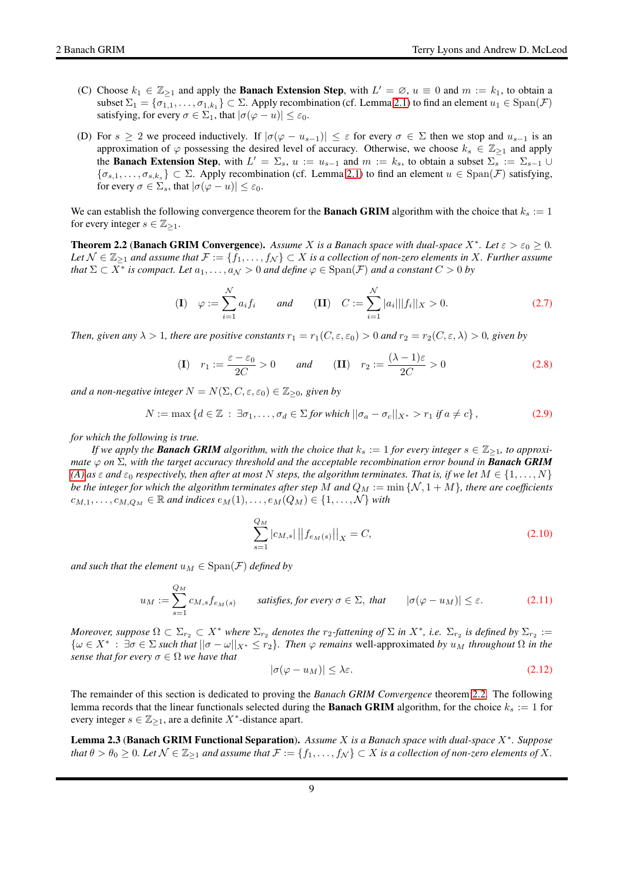(C) Choose $k_1 \in \mathbb{Z}_{\geq 1}$ and apply the **Banach Extension Step**, with $L' = \emptyset$, $u \equiv 0$ and $m := k_1$, to obtain a subset $\Sigma_1 = \{\sigma_{1,1}, \ldots, \sigma_{1,k_1}\} \subset \Sigma$. Apply recombination (cf. Lemma 2.1) to find an element $u_1 \in \mathrm{Span}(\mathcal{F})$ satisfying, for every $\sigma \in \Sigma_1$, that $|\sigma(\varphi - u)| \leq \varepsilon_0$.

(D) For $s \geq 2$ we proceed inductively. If $|\sigma(\varphi - u_{s-1})| \leq \varepsilon$ for every $\sigma \in \Sigma$ then we stop and $u_{s-1}$ is an approximation of $\varphi$ possessing the desired level of accuracy. Otherwise, we choose $k_s \in \mathbb{Z}_{\geq 1}$ and apply the **Banach Extension Step**, with $L' = \Sigma_s$, $u := u_{s-1}$ and $m := k_s$, to obtain a subset $\Sigma_s := \Sigma_{s-1} \cup \{\sigma_{s,1}, \ldots, \sigma_{s,k_s}\} \subset \Sigma$. Apply recombination (cf. Lemma 2.1) to find an element $u \in \mathrm{Span}(\mathcal{F})$ satisfying, for every $\sigma \in \Sigma_s$, that $|\sigma(\varphi - u)| \leq \varepsilon_0$.

We can establish the following convergence theorem for the **Banach GRIM** algorithm with the choice that $k_s := 1$ for every integer $s \in \mathbb{Z}_{\geq 1}$.

**Theorem 2.2** (**Banach GRIM Convergence**). *Assume $X$ is a Banach space with dual-space $X^*$. Let $\varepsilon > \varepsilon_0 \geq 0$. Let $\mathcal{N} \in \mathbb{Z}_{\geq 1}$ and assume that $\mathcal{F} := \{f_1, \ldots, f_{\mathcal{N}}\} \subset X$ is a collection of non-zero elements in $X$. Further assume that $\Sigma \subset X^*$ is compact. Let $a_1, \ldots, a_{\mathcal{N}} > 0$ and define $\varphi \in \mathrm{Span}(\mathcal{F})$ and a constant $C > 0$ by*

$$\textbf{(I)} \quad \varphi := \sum_{i=1}^{\mathcal{N}} a_i f_i \qquad \textit{and} \qquad \textbf{(II)} \quad C := \sum_{i=1}^{\mathcal{N}} |a_i| ||f_i||_X > 0. \tag{2.7}$$

*Then, given any $\lambda > 1$, there are positive constants $r_1 = r_1(C, \varepsilon, \varepsilon_0) > 0$ and $r_2 = r_2(C, \varepsilon, \lambda) > 0$, given by*

$$\textbf{(I)} \quad r_1 := \frac{\varepsilon - \varepsilon_0}{2C} > 0 \qquad \textit{and} \qquad \textbf{(II)} \quad r_2 := \frac{(\lambda - 1)\varepsilon}{2C} > 0 \tag{2.8}$$

*and a non-negative integer $N = N(\Sigma, C, \varepsilon, \varepsilon_0) \in \mathbb{Z}_{\geq 0}$, given by*

$$N := \max\left\{ d \in \mathbb{Z} \ : \ \exists \sigma_1, \ldots, \sigma_d \in \Sigma \text{ for which } ||\sigma_a - \sigma_c||_{X^*} > r_1 \text{ if } a \neq c \right\}, \tag{2.9}$$

*for which the following is true.*

*If we apply the **Banach GRIM** algorithm, with the choice that $k_s := 1$ for every integer $s \in \mathbb{Z}_{\geq 1}$, to approximate $\varphi$ on $\Sigma$, with the target accuracy threshold and the acceptable recombination error bound in **Banach GRIM** (A) as $\varepsilon$ and $\varepsilon_0$ respectively, then after at most $N$ steps, the algorithm terminates. That is, if we let $M \in \{1, \ldots, N\}$ be the integer for which the algorithm terminates after step $M$ and $Q_M := \min\{\mathcal{N}, 1 + M\}$, there are coefficients $c_{M,1}, \ldots, c_{M,Q_M} \in \mathbb{R}$ and indices $e_M(1), \ldots, e_M(Q_M) \in \{1, \ldots, \mathcal{N}\}$ with*

$$\sum_{s=1}^{Q_M} |c_{M,s}| \left|\left| f_{e_M(s)} \right|\right|_X = C, \tag{2.10}$$

*and such that the element $u_M \in \mathrm{Span}(\mathcal{F})$ defined by*

$$u_M := \sum_{s=1}^{Q_M} c_{M,s} f_{e_M(s)} \qquad \textit{satisfies, for every } \sigma \in \Sigma, \textit{ that} \qquad |\sigma(\varphi - u_M)| \leq \varepsilon. \tag{2.11}$$

*Moreover, suppose $\Omega \subset \Sigma_{r_2} \subset X^*$ where $\Sigma_{r_2}$ denotes the $r_2$-fattening of $\Sigma$ in $X^*$, i.e. $\Sigma_{r_2}$ is defined by $\Sigma_{r_2} := \{\omega \in X^* \ : \ \exists \sigma \in \Sigma \text{ such that } ||\sigma - \omega||_{X^*} \leq r_2\}$. Then $\varphi$ remains* well-approximated *by $u_M$ throughout $\Omega$ in the sense that for every $\sigma \in \Omega$ we have that*

$$|\sigma(\varphi - u_M)| \leq \lambda \varepsilon. \tag{2.12}$$

The remainder of this section is dedicated to proving the *Banach GRIM Convergence* theorem 2.2. The following lemma records that the linear functionals selected during the **Banach GRIM** algorithm, for the choice $k_s := 1$ for every integer $s \in \mathbb{Z}_{\geq 1}$, are a definite $X^*$-distance apart.

**Lemma 2.3** (**Banach GRIM Functional Separation**). *Assume $X$ is a Banach space with dual-space $X^*$. Suppose that $\theta > \theta_0 \geq 0$. Let $\mathcal{N} \in \mathbb{Z}_{\geq 1}$ and assume that $\mathcal{F} := \{f_1, \ldots, f_{\mathcal{N}}\} \subset X$ is a collection of non-zero elements of $X$.*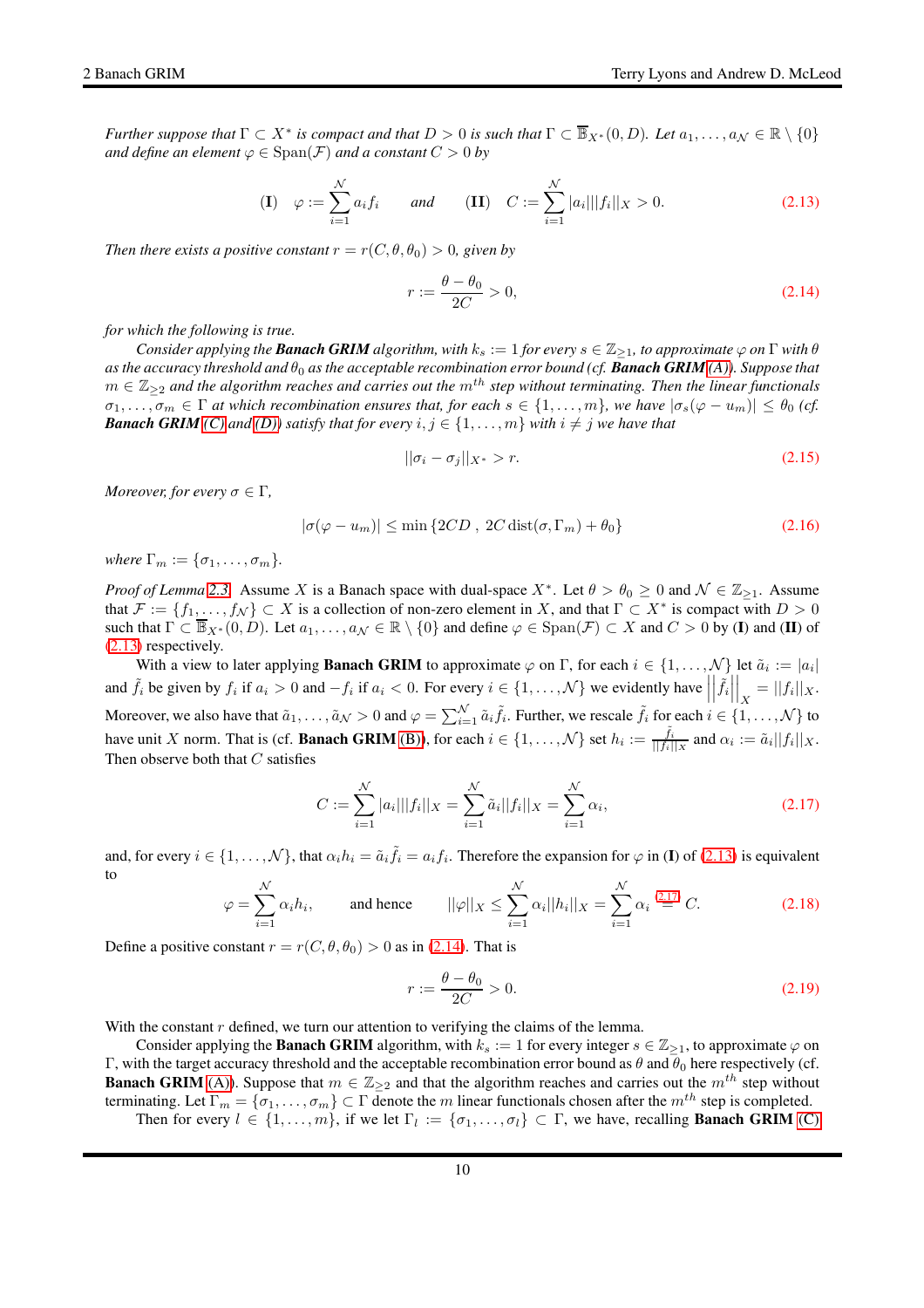*Further suppose that $\Gamma \subset X^*$ is compact and that $D > 0$ is such that $\Gamma \subset \overline{\mathbb{B}}_{X^*}(0, D)$. Let $a_1, \ldots, a_{\mathcal{N}} \in \mathbb{R} \setminus \{0\}$ and define an element $\varphi \in \operatorname{Span}(\mathcal{F})$ and a constant $C > 0$ by*

$$(\mathbf{I}) \quad \varphi := \sum_{i=1}^{\mathcal{N}} a_i f_i \qquad \textit{and} \qquad (\mathbf{II}) \quad C := \sum_{i=1}^{\mathcal{N}} |a_i| ||f_i||_X > 0. \tag{2.13}$$

*Then there exists a positive constant $r = r(C, \theta, \theta_0) > 0$, given by*

$$r := \frac{\theta - \theta_0}{2C} > 0, \tag{2.14}$$

*for which the following is true.*

*Consider applying the **Banach GRIM** algorithm, with $k_s := 1$ for every $s \in \mathbb{Z}_{\geq 1}$, to approximate $\varphi$ on $\Gamma$ with $\theta$ as the accuracy threshold and $\theta_0$ as the acceptable recombination error bound (cf. **Banach GRIM** (A)). Suppose that $m \in \mathbb{Z}_{\geq 2}$ and the algorithm reaches and carries out the $m^{th}$ step without terminating. Then the linear functionals $\sigma_1, \ldots, \sigma_m \in \Gamma$ at which recombination ensures that, for each $s \in \{1, \ldots, m\}$, we have $|\sigma_s(\varphi - u_m)| \leq \theta_0$ (cf. **Banach GRIM** (C) and (D)) satisfy that for every $i, j \in \{1, \ldots, m\}$ with $i \neq j$ we have that*

$$||\sigma_i - \sigma_j||_{X^*} > r. \tag{2.15}$$

*Moreover, for every $\sigma \in \Gamma$,*

$$|\sigma(\varphi - u_m)| \leq \min\left\{2CD \ , \ 2C \operatorname{dist}(\sigma, \Gamma_m) + \theta_0\right\} \tag{2.16}$$

*where $\Gamma_m := \{\sigma_1, \ldots, \sigma_m\}$.*

*Proof of Lemma 2.3.* Assume $X$ is a Banach space with dual-space $X^*$. Let $\theta > \theta_0 \geq 0$ and $\mathcal{N} \in \mathbb{Z}_{\geq 1}$. Assume that $\mathcal{F} := \{f_1, \ldots, f_{\mathcal{N}}\} \subset X$ is a collection of non-zero element in $X$, and that $\Gamma \subset X^*$ is compact with $D > 0$ such that $\Gamma \subset \overline{\mathbb{B}}_{X^*}(0, D)$. Let $a_1, \ldots, a_{\mathcal{N}} \in \mathbb{R} \setminus \{0\}$ and define $\varphi \in \operatorname{Span}(\mathcal{F}) \subset X$ and $C > 0$ by (**I**) and (**II**) of (2.13) respectively.

With a view to later applying **Banach GRIM** to approximate $\varphi$ on $\Gamma$, for each $i \in \{1, \ldots, \mathcal{N}\}$ let $\tilde{a}_i := |a_i|$ and $\tilde{f}_i$ be given by $f_i$ if $a_i > 0$ and $-f_i$ if $a_i < 0$. For every $i \in \{1, \ldots, \mathcal{N}\}$ we evidently have $\left|\left|\tilde{f}_i\right|\right|_X = ||f_i||_X$. Moreover, we also have that $\tilde{a}_1, \ldots, \tilde{a}_{\mathcal{N}} > 0$ and $\varphi = \sum_{i=1}^{\mathcal{N}} \tilde{a}_i \tilde{f}_i$. Further, we rescale $\tilde{f}_i$ for each $i \in \{1, \ldots, \mathcal{N}\}$ to have unit $X$ norm. That is (cf. **Banach GRIM** (B)), for each $i \in \{1, \ldots, \mathcal{N}\}$ set $h_i := \frac{\tilde{f}_i}{||f_i||_X}$ and $\alpha_i := \tilde{a}_i ||f_i||_X$. Then observe both that $C$ satisfies

$$C := \sum_{i=1}^{\mathcal{N}} |a_i| ||f_i||_X = \sum_{i=1}^{\mathcal{N}} \tilde{a}_i ||f_i||_X = \sum_{i=1}^{\mathcal{N}} \alpha_i, \tag{2.17}$$

and, for every $i \in \{1, \ldots, \mathcal{N}\}$, that $\alpha_i h_i = \tilde{a}_i \tilde{f}_i = a_i f_i$. Therefore the expansion for $\varphi$ in (**I**) of (2.13) is equivalent to

$$\varphi = \sum_{i=1}^{\mathcal{N}} \alpha_i h_i, \qquad \text{and hence} \qquad ||\varphi||_X \leq \sum_{i=1}^{\mathcal{N}} \alpha_i ||h_i||_X = \sum_{i=1}^{\mathcal{N}} \alpha_i \overset{(2.17)}{=} C. \tag{2.18}$$

Define a positive constant $r = r(C, \theta, \theta_0) > 0$ as in (2.14). That is

$$r := \frac{\theta - \theta_0}{2C} > 0. \tag{2.19}$$

With the constant $r$ defined, we turn our attention to verifying the claims of the lemma.

Consider applying the **Banach GRIM** algorithm, with $k_s := 1$ for every integer $s \in \mathbb{Z}_{\geq 1}$, to approximate $\varphi$ on $\Gamma$, with the target accuracy threshold and the acceptable recombination error bound as $\theta$ and $\theta_0$ here respectively (cf. **Banach GRIM** (A)). Suppose that $m \in \mathbb{Z}_{\geq 2}$ and that the algorithm reaches and carries out the $m^{th}$ step without terminating. Let $\Gamma_m = \{\sigma_1, \ldots, \sigma_m\} \subset \Gamma$ denote the $m$ linear functionals chosen after the $m^{th}$ step is completed.

Then for every $l \in \{1, \ldots, m\}$, if we let $\Gamma_l := \{\sigma_1, \ldots, \sigma_l\} \subset \Gamma$, we have, recalling **Banach GRIM** (C)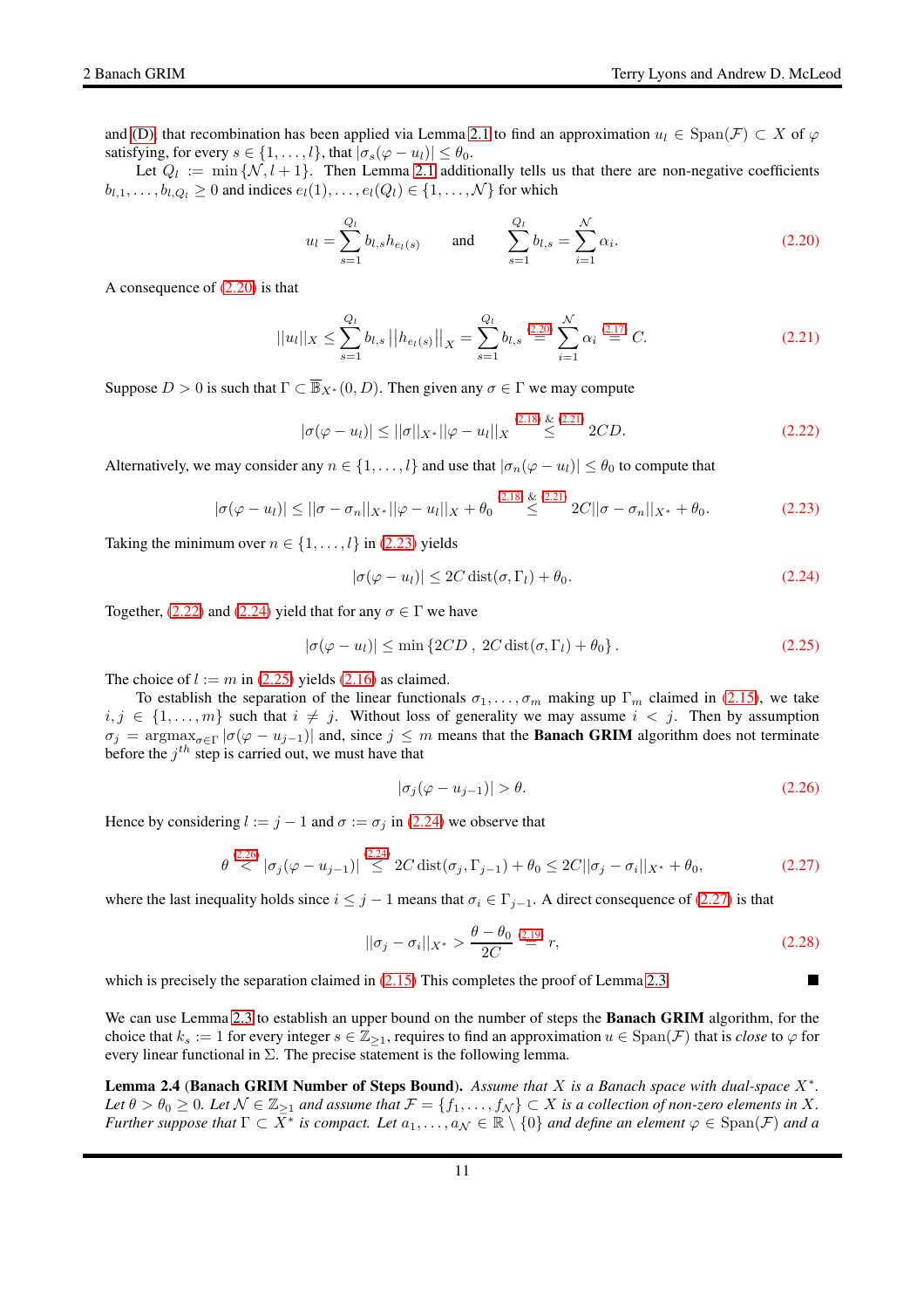and (D), that recombination has been applied via Lemma 2.1 to find an approximation $u_l \in \mathrm{Span}(\mathcal{F}) \subset X$ of $\varphi$ satisfying, for every $s \in \{1, \ldots, l\}$, that $|\sigma_s(\varphi - u_l)| \leq \theta_0$.

Let $Q_l := \min\{\mathcal{N}, l+1\}$. Then Lemma 2.1 additionally tells us that there are non-negative coefficients $b_{l,1}, \ldots, b_{l,Q_l} \geq 0$ and indices $e_l(1), \ldots, e_l(Q_l) \in \{1, \ldots, \mathcal{N}\}$ for which

$$u_l = \sum_{s=1}^{Q_l} b_{l,s} h_{e_l(s)} \quad \text{and} \quad \sum_{s=1}^{Q_l} b_{l,s} = \sum_{i=1}^{\mathcal{N}} \alpha_i. \tag{2.20}$$

A consequence of (2.20) is that

$$||u_l||_X \leq \sum_{s=1}^{Q_l} b_{l,s} \left|\left|h_{e_l(s)}\right|\right|_X = \sum_{s=1}^{Q_l} b_{l,s} \overset{(2.20)}{=} \sum_{i=1}^{\mathcal{N}} \alpha_i \overset{(2.17)}{=} C. \tag{2.21}$$

Suppose $D > 0$ is such that $\Gamma \subset \overline{\mathbb{B}}_{X^*}(0, D)$. Then given any $\sigma \in \Gamma$ we may compute

$$|\sigma(\varphi - u_l)| \leq ||\sigma||_{X^*} ||\varphi - u_l||_X \overset{(2.18)\ \&\ (2.21)}{\leq} 2CD. \tag{2.22}$$

Alternatively, we may consider any $n \in \{1, \ldots, l\}$ and use that $|\sigma_n(\varphi - u_l)| \leq \theta_0$ to compute that

$$|\sigma(\varphi - u_l)| \leq ||\sigma - \sigma_n||_{X^*} ||\varphi - u_l||_X + \theta_0 \overset{(2.18)\ \&\ (2.21)}{\leq} 2C||\sigma - \sigma_n||_{X^*} + \theta_0. \tag{2.23}$$

Taking the minimum over $n \in \{1, \ldots, l\}$ in (2.23) yields

$$|\sigma(\varphi - u_l)| \leq 2C\,\mathrm{dist}(\sigma, \Gamma_l) + \theta_0. \tag{2.24}$$

Together, (2.22) and (2.24) yield that for any $\sigma \in \Gamma$ we have

$$|\sigma(\varphi - u_l)| \leq \min\{2CD\ ,\ 2C\,\mathrm{dist}(\sigma, \Gamma_l) + \theta_0\}. \tag{2.25}$$

The choice of $l := m$ in (2.25) yields (2.16) as claimed.

To establish the separation of the linear functionals $\sigma_1, \ldots, \sigma_m$ making up $\Gamma_m$ claimed in (2.15), we take $i, j \in \{1, \ldots, m\}$ such that $i \neq j$. Without loss of generality we may assume $i < j$. Then by assumption $\sigma_j = \mathrm{argmax}_{\sigma \in \Gamma} |\sigma(\varphi - u_{j-1})|$ and, since $j \leq m$ means that the **Banach GRIM** algorithm does not terminate before the $j^{th}$ step is carried out, we must have that

$$|\sigma_j(\varphi - u_{j-1})| > \theta. \tag{2.26}$$

Hence by considering $l := j-1$ and $\sigma := \sigma_j$ in (2.24) we observe that

$$\theta \overset{(2.26)}{<} |\sigma_j(\varphi - u_{j-1})| \overset{(2.24)}{\leq} 2C\,\mathrm{dist}(\sigma_j, \Gamma_{j-1}) + \theta_0 \leq 2C||\sigma_j - \sigma_i||_{X^*} + \theta_0, \tag{2.27}$$

where the last inequality holds since $i \leq j-1$ means that $\sigma_i \in \Gamma_{j-1}$. A direct consequence of (2.27) is that

$$||\sigma_j - \sigma_i||_{X^*} > \frac{\theta - \theta_0}{2C} \overset{(2.19)}{=} r, \tag{2.28}$$

which is precisely the separation claimed in (2.15). This completes the proof of Lemma 2.3. ∎

We can use Lemma 2.3 to establish an upper bound on the number of steps the **Banach GRIM** algorithm, for the choice that $k_s := 1$ for every integer $s \in \mathbb{Z}_{\geq 1}$, requires to find an approximation $u \in \mathrm{Span}(\mathcal{F})$ that is *close* to $\varphi$ for every linear functional in $\Sigma$. The precise statement is the following lemma.

**Lemma 2.4 (Banach GRIM Number of Steps Bound).** *Assume that $X$ is a Banach space with dual-space $X^*$. Let $\theta > \theta_0 \geq 0$. Let $\mathcal{N} \in \mathbb{Z}_{\geq 1}$ and assume that $\mathcal{F} = \{f_1, \ldots, f_{\mathcal{N}}\} \subset X$ is a collection of non-zero elements in $X$. Further suppose that $\Gamma \subset X^*$ is compact. Let $a_1, \ldots, a_{\mathcal{N}} \in \mathbb{R} \setminus \{0\}$ and define an element $\varphi \in \mathrm{Span}(\mathcal{F})$ and a*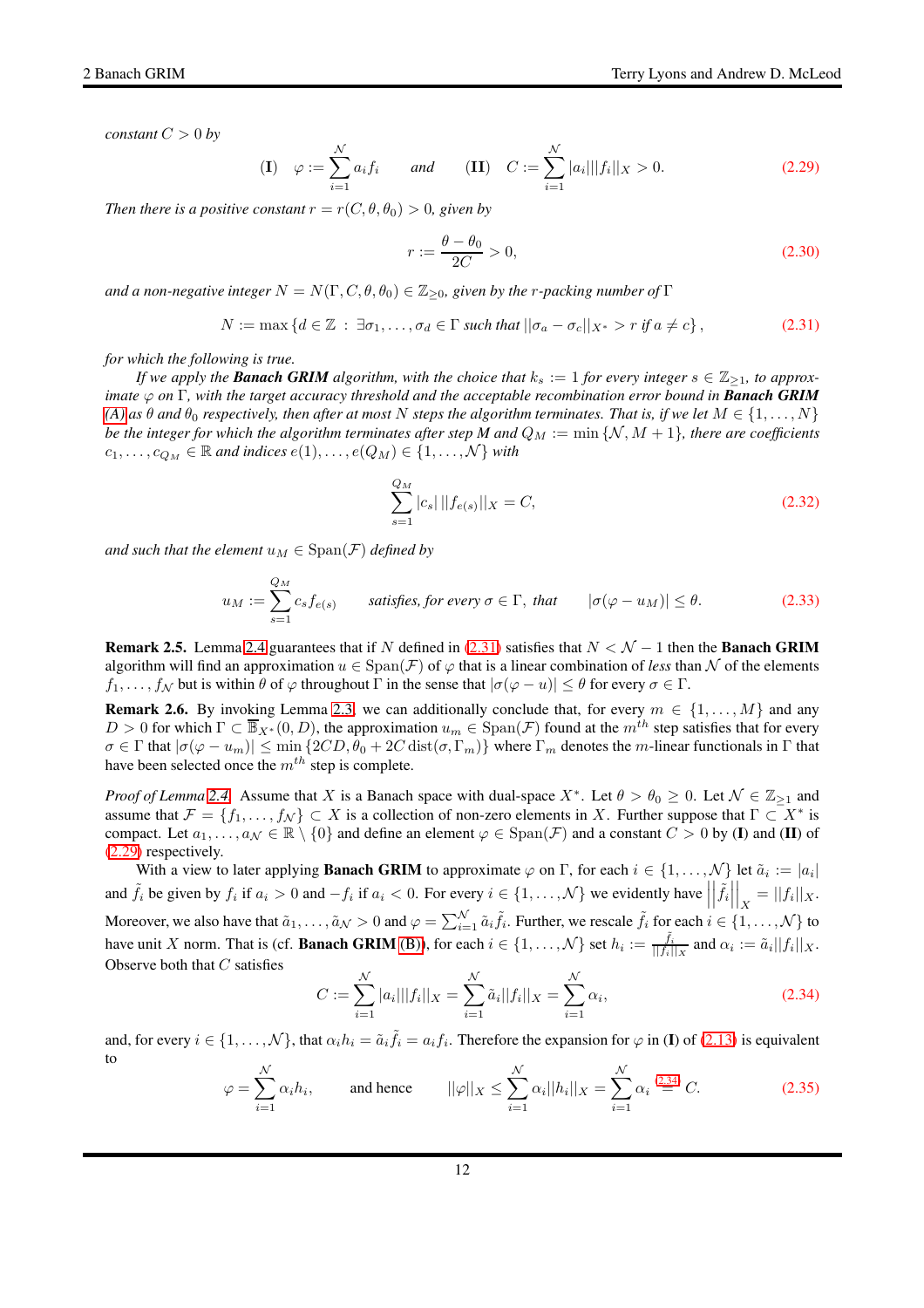*constant $C > 0$ by*

$$\textbf{(I)} \quad \varphi := \sum_{i=1}^{\mathcal{N}} a_i f_i \qquad \textit{and} \qquad \textbf{(II)} \quad C := \sum_{i=1}^{\mathcal{N}} |a_i| ||f_i||_X > 0. \tag{2.29}$$

*Then there is a positive constant $r = r(C, \theta, \theta_0) > 0$, given by*

$$r := \frac{\theta - \theta_0}{2C} > 0, \tag{2.30}$$

*and a non-negative integer $N = N(\Gamma, C, \theta, \theta_0) \in \mathbb{Z}_{\geq 0}$, given by the $r$-packing number of $\Gamma$*

$$N := \max \left\{ d \in \mathbb{Z} \ : \ \exists \sigma_1, \ldots, \sigma_d \in \Gamma \text{ such that } ||\sigma_a - \sigma_c||_{X^*} > r \text{ if } a \neq c \right\}, \tag{2.31}$$

*for which the following is true.*

*If we apply the **Banach GRIM** algorithm, with the choice that $k_s := 1$ for every integer $s \in \mathbb{Z}_{\geq 1}$, to approximate $\varphi$ on $\Gamma$, with the target accuracy threshold and the acceptable recombination error bound in **Banach GRIM** (A) as $\theta$ and $\theta_0$ respectively, then after at most $N$ steps the algorithm terminates. That is, if we let $M \in \{1, \ldots, N\}$ be the integer for which the algorithm terminates after step $M$ and $Q_M := \min \{\mathcal{N}, M+1\}$, there are coefficients $c_1, \ldots, c_{Q_M} \in \mathbb{R}$ and indices $e(1), \ldots, e(Q_M) \in \{1, \ldots, \mathcal{N}\}$ with*

$$\sum_{s=1}^{Q_M} |c_s| \, ||f_{e(s)}||_X = C, \tag{2.32}$$

*and such that the element $u_M \in \operatorname{Span}(\mathcal{F})$ defined by*

$$u_M := \sum_{s=1}^{Q_M} c_s f_{e(s)} \qquad \textit{satisfies, for every } \sigma \in \Gamma, \textit{ that} \qquad |\sigma(\varphi - u_M)| \leq \theta. \tag{2.33}$$

**Remark 2.5.** Lemma 2.4 guarantees that if $N$ defined in (2.31) satisfies that $N < \mathcal{N} - 1$ then the **Banach GRIM** algorithm will find an approximation $u \in \operatorname{Span}(\mathcal{F})$ of $\varphi$ that is a linear combination of *less* than $\mathcal{N}$ of the elements $f_1, \ldots, f_{\mathcal{N}}$ but is within $\theta$ of $\varphi$ throughout $\Gamma$ in the sense that $|\sigma(\varphi - u)| \leq \theta$ for every $\sigma \in \Gamma$.

**Remark 2.6.** By invoking Lemma 2.3, we can additionally conclude that, for every $m \in \{1, \ldots, M\}$ and any $D > 0$ for which $\Gamma \subset \overline{\mathbb{B}}_{X^*}(0, D)$, the approximation $u_m \in \operatorname{Span}(\mathcal{F})$ found at the $m^{th}$ step satisfies that for every $\sigma \in \Gamma$ that $|\sigma(\varphi - u_m)| \leq \min \{2CD, \theta_0 + 2C \operatorname{dist}(\sigma, \Gamma_m)\}$ where $\Gamma_m$ denotes the $m$-linear functionals in $\Gamma$ that have been selected once the $m^{th}$ step is complete.

*Proof of Lemma 2.4.* Assume that $X$ is a Banach space with dual-space $X^*$. Let $\theta > \theta_0 \geq 0$. Let $\mathcal{N} \in \mathbb{Z}_{\geq 1}$ and assume that $\mathcal{F} = \{f_1, \ldots, f_{\mathcal{N}}\} \subset X$ is a collection of non-zero elements in $X$. Further suppose that $\Gamma \subset X^*$ is compact. Let $a_1, \ldots, a_{\mathcal{N}} \in \mathbb{R} \setminus \{0\}$ and define an element $\varphi \in \operatorname{Span}(\mathcal{F})$ and a constant $C > 0$ by **(I)** and **(II)** of (2.29) respectively.

With a view to later applying **Banach GRIM** to approximate $\varphi$ on $\Gamma$, for each $i \in \{1, \ldots, \mathcal{N}\}$ let $\tilde{a}_i := |a_i|$ and $\tilde{f}_i$ be given by $f_i$ if $a_i > 0$ and $-f_i$ if $a_i < 0$. For every $i \in \{1, \ldots, \mathcal{N}\}$ we evidently have $\left|\left|\tilde{f}_i\right|\right|_X = ||f_i||_X$. Moreover, we also have that $\tilde{a}_1, \ldots, \tilde{a}_{\mathcal{N}} > 0$ and $\varphi = \sum_{i=1}^{\mathcal{N}} \tilde{a}_i \tilde{f}_i$. Further, we rescale $\tilde{f}_i$ for each $i \in \{1, \ldots, \mathcal{N}\}$ to have unit $X$ norm. That is (cf. **Banach GRIM** (B)), for each $i \in \{1, \ldots, \mathcal{N}\}$ set $h_i := \frac{\tilde{f}_i}{||\tilde{f}_i||_X}$ and $\alpha_i := \tilde{a}_i ||f_i||_X$. Observe both that $C$ satisfies

$$C := \sum_{i=1}^{\mathcal{N}} |a_i| ||f_i||_X = \sum_{i=1}^{\mathcal{N}} \tilde{a}_i ||f_i||_X = \sum_{i=1}^{\mathcal{N}} \alpha_i, \tag{2.34}$$

and, for every $i \in \{1, \ldots, \mathcal{N}\}$, that $\alpha_i h_i = \tilde{a}_i \tilde{f}_i = a_i f_i$. Therefore the expansion for $\varphi$ in **(I)** of (2.13) is equivalent to

$$\varphi = \sum_{i=1}^{\mathcal{N}} \alpha_i h_i, \qquad \text{and hence} \qquad ||\varphi||_X \leq \sum_{i=1}^{\mathcal{N}} \alpha_i ||h_i||_X = \sum_{i=1}^{\mathcal{N}} \alpha_i \overset{(2.34)}{=} C. \tag{2.35}$$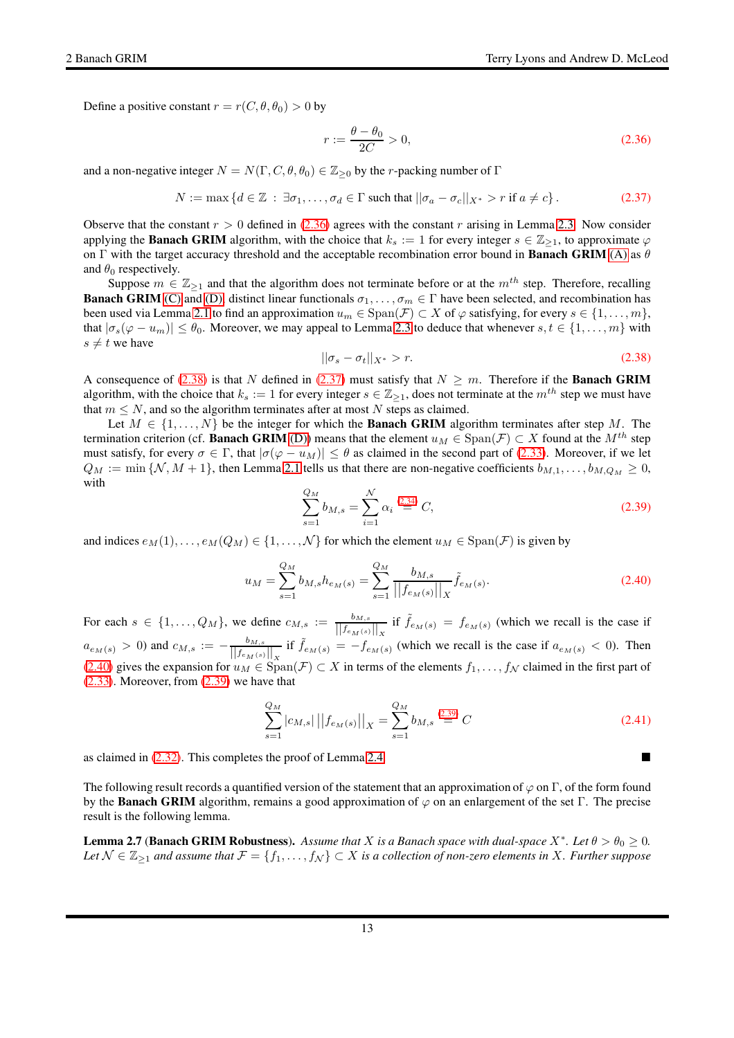Define a positive constant $r = r(C, \theta, \theta_0) > 0$ by

$$r := \frac{\theta - \theta_0}{2C} > 0, \tag{2.36}$$

and a non-negative integer $N = N(\Gamma, C, \theta, \theta_0) \in \mathbb{Z}_{\geq 0}$ by the $r$-packing number of $\Gamma$

$$N := \max \left\{ d \in \mathbb{Z} \ : \ \exists \sigma_1, \ldots, \sigma_d \in \Gamma \text{ such that } ||\sigma_a - \sigma_c||_{X^*} > r \text{ if } a \neq c \right\}. \tag{2.37}$$

Observe that the constant $r > 0$ defined in (2.36) agrees with the constant $r$ arising in Lemma 2.3. Now consider applying the **Banach GRIM** algorithm, with the choice that $k_s := 1$ for every integer $s \in \mathbb{Z}_{\geq 1}$, to approximate $\varphi$ on $\Gamma$ with the target accuracy threshold and the acceptable recombination error bound in **Banach GRIM** (A) as $\theta$ and $\theta_0$ respectively.

Suppose $m \in \mathbb{Z}_{\geq 1}$ and that the algorithm does not terminate before or at the $m^{th}$ step. Therefore, recalling **Banach GRIM** (C) and (D), distinct linear functionals $\sigma_1, \ldots, \sigma_m \in \Gamma$ have been selected, and recombination has been used via Lemma 2.1 to find an approximation $u_m \in \operatorname{Span}(\mathcal{F}) \subset X$ of $\varphi$ satisfying, for every $s \in \{1, \ldots, m\}$, that $|\sigma_s(\varphi - u_m)| \leq \theta_0$. Moreover, we may appeal to Lemma 2.3 to deduce that whenever $s, t \in \{1, \ldots, m\}$ with $s \neq t$ we have

$$||\sigma_s - \sigma_t||_{X^*} > r. \tag{2.38}$$

A consequence of (2.38) is that $N$ defined in (2.37) must satisfy that $N \geq m$. Therefore if the **Banach GRIM** algorithm, with the choice that $k_s := 1$ for every integer $s \in \mathbb{Z}_{\geq 1}$, does not terminate at the $m^{th}$ step we must have that $m \leq N$, and so the algorithm terminates after at most $N$ steps as claimed.

Let $M \in \{1, \ldots, N\}$ be the integer for which the **Banach GRIM** algorithm terminates after step $M$. The termination criterion (cf. **Banach GRIM** (D)) means that the element $u_M \in \operatorname{Span}(\mathcal{F}) \subset X$ found at the $M^{th}$ step must satisfy, for every $\sigma \in \Gamma$, that $|\sigma(\varphi - u_M)| \leq \theta$ as claimed in the second part of (2.33). Moreover, if we let $Q_M := \min \{\mathcal{N}, M+1\}$, then Lemma 2.1 tells us that there are non-negative coefficients $b_{M,1}, \ldots, b_{M,Q_M} \geq 0$, with

$$\sum_{s=1}^{Q_M} b_{M,s} = \sum_{i=1}^{\mathcal{N}} \alpha_i \overset{(2.34)}{=} C, \tag{2.39}$$

and indices $e_M(1), \ldots, e_M(Q_M) \in \{1, \ldots, \mathcal{N}\}$ for which the element $u_M \in \operatorname{Span}(\mathcal{F})$ is given by

$$u_M = \sum_{s=1}^{Q_M} b_{M,s} h_{e_M(s)} = \sum_{s=1}^{Q_M} \frac{b_{M,s}}{||f_{e_M(s)}||_X} \tilde{f}_{e_M(s)}. \tag{2.40}$$

For each $s \in \{1, \ldots, Q_M\}$, we define $c_{M,s} := \frac{b_{M,s}}{||f_{e_M(s)}||_X}$ if $\tilde{f}_{e_M(s)} = f_{e_M(s)}$ (which we recall is the case if $a_{e_M(s)} > 0$) and $c_{M,s} := -\frac{b_{M,s}}{||f_{e_M(s)}||_X}$ if $\tilde{f}_{e_M(s)} = -f_{e_M(s)}$ (which we recall is the case if $a_{e_M(s)} < 0$). Then (2.40) gives the expansion for $u_M \in \operatorname{Span}(\mathcal{F}) \subset X$ in terms of the elements $f_1, \ldots, f_{\mathcal{N}}$ claimed in the first part of (2.33). Moreover, from (2.39) we have that

$$\sum_{s=1}^{Q_M} |c_{M,s}| \, ||f_{e_M(s)}||_X = \sum_{s=1}^{Q_M} b_{M,s} \overset{(2.39)}{=} C \tag{2.41}$$

as claimed in (2.32). This completes the proof of Lemma 2.4. ■

The following result records a quantified version of the statement that an approximation of $\varphi$ on $\Gamma$, of the form found by the **Banach GRIM** algorithm, remains a good approximation of $\varphi$ on an enlargement of the set $\Gamma$. The precise result is the following lemma.

**Lemma 2.7** (**Banach GRIM Robustness**). *Assume that $X$ is a Banach space with dual-space $X^*$. Let $\theta > \theta_0 \geq 0$. Let $\mathcal{N} \in \mathbb{Z}_{\geq 1}$ and assume that $\mathcal{F} = \{f_1, \ldots, f_{\mathcal{N}}\} \subset X$ is a collection of non-zero elements in $X$. Further suppose*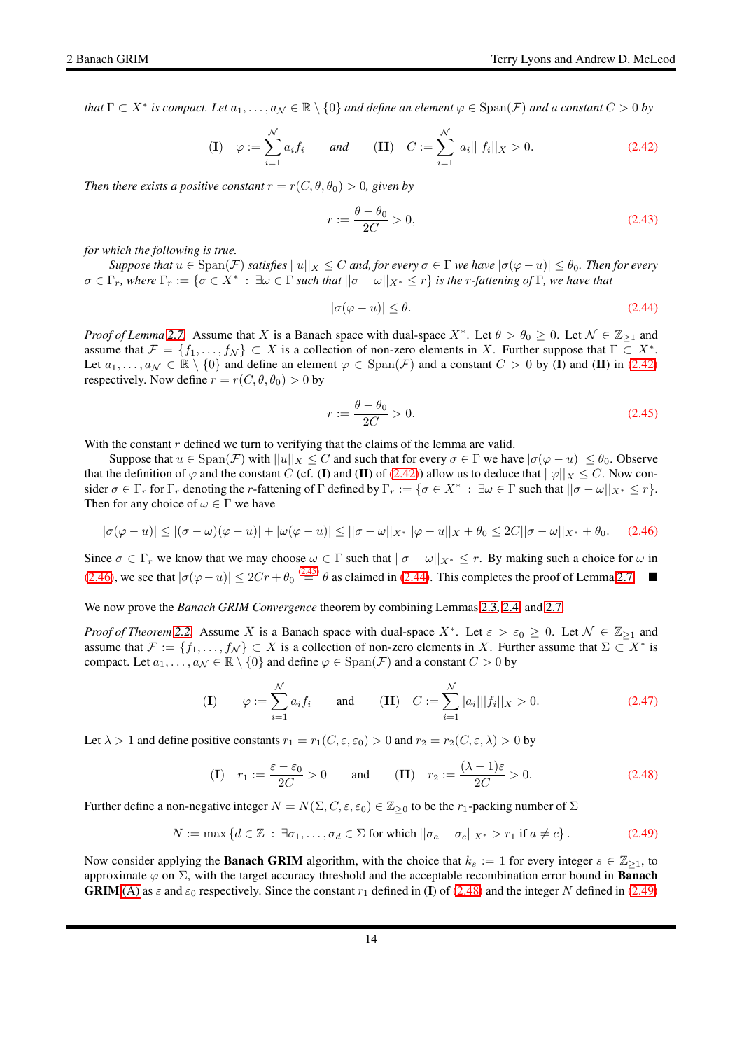*that $\Gamma \subset X^*$ is compact. Let $a_1, \ldots, a_{\mathcal{N}} \in \mathbb{R} \setminus \{0\}$ and define an element $\varphi \in \operatorname{Span}(\mathcal{F})$ and a constant $C > 0$ by*

$$\textbf{(I)} \quad \varphi := \sum_{i=1}^{\mathcal{N}} a_i f_i \qquad \textit{and} \qquad \textbf{(II)} \quad C := \sum_{i=1}^{\mathcal{N}} |a_i| ||f_i||_X > 0. \tag{2.42}$$

*Then there exists a positive constant $r = r(C, \theta, \theta_0) > 0$, given by*

$$r := \frac{\theta - \theta_0}{2C} > 0, \tag{2.43}$$

*for which the following is true.*

*Suppose that $u \in \operatorname{Span}(\mathcal{F})$ satisfies $||u||_X \leq C$ and, for every $\sigma \in \Gamma$ we have $|\sigma(\varphi - u)| \leq \theta_0$. Then for every $\sigma \in \Gamma_r$, where $\Gamma_r := \{\sigma \in X^* \ : \ \exists \omega \in \Gamma \text{ such that } ||\sigma - \omega||_{X^*} \leq r\}$ is the $r$-fattening of $\Gamma$, we have that*

$$|\sigma(\varphi - u)| \leq \theta. \tag{2.44}$$

*Proof of Lemma 2.7.* Assume that $X$ is a Banach space with dual-space $X^*$. Let $\theta > \theta_0 \geq 0$. Let $\mathcal{N} \in \mathbb{Z}_{\geq 1}$ and assume that $\mathcal{F} = \{f_1, \ldots, f_{\mathcal{N}}\} \subset X$ is a collection of non-zero elements in $X$. Further suppose that $\Gamma \subset X^*$. Let $a_1, \ldots, a_{\mathcal{N}} \in \mathbb{R} \setminus \{0\}$ and define an element $\varphi \in \operatorname{Span}(\mathcal{F})$ and a constant $C > 0$ by **(I)** and **(II)** in (2.42) respectively. Now define $r = r(C, \theta, \theta_0) > 0$ by

$$r := \frac{\theta - \theta_0}{2C} > 0. \tag{2.45}$$

With the constant $r$ defined we turn to verifying that the claims of the lemma are valid.

Suppose that $u \in \operatorname{Span}(\mathcal{F})$ with $||u||_X \leq C$ and such that for every $\sigma \in \Gamma$ we have $|\sigma(\varphi - u)| \leq \theta_0$. Observe that the definition of $\varphi$ and the constant $C$ (cf. **(I)** and **(II)** of (2.42)) allow us to deduce that $||\varphi||_X \leq C$. Now consider $\sigma \in \Gamma_r$ for $\Gamma_r$ denoting the $r$-fattening of $\Gamma$ defined by $\Gamma_r := \{\sigma \in X^* \ : \ \exists \omega \in \Gamma \text{ such that } ||\sigma - \omega||_{X^*} \leq r\}$. Then for any choice of $\omega \in \Gamma$ we have

$$|\sigma(\varphi - u)| \leq |(\sigma - \omega)(\varphi - u)| + |\omega(\varphi - u)| \leq ||\sigma - \omega||_{X^*} ||\varphi - u||_X + \theta_0 \leq 2C ||\sigma - \omega||_{X^*} + \theta_0. \tag{2.46}$$

Since $\sigma \in \Gamma_r$ we know that we may choose $\omega \in \Gamma$ such that $||\sigma - \omega||_{X^*} \leq r$. By making such a choice for $\omega$ in (2.46), we see that $|\sigma(\varphi - u)| \leq 2Cr + \theta_0 \stackrel{(2.45)}{=} \theta$ as claimed in (2.44). This completes the proof of Lemma 2.7. ∎

We now prove the *Banach GRIM Convergence* theorem by combining Lemmas 2.3, 2.4 and 2.7.

*Proof of Theorem 2.2.* Assume $X$ is a Banach space with dual-space $X^*$. Let $\varepsilon > \varepsilon_0 \geq 0$. Let $\mathcal{N} \in \mathbb{Z}_{\geq 1}$ and assume that $\mathcal{F} := \{f_1, \ldots, f_{\mathcal{N}}\} \subset X$ is a collection of non-zero elements in $X$. Further assume that $\Sigma \subset X^*$ is compact. Let $a_1, \ldots, a_{\mathcal{N}} \in \mathbb{R} \setminus \{0\}$ and define $\varphi \in \operatorname{Span}(\mathcal{F})$ and a constant $C > 0$ by

$$\textbf{(I)} \quad \varphi := \sum_{i=1}^{\mathcal{N}} a_i f_i \qquad \text{and} \qquad \textbf{(II)} \quad C := \sum_{i=1}^{\mathcal{N}} |a_i| ||f_i||_X > 0. \tag{2.47}$$

Let $\lambda > 1$ and define positive constants $r_1 = r_1(C, \varepsilon, \varepsilon_0) > 0$ and $r_2 = r_2(C, \varepsilon, \lambda) > 0$ by

$$\textbf{(I)} \quad r_1 := \frac{\varepsilon - \varepsilon_0}{2C} > 0 \qquad \text{and} \qquad \textbf{(II)} \quad r_2 := \frac{(\lambda - 1)\varepsilon}{2C} > 0. \tag{2.48}$$

Further define a non-negative integer $N = N(\Sigma, C, \varepsilon, \varepsilon_0) \in \mathbb{Z}_{\geq 0}$ to be the $r_1$-packing number of $\Sigma$

$$N := \max \{d \in \mathbb{Z} \ : \ \exists \sigma_1, \ldots, \sigma_d \in \Sigma \text{ for which } ||\sigma_a - \sigma_c||_{X^*} > r_1 \text{ if } a \neq c\}. \tag{2.49}$$

Now consider applying the **Banach GRIM** algorithm, with the choice that $k_s := 1$ for every integer $s \in \mathbb{Z}_{\geq 1}$, to approximate $\varphi$ on $\Sigma$, with the target accuracy threshold and the acceptable recombination error bound in **Banach GRIM** (A) as $\varepsilon$ and $\varepsilon_0$ respectively. Since the constant $r_1$ defined in **(I)** of (2.48) and the integer $N$ defined in (2.49)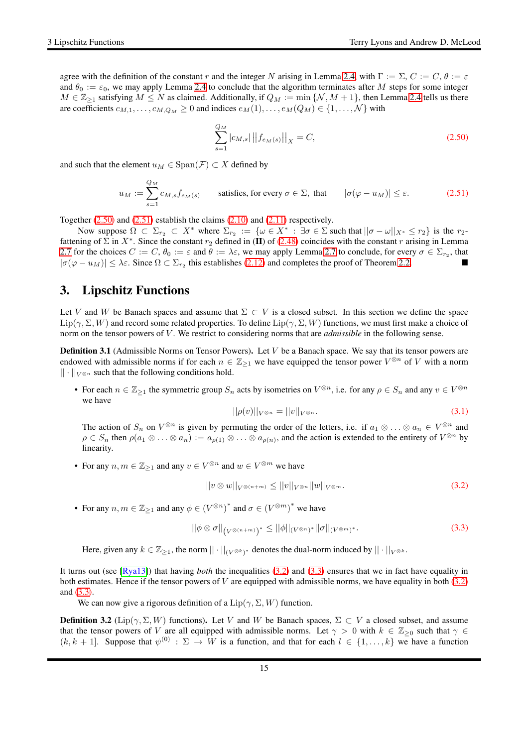agree with the definition of the constant $r$ and the integer $N$ arising in Lemma 2.4 with $\Gamma := \Sigma$, $C := C$, $\theta := \varepsilon$ and $\theta_0 := \varepsilon_0$, we may apply Lemma 2.4 to conclude that the algorithm terminates after $M$ steps for some integer $M \in \mathbb{Z}_{\geq 1}$ satisfying $M \leq N$ as claimed. Additionally, if $Q_M := \min\{\mathcal{N}, M+1\}$, then Lemma 2.4 tells us there are coefficients $c_{M,1}, \ldots, c_{M,Q_M} \geq 0$ and indices $e_M(1), \ldots, e_M(Q_M) \in \{1, \ldots, \mathcal{N}\}$ with

$$\sum_{s=1}^{Q_M} |c_{M,s}| \, ||f_{e_M(s)}||_X = C, \tag{2.50}$$

and such that the element $u_M \in \mathrm{Span}(\mathcal{F}) \subset X$ defined by

$$u_M := \sum_{s=1}^{Q_M} c_{M,s} f_{e_M(s)} \qquad \text{satisfies, for every } \sigma \in \Sigma, \text{ that} \qquad |\sigma(\varphi - u_M)| \leq \varepsilon. \tag{2.51}$$

Together (2.50) and (2.51) establish the claims (2.10) and (2.11) respectively.

Now suppose $\Omega \subset \Sigma_{r_2} \subset X^*$ where $\Sigma_{r_2} := \{\omega \in X^* : \exists \sigma \in \Sigma \text{ such that } ||\sigma - \omega||_{X^*} \leq r_2\}$ is the $r_2$-fattening of $\Sigma$ in $X^*$. Since the constant $r_2$ defined in (**II**) of (2.48) coincides with the constant $r$ arising in Lemma 2.7 for the choices $C := C$, $\theta_0 := \varepsilon$ and $\theta := \lambda\varepsilon$, we may apply Lemma 2.7 to conclude, for every $\sigma \in \Sigma_{r_2}$, that $|\sigma(\varphi - u_M)| \leq \lambda\varepsilon$. Since $\Omega \subset \Sigma_{r_2}$ this establishes (2.12) and completes the proof of Theorem 2.2. ■

## 3. Lipschitz Functions

Let $V$ and $W$ be Banach spaces and assume that $\Sigma \subset V$ is a closed subset. In this section we define the space $\mathrm{Lip}(\gamma, \Sigma, W)$ and record some related properties. To define $\mathrm{Lip}(\gamma, \Sigma, W)$ functions, we must first make a choice of norm on the tensor powers of $V$. We restrict to considering norms that are *admissible* in the following sense.

**Definition 3.1** (Admissible Norms on Tensor Powers)**.** Let $V$ be a Banach space. We say that its tensor powers are endowed with admissible norms if for each $n \in \mathbb{Z}_{\geq 1}$ we have equipped the tensor power $V^{\otimes n}$ of $V$ with a norm $|| \cdot ||_{V^{\otimes n}}$ such that the following conditions hold.

- For each $n \in \mathbb{Z}_{\geq 1}$ the symmetric group $S_n$ acts by isometries on $V^{\otimes n}$, i.e. for any $\rho \in S_n$ and any $v \in V^{\otimes n}$ we have

$$||\rho(v)||_{V^{\otimes n}} = ||v||_{V^{\otimes n}}. \tag{3.1}$$

  The action of $S_n$ on $V^{\otimes n}$ is given by permuting the order of the letters, i.e. if $a_1 \otimes \ldots \otimes a_n \in V^{\otimes n}$ and $\rho \in S_n$ then $\rho(a_1 \otimes \ldots \otimes a_n) := a_{\rho(1)} \otimes \ldots \otimes a_{\rho(n)}$, and the action is extended to the entirety of $V^{\otimes n}$ by linearity.

- For any $n, m \in \mathbb{Z}_{\geq 1}$ and any $v \in V^{\otimes n}$ and $w \in V^{\otimes m}$ we have

$$||v \otimes w||_{V^{\otimes (n+m)}} \leq ||v||_{V^{\otimes n}} ||w||_{V^{\otimes m}}. \tag{3.2}$$

- For any $n, m \in \mathbb{Z}_{\geq 1}$ and any $\phi \in (V^{\otimes n})^*$ and $\sigma \in (V^{\otimes m})^*$ we have

$$||\phi \otimes \sigma||_{(V^{\otimes (n+m)})^*} \leq ||\phi||_{(V^{\otimes n})^*} ||\sigma||_{(V^{\otimes m})^*}. \tag{3.3}$$

  Here, given any $k \in \mathbb{Z}_{\geq 1}$, the norm $|| \cdot ||_{(V^{\otimes k})^*}$ denotes the dual-norm induced by $|| \cdot ||_{V^{\otimes k}}$.

It turns out (see [Rya13]) that having *both* the inequalities (3.2) and (3.3) ensures that we in fact have equality in both estimates. Hence if the tensor powers of $V$ are equipped with admissible norms, we have equality in both (3.2) and (3.3).

We can now give a rigorous definition of a $\mathrm{Lip}(\gamma, \Sigma, W)$ function.

**Definition 3.2** ($\mathrm{Lip}(\gamma, \Sigma, W)$ functions)**.** Let $V$ and $W$ be Banach spaces, $\Sigma \subset V$ a closed subset, and assume that the tensor powers of $V$ are all equipped with admissible norms. Let $\gamma > 0$ with $k \in \mathbb{Z}_{\geq 0}$ such that $\gamma \in (k, k+1]$. Suppose that $\psi^{(0)} : \Sigma \to W$ is a function, and that for each $l \in \{1, \ldots, k\}$ we have a function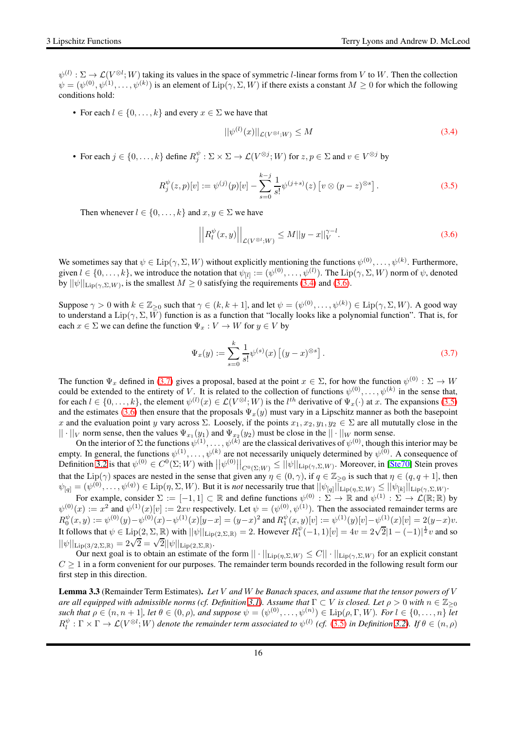$\psi^{(l)} : \Sigma \to \mathcal{L}(V^{\otimes l}; W)$ taking its values in the space of symmetric $l$-linear forms from $V$ to $W$. Then the collection $\psi = (\psi^{(0)}, \psi^{(1)}, \ldots, \psi^{(k)})$ is an element of $\mathrm{Lip}(\gamma, \Sigma, W)$ if there exists a constant $M \geq 0$ for which the following conditions hold:

- For each $l \in \{0, \ldots, k\}$ and every $x \in \Sigma$ we have that

$$||\psi^{(l)}(x)||_{\mathcal{L}(V^{\otimes l}; W)} \leq M \tag{3.4}$$

- For each $j \in \{0, \ldots, k\}$ define $R_j^\psi : \Sigma \times \Sigma \to \mathcal{L}(V^{\otimes j}; W)$ for $z, p \in \Sigma$ and $v \in V^{\otimes j}$ by

$$R_j^\psi(z,p)[v] := \psi^{(j)}(p)[v] - \sum_{s=0}^{k-j} \frac{1}{s!} \psi^{(j+s)}(z) \left[ v \otimes (p-z)^{\otimes s} \right]. \tag{3.5}$$

Then whenever $l \in \{0, \ldots, k\}$ and $x, y \in \Sigma$ we have

$$\left|\left| R_l^\psi(x,y) \right|\right|_{\mathcal{L}(V^{\otimes l}; W)} \leq M ||y-x||_V^{\gamma - l}. \tag{3.6}$$

We sometimes say that $\psi \in \mathrm{Lip}(\gamma, \Sigma, W)$ without explicitly mentioning the functions $\psi^{(0)}, \ldots, \psi^{(k)}$. Furthermore, given $l \in \{0, \ldots, k\}$, we introduce the notation that $\psi_{[l]} := (\psi^{(0)}, \ldots, \psi^{(l)})$. The $\mathrm{Lip}(\gamma, \Sigma, W)$ norm of $\psi$, denoted by $||\psi||_{\mathrm{Lip}(\gamma,\Sigma,W)}$, is the smallest $M \geq 0$ satisfying the requirements (3.4) and (3.6).

Suppose $\gamma > 0$ with $k \in \mathbb{Z}_{\geq 0}$ such that $\gamma \in (k, k+1]$, and let $\psi = (\psi^{(0)}, \ldots, \psi^{(k)}) \in \mathrm{Lip}(\gamma, \Sigma, W)$. A good way to understand a $\mathrm{Lip}(\gamma, \Sigma, W)$ function is as a function that "locally looks like a polynomial function". That is, for each $x \in \Sigma$ we can define the function $\Psi_x : V \to W$ for $y \in V$ by

$$\Psi_x(y) := \sum_{s=0}^{k} \frac{1}{s!} \psi^{(s)}(x) \left[ (y-x)^{\otimes s} \right]. \tag{3.7}$$

The function $\Psi_x$ defined in (3.7) gives a proposal, based at the point $x \in \Sigma$, for how the function $\psi^{(0)} : \Sigma \to W$ could be extended to the entirety of $V$. It is related to the collection of functions $\psi^{(0)}, \ldots, \psi^{(k)}$ in the sense that, for each $l \in \{0, \ldots, k\}$, the element $\psi^{(l)}(x) \in \mathcal{L}(V^{\otimes l}; W)$ is the $l^{th}$ derivative of $\Psi_x(\cdot)$ at $x$. The expansions (3.5) and the estimates (3.6) then ensure that the proposals $\Psi_x(y)$ must vary in a Lipschitz manner as both the basepoint $x$ and the evaluation point $y$ vary across $\Sigma$. Loosely, if the points $x_1, x_2, y_1, y_2 \in \Sigma$ are all mututally close in the $|| \cdot ||_V$ norm sense, then the values $\Psi_{x_1}(y_1)$ and $\Psi_{x_2}(y_2)$ must be close in the $|| \cdot ||_W$ norm sense.

On the interior of $\Sigma$ the functions $\psi^{(1)}, \ldots, \psi^{(k)}$ are the classical derivatives of $\psi^{(0)}$, though this interior may be empty. In general, the functions $\psi^{(1)}, \ldots, \psi^{(k)}$ are not necessarily uniquely determined by $\psi^{(0)}$. A consequence of Definition 3.2 is that $\psi^{(0)} \in C^0(\Sigma; W)$ with $\left|\left|\psi^{(0)}\right|\right|_{C^0(\Sigma;W)} \leq ||\psi||_{\mathrm{Lip}(\gamma,\Sigma,W)}$. Moreover, in [Ste70] Stein proves that the $\mathrm{Lip}(\gamma)$ spaces are nested in the sense that given any $\eta \in (0, \gamma)$, if $q \in \mathbb{Z}_{\geq 0}$ is such that $\eta \in (q, q+1]$, then $\psi_{[q]} = (\psi^{(0)}, \ldots, \psi^{(q)}) \in \mathrm{Lip}(\eta, \Sigma, W)$. But it is *not* necessarily true that $||\psi_{[q]}||_{\mathrm{Lip}(\eta,\Sigma,W)} \leq ||\psi_{[k]}||_{\mathrm{Lip}(\gamma,\Sigma,W)}$.

For example, consider $\Sigma := [-1, 1] \subset \mathbb{R}$ and define functions $\psi^{(0)} : \Sigma \to \mathbb{R}$ and $\psi^{(1)} : \Sigma \to \mathcal{L}(\mathbb{R}; \mathbb{R})$ by $\psi^{(0)}(x) := x^2$ and $\psi^{(1)}(x)[v] := 2xv$ respectively. Let $\psi = (\psi^{(0)}, \psi^{(1)})$. Then the associated remainder terms are $R_0^\psi(x,y) := \psi^{(0)}(y) - \psi^{(0)}(x) - \psi^{(1)}(x)[y-x] = (y-x)^2$ and $R_1^\psi(x,y)[v] := \psi^{(1)}(y)[v] - \psi^{(1)}(x)[v] = 2(y-x)v$. It follows that $\psi \in \mathrm{Lip}(2, \Sigma, \mathbb{R})$ with $||\psi||_{\mathrm{Lip}(2,\Sigma,\mathbb{R})} = 2$. However $R_1^\psi(-1,1)[v] = 4v = 2\sqrt{2}|1-(-1)|^{\frac{1}{2}} v$ and so $||\psi||_{\mathrm{Lip}(3/2,\Sigma,\mathbb{R})} = 2\sqrt{2} = \sqrt{2}||\psi||_{\mathrm{Lip}(2,\Sigma,\mathbb{R})}$.

Our next goal is to obtain an estimate of the form $|| \cdot ||_{\mathrm{Lip}(\eta,\Sigma,W)} \leq C|| \cdot ||_{\mathrm{Lip}(\gamma,\Sigma,W)}$ for an explicit constant $C \geq 1$ in a form convenient for our purposes. The remainder term bounds recorded in the following result form our first step in this direction.

**Lemma 3.3** (Remainder Term Estimates). *Let $V$ and $W$ be Banach spaces, and assume that the tensor powers of $V$ are all equipped with admissible norms (cf. Definition 3.1). Assume that $\Gamma \subset V$ is closed. Let $\rho > 0$ with $n \in \mathbb{Z}_{\geq 0}$ such that $\rho \in (n, n+1]$, let $\theta \in (0, \rho)$, and suppose $\psi = (\psi^{(0)}, \ldots, \psi^{(n)}) \in \mathrm{Lip}(\rho, \Gamma, W)$. For $l \in \{0, \ldots, n\}$ let $R_l^\psi : \Gamma \times \Gamma \to \mathcal{L}(V^{\otimes l}; W)$ denote the remainder term associated to $\psi^{(l)}$ (cf. (3.5) in Definition 3.2). If $\theta \in (n, \rho)$*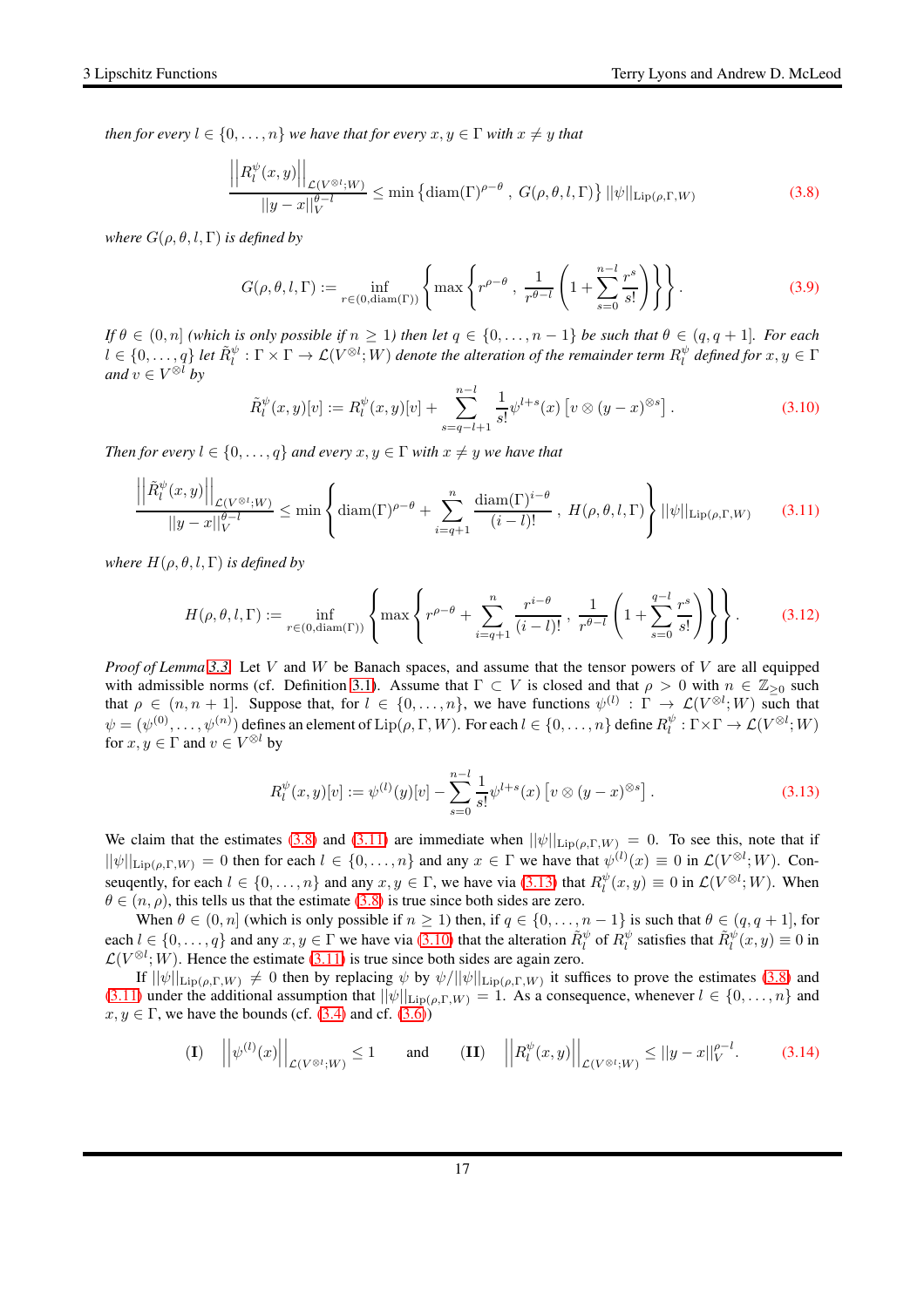*then for every $l \in \{0, \ldots, n\}$ we have that for every $x, y \in \Gamma$ with $x \neq y$ that*

$$\frac{\left|\left|R_l^{\psi}(x,y)\right|\right|_{\mathcal{L}(V^{\otimes l};W)}}{||y-x||_V^{\theta - l}} \leq \min\left\{\operatorname{diam}(\Gamma)^{\rho-\theta} \ , \ G(\rho,\theta,l,\Gamma)\right\} ||\psi||_{\operatorname{Lip}(\rho,\Gamma,W)} \tag{3.8}$$

*where $G(\rho, \theta, l, \Gamma)$ is defined by*

$$G(\rho,\theta,l,\Gamma) := \inf_{r \in (0,\operatorname{diam}(\Gamma))} \left\{ \max\left\{ r^{\rho-\theta} \ , \ \frac{1}{r^{\theta-l}}\left(1 + \sum_{s=0}^{n-l}\frac{r^s}{s!}\right)\right\}\right\}. \tag{3.9}$$

*If $\theta \in (0, n]$ (which is only possible if $n \geq 1$) then let $q \in \{0, \ldots, n-1\}$ be such that $\theta \in (q, q+1]$. For each $l \in \{0, \ldots, q\}$ let $\tilde{R}_l^{\psi} : \Gamma \times \Gamma \to \mathcal{L}(V^{\otimes l}; W)$ denote the alteration of the remainder term $R_l^{\psi}$ defined for $x, y \in \Gamma$ and $v \in V^{\otimes l}$ by*

$$\tilde{R}_l^{\psi}(x,y)[v] := R_l^{\psi}(x,y)[v] + \sum_{s=q-l+1}^{n-l} \frac{1}{s!}\psi^{l+s}(x)\left[v \otimes (y-x)^{\otimes s}\right]. \tag{3.10}$$

*Then for every $l \in \{0, \ldots, q\}$ and every $x, y \in \Gamma$ with $x \neq y$ we have that*

$$\frac{\left|\left|\tilde{R}_l^{\psi}(x,y)\right|\right|_{\mathcal{L}(V^{\otimes l};W)}}{||y-x||_V^{\theta - l}} \leq \min\left\{\operatorname{diam}(\Gamma)^{\rho-\theta} + \sum_{i=q+1}^{n}\frac{\operatorname{diam}(\Gamma)^{i-\theta}}{(i-l)!} \ , \ H(\rho,\theta,l,\Gamma)\right\} ||\psi||_{\operatorname{Lip}(\rho,\Gamma,W)} \tag{3.11}$$

*where $H(\rho, \theta, l, \Gamma)$ is defined by*

$$H(\rho,\theta,l,\Gamma) := \inf_{r \in (0,\operatorname{diam}(\Gamma))} \left\{ \max\left\{ r^{\rho-\theta} + \sum_{i=q+1}^{n}\frac{r^{i-\theta}}{(i-l)!} \ , \ \frac{1}{r^{\theta-l}}\left(1 + \sum_{s=0}^{q-l}\frac{r^s}{s!}\right)\right\}\right\}. \tag{3.12}$$

*Proof of Lemma 3.3.* Let $V$ and $W$ be Banach spaces, and assume that the tensor powers of $V$ are all equipped with admissible norms (cf. Definition 3.1). Assume that $\Gamma \subset V$ is closed and that $\rho > 0$ with $n \in \mathbb{Z}_{\geq 0}$ such that $\rho \in (n, n+1]$. Suppose that, for $l \in \{0, \ldots, n\}$, we have functions $\psi^{(l)} : \Gamma \to \mathcal{L}(V^{\otimes l}; W)$ such that $\psi = (\psi^{(0)}, \ldots, \psi^{(n)})$ defines an element of $\operatorname{Lip}(\rho, \Gamma, W)$. For each $l \in \{0, \ldots, n\}$ define $R_l^{\psi} : \Gamma \times \Gamma \to \mathcal{L}(V^{\otimes l}; W)$ for $x, y \in \Gamma$ and $v \in V^{\otimes l}$ by

$$R_l^{\psi}(x,y)[v] := \psi^{(l)}(y)[v] - \sum_{s=0}^{n-l}\frac{1}{s!}\psi^{l+s}(x)\left[v \otimes (y-x)^{\otimes s}\right]. \tag{3.13}$$

We claim that the estimates (3.8) and (3.11) are immediate when $||\psi||_{\operatorname{Lip}(\rho,\Gamma,W)} = 0$. To see this, note that if $||\psi||_{\operatorname{Lip}(\rho,\Gamma,W)} = 0$ then for each $l \in \{0, \ldots, n\}$ and any $x \in \Gamma$ we have that $\psi^{(l)}(x) \equiv 0$ in $\mathcal{L}(V^{\otimes l}; W)$. Conseuqently, for each $l \in \{0, \ldots, n\}$ and any $x, y \in \Gamma$, we have via (3.13) that $R_l^{\psi}(x,y) \equiv 0$ in $\mathcal{L}(V^{\otimes l}; W)$. When $\theta \in (n, \rho)$, this tells us that the estimate (3.8) is true since both sides are zero.

When $\theta \in (0, n]$ (which is only possible if $n \geq 1$) then, if $q \in \{0, \ldots, n-1\}$ is such that $\theta \in (q, q+1]$, for each $l \in \{0, \ldots, q\}$ and any $x, y \in \Gamma$ we have via (3.10) that the alteration $\tilde{R}_l^{\psi}$ of $R_l^{\psi}$ satisfies that $\tilde{R}_l^{\psi}(x,y) \equiv 0$ in $\mathcal{L}(V^{\otimes l}; W)$. Hence the estimate (3.11) is true since both sides are again zero.

If $||\psi||_{\operatorname{Lip}(\rho,\Gamma,W)} \neq 0$ then by replacing $\psi$ by $\psi / ||\psi||_{\operatorname{Lip}(\rho,\Gamma,W)}$ it suffices to prove the estimates (3.8) and (3.11) under the additional assumption that $||\psi||_{\operatorname{Lip}(\rho,\Gamma,W)} = 1$. As a consequence, whenever $l \in \{0, \ldots, n\}$ and $x, y \in \Gamma$, we have the bounds (cf. (3.4) and cf. (3.6))

$$\textbf{(I)} \quad \left|\left|\psi^{(l)}(x)\right|\right|_{\mathcal{L}(V^{\otimes l};W)} \leq 1 \qquad \text{and} \qquad \textbf{(II)} \quad \left|\left|R_l^{\psi}(x,y)\right|\right|_{\mathcal{L}(V^{\otimes l};W)} \leq ||y-x||_V^{\rho-l}. \tag{3.14}$$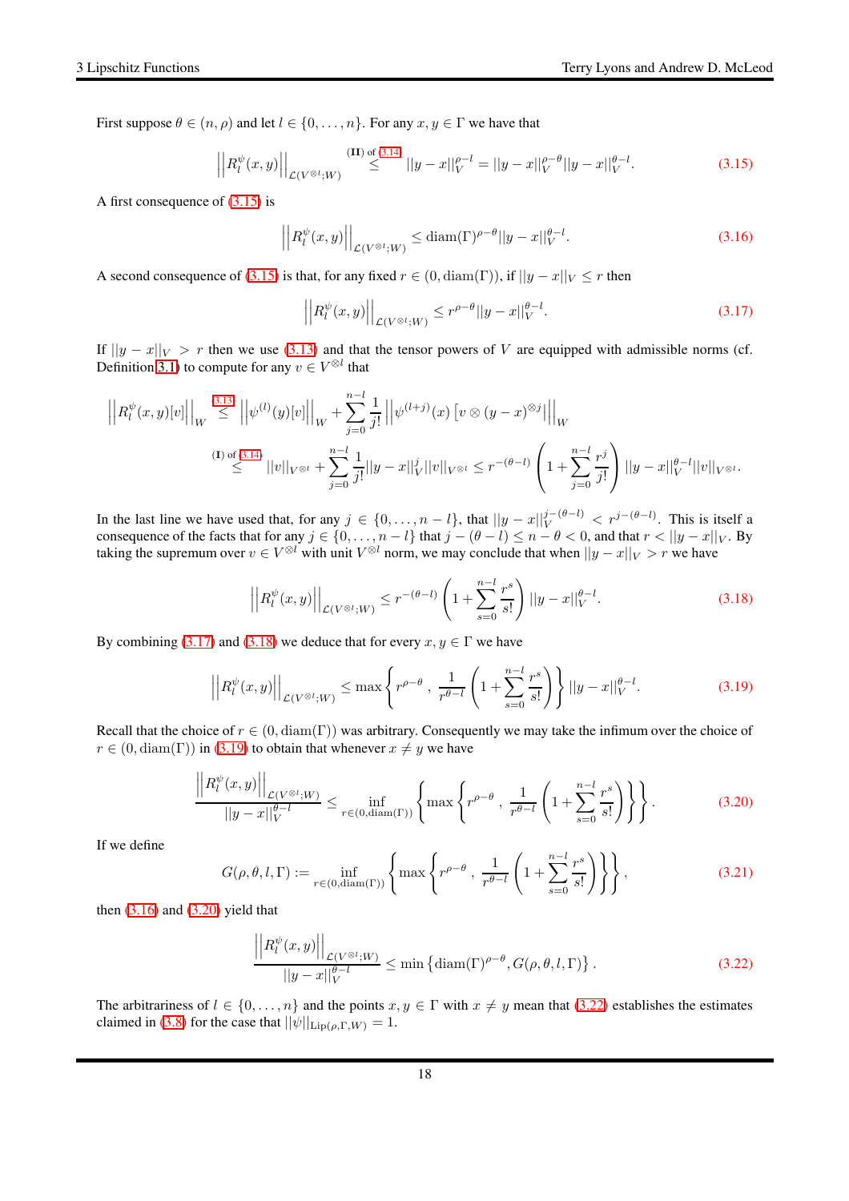First suppose $\theta \in (n, \rho)$ and let $l \in \{0, \ldots, n\}$. For any $x, y \in \Gamma$ we have that

$$\left|\left|R_l^\psi(x,y)\right|\right|_{\mathcal{L}(V^{\otimes l};W)} \overset{\textbf{(II)} \text{ of } 3.14}{\leq} ||y-x||_V^{\rho-l} = ||y-x||_V^{\rho-\theta}||y-x||_V^{\theta-l}. \tag{3.15}$$

A first consequence of (3.15) is

$$\left|\left|R_l^\psi(x,y)\right|\right|_{\mathcal{L}(V^{\otimes l};W)} \leq \operatorname{diam}(\Gamma)^{\rho-\theta}||y-x||_V^{\theta-l}. \tag{3.16}$$

A second consequence of (3.15) is that, for any fixed $r \in (0, \operatorname{diam}(\Gamma))$, if $||y-x||_V \leq r$ then

$$\left|\left|R_l^\psi(x,y)\right|\right|_{\mathcal{L}(V^{\otimes l};W)} \leq r^{\rho-\theta}||y-x||_V^{\theta-l}. \tag{3.17}$$

If $||y-x||_V > r$ then we use (3.13) and that the tensor powers of $V$ are equipped with admissible norms (cf. Definition 3.1) to compute for any $v \in V^{\otimes l}$ that

$$\begin{aligned}
\left|\left|R_l^\psi(x,y)[v]\right|\right|_W &\overset{3.13}{\leq} \left|\left|\psi^{(l)}(y)[v]\right|\right|_W + \sum_{j=0}^{n-l}\frac{1}{j!}\left|\left|\psi^{(l+j)}(x)\left[v \otimes (y-x)^{\otimes j}\right]\right|\right|_W \\
&\overset{\textbf{(I)} \text{ of } 3.14}{\leq} ||v||_{V^{\otimes l}} + \sum_{j=0}^{n-l}\frac{1}{j!}||y-x||_V^j||v||_{V^{\otimes l}} \leq r^{-(\theta-l)}\left(1+\sum_{j=0}^{n-l}\frac{r^j}{j!}\right)||y-x||_V^{\theta-l}||v||_{V^{\otimes l}}.
\end{aligned}$$

In the last line we have used that, for any $j \in \{0, \ldots, n-l\}$, that $||y-x||_V^{j-(\theta-l)} < r^{j-(\theta-l)}$. This is itself a consequence of the facts that for any $j \in \{0, \ldots, n-l\}$ that $j-(\theta-l) \leq n-\theta < 0$, and that $r < ||y-x||_V$. By taking the supremum over $v \in V^{\otimes l}$ with unit $V^{\otimes l}$ norm, we may conclude that when $||y-x||_V > r$ we have

$$\left|\left|R_l^\psi(x,y)\right|\right|_{\mathcal{L}(V^{\otimes l};W)} \leq r^{-(\theta-l)}\left(1+\sum_{s=0}^{n-l}\frac{r^s}{s!}\right)||y-x||_V^{\theta-l}. \tag{3.18}$$

By combining (3.17) and (3.18) we deduce that for every $x, y \in \Gamma$ we have

$$\left|\left|R_l^\psi(x,y)\right|\right|_{\mathcal{L}(V^{\otimes l};W)} \leq \max\left\{r^{\rho-\theta}\,,\,\frac{1}{r^{\theta-l}}\left(1+\sum_{s=0}^{n-l}\frac{r^s}{s!}\right)\right\}||y-x||_V^{\theta-l}. \tag{3.19}$$

Recall that the choice of $r \in (0, \operatorname{diam}(\Gamma))$ was arbitrary. Consequently we may take the infimum over the choice of $r \in (0, \operatorname{diam}(\Gamma))$ in (3.19) to obtain that whenever $x \neq y$ we have

$$\frac{\left|\left|R_l^\psi(x,y)\right|\right|_{\mathcal{L}(V^{\otimes l};W)}}{||y-x||_V^{\theta-l}} \leq \inf_{r\in(0,\operatorname{diam}(\Gamma))}\left\{\max\left\{r^{\rho-\theta}\,,\,\frac{1}{r^{\theta-l}}\left(1+\sum_{s=0}^{n-l}\frac{r^s}{s!}\right)\right\}\right\}. \tag{3.20}$$

If we define

$$G(\rho,\theta,l,\Gamma) := \inf_{r\in(0,\operatorname{diam}(\Gamma))}\left\{\max\left\{r^{\rho-\theta}\,,\,\frac{1}{r^{\theta-l}}\left(1+\sum_{s=0}^{n-l}\frac{r^s}{s!}\right)\right\}\right\}, \tag{3.21}$$

then (3.16) and (3.20) yield that

$$\frac{\left|\left|R_l^\psi(x,y)\right|\right|_{\mathcal{L}(V^{\otimes l};W)}}{||y-x||_V^{\theta-l}} \leq \min\left\{\operatorname{diam}(\Gamma)^{\rho-\theta}, G(\rho,\theta,l,\Gamma)\right\}. \tag{3.22}$$

The arbitrariness of $l \in \{0, \ldots, n\}$ and the points $x, y \in \Gamma$ with $x \neq y$ mean that (3.22) establishes the estimates claimed in (3.8) for the case that $||\psi||_{\operatorname{Lip}(\rho,\Gamma,W)} = 1$.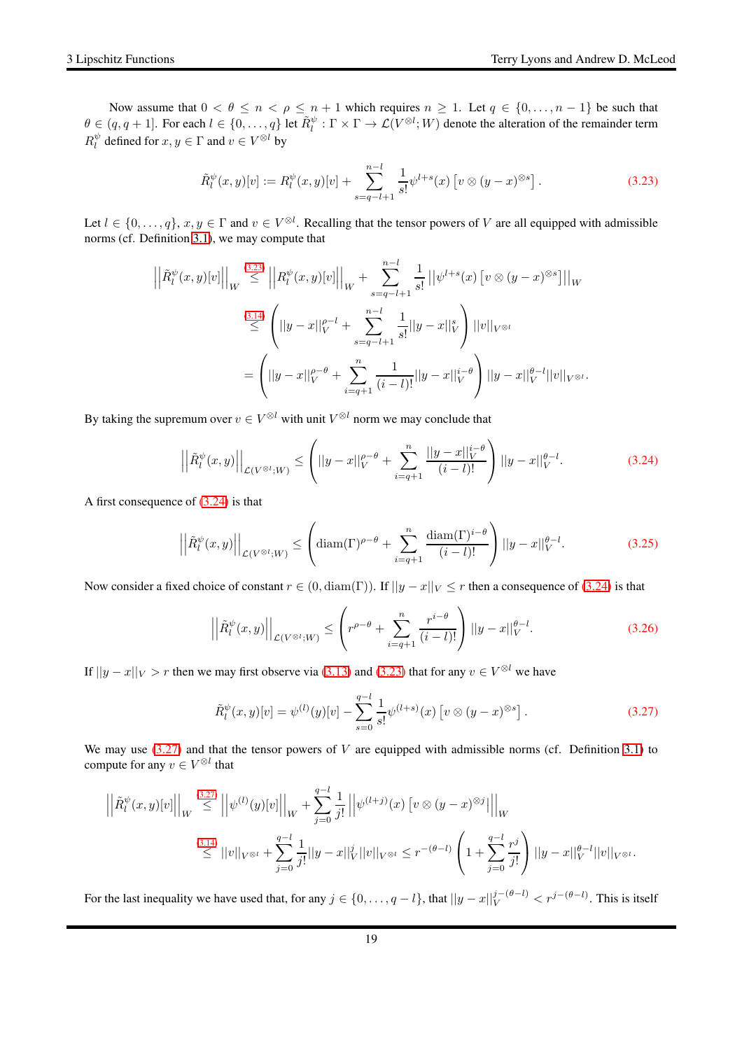Now assume that $0 < \theta \leq n < \rho \leq n+1$ which requires $n \geq 1$. Let $q \in \{0, \ldots, n-1\}$ be such that $\theta \in (q, q+1]$. For each $l \in \{0, \ldots, q\}$ let $\tilde{R}^\psi_l : \Gamma \times \Gamma \to \mathcal{L}(V^{\otimes l}; W)$ denote the alteration of the remainder term $R^\psi_l$ defined for $x, y \in \Gamma$ and $v \in V^{\otimes l}$ by

$$\tilde{R}^\psi_l(x,y)[v] := R^\psi_l(x,y)[v] + \sum_{s=q-l+1}^{n-l} \frac{1}{s!} \psi^{l+s}(x)\left[v \otimes (y-x)^{\otimes s}\right]. \tag{3.23}$$

Let $l \in \{0, \ldots, q\}$, $x, y \in \Gamma$ and $v \in V^{\otimes l}$. Recalling that the tensor powers of $V$ are all equipped with admissible norms (cf. Definition 3.1), we may compute that

$$\begin{aligned}
\left|\left|\tilde{R}^\psi_l(x,y)[v]\right|\right|_W &\overset{(3.23)}{\leq} \left|\left|R^\psi_l(x,y)[v]\right|\right|_W + \sum_{s=q-l+1}^{n-l} \frac{1}{s!} \left|\left|\psi^{l+s}(x)\left[v \otimes (y-x)^{\otimes s}\right]\right|\right|_W \\
&\overset{(3.14)}{\leq} \left( ||y-x||_V^{\rho-l} + \sum_{s=q-l+1}^{n-l} \frac{1}{s!} ||y-x||_V^s \right) ||v||_{V^{\otimes l}} \\
&= \left( ||y-x||_V^{\rho-\theta} + \sum_{i=q+1}^{n} \frac{1}{(i-l)!} ||y-x||_V^{i-\theta} \right) ||y-x||_V^{\theta-l} ||v||_{V^{\otimes l}}.
\end{aligned}$$

By taking the supremum over $v \in V^{\otimes l}$ with unit $V^{\otimes l}$ norm we may conclude that

$$\left|\left|\tilde{R}^\psi_l(x,y)\right|\right|_{\mathcal{L}(V^{\otimes l};W)} \leq \left( ||y-x||_V^{\rho-\theta} + \sum_{i=q+1}^{n} \frac{||y-x||_V^{i-\theta}}{(i-l)!} \right) ||y-x||_V^{\theta-l}. \tag{3.24}$$

A first consequence of (3.24) is that

$$\left|\left|\tilde{R}^\psi_l(x,y)\right|\right|_{\mathcal{L}(V^{\otimes l};W)} \leq \left( \mathrm{diam}(\Gamma)^{\rho-\theta} + \sum_{i=q+1}^{n} \frac{\mathrm{diam}(\Gamma)^{i-\theta}}{(i-l)!} \right) ||y-x||_V^{\theta-l}. \tag{3.25}$$

Now consider a fixed choice of constant $r \in (0, \mathrm{diam}(\Gamma))$. If $||y-x||_V \leq r$ then a consequence of (3.24) is that

$$\left|\left|\tilde{R}^\psi_l(x,y)\right|\right|_{\mathcal{L}(V^{\otimes l};W)} \leq \left( r^{\rho-\theta} + \sum_{i=q+1}^{n} \frac{r^{i-\theta}}{(i-l)!} \right) ||y-x||_V^{\theta-l}. \tag{3.26}$$

If $||y-x||_V > r$ then we may first observe via (3.13) and (3.23) that for any $v \in V^{\otimes l}$ we have

$$\tilde{R}^\psi_l(x,y)[v] = \psi^{(l)}(y)[v] - \sum_{s=0}^{q-l} \frac{1}{s!} \psi^{(l+s)}(x)\left[v \otimes (y-x)^{\otimes s}\right]. \tag{3.27}$$

We may use (3.27) and that the tensor powers of $V$ are equipped with admissible norms (cf. Definition 3.1) to compute for any $v \in V^{\otimes l}$ that

$$\begin{aligned}
\left|\left|\tilde{R}^\psi_l(x,y)[v]\right|\right|_W &\overset{3.27}{\leq} \left|\left|\psi^{(l)}(y)[v]\right|\right|_W + \sum_{j=0}^{q-l} \frac{1}{j!} \left|\left|\psi^{(l+j)}(x)\left[v \otimes (y-x)^{\otimes j}\right]\right|\right|_W \\
&\overset{3.14}{\leq} ||v||_{V^{\otimes l}} + \sum_{j=0}^{q-l} \frac{1}{j!} ||y-x||_V^j ||v||_{V^{\otimes l}} \leq r^{-(\theta-l)} \left( 1 + \sum_{j=0}^{q-l} \frac{r^j}{j!} \right) ||y-x||_V^{\theta-l} ||v||_{V^{\otimes l}}.
\end{aligned}$$

For the last inequality we have used that, for any $j \in \{0, \ldots, q-l\}$, that $||y-x||_V^{j-(\theta-l)} < r^{j-(\theta-l)}$. This is itself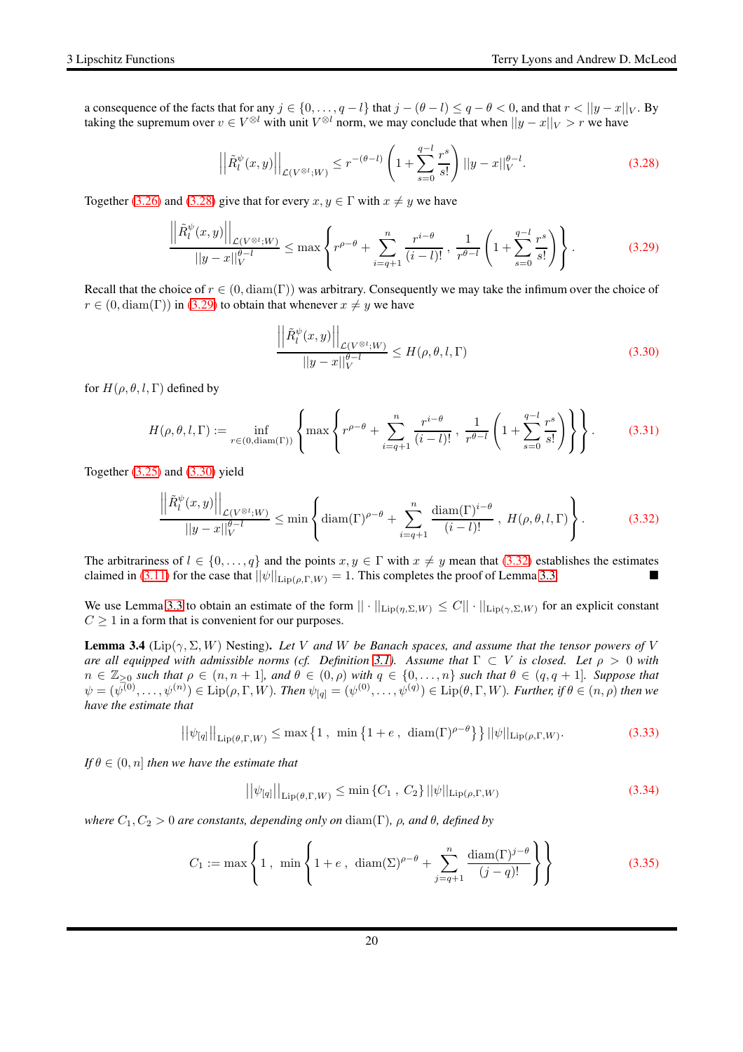a consequence of the facts that for any $j \in \{0, \ldots, q-l\}$ that $j - (\theta - l) \leq q - \theta < 0$, and that $r < ||y-x||_V$. By taking the supremum over $v \in V^{\otimes l}$ with unit $V^{\otimes l}$ norm, we may conclude that when $||y-x||_V > r$ we have

$$\left|\left|\tilde{R}_l^{\psi}(x,y)\right|\right|_{\mathcal{L}(V^{\otimes l};W)} \leq r^{-(\theta-l)} \left(1 + \sum_{s=0}^{q-l} \frac{r^s}{s!}\right) ||y-x||_V^{\theta-l}. \tag{3.28}$$

Together (3.26) and (3.28) give that for every $x, y \in \Gamma$ with $x \neq y$ we have

$$\frac{\left|\left|\tilde{R}_l^{\psi}(x,y)\right|\right|_{\mathcal{L}(V^{\otimes l};W)}}{||y-x||_V^{\theta-l}} \leq \max\left\{ r^{\rho-\theta} + \sum_{i=q+1}^{n} \frac{r^{i-\theta}}{(i-l)!} \, , \, \frac{1}{r^{\theta-l}} \left(1 + \sum_{s=0}^{q-l} \frac{r^s}{s!}\right) \right\}. \tag{3.29}$$

Recall that the choice of $r \in (0, \operatorname{diam}(\Gamma))$ was arbitrary. Consequently we may take the infimum over the choice of $r \in (0, \operatorname{diam}(\Gamma))$ in (3.29) to obtain that whenever $x \neq y$ we have

$$\frac{\left|\left|\tilde{R}_l^{\psi}(x,y)\right|\right|_{\mathcal{L}(V^{\otimes l};W)}}{||y-x||_V^{\theta-l}} \leq H(\rho, \theta, l, \Gamma) \tag{3.30}$$

for $H(\rho, \theta, l, \Gamma)$ defined by

$$H(\rho, \theta, l, \Gamma) := \inf_{r \in (0, \operatorname{diam}(\Gamma))} \left\{ \max\left\{ r^{\rho-\theta} + \sum_{i=q+1}^{n} \frac{r^{i-\theta}}{(i-l)!} \, , \, \frac{1}{r^{\theta-l}} \left(1 + \sum_{s=0}^{q-l} \frac{r^s}{s!}\right) \right\} \right\}. \tag{3.31}$$

Together (3.25) and (3.30) yield

$$\frac{\left|\left|\tilde{R}_l^{\psi}(x,y)\right|\right|_{\mathcal{L}(V^{\otimes l};W)}}{||y-x||_V^{\theta-l}} \leq \min\left\{ \operatorname{diam}(\Gamma)^{\rho-\theta} + \sum_{i=q+1}^{n} \frac{\operatorname{diam}(\Gamma)^{i-\theta}}{(i-l)!} \, , \, H(\rho, \theta, l, \Gamma) \right\}. \tag{3.32}$$

The arbitrariness of $l \in \{0, \ldots, q\}$ and the points $x, y \in \Gamma$ with $x \neq y$ mean that (3.32) establishes the estimates claimed in (3.11) for the case that $||\psi||_{\operatorname{Lip}(\rho,\Gamma,W)} = 1$. This completes the proof of Lemma 3.3. ■

We use Lemma 3.3 to obtain an estimate of the form $||\cdot||_{\operatorname{Lip}(\eta,\Sigma,W)} \leq C||\cdot||_{\operatorname{Lip}(\gamma,\Sigma,W)}$ for an explicit constant $C \geq 1$ in a form that is convenient for our purposes.

**Lemma 3.4** ($\operatorname{Lip}(\gamma, \Sigma, W)$ Nesting)**.** *Let $V$ and $W$ be Banach spaces, and assume that the tensor powers of $V$ are all equipped with admissible norms (cf. Definition 3.1). Assume that $\Gamma \subset V$ is closed. Let $\rho > 0$ with $n \in \mathbb{Z}_{\geq 0}$ such that $\rho \in (n, n+1]$, and $\theta \in (0, \rho)$ with $q \in \{0, \ldots, n\}$ such that $\theta \in (q, q+1]$. Suppose that $\psi = (\psi^{(0)}, \ldots, \psi^{(n)}) \in \operatorname{Lip}(\rho, \Gamma, W)$. Then $\psi_{[q]} = (\psi^{(0)}, \ldots, \psi^{(q)}) \in \operatorname{Lip}(\theta, \Gamma, W)$. Further, if $\theta \in (n, \rho)$ then we have the estimate that*

$$\left|\left|\psi_{[q]}\right|\right|_{\operatorname{Lip}(\theta,\Gamma,W)} \leq \max\left\{1 \, , \, \min\left\{1 + e \, , \, \operatorname{diam}(\Gamma)^{\rho-\theta}\right\}\right\} ||\psi||_{\operatorname{Lip}(\rho,\Gamma,W)}. \tag{3.33}$$

*If $\theta \in (0, n]$ then we have the estimate that*

$$\left|\left|\psi_{[q]}\right|\right|_{\operatorname{Lip}(\theta,\Gamma,W)} \leq \min\left\{C_1 \, , \, C_2\right\} ||\psi||_{\operatorname{Lip}(\rho,\Gamma,W)} \tag{3.34}$$

*where $C_1, C_2 > 0$ are constants, depending only on $\operatorname{diam}(\Gamma)$, $\rho$, and $\theta$, defined by*

$$C_1 := \max\left\{1 \, , \, \min\left\{1 + e \, , \, \operatorname{diam}(\Sigma)^{\rho-\theta} + \sum_{j=q+1}^{n} \frac{\operatorname{diam}(\Gamma)^{j-\theta}}{(j-q)!}\right\}\right\} \tag{3.35}$$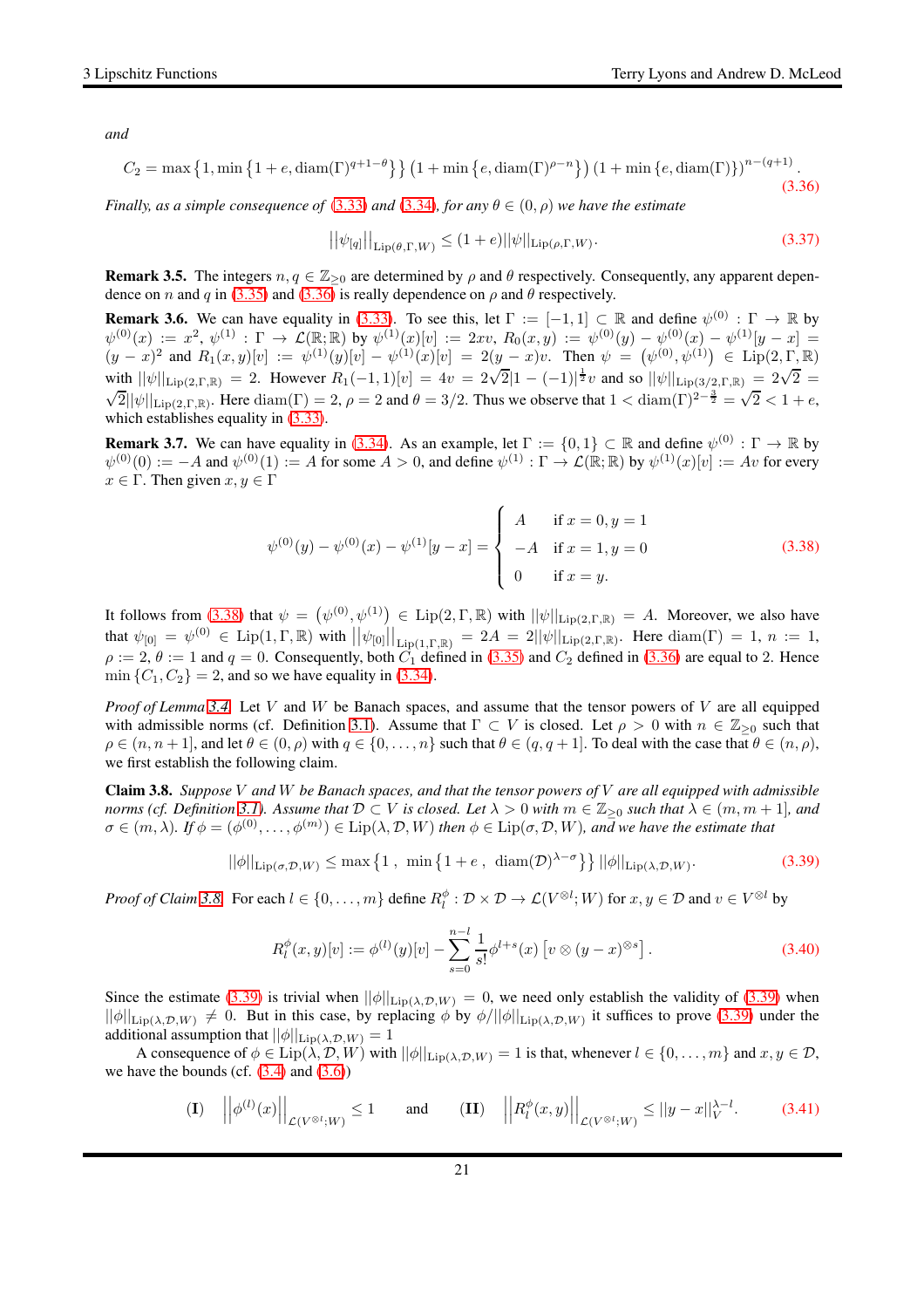*and*

$$C_2 = \max\left\{1, \min\left\{1+e, \operatorname{diam}(\Gamma)^{q+1-\theta}\right\}\right\}\left(1+\min\left\{e, \operatorname{diam}(\Gamma)^{\rho-n}\right\}\right)\left(1+\min\left\{e, \operatorname{diam}(\Gamma)\right\}\right)^{n-(q+1)}. \tag{3.36}$$

*Finally, as a simple consequence of (3.33) and (3.34), for any $\theta \in (0,\rho)$ we have the estimate*

$$\left|\left|\psi_{[q]}\right|\right|_{\mathrm{Lip}(\theta,\Gamma,W)} \leq (1+e)||\psi||_{\mathrm{Lip}(\rho,\Gamma,W)}. \tag{3.37}$$

**Remark 3.5.** The integers $n, q \in \mathbb{Z}_{\geq 0}$ are determined by $\rho$ and $\theta$ respectively. Consequently, any apparent dependence on $n$ and $q$ in (3.35) and (3.36) is really dependence on $\rho$ and $\theta$ respectively.

**Remark 3.6.** We can have equality in (3.33). To see this, let $\Gamma := [-1,1] \subset \mathbb{R}$ and define $\psi^{(0)} : \Gamma \to \mathbb{R}$ by $\psi^{(0)}(x) := x^2$, $\psi^{(1)} : \Gamma \to \mathcal{L}(\mathbb{R};\mathbb{R})$ by $\psi^{(1)}(x)[v] := 2xv$, $R_0(x,y) := \psi^{(0)}(y) - \psi^{(0)}(x) - \psi^{(1)}[y-x] = (y-x)^2$ and $R_1(x,y)[v] := \psi^{(1)}(y)[v] - \psi^{(1)}(x)[v] = 2(y-x)v$. Then $\psi = \left(\psi^{(0)}, \psi^{(1)}\right) \in \mathrm{Lip}(2,\Gamma,\mathbb{R})$ with $||\psi||_{\mathrm{Lip}(2,\Gamma,\mathbb{R})} = 2$. However $R_1(-1,1)[v] = 4v = 2\sqrt{2}|1-(-1)|^{\frac{1}{2}}v$ and so $||\psi||_{\mathrm{Lip}(3/2,\Gamma,\mathbb{R})} = 2\sqrt{2} = \sqrt{2}||\psi||_{\mathrm{Lip}(2,\Gamma,\mathbb{R})}$. Here $\operatorname{diam}(\Gamma) = 2$, $\rho = 2$ and $\theta = 3/2$. Thus we observe that $1 < \operatorname{diam}(\Gamma)^{2-\frac{3}{2}} = \sqrt{2} < 1+e$, which establishes equality in (3.33).

**Remark 3.7.** We can have equality in (3.34). As an example, let $\Gamma := \{0,1\} \subset \mathbb{R}$ and define $\psi^{(0)} : \Gamma \to \mathbb{R}$ by $\psi^{(0)}(0) := -A$ and $\psi^{(0)}(1) := A$ for some $A > 0$, and define $\psi^{(1)} : \Gamma \to \mathcal{L}(\mathbb{R};\mathbb{R})$ by $\psi^{(1)}(x)[v] := Av$ for every $x \in \Gamma$. Then given $x, y \in \Gamma$

$$\psi^{(0)}(y) - \psi^{(0)}(x) - \psi^{(1)}[y-x] = \begin{cases} A & \text{if } x=0, y=1 \\ -A & \text{if } x=1, y=0 \\ 0 & \text{if } x=y. \end{cases} \tag{3.38}$$

It follows from (3.38) that $\psi = \left(\psi^{(0)}, \psi^{(1)}\right) \in \mathrm{Lip}(2,\Gamma,\mathbb{R})$ with $||\psi||_{\mathrm{Lip}(2,\Gamma,\mathbb{R})} = A$. Moreover, we also have that $\psi_{[0]} = \psi^{(0)} \in \mathrm{Lip}(1,\Gamma,\mathbb{R})$ with $\left|\left|\psi_{[0]}\right|\right|_{\mathrm{Lip}(1,\Gamma,\mathbb{R})} = 2A = 2||\psi||_{\mathrm{Lip}(2,\Gamma,\mathbb{R})}$. Here $\operatorname{diam}(\Gamma) = 1$, $n := 1$, $\rho := 2$, $\theta := 1$ and $q = 0$. Consequently, both $C_1$ defined in (3.35) and $C_2$ defined in (3.36) are equal to 2. Hence $\min\{C_1, C_2\} = 2$, and so we have equality in (3.34).

*Proof of Lemma 3.4.* Let $V$ and $W$ be Banach spaces, and assume that the tensor powers of $V$ are all equipped with admissible norms (cf. Definition 3.1). Assume that $\Gamma \subset V$ is closed. Let $\rho > 0$ with $n \in \mathbb{Z}_{\geq 0}$ such that $\rho \in (n, n+1]$, and let $\theta \in (0,\rho)$ with $q \in \{0,\ldots,n\}$ such that $\theta \in (q, q+1]$. To deal with the case that $\theta \in (n,\rho)$, we first establish the following claim.

**Claim 3.8.** *Suppose $V$ and $W$ be Banach spaces, and that the tensor powers of $V$ are all equipped with admissible norms (cf. Definition 3.1). Assume that $\mathcal{D} \subset V$ is closed. Let $\lambda > 0$ with $m \in \mathbb{Z}_{\geq 0}$ such that $\lambda \in (m, m+1]$, and $\sigma \in (m,\lambda)$. If $\phi = (\phi^{(0)},\ldots,\phi^{(m)}) \in \mathrm{Lip}(\lambda,\mathcal{D},W)$ then $\phi \in \mathrm{Lip}(\sigma,\mathcal{D},W)$, and we have the estimate that*

$$||\phi||_{\mathrm{Lip}(\sigma,\mathcal{D},W)} \leq \max\left\{1\ ,\ \min\left\{1+e\ ,\ \operatorname{diam}(\mathcal{D})^{\lambda-\sigma}\right\}\right\}||\phi||_{\mathrm{Lip}(\lambda,\mathcal{D},W)}. \tag{3.39}$$

*Proof of Claim 3.8.* For each $l \in \{0,\ldots,m\}$ define $R_l^\phi : \mathcal{D}\times\mathcal{D} \to \mathcal{L}(V^{\otimes l};W)$ for $x,y \in \mathcal{D}$ and $v \in V^{\otimes l}$ by

$$R_l^\phi(x,y)[v] := \phi^{(l)}(y)[v] - \sum_{s=0}^{n-l}\frac{1}{s!}\phi^{l+s}(x)\left[v\otimes(y-x)^{\otimes s}\right]. \tag{3.40}$$

Since the estimate (3.39) is trivial when $||\phi||_{\mathrm{Lip}(\lambda,\mathcal{D},W)} = 0$, we need only establish the validity of (3.39) when $||\phi||_{\mathrm{Lip}(\lambda,\mathcal{D},W)} \neq 0$. But in this case, by replacing $\phi$ by $\phi/||\phi||_{\mathrm{Lip}(\lambda,\mathcal{D},W)}$ it suffices to prove (3.39) under the additional assumption that $||\phi||_{\mathrm{Lip}(\lambda,\mathcal{D},W)} = 1$

A consequence of $\phi \in \mathrm{Lip}(\lambda,\mathcal{D},W)$ with $||\phi||_{\mathrm{Lip}(\lambda,\mathcal{D},W)} = 1$ is that, whenever $l \in \{0,\ldots,m\}$ and $x,y \in \mathcal{D}$, we have the bounds (cf. (3.4) and (3.6))

$$\textbf{(I)} \quad \left|\left|\phi^{(l)}(x)\right|\right|_{\mathcal{L}(V^{\otimes l};W)} \leq 1 \quad \text{and} \quad \textbf{(II)} \quad \left|\left|R_l^\phi(x,y)\right|\right|_{\mathcal{L}(V^{\otimes l};W)} \leq ||y-x||_V^{\lambda-l}. \tag{3.41}$$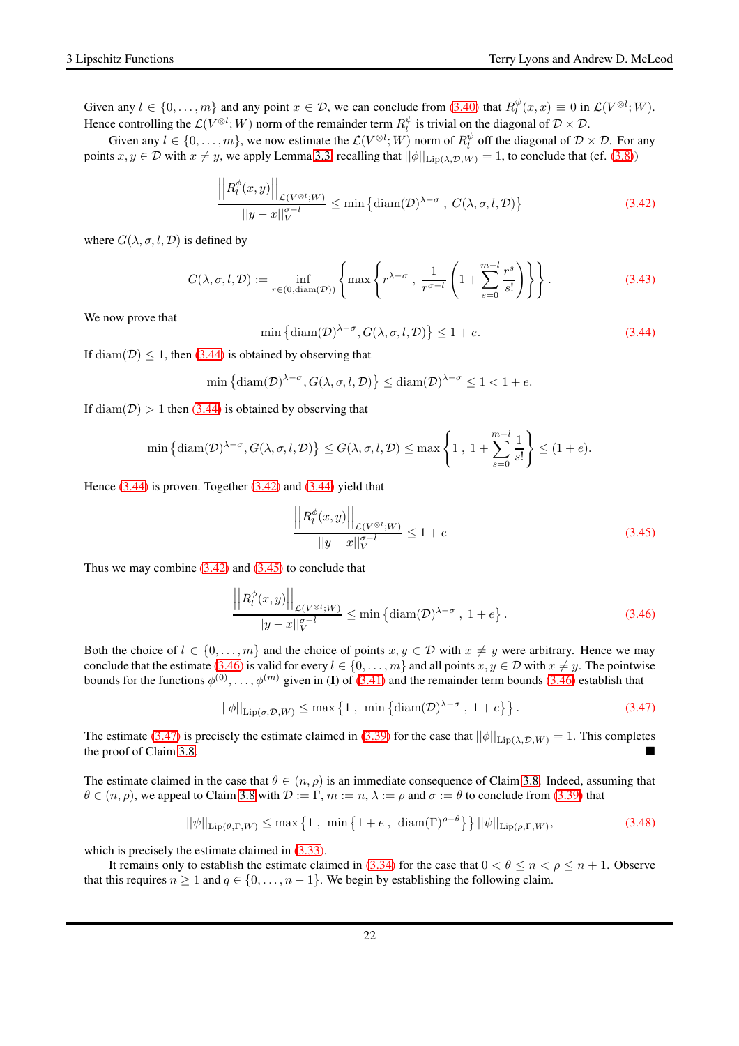Given any $l \in \{0, \ldots, m\}$ and any point $x \in \mathcal{D}$, we can conclude from (3.40) that $R_l^{\psi}(x,x) \equiv 0$ in $\mathcal{L}(V^{\otimes l}; W)$. Hence controlling the $\mathcal{L}(V^{\otimes l}; W)$ norm of the remainder term $R_l^{\psi}$ is trivial on the diagonal of $\mathcal{D} \times \mathcal{D}$.

Given any $l \in \{0, \ldots, m\}$, we now estimate the $\mathcal{L}(V^{\otimes l}; W)$ norm of $R_l^{\psi}$ off the diagonal of $\mathcal{D} \times \mathcal{D}$. For any points $x, y \in \mathcal{D}$ with $x \neq y$, we apply Lemma 3.3, recalling that $||\phi||_{\mathrm{Lip}(\lambda,\mathcal{D},W)} = 1$, to conclude that (cf. (3.8))

$$\frac{\left|\left|R_l^{\phi}(x,y)\right|\right|_{\mathcal{L}(V^{\otimes l};W)}}{||y-x||_V^{\sigma-l}} \leq \min\left\{\mathrm{diam}(\mathcal{D})^{\lambda-\sigma}\ ,\ G(\lambda,\sigma,l,\mathcal{D})\right\} \tag{3.42}$$

where $G(\lambda,\sigma,l,\mathcal{D})$ is defined by

$$G(\lambda,\sigma,l,\mathcal{D}) := \inf_{r \in (0,\mathrm{diam}(\mathcal{D}))}\left\{\max\left\{r^{\lambda-\sigma}\ ,\ \frac{1}{r^{\sigma-l}}\left(1+\sum_{s=0}^{m-l}\frac{r^s}{s!}\right)\right\}\right\}. \tag{3.43}$$

We now prove that

$$\min\left\{\mathrm{diam}(\mathcal{D})^{\lambda-\sigma}, G(\lambda,\sigma,l,\mathcal{D})\right\} \leq 1+e. \tag{3.44}$$

If $\mathrm{diam}(\mathcal{D}) \leq 1$, then (3.44) is obtained by observing that

$$\min\left\{\mathrm{diam}(\mathcal{D})^{\lambda-\sigma}, G(\lambda,\sigma,l,\mathcal{D})\right\} \leq \mathrm{diam}(\mathcal{D})^{\lambda-\sigma} \leq 1 < 1+e.$$

If $\mathrm{diam}(\mathcal{D}) > 1$ then (3.44) is obtained by observing that

$$\min\left\{\mathrm{diam}(\mathcal{D})^{\lambda-\sigma}, G(\lambda,\sigma,l,\mathcal{D})\right\} \leq G(\lambda,\sigma,l,\mathcal{D}) \leq \max\left\{1\ ,\ 1+\sum_{s=0}^{m-l}\frac{1}{s!}\right\} \leq (1+e).$$

Hence (3.44) is proven. Together (3.42) and (3.44) yield that

$$\frac{\left|\left|R_l^{\phi}(x,y)\right|\right|_{\mathcal{L}(V^{\otimes l};W)}}{||y-x||_V^{\sigma-l}} \leq 1+e \tag{3.45}$$

Thus we may combine (3.42) and (3.45) to conclude that

$$\frac{\left|\left|R_l^{\phi}(x,y)\right|\right|_{\mathcal{L}(V^{\otimes l};W)}}{||y-x||_V^{\sigma-l}} \leq \min\left\{\mathrm{diam}(\mathcal{D})^{\lambda-\sigma}\ ,\ 1+e\right\}. \tag{3.46}$$

Both the choice of $l \in \{0, \ldots, m\}$ and the choice of points $x, y \in \mathcal{D}$ with $x \neq y$ were arbitrary. Hence we may conclude that the estimate (3.46) is valid for every $l \in \{0, \ldots, m\}$ and all points $x, y \in \mathcal{D}$ with $x \neq y$. The pointwise bounds for the functions $\phi^{(0)}, \ldots, \phi^{(m)}$ given in (**I**) of (3.41) and the remainder term bounds (3.46) establish that

$$||\phi||_{\mathrm{Lip}(\sigma,\mathcal{D},W)} \leq \max\left\{1\ ,\ \min\left\{\mathrm{diam}(\mathcal{D})^{\lambda-\sigma}\ ,\ 1+e\right\}\right\}. \tag{3.47}$$

The estimate (3.47) is precisely the estimate claimed in (3.39) for the case that $||\phi||_{\mathrm{Lip}(\lambda,\mathcal{D},W)} = 1$. This completes the proof of Claim 3.8. ■

The estimate claimed in the case that $\theta \in (n,\rho)$ is an immediate consequence of Claim 3.8. Indeed, assuming that $\theta \in (n,\rho)$, we appeal to Claim 3.8 with $\mathcal{D} := \Gamma$, $m := n$, $\lambda := \rho$ and $\sigma := \theta$ to conclude from (3.39) that

$$||\psi||_{\mathrm{Lip}(\theta,\Gamma,W)} \leq \max\left\{1\ ,\ \min\left\{1+e\ ,\ \mathrm{diam}(\Gamma)^{\rho-\theta}\right\}\right\}||\psi||_{\mathrm{Lip}(\rho,\Gamma,W)}, \tag{3.48}$$

which is precisely the estimate claimed in (3.33).

It remains only to establish the estimate claimed in (3.34) for the case that $0 < \theta \leq n < \rho \leq n+1$. Observe that this requires $n \geq 1$ and $q \in \{0, \ldots, n-1\}$. We begin by establishing the following claim.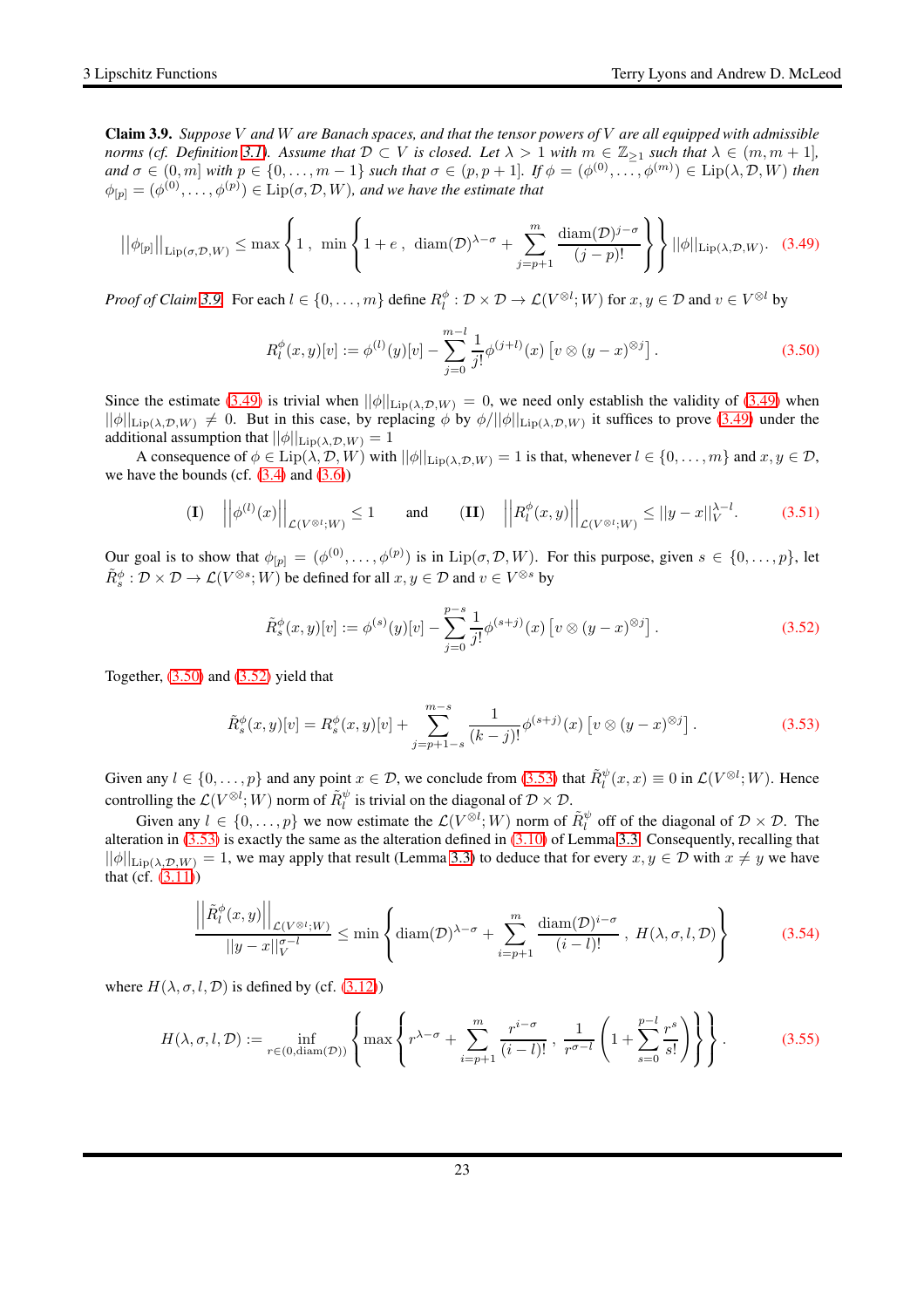**Claim 3.9.** *Suppose $V$ and $W$ are Banach spaces, and that the tensor powers of $V$ are all equipped with admissible norms (cf. Definition 3.1). Assume that $\mathcal{D} \subset V$ is closed. Let $\lambda > 1$ with $m \in \mathbb{Z}_{\geq 1}$ such that $\lambda \in (m, m+1]$, and $\sigma \in (0, m]$ with $p \in \{0, \ldots, m-1\}$ such that $\sigma \in (p, p+1]$. If $\phi = (\phi^{(0)}, \ldots, \phi^{(m)}) \in \mathrm{Lip}(\lambda, \mathcal{D}, W)$ then $\phi_{[p]} = (\phi^{(0)}, \ldots, \phi^{(p)}) \in \mathrm{Lip}(\sigma, \mathcal{D}, W)$, and we have the estimate that*

$$
\left|\left|\phi_{[p]}\right|\right|_{\mathrm{Lip}(\sigma,\mathcal{D},W)} \leq \max\left\{ 1 \,,\ \min\left\{ 1 + e \,,\ \mathrm{diam}(\mathcal{D})^{\lambda-\sigma} + \sum_{j=p+1}^{m} \frac{\mathrm{diam}(\mathcal{D})^{j-\sigma}}{(j-p)!} \right\} \right\} ||\phi||_{\mathrm{Lip}(\lambda,\mathcal{D},W)}. \tag{3.49}
$$

*Proof of Claim 3.9.* For each $l \in \{0, \ldots, m\}$ define $R_l^\phi : \mathcal{D} \times \mathcal{D} \to \mathcal{L}(V^{\otimes l}; W)$ for $x, y \in \mathcal{D}$ and $v \in V^{\otimes l}$ by

$$
R_l^\phi(x,y)[v] := \phi^{(l)}(y)[v] - \sum_{j=0}^{m-l} \frac{1}{j!} \phi^{(j+l)}(x)\left[v \otimes (y-x)^{\otimes j}\right]. \tag{3.50}
$$

Since the estimate (3.49) is trivial when $||\phi||_{\mathrm{Lip}(\lambda,\mathcal{D},W)} = 0$, we need only establish the validity of (3.49) when $||\phi||_{\mathrm{Lip}(\lambda,\mathcal{D},W)} \neq 0$. But in this case, by replacing $\phi$ by $\phi/||\phi||_{\mathrm{Lip}(\lambda,\mathcal{D},W)}$ it suffices to prove (3.49) under the additional assumption that $||\phi||_{\mathrm{Lip}(\lambda,\mathcal{D},W)} = 1$

A consequence of $\phi \in \mathrm{Lip}(\lambda, \mathcal{D}, W)$ with $||\phi||_{\mathrm{Lip}(\lambda,\mathcal{D},W)} = 1$ is that, whenever $l \in \{0, \ldots, m\}$ and $x, y \in \mathcal{D}$, we have the bounds (cf. (3.4) and (3.6))

$$
\textbf{(I)} \quad \left|\left|\phi^{(l)}(x)\right|\right|_{\mathcal{L}(V^{\otimes l};W)} \leq 1 \qquad \text{and} \qquad \textbf{(II)} \quad \left|\left|R_l^\phi(x,y)\right|\right|_{\mathcal{L}(V^{\otimes l};W)} \leq ||y-x||_V^{\lambda-l}. \tag{3.51}
$$

Our goal is to show that $\phi_{[p]} = (\phi^{(0)}, \ldots, \phi^{(p)})$ is in $\mathrm{Lip}(\sigma, \mathcal{D}, W)$. For this purpose, given $s \in \{0, \ldots, p\}$, let $\tilde{R}_s^\phi : \mathcal{D} \times \mathcal{D} \to \mathcal{L}(V^{\otimes s}; W)$ be defined for all $x, y \in \mathcal{D}$ and $v \in V^{\otimes s}$ by

$$
\tilde{R}_s^\phi(x,y)[v] := \phi^{(s)}(y)[v] - \sum_{j=0}^{p-s} \frac{1}{j!} \phi^{(s+j)}(x)\left[v \otimes (y-x)^{\otimes j}\right]. \tag{3.52}
$$

Together, (3.50) and (3.52) yield that

$$
\tilde{R}_s^\phi(x,y)[v] = R_s^\phi(x,y)[v] + \sum_{j=p+1-s}^{m-s} \frac{1}{(k-j)!} \phi^{(s+j)}(x)\left[v \otimes (y-x)^{\otimes j}\right]. \tag{3.53}
$$

Given any $l \in \{0, \ldots, p\}$ and any point $x \in \mathcal{D}$, we conclude from (3.53) that $\tilde{R}_l^\psi(x,x) \equiv 0$ in $\mathcal{L}(V^{\otimes l}; W)$. Hence controlling the $\mathcal{L}(V^{\otimes l}; W)$ norm of $\tilde{R}_l^\psi$ is trivial on the diagonal of $\mathcal{D} \times \mathcal{D}$.

Given any $l \in \{0, \ldots, p\}$ we now estimate the $\mathcal{L}(V^{\otimes l}; W)$ norm of $\tilde{R}_l^\psi$ off of the diagonal of $\mathcal{D} \times \mathcal{D}$. The alteration in (3.53) is exactly the same as the alteration defined in (3.10) of Lemma 3.3. Consequently, recalling that $||\phi||_{\mathrm{Lip}(\lambda,\mathcal{D},W)} = 1$, we may apply that result (Lemma 3.3) to deduce that for every $x, y \in \mathcal{D}$ with $x \neq y$ we have that (cf. (3.11))

$$
\frac{\left|\left|\tilde{R}_l^\phi(x,y)\right|\right|_{\mathcal{L}(V^{\otimes l};W)}}{||y-x||_V^{\sigma-l}} \leq \min\left\{ \mathrm{diam}(\mathcal{D})^{\lambda-\sigma} + \sum_{i=p+1}^{m} \frac{\mathrm{diam}(\mathcal{D})^{i-\sigma}}{(i-l)!} \,,\ H(\lambda,\sigma,l,\mathcal{D}) \right\} \tag{3.54}
$$

where $H(\lambda, \sigma, l, \mathcal{D})$ is defined by (cf. (3.12))

$$
H(\lambda,\sigma,l,\mathcal{D}) := \inf_{r \in (0,\mathrm{diam}(\mathcal{D}))} \left\{ \max\left\{ r^{\lambda-\sigma} + \sum_{i=p+1}^{m} \frac{r^{i-\sigma}}{(i-l)!} \,,\ \frac{1}{r^{\sigma-l}}\left(1 + \sum_{s=0}^{p-l} \frac{r^s}{s!}\right) \right\} \right\}. \tag{3.55}
$$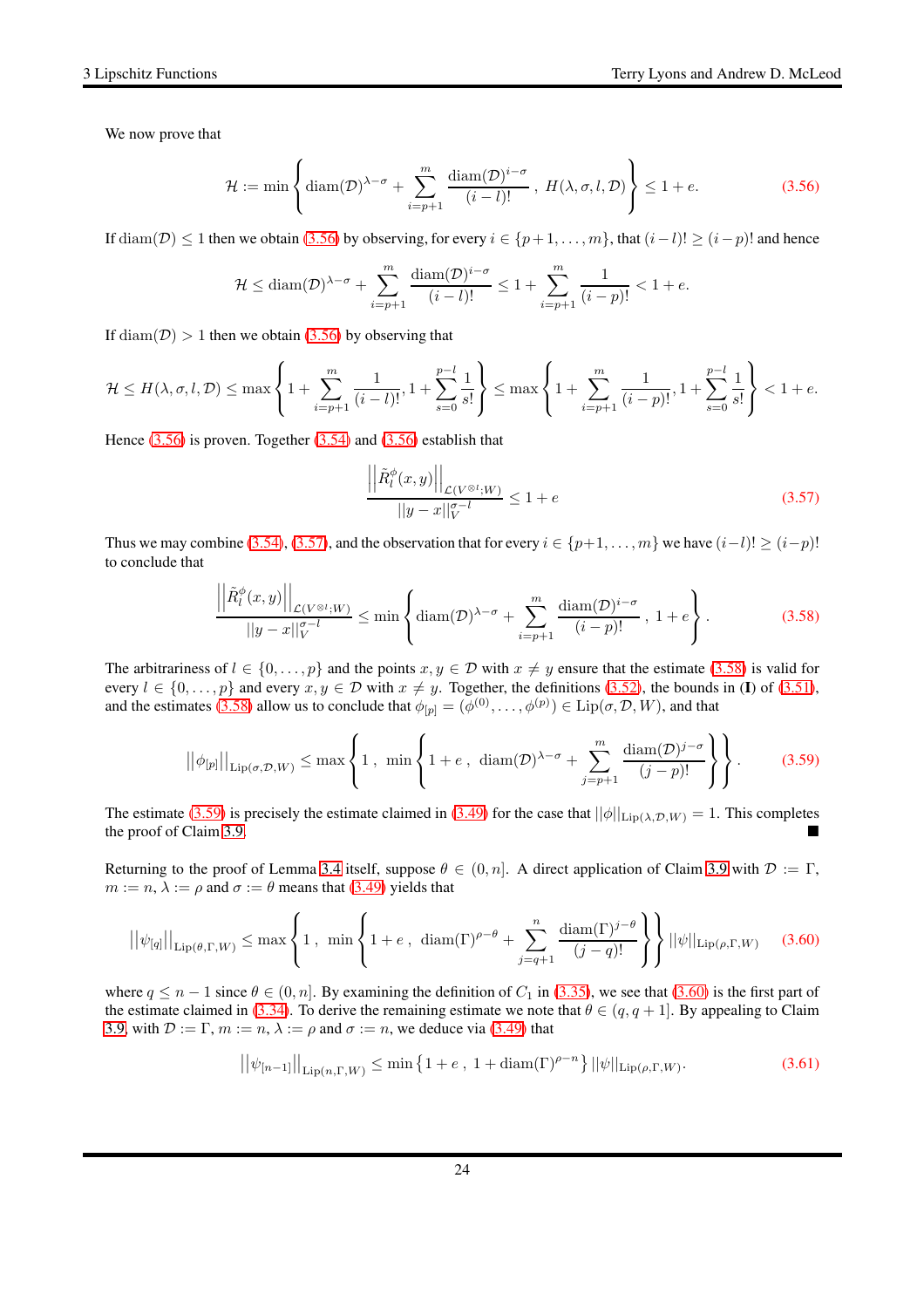We now prove that

$$\mathcal{H} := \min \left\{ \operatorname{diam}(\mathcal{D})^{\lambda-\sigma} + \sum_{i=p+1}^{m} \frac{\operatorname{diam}(\mathcal{D})^{i-\sigma}}{(i-l)!} \, , \, H(\lambda,\sigma,l,\mathcal{D}) \right\} \leq 1+e. \tag{3.56}$$

If $\operatorname{diam}(\mathcal{D}) \leq 1$ then we obtain (3.56) by observing, for every $i \in \{p+1,\ldots,m\}$, that $(i-l)! \geq (i-p)!$ and hence

$$\mathcal{H} \leq \operatorname{diam}(\mathcal{D})^{\lambda-\sigma} + \sum_{i=p+1}^{m} \frac{\operatorname{diam}(\mathcal{D})^{i-\sigma}}{(i-l)!} \leq 1 + \sum_{i=p+1}^{m} \frac{1}{(i-p)!} < 1+e.$$

If $\operatorname{diam}(\mathcal{D}) > 1$ then we obtain (3.56) by observing that

$$\mathcal{H} \leq H(\lambda,\sigma,l,\mathcal{D}) \leq \max\left\{ 1 + \sum_{i=p+1}^{m} \frac{1}{(i-l)!}, 1 + \sum_{s=0}^{p-l} \frac{1}{s!} \right\} \leq \max\left\{ 1 + \sum_{i=p+1}^{m} \frac{1}{(i-p)!}, 1 + \sum_{s=0}^{p-l} \frac{1}{s!} \right\} < 1+e.$$

Hence (3.56) is proven. Together (3.54) and (3.56) establish that

$$\frac{\left|\left| \tilde{R}^{\phi}_{l}(x,y) \right|\right|_{\mathcal{L}(V^{\otimes l};W)}}{||y-x||_{V}^{\sigma-l}} \leq 1+e \tag{3.57}$$

Thus we may combine (3.54), (3.57), and the observation that for every $i \in \{p+1,\ldots,m\}$ we have $(i-l)! \geq (i-p)!$ to conclude that

$$\frac{\left|\left| \tilde{R}^{\phi}_{l}(x,y) \right|\right|_{\mathcal{L}(V^{\otimes l};W)}}{||y-x||_{V}^{\sigma-l}} \leq \min\left\{ \operatorname{diam}(\mathcal{D})^{\lambda-\sigma} + \sum_{i=p+1}^{m} \frac{\operatorname{diam}(\mathcal{D})^{i-\sigma}}{(i-p)!} \, , \, 1+e \right\}. \tag{3.58}$$

The arbitrariness of $l \in \{0,\ldots,p\}$ and the points $x,y \in \mathcal{D}$ with $x \neq y$ ensure that the estimate (3.58) is valid for every $l \in \{0,\ldots,p\}$ and every $x,y \in \mathcal{D}$ with $x \neq y$. Together, the definitions (3.52), the bounds in (**I**) of (3.51), and the estimates (3.58) allow us to conclude that $\phi_{[p]} = (\phi^{(0)},\ldots,\phi^{(p)}) \in \operatorname{Lip}(\sigma,\mathcal{D},W)$, and that

$$\left|\left|\phi_{[p]}\right|\right|_{\operatorname{Lip}(\sigma,\mathcal{D},W)} \leq \max\left\{ 1 \, , \, \min\left\{ 1+e \, , \, \operatorname{diam}(\mathcal{D})^{\lambda-\sigma} + \sum_{j=p+1}^{m} \frac{\operatorname{diam}(\mathcal{D})^{j-\sigma}}{(j-p)!} \right\} \right\}. \tag{3.59}$$

The estimate (3.59) is precisely the estimate claimed in (3.49) for the case that $||\phi||_{\operatorname{Lip}(\lambda,\mathcal{D},W)} = 1$. This completes the proof of Claim 3.9. ■

Returning to the proof of Lemma 3.4 itself, suppose $\theta \in (0,n]$. A direct application of Claim 3.9 with $\mathcal{D} := \Gamma$, $m := n$, $\lambda := \rho$ and $\sigma := \theta$ means that (3.49) yields that

$$\left|\left|\psi_{[q]}\right|\right|_{\operatorname{Lip}(\theta,\Gamma,W)} \leq \max\left\{ 1 \, , \, \min\left\{ 1+e \, , \, \operatorname{diam}(\Gamma)^{\rho-\theta} + \sum_{j=q+1}^{n} \frac{\operatorname{diam}(\Gamma)^{j-\theta}}{(j-q)!} \right\} \right\} ||\psi||_{\operatorname{Lip}(\rho,\Gamma,W)} \tag{3.60}$$

where $q \leq n-1$ since $\theta \in (0,n]$. By examining the definition of $C_1$ in (3.35), we see that (3.60) is the first part of the estimate claimed in (3.34). To derive the remaining estimate we note that $\theta \in (q,q+1]$. By appealing to Claim 3.9, with $\mathcal{D} := \Gamma$, $m := n$, $\lambda := \rho$ and $\sigma := n$, we deduce via (3.49) that

$$\left|\left|\psi_{[n-1]}\right|\right|_{\operatorname{Lip}(n,\Gamma,W)} \leq \min\left\{ 1+e \, , \, 1 + \operatorname{diam}(\Gamma)^{\rho-n} \right\} ||\psi||_{\operatorname{Lip}(\rho,\Gamma,W)}. \tag{3.61}$$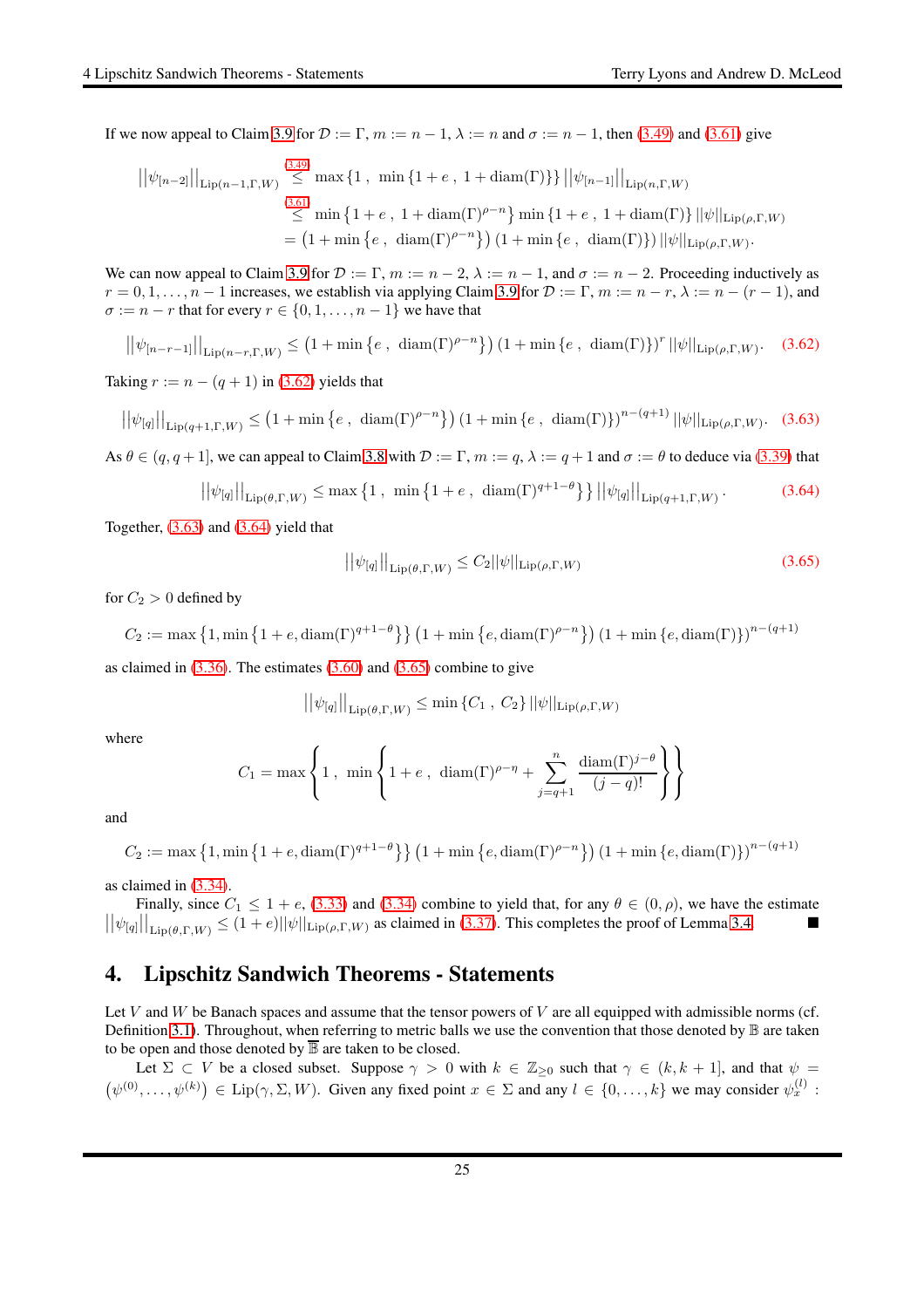If we now appeal to Claim 3.9 for $\mathcal{D} := \Gamma$, $m := n-1$, $\lambda := n$ and $\sigma := n-1$, then (3.49) and (3.61) give

$$\begin{aligned}
\left|\left|\psi_{[n-2]}\right|\right|_{\mathrm{Lip}(n-1,\Gamma,W)} &\overset{3.49}{\leq} \max\left\{1\ ,\ \min\left\{1+e\ ,\ 1+\mathrm{diam}(\Gamma)\right\}\right\}\left|\left|\psi_{[n-1]}\right|\right|_{\mathrm{Lip}(n,\Gamma,W)} \\
&\overset{3.61}{\leq} \min\left\{1+e\ ,\ 1+\mathrm{diam}(\Gamma)^{\rho-n}\right\}\min\left\{1+e\ ,\ 1+\mathrm{diam}(\Gamma)\right\}||\psi||_{\mathrm{Lip}(\rho,\Gamma,W)} \\
&= \left(1+\min\left\{e\ ,\ \mathrm{diam}(\Gamma)^{\rho-n}\right\}\right)\left(1+\min\left\{e\ ,\ \mathrm{diam}(\Gamma)\right\}\right)||\psi||_{\mathrm{Lip}(\rho,\Gamma,W)}.
\end{aligned}$$

We can now appeal to Claim 3.9 for $\mathcal{D} := \Gamma$, $m := n-2$, $\lambda := n-1$, and $\sigma := n-2$. Proceeding inductively as $r = 0, 1, \ldots, n-1$ increases, we establish via applying Claim 3.9 for $\mathcal{D} := \Gamma$, $m := n-r$, $\lambda := n-(r-1)$, and $\sigma := n-r$ that for every $r \in \{0, 1, \ldots, n-1\}$ we have that

$$\left|\left|\psi_{[n-r-1]}\right|\right|_{\mathrm{Lip}(n-r,\Gamma,W)} \leq \left(1+\min\left\{e\ ,\ \mathrm{diam}(\Gamma)^{\rho-n}\right\}\right)\left(1+\min\left\{e\ ,\ \mathrm{diam}(\Gamma)\right\}\right)^{r}||\psi||_{\mathrm{Lip}(\rho,\Gamma,W)}. \tag{3.62}$$

Taking $r := n-(q+1)$ in (3.62) yields that

$$\left|\left|\psi_{[q]}\right|\right|_{\mathrm{Lip}(q+1,\Gamma,W)} \leq \left(1+\min\left\{e\ ,\ \mathrm{diam}(\Gamma)^{\rho-n}\right\}\right)\left(1+\min\left\{e\ ,\ \mathrm{diam}(\Gamma)\right\}\right)^{n-(q+1)}||\psi||_{\mathrm{Lip}(\rho,\Gamma,W)}. \tag{3.63}$$

As $\theta \in (q, q+1]$, we can appeal to Claim 3.8 with $\mathcal{D} := \Gamma$, $m := q$, $\lambda := q+1$ and $\sigma := \theta$ to deduce via (3.39) that

$$\left|\left|\psi_{[q]}\right|\right|_{\mathrm{Lip}(\theta,\Gamma,W)} \leq \max\left\{1\ ,\ \min\left\{1+e\ ,\ \mathrm{diam}(\Gamma)^{q+1-\theta}\right\}\right\}\left|\left|\psi_{[q]}\right|\right|_{\mathrm{Lip}(q+1,\Gamma,W)}. \tag{3.64}$$

Together, (3.63) and (3.64) yield that

$$\left|\left|\psi_{[q]}\right|\right|_{\mathrm{Lip}(\theta,\Gamma,W)} \leq C_2||\psi||_{\mathrm{Lip}(\rho,\Gamma,W)} \tag{3.65}$$

for $C_2 > 0$ defined by

$$C_2 := \max\left\{1, \min\left\{1+e, \mathrm{diam}(\Gamma)^{q+1-\theta}\right\}\right\}\left(1+\min\left\{e, \mathrm{diam}(\Gamma)^{\rho-n}\right\}\right)\left(1+\min\left\{e, \mathrm{diam}(\Gamma)\right\}\right)^{n-(q+1)}$$

as claimed in (3.36). The estimates (3.60) and (3.65) combine to give

$$\left|\left|\psi_{[q]}\right|\right|_{\mathrm{Lip}(\theta,\Gamma,W)} \leq \min\left\{C_1\ ,\ C_2\right\}||\psi||_{\mathrm{Lip}(\rho,\Gamma,W)}$$

where

$$C_1 = \max\left\{1\ ,\ \min\left\{1+e\ ,\ \mathrm{diam}(\Gamma)^{\rho-\eta} + \sum_{j=q+1}^{n}\frac{\mathrm{diam}(\Gamma)^{j-\theta}}{(j-q)!}\right\}\right\}$$

and

$$C_2 := \max\left\{1, \min\left\{1+e, \mathrm{diam}(\Gamma)^{q+1-\theta}\right\}\right\}\left(1+\min\left\{e, \mathrm{diam}(\Gamma)^{\rho-n}\right\}\right)\left(1+\min\left\{e, \mathrm{diam}(\Gamma)\right\}\right)^{n-(q+1)}$$

as claimed in (3.34).

Finally, since $C_1 \leq 1+e$, (3.33) and (3.34) combine to yield that, for any $\theta \in (0, \rho)$, we have the estimate $\left|\left|\psi_{[q]}\right|\right|_{\mathrm{Lip}(\theta,\Gamma,W)} \leq (1+e)||\psi||_{\mathrm{Lip}(\rho,\Gamma,W)}$ as claimed in (3.37). This completes the proof of Lemma 3.4. ■

## 4. Lipschitz Sandwich Theorems - Statements

Let $V$ and $W$ be Banach spaces and assume that the tensor powers of $V$ are all equipped with admissible norms (cf. Definition 3.1). Throughout, when referring to metric balls we use the convention that those denoted by $\mathbb{B}$ are taken to be open and those denoted by $\overline{\mathbb{B}}$ are taken to be closed.

Let $\Sigma \subset V$ be a closed subset. Suppose $\gamma > 0$ with $k \in \mathbb{Z}_{\geq 0}$ such that $\gamma \in (k, k+1]$, and that $\psi = \left(\psi^{(0)}, \ldots, \psi^{(k)}\right) \in \mathrm{Lip}(\gamma, \Sigma, W)$. Given any fixed point $x \in \Sigma$ and any $l \in \{0, \ldots, k\}$ we may consider $\psi_x^{(l)}$ :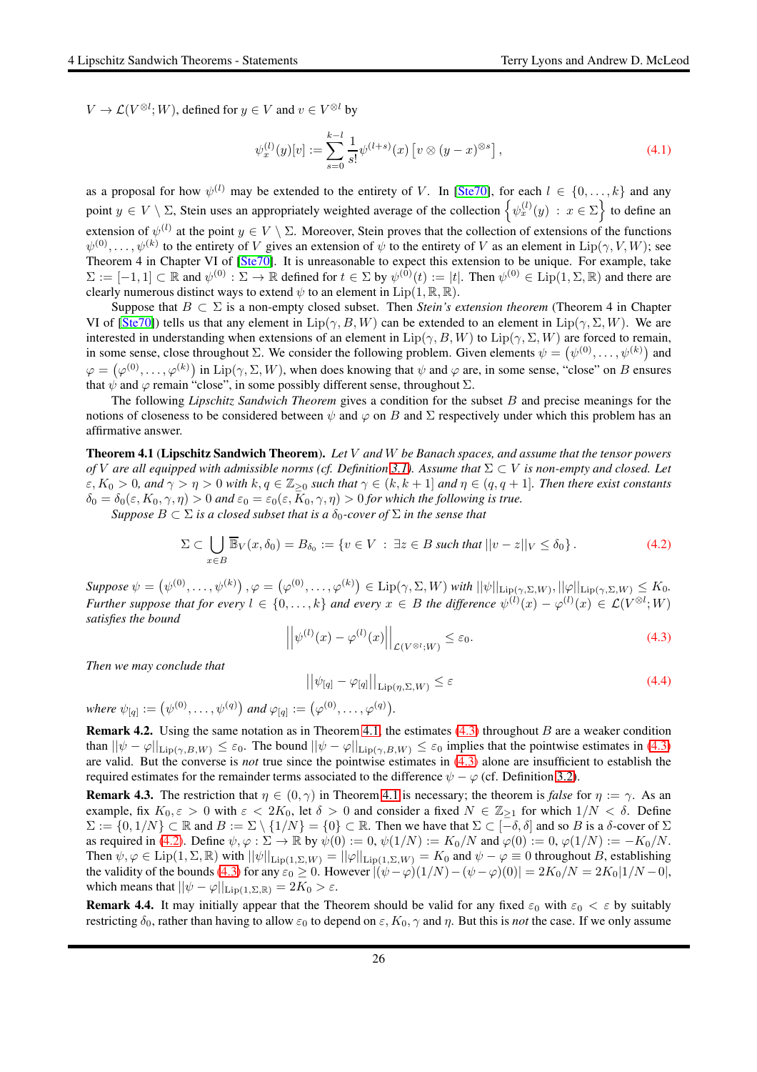$V \to \mathcal{L}(V^{\otimes l}; W)$, defined for $y \in V$ and $v \in V^{\otimes l}$ by

$$\psi_x^{(l)}(y)[v] := \sum_{s=0}^{k-l} \frac{1}{s!} \psi^{(l+s)}(x) \left[ v \otimes (y-x)^{\otimes s} \right], \tag{4.1}$$

as a proposal for how $\psi^{(l)}$ may be extended to the entirety of $V$. In [Ste70], for each $l \in \{0, \ldots, k\}$ and any point $y \in V \setminus \Sigma$, Stein uses an appropriately weighted average of the collection $\left\{ \psi_x^{(l)}(y) : x \in \Sigma \right\}$ to define an extension of $\psi^{(l)}$ at the point $y \in V \setminus \Sigma$. Moreover, Stein proves that the collection of extensions of the functions $\psi^{(0)}, \ldots, \psi^{(k)}$ to the entirety of $V$ gives an extension of $\psi$ to the entirety of $V$ as an element in $\mathrm{Lip}(\gamma, V, W)$; see Theorem 4 in Chapter VI of [Ste70]. It is unreasonable to expect this extension to be unique. For example, take $\Sigma := [-1, 1] \subset \mathbb{R}$ and $\psi^{(0)} : \Sigma \to \mathbb{R}$ defined for $t \in \Sigma$ by $\psi^{(0)}(t) := |t|$. Then $\psi^{(0)} \in \mathrm{Lip}(1, \Sigma, \mathbb{R})$ and there are clearly numerous distinct ways to extend $\psi$ to an element in $\mathrm{Lip}(1, \mathbb{R}, \mathbb{R})$.

Suppose that $B \subset \Sigma$ is a non-empty closed subset. Then *Stein's extension theorem* (Theorem 4 in Chapter VI of [Ste70]) tells us that any element in $\mathrm{Lip}(\gamma, B, W)$ can be extended to an element in $\mathrm{Lip}(\gamma, \Sigma, W)$. We are interested in understanding when extensions of an element in $\mathrm{Lip}(\gamma, B, W)$ to $\mathrm{Lip}(\gamma, \Sigma, W)$ are forced to remain, in some sense, close throughout $\Sigma$. We consider the following problem. Given elements $\psi = \left(\psi^{(0)}, \ldots, \psi^{(k)}\right)$ and $\varphi = \left(\varphi^{(0)}, \ldots, \varphi^{(k)}\right)$ in $\mathrm{Lip}(\gamma, \Sigma, W)$, when does knowing that $\psi$ and $\varphi$ are, in some sense, "close" on $B$ ensures that $\psi$ and $\varphi$ remain "close", in some possibly different sense, throughout $\Sigma$.

The following *Lipschitz Sandwich Theorem* gives a condition for the subset $B$ and precise meanings for the notions of closeness to be considered between $\psi$ and $\varphi$ on $B$ and $\Sigma$ respectively under which this problem has an affirmative answer.

**Theorem 4.1 (Lipschitz Sandwich Theorem).** *Let $V$ and $W$ be Banach spaces, and assume that the tensor powers of $V$ are all equipped with admissible norms (cf. Definition 3.1). Assume that $\Sigma \subset V$ is non-empty and closed. Let $\varepsilon, K_0 > 0$, and $\gamma > \eta > 0$ with $k, q \in \mathbb{Z}_{\geq 0}$ such that $\gamma \in (k, k+1]$ and $\eta \in (q, q+1]$. Then there exist constants $\delta_0 = \delta_0(\varepsilon, K_0, \gamma, \eta) > 0$ and $\varepsilon_0 = \varepsilon_0(\varepsilon, K_0, \gamma, \eta) > 0$ for which the following is true.*

*Suppose $B \subset \Sigma$ is a closed subset that is a $\delta_0$-cover of $\Sigma$ in the sense that*

$$\Sigma \subset \bigcup_{x \in B} \overline{\mathbb{B}}_V(x, \delta_0) = B_{\delta_0} := \{ v \in V \ : \ \exists z \in B \text{ such that } ||v - z||_V \leq \delta_0 \}. \tag{4.2}$$

*Suppose $\psi = \left(\psi^{(0)}, \ldots, \psi^{(k)}\right), \varphi = \left(\varphi^{(0)}, \ldots, \varphi^{(k)}\right) \in \mathrm{Lip}(\gamma, \Sigma, W)$ with $||\psi||_{\mathrm{Lip}(\gamma,\Sigma,W)}, ||\varphi||_{\mathrm{Lip}(\gamma,\Sigma,W)} \leq K_0$. Further suppose that for every $l \in \{0, \ldots, k\}$ and every $x \in B$ the difference $\psi^{(l)}(x) - \varphi^{(l)}(x) \in \mathcal{L}(V^{\otimes l}; W)$ satisfies the bound*

$$\left|\left| \psi^{(l)}(x) - \varphi^{(l)}(x) \right|\right|_{\mathcal{L}(V^{\otimes l}; W)} \leq \varepsilon_0. \tag{4.3}$$

*Then we may conclude that*

$$\left|\left| \psi_{[q]} - \varphi_{[q]} \right|\right|_{\mathrm{Lip}(\eta,\Sigma,W)} \leq \varepsilon \tag{4.4}$$

*where $\psi_{[q]} := \left(\psi^{(0)}, \ldots, \psi^{(q)}\right)$ and $\varphi_{[q]} := \left(\varphi^{(0)}, \ldots, \varphi^{(q)}\right)$.*

**Remark 4.2.** Using the same notation as in Theorem 4.1, the estimates (4.3) throughout $B$ are a weaker condition than $||\psi - \varphi||_{\mathrm{Lip}(\gamma,B,W)} \leq \varepsilon_0$. The bound $||\psi - \varphi||_{\mathrm{Lip}(\gamma,B,W)} \leq \varepsilon_0$ implies that the pointwise estimates in (4.3) are valid. But the converse is *not* true since the pointwise estimates in (4.3) alone are insufficient to establish the required estimates for the remainder terms associated to the difference $\psi - \varphi$ (cf. Definition 3.2).

**Remark 4.3.** The restriction that $\eta \in (0, \gamma)$ in Theorem 4.1 is necessary; the theorem is *false* for $\eta := \gamma$. As an example, fix $K_0, \varepsilon > 0$ with $\varepsilon < 2K_0$, let $\delta > 0$ and consider a fixed $N \in \mathbb{Z}_{\geq 1}$ for which $1/N < \delta$. Define $\Sigma := \{0, 1/N\} \subset \mathbb{R}$ and $B := \Sigma \setminus \{1/N\} = \{0\} \subset \mathbb{R}$. Then we have that $\Sigma \subset [-\delta, \delta]$ and so $B$ is a $\delta$-cover of $\Sigma$ as required in (4.2). Define $\psi, \varphi : \Sigma \to \mathbb{R}$ by $\psi(0) := 0$, $\psi(1/N) := K_0/N$ and $\varphi(0) := 0$, $\varphi(1/N) := -K_0/N$. Then $\psi, \varphi \in \mathrm{Lip}(1, \Sigma, \mathbb{R})$ with $||\psi||_{\mathrm{Lip}(1,\Sigma,W)} = ||\varphi||_{\mathrm{Lip}(1,\Sigma,W)} = K_0$ and $\psi - \varphi \equiv 0$ throughout $B$, establishing the validity of the bounds (4.3) for any $\varepsilon_0 \geq 0$. However $|(\psi - \varphi)(1/N) - (\psi - \varphi)(0)| = 2K_0/N = 2K_0|1/N - 0|$, which means that $||\psi - \varphi||_{\mathrm{Lip}(1,\Sigma,\mathbb{R})} = 2K_0 > \varepsilon$.

**Remark 4.4.** It may initially appear that the Theorem should be valid for any fixed $\varepsilon_0$ with $\varepsilon_0 < \varepsilon$ by suitably restricting $\delta_0$, rather than having to allow $\varepsilon_0$ to depend on $\varepsilon, K_0, \gamma$ and $\eta$. But this is *not* the case. If we only assume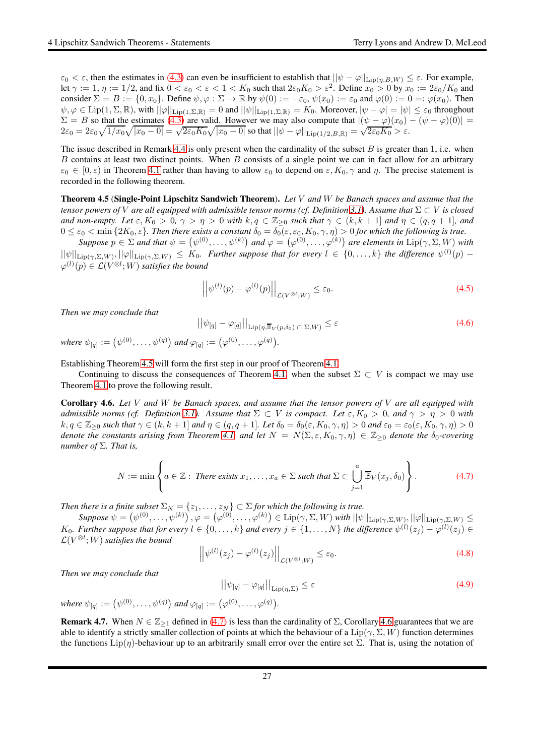$\varepsilon_0 < \varepsilon$, then the estimates in (4.3) can even be insufficient to establish that $||\psi - \varphi||_{\mathrm{Lip}(\eta,B,W)} \leq \varepsilon$. For example, let $\gamma := 1$, $\eta := 1/2$, and fix $0 < \varepsilon_0 < \varepsilon < 1 < K_0$ such that $2\varepsilon_0 K_0 > \varepsilon^2$. Define $x_0 > 0$ by $x_0 := 2\varepsilon_0/K_0$ and consider $\Sigma = B := \{0, x_0\}$. Define $\psi, \varphi : \Sigma \to \mathbb{R}$ by $\psi(0) := -\varepsilon_0$, $\psi(x_0) := \varepsilon_0$ and $\varphi(0) := 0 =: \varphi(x_0)$. Then $\psi, \varphi \in \mathrm{Lip}(1, \Sigma, \mathbb{R})$, with $||\varphi||_{\mathrm{Lip}(1,\Sigma,\mathbb{R})} = 0$ and $||\psi||_{\mathrm{Lip}(1,\Sigma,\mathbb{R})} = K_0$. Moreover, $|\psi - \varphi| = |\psi| \leq \varepsilon_0$ throughout $\Sigma = B$ so that the estimates (4.3) are valid. However we may also compute that $|(\psi - \varphi)(x_0) - (\psi - \varphi)(0)| = 2\varepsilon_0 = 2\varepsilon_0\sqrt{1/x_0}\sqrt{|x_0 - 0|} = \sqrt{2\varepsilon_0 K_0}\sqrt{|x_0 - 0|}$ so that $||\psi - \varphi||_{\mathrm{Lip}(1/2,B,\mathbb{R})} = \sqrt{2\varepsilon_0 K_0} > \varepsilon$.

The issue described in Remark 4.4 is only present when the cardinality of the subset $B$ is greater than 1, i.e. when $B$ contains at least two distinct points. When $B$ consists of a single point we can in fact allow for an arbitrary $\varepsilon_0 \in [0, \varepsilon)$ in Theorem 4.1 rather than having to allow $\varepsilon_0$ to depend on $\varepsilon, K_0, \gamma$ and $\eta$. The precise statement is recorded in the following theorem.

**Theorem 4.5** (**Single-Point Lipschitz Sandwich Theorem**). *Let $V$ and $W$ be Banach spaces and assume that the tensor powers of $V$ are all equipped with admissible tensor norms (cf. Definition 3.1). Assume that $\Sigma \subset V$ is closed and non-empty. Let $\varepsilon, K_0 > 0$, $\gamma > \eta > 0$ with $k, q \in \mathbb{Z}_{\geq 0}$ such that $\gamma \in (k, k+1]$ and $\eta \in (q, q+1]$, and $0 \leq \varepsilon_0 < \min\{2K_0, \varepsilon\}$. Then there exists a constant $\delta_0 = \delta_0(\varepsilon, \varepsilon_0, K_0, \gamma, \eta) > 0$ for which the following is true.*

*Suppose $p \in \Sigma$ and that $\psi = \left(\psi^{(0)}, \ldots, \psi^{(k)}\right)$ and $\varphi = \left(\varphi^{(0)}, \ldots, \varphi^{(k)}\right)$ are elements in $\mathrm{Lip}(\gamma, \Sigma, W)$ with $||\psi||_{\mathrm{Lip}(\gamma,\Sigma,W)}, ||\varphi||_{\mathrm{Lip}(\gamma,\Sigma,W)} \leq K_0$. Further suppose that for every $l \in \{0, \ldots, k\}$ the difference $\psi^{(l)}(p) - \varphi^{(l)}(p) \in \mathcal{L}(V^{\otimes l}; W)$ satisfies the bound*

$$\left|\left|\psi^{(l)}(p) - \varphi^{(l)}(p)\right|\right|_{\mathcal{L}(V^{\otimes l};W)} \leq \varepsilon_0. \tag{4.5}$$

*Then we may conclude that*

$$\left|\left|\psi_{[q]} - \varphi_{[q]}\right|\right|_{\mathrm{Lip}(\eta, \overline{\mathbb{B}}_V(p,\delta_0)\,\cap\,\Sigma, W)} \leq \varepsilon \tag{4.6}$$

*where $\psi_{[q]} := \left(\psi^{(0)}, \ldots, \psi^{(q)}\right)$ and $\varphi_{[q]} := \left(\varphi^{(0)}, \ldots, \varphi^{(q)}\right)$.*

Establishing Theorem 4.5 will form the first step in our proof of Theorem 4.1.

Continuing to discuss the consequences of Theorem 4.1, when the subset $\Sigma \subset V$ is compact we may use Theorem 4.1 to prove the following result.

**Corollary 4.6.** *Let $V$ and $W$ be Banach spaces, and assume that the tensor powers of $V$ are all equipped with admissible norms (cf. Definition 3.1). Assume that $\Sigma \subset V$ is compact. Let $\varepsilon, K_0 > 0$, and $\gamma > \eta > 0$ with $k, q \in \mathbb{Z}_{\geq 0}$ such that $\gamma \in (k, k+1]$ and $\eta \in (q, q+1]$. Let $\delta_0 = \delta_0(\varepsilon, K_0, \gamma, \eta) > 0$ and $\varepsilon_0 = \varepsilon_0(\varepsilon, K_0, \gamma, \eta) > 0$ denote the constants arising from Theorem 4.1, and let $N = N(\Sigma, \varepsilon, K_0, \gamma, \eta) \in \mathbb{Z}_{\geq 0}$ denote the $\delta_0$-covering number of $\Sigma$. That is,*

$$N := \min\left\{ a \in \mathbb{Z} : \text{ There exists } x_1, \ldots, x_a \in \Sigma \text{ such that } \Sigma \subset \bigcup_{j=1}^{a} \overline{\mathbb{B}}_V(x_j, \delta_0) \right\}. \tag{4.7}$$

*Then there is a finite subset $\Sigma_N = \{z_1, \ldots, z_N\} \subset \Sigma$ for which the following is true.*

*Suppose $\psi = \left(\psi^{(0)}, \ldots, \psi^{(k)}\right), \varphi = \left(\varphi^{(0)}, \ldots, \varphi^{(k)}\right) \in \mathrm{Lip}(\gamma, \Sigma, W)$ with $||\psi||_{\mathrm{Lip}(\gamma,\Sigma,W)}, ||\varphi||_{\mathrm{Lip}(\gamma,\Sigma,W)} \leq K_0$. Further suppose that for every $l \in \{0, \ldots, k\}$ and every $j \in \{1, \ldots, N\}$ the difference $\psi^{(l)}(z_j) - \varphi^{(l)}(z_j) \in \mathcal{L}(V^{\otimes l}; W)$ satisfies the bound*

$$\left|\left|\psi^{(l)}(z_j) - \varphi^{(l)}(z_j)\right|\right|_{\mathcal{L}(V^{\otimes l};W)} \leq \varepsilon_0. \tag{4.8}$$

*Then we may conclude that*

$$\left|\left|\psi_{[q]} - \varphi_{[q]}\right|\right|_{\mathrm{Lip}(\eta,\Sigma)} \leq \varepsilon \tag{4.9}$$

*where $\psi_{[q]} := \left(\psi^{(0)}, \ldots, \psi^{(q)}\right)$ and $\varphi_{[q]} := \left(\varphi^{(0)}, \ldots, \varphi^{(q)}\right)$.*

**Remark 4.7.** When $N \in \mathbb{Z}_{\geq 1}$ defined in (4.7) is less than the cardinality of $\Sigma$, Corollary 4.6 guarantees that we are able to identify a strictly smaller collection of points at which the behaviour of a $\mathrm{Lip}(\gamma, \Sigma, W)$ function determines the functions $\mathrm{Lip}(\eta)$-behaviour up to an arbitrarily small error over the entire set $\Sigma$. That is, using the notation of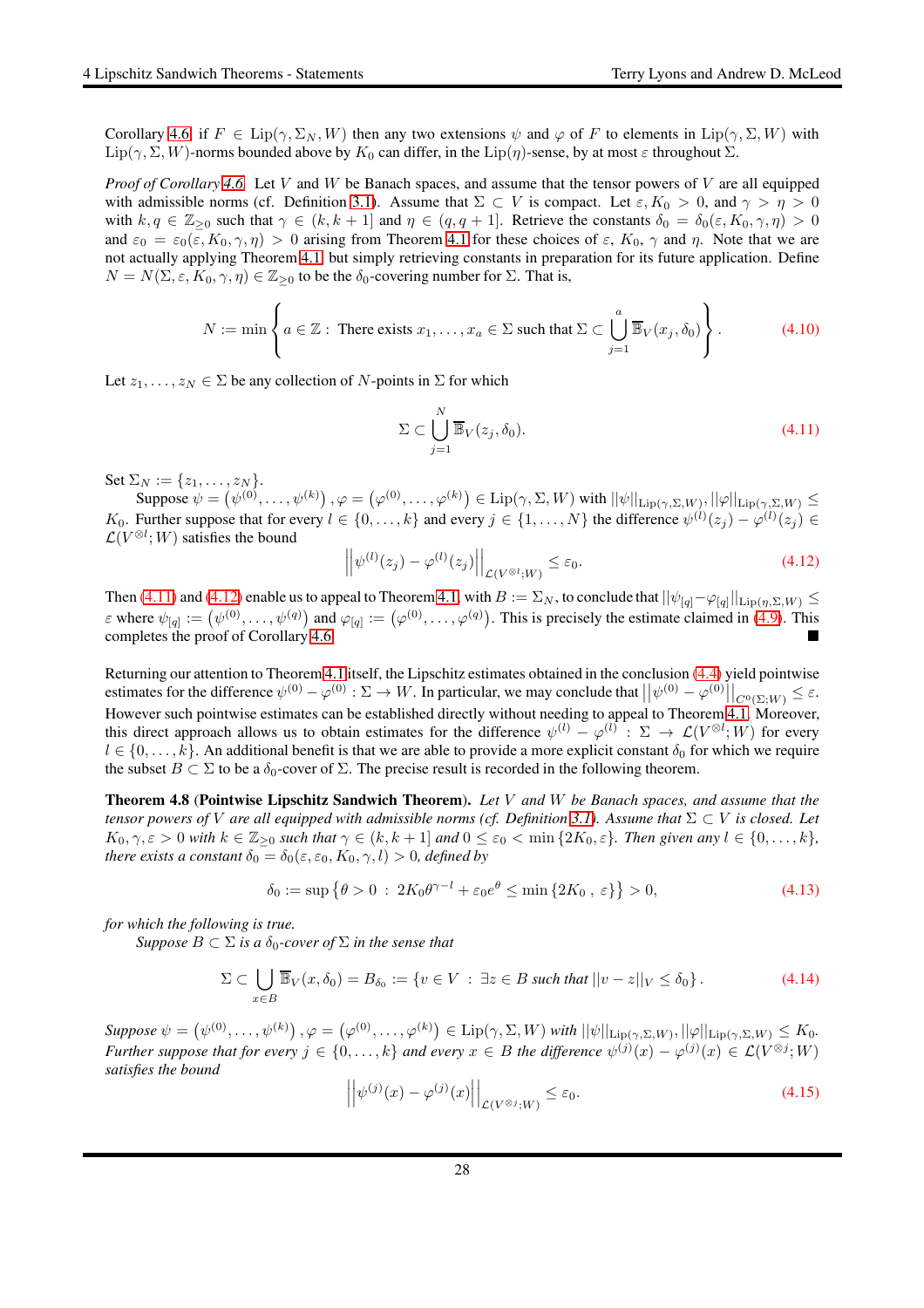Corollary 4.6 if $F \in \mathrm{Lip}(\gamma, \Sigma_N, W)$ then any two extensions $\psi$ and $\varphi$ of $F$ to elements in $\mathrm{Lip}(\gamma, \Sigma, W)$ with $\mathrm{Lip}(\gamma, \Sigma, W)$-norms bounded above by $K_0$ can differ, in the $\mathrm{Lip}(\eta)$-sense, by at most $\varepsilon$ throughout $\Sigma$.

*Proof of Corollary 4.6.* Let $V$ and $W$ be Banach spaces, and assume that the tensor powers of $V$ are all equipped with admissible norms (cf. Definition 3.1). Assume that $\Sigma \subset V$ is compact. Let $\varepsilon, K_0 > 0$, and $\gamma > \eta > 0$ with $k, q \in \mathbb{Z}_{\geq 0}$ such that $\gamma \in (k, k+1]$ and $\eta \in (q, q+1]$. Retrieve the constants $\delta_0 = \delta_0(\varepsilon, K_0, \gamma, \eta) > 0$ and $\varepsilon_0 = \varepsilon_0(\varepsilon, K_0, \gamma, \eta) > 0$ arising from Theorem 4.1 for these choices of $\varepsilon$, $K_0$, $\gamma$ and $\eta$. Note that we are not actually applying Theorem 4.1, but simply retrieving constants in preparation for its future application. Define $N = N(\Sigma, \varepsilon, K_0, \gamma, \eta) \in \mathbb{Z}_{\geq 0}$ to be the $\delta_0$-covering number for $\Sigma$. That is,

$$N := \min \left\{ a \in \mathbb{Z} : \text{ There exists } x_1, \ldots, x_a \in \Sigma \text{ such that } \Sigma \subset \bigcup_{j=1}^{a} \overline{\mathbb{B}}_V(x_j, \delta_0) \right\}. \tag{4.10}$$

Let $z_1, \ldots, z_N \in \Sigma$ be any collection of $N$-points in $\Sigma$ for which

$$\Sigma \subset \bigcup_{j=1}^{N} \overline{\mathbb{B}}_V(z_j, \delta_0). \tag{4.11}$$

Set $\Sigma_N := \{z_1, \ldots, z_N\}$.

Suppose $\psi = \left(\psi^{(0)}, \ldots, \psi^{(k)}\right), \varphi = \left(\varphi^{(0)}, \ldots, \varphi^{(k)}\right) \in \mathrm{Lip}(\gamma, \Sigma, W)$ with $||\psi||_{\mathrm{Lip}(\gamma,\Sigma,W)}, ||\varphi||_{\mathrm{Lip}(\gamma,\Sigma,W)} \leq K_0$. Further suppose that for every $l \in \{0, \ldots, k\}$ and every $j \in \{1, \ldots, N\}$ the difference $\psi^{(l)}(z_j) - \varphi^{(l)}(z_j) \in \mathcal{L}(V^{\otimes l}; W)$ satisfies the bound

$$\left|\left| \psi^{(l)}(z_j) - \varphi^{(l)}(z_j) \right|\right|_{\mathcal{L}(V^{\otimes l}; W)} \leq \varepsilon_0. \tag{4.12}$$

Then (4.11) and (4.12) enable us to appeal to Theorem 4.1, with $B := \Sigma_N$, to conclude that $||\psi_{[q]} - \varphi_{[q]}||_{\mathrm{Lip}(\eta,\Sigma,W)} \leq \varepsilon$ where $\psi_{[q]} := \left(\psi^{(0)}, \ldots, \psi^{(q)}\right)$ and $\varphi_{[q]} := \left(\varphi^{(0)}, \ldots, \varphi^{(q)}\right)$. This is precisely the estimate claimed in (4.9). This completes the proof of Corollary 4.6. ■

Returning our attention to Theorem 4.1 itself, the Lipschitz estimates obtained in the conclusion (4.4) yield pointwise estimates for the difference $\psi^{(0)} - \varphi^{(0)} : \Sigma \to W$. In particular, we may conclude that $\left|\left| \psi^{(0)} - \varphi^{(0)} \right|\right|_{C^0(\Sigma; W)} \leq \varepsilon$. However such pointwise estimates can be established directly without needing to appeal to Theorem 4.1. Moreover, this direct approach allows us to obtain estimates for the difference $\psi^{(l)} - \varphi^{(l)} : \Sigma \to \mathcal{L}(V^{\otimes l}; W)$ for every $l \in \{0, \ldots, k\}$. An additional benefit is that we are able to provide a more explicit constant $\delta_0$ for which we require the subset $B \subset \Sigma$ to be a $\delta_0$-cover of $\Sigma$. The precise result is recorded in the following theorem.

**Theorem 4.8 (Pointwise Lipschitz Sandwich Theorem).** *Let $V$ and $W$ be Banach spaces, and assume that the tensor powers of $V$ are all equipped with admissible norms (cf. Definition 3.1). Assume that $\Sigma \subset V$ is closed. Let $K_0, \gamma, \varepsilon > 0$ with $k \in \mathbb{Z}_{\geq 0}$ such that $\gamma \in (k, k+1]$ and $0 \leq \varepsilon_0 < \min\{2K_0, \varepsilon\}$. Then given any $l \in \{0, \ldots, k\}$, there exists a constant $\delta_0 = \delta_0(\varepsilon, \varepsilon_0, K_0, \gamma, l) > 0$, defined by*

$$\delta_0 := \sup \left\{ \theta > 0 \ : \ 2K_0 \theta^{\gamma - l} + \varepsilon_0 e^{\theta} \leq \min\{2K_0 \ , \ \varepsilon\} \right\} > 0, \tag{4.13}$$

*for which the following is true.*

*Suppose $B \subset \Sigma$ is a $\delta_0$-cover of $\Sigma$ in the sense that*

$$\Sigma \subset \bigcup_{x \in B} \overline{\mathbb{B}}_V(x, \delta_0) = B_{\delta_0} := \{ v \in V \ : \ \exists z \in B \text{ such that } ||v - z||_V \leq \delta_0 \}. \tag{4.14}$$

*Suppose $\psi = \left(\psi^{(0)}, \ldots, \psi^{(k)}\right), \varphi = \left(\varphi^{(0)}, \ldots, \varphi^{(k)}\right) \in \mathrm{Lip}(\gamma, \Sigma, W)$ with $||\psi||_{\mathrm{Lip}(\gamma,\Sigma,W)}, ||\varphi||_{\mathrm{Lip}(\gamma,\Sigma,W)} \leq K_0$. Further suppose that for every $j \in \{0, \ldots, k\}$ and every $x \in B$ the difference $\psi^{(j)}(x) - \varphi^{(j)}(x) \in \mathcal{L}(V^{\otimes j}; W)$ satisfies the bound*

$$\left|\left| \psi^{(j)}(x) - \varphi^{(j)}(x) \right|\right|_{\mathcal{L}(V^{\otimes j}; W)} \leq \varepsilon_0. \tag{4.15}$$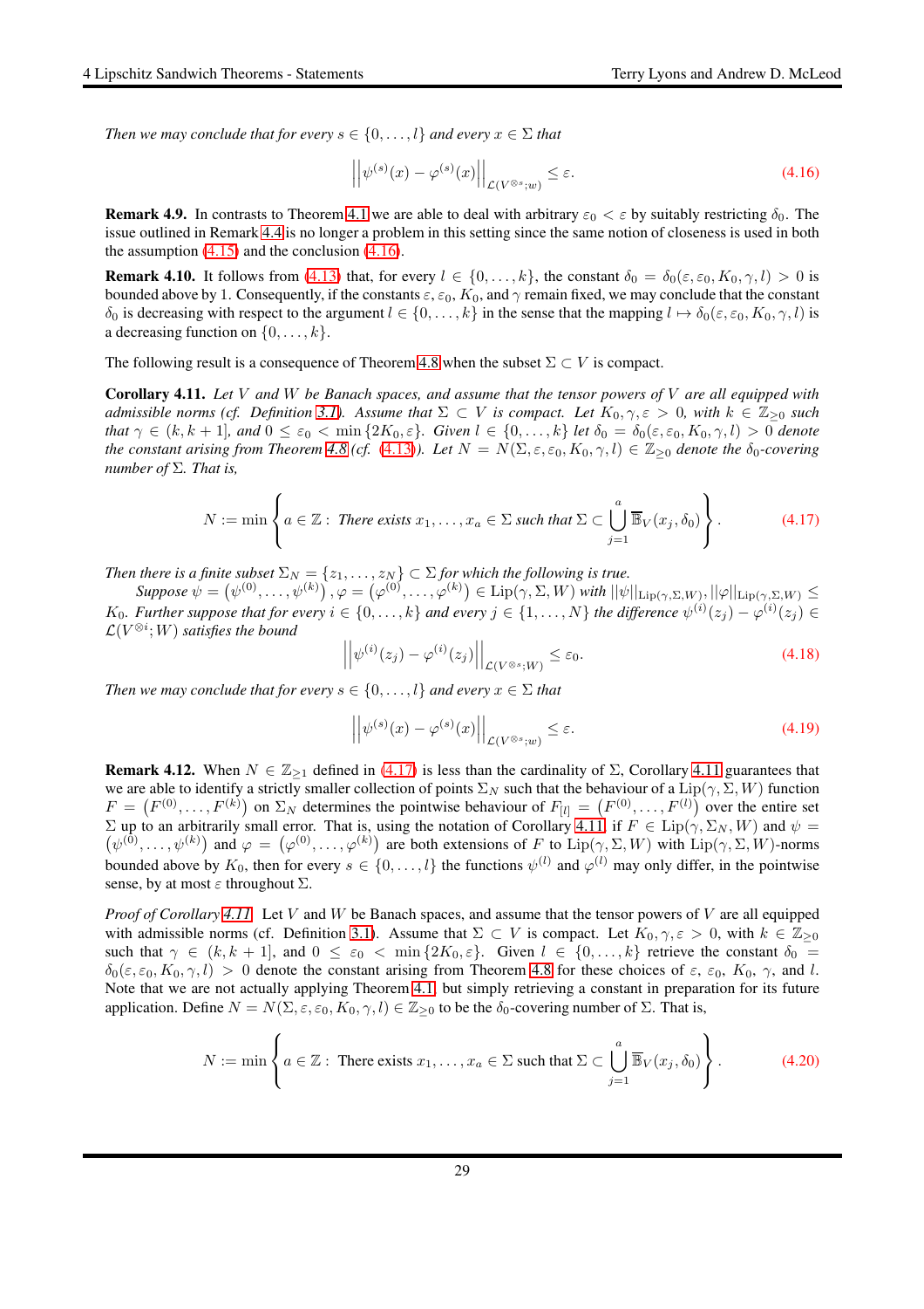*Then we may conclude that for every $s \in \{0, \ldots, l\}$ and every $x \in \Sigma$ that*

$$\left|\left|\psi^{(s)}(x) - \varphi^{(s)}(x)\right|\right|_{\mathcal{L}(V^{\otimes s};w)} \leq \varepsilon. \tag{4.16}$$

**Remark 4.9.** In contrasts to Theorem 4.1 we are able to deal with arbitrary $\varepsilon_0 < \varepsilon$ by suitably restricting $\delta_0$. The issue outlined in Remark 4.4 is no longer a problem in this setting since the same notion of closeness is used in both the assumption (4.15) and the conclusion (4.16).

**Remark 4.10.** It follows from (4.13) that, for every $l \in \{0, \ldots, k\}$, the constant $\delta_0 = \delta_0(\varepsilon, \varepsilon_0, K_0, \gamma, l) > 0$ is bounded above by 1. Consequently, if the constants $\varepsilon, \varepsilon_0, K_0$, and $\gamma$ remain fixed, we may conclude that the constant $\delta_0$ is decreasing with respect to the argument $l \in \{0, \ldots, k\}$ in the sense that the mapping $l \mapsto \delta_0(\varepsilon, \varepsilon_0, K_0, \gamma, l)$ is a decreasing function on $\{0, \ldots, k\}$.

The following result is a consequence of Theorem 4.8 when the subset $\Sigma \subset V$ is compact.

**Corollary 4.11.** *Let $V$ and $W$ be Banach spaces, and assume that the tensor powers of $V$ are all equipped with admissible norms (cf. Definition 3.1). Assume that $\Sigma \subset V$ is compact. Let $K_0, \gamma, \varepsilon > 0$, with $k \in \mathbb{Z}_{\geq 0}$ such that $\gamma \in (k, k+1]$, and $0 \leq \varepsilon_0 < \min\{2K_0, \varepsilon\}$. Given $l \in \{0, \ldots, k\}$ let $\delta_0 = \delta_0(\varepsilon, \varepsilon_0, K_0, \gamma, l) > 0$ denote the constant arising from Theorem 4.8 (cf. (4.13)). Let $N = N(\Sigma, \varepsilon, \varepsilon_0, K_0, \gamma, l) \in \mathbb{Z}_{\geq 0}$ denote the $\delta_0$-covering number of $\Sigma$. That is,*

$$N := \min \left\{ a \in \mathbb{Z} : \text{ There exists } x_1, \ldots, x_a \in \Sigma \text{ such that } \Sigma \subset \bigcup_{j=1}^{a} \overline{\mathbb{B}}_V(x_j, \delta_0) \right\}. \tag{4.17}$$

*Then there is a finite subset $\Sigma_N = \{z_1, \ldots, z_N\} \subset \Sigma$ for which the following is true.*

*Suppose $\psi = \left(\psi^{(0)}, \ldots, \psi^{(k)}\right), \varphi = \left(\varphi^{(0)}, \ldots, \varphi^{(k)}\right) \in \mathrm{Lip}(\gamma, \Sigma, W)$ with $||\psi||_{\mathrm{Lip}(\gamma,\Sigma,W)}, ||\varphi||_{\mathrm{Lip}(\gamma,\Sigma,W)} \leq K_0$. Further suppose that for every $i \in \{0, \ldots, k\}$ and every $j \in \{1, \ldots, N\}$ the difference $\psi^{(i)}(z_j) - \varphi^{(i)}(z_j) \in \mathcal{L}(V^{\otimes i}; W)$ satisfies the bound*

$$\left|\left|\psi^{(i)}(z_j) - \varphi^{(i)}(z_j)\right|\right|_{\mathcal{L}(V^{\otimes s};W)} \leq \varepsilon_0. \tag{4.18}$$

*Then we may conclude that for every $s \in \{0, \ldots, l\}$ and every $x \in \Sigma$ that*

$$\left|\left|\psi^{(s)}(x) - \varphi^{(s)}(x)\right|\right|_{\mathcal{L}(V^{\otimes s};w)} \leq \varepsilon. \tag{4.19}$$

**Remark 4.12.** When $N \in \mathbb{Z}_{\geq 1}$ defined in (4.17) is less than the cardinality of $\Sigma$, Corollary 4.11 guarantees that we are able to identify a strictly smaller collection of points $\Sigma_N$ such that the behaviour of a $\mathrm{Lip}(\gamma, \Sigma, W)$ function $F = \left(F^{(0)}, \ldots, F^{(k)}\right)$ on $\Sigma_N$ determines the pointwise behaviour of $F_{[l]} = \left(F^{(0)}, \ldots, F^{(l)}\right)$ over the entire set $\Sigma$ up to an arbitrarily small error. That is, using the notation of Corollary 4.11, if $F \in \mathrm{Lip}(\gamma, \Sigma_N, W)$ and $\psi = \left(\psi^{(0)}, \ldots, \psi^{(k)}\right)$ and $\varphi = \left(\varphi^{(0)}, \ldots, \varphi^{(k)}\right)$ are both extensions of $F$ to $\mathrm{Lip}(\gamma, \Sigma, W)$ with $\mathrm{Lip}(\gamma, \Sigma, W)$-norms bounded above by $K_0$, then for every $s \in \{0, \ldots, l\}$ the functions $\psi^{(l)}$ and $\varphi^{(l)}$ may only differ, in the pointwise sense, by at most $\varepsilon$ throughout $\Sigma$.

*Proof of Corollary 4.11.* Let $V$ and $W$ be Banach spaces, and assume that the tensor powers of $V$ are all equipped with admissible norms (cf. Definition 3.1). Assume that $\Sigma \subset V$ is compact. Let $K_0, \gamma, \varepsilon > 0$, with $k \in \mathbb{Z}_{\geq 0}$ such that $\gamma \in (k, k+1]$, and $0 \leq \varepsilon_0 < \min\{2K_0, \varepsilon\}$. Given $l \in \{0, \ldots, k\}$ retrieve the constant $\delta_0 = \delta_0(\varepsilon, \varepsilon_0, K_0, \gamma, l) > 0$ denote the constant arising from Theorem 4.8 for these choices of $\varepsilon$, $\varepsilon_0$, $K_0$, $\gamma$, and $l$. Note that we are not actually applying Theorem 4.1, but simply retrieving a constant in preparation for its future application. Define $N = N(\Sigma, \varepsilon, \varepsilon_0, K_0, \gamma, l) \in \mathbb{Z}_{\geq 0}$ to be the $\delta_0$-covering number of $\Sigma$. That is,

$$N := \min \left\{ a \in \mathbb{Z} : \text{ There exists } x_1, \ldots, x_a \in \Sigma \text{ such that } \Sigma \subset \bigcup_{j=1}^{a} \overline{\mathbb{B}}_V(x_j, \delta_0) \right\}. \tag{4.20}$$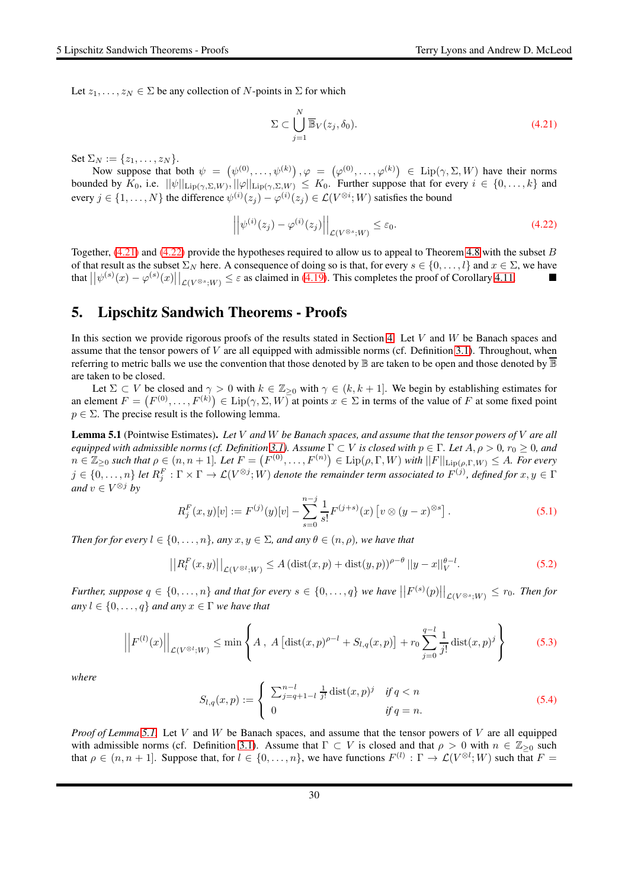Let $z_1, \ldots, z_N \in \Sigma$ be any collection of $N$-points in $\Sigma$ for which

$$\Sigma \subset \bigcup_{j=1}^{N} \overline{\mathbb{B}}_V(z_j, \delta_0). \tag{4.21}$$

Set $\Sigma_N := \{z_1, \ldots, z_N\}$.

Now suppose that both $\psi = \left(\psi^{(0)}, \ldots, \psi^{(k)}\right), \varphi = \left(\varphi^{(0)}, \ldots, \varphi^{(k)}\right) \in \mathrm{Lip}(\gamma, \Sigma, W)$ have their norms bounded by $K_0$, i.e. $||\psi||_{\mathrm{Lip}(\gamma,\Sigma,W)}, ||\varphi||_{\mathrm{Lip}(\gamma,\Sigma,W)} \leq K_0$. Further suppose that for every $i \in \{0, \ldots, k\}$ and every $j \in \{1, \ldots, N\}$ the difference $\psi^{(i)}(z_j) - \varphi^{(i)}(z_j) \in \mathcal{L}(V^{\otimes i}; W)$ satisfies the bound

$$\left|\left|\psi^{(i)}(z_j) - \varphi^{(i)}(z_j)\right|\right|_{\mathcal{L}(V^{\otimes s};W)} \leq \varepsilon_0. \tag{4.22}$$

Together, (4.21) and (4.22) provide the hypotheses required to allow us to appeal to Theorem 4.8 with the subset $B$ of that result as the subset $\Sigma_N$ here. A consequence of doing so is that, for every $s \in \{0, \ldots, l\}$ and $x \in \Sigma$, we have that $\left|\left|\psi^{(s)}(x) - \varphi^{(s)}(x)\right|\right|_{\mathcal{L}(V^{\otimes s};W)} \leq \varepsilon$ as claimed in (4.19). This completes the proof of Corollary 4.11. ■

# 5. Lipschitz Sandwich Theorems - Proofs

In this section we provide rigorous proofs of the results stated in Section 4. Let $V$ and $W$ be Banach spaces and assume that the tensor powers of $V$ are all equipped with admissible norms (cf. Definition 3.1). Throughout, when referring to metric balls we use the convention that those denoted by $\mathbb{B}$ are taken to be open and those denoted by $\overline{\mathbb{B}}$ are taken to be closed.

Let $\Sigma \subset V$ be closed and $\gamma > 0$ with $k \in \mathbb{Z}_{\geq 0}$ with $\gamma \in (k, k+1]$. We begin by establishing estimates for an element $F = \left(F^{(0)}, \ldots, F^{(k)}\right) \in \mathrm{Lip}(\gamma, \Sigma, W)$ at points $x \in \Sigma$ in terms of the value of $F$ at some fixed point $p \in \Sigma$. The precise result is the following lemma.

**Lemma 5.1** (Pointwise Estimates)**.** *Let $V$ and $W$ be Banach spaces, and assume that the tensor powers of $V$ are all equipped with admissible norms (cf. Definition 3.1). Assume $\Gamma \subset V$ is closed with $p \in \Gamma$. Let $A, \rho > 0$, $r_0 \geq 0$, and $n \in \mathbb{Z}_{\geq 0}$ such that $\rho \in (n, n+1]$. Let $F = \left(F^{(0)}, \ldots, F^{(n)}\right) \in \mathrm{Lip}(\rho, \Gamma, W)$ with $||F||_{\mathrm{Lip}(\rho,\Gamma,W)} \leq A$. For every $j \in \{0, \ldots, n\}$ let $R^F_j : \Gamma \times \Gamma \to \mathcal{L}(V^{\otimes j}; W)$ denote the remainder term associated to $F^{(j)}$, defined for $x, y \in \Gamma$ and $v \in V^{\otimes j}$ by*

$$R^F_j(x,y)[v] := F^{(j)}(y)[v] - \sum_{s=0}^{n-j} \frac{1}{s!} F^{(j+s)}(x)\left[v \otimes (y-x)^{\otimes s}\right]. \tag{5.1}$$

*Then for for every $l \in \{0, \ldots, n\}$, any $x, y \in \Sigma$, and any $\theta \in (n, \rho)$, we have that*

$$\left|\left|R^F_l(x,y)\right|\right|_{\mathcal{L}(V^{\otimes l};W)} \leq A\left(\mathrm{dist}(x,p) + \mathrm{dist}(y,p)\right)^{\rho-\theta} ||y-x||_V^{\theta-l}. \tag{5.2}$$

*Further, suppose $q \in \{0, \ldots, n\}$ and that for every $s \in \{0, \ldots, q\}$ we have $\left|\left|F^{(s)}(p)\right|\right|_{\mathcal{L}(V^{\otimes s};W)} \leq r_0$. Then for any $l \in \{0, \ldots, q\}$ and any $x \in \Gamma$ we have that*

$$\left|\left|F^{(l)}(x)\right|\right|_{\mathcal{L}(V^{\otimes l};W)} \leq \min\left\{A\,,\ A\left[\mathrm{dist}(x,p)^{\rho-l} + S_{l,q}(x,p)\right] + r_0 \sum_{j=0}^{q-l} \frac{1}{j!}\mathrm{dist}(x,p)^j\right\} \tag{5.3}$$

*where*

$$S_{l,q}(x,p) := \begin{cases} \sum_{j=q+1-l}^{n-l} \frac{1}{j!}\mathrm{dist}(x,p)^j & \text{if } q < n \\ 0 & \text{if } q = n. \end{cases} \tag{5.4}$$

*Proof of Lemma 5.1.* Let $V$ and $W$ be Banach spaces, and assume that the tensor powers of $V$ are all equipped with admissible norms (cf. Definition 3.1). Assume that $\Gamma \subset V$ is closed and that $\rho > 0$ with $n \in \mathbb{Z}_{\geq 0}$ such that $\rho \in (n, n+1]$. Suppose that, for $l \in \{0, \ldots, n\}$, we have functions $F^{(l)} : \Gamma \to \mathcal{L}(V^{\otimes l}; W)$ such that $F =$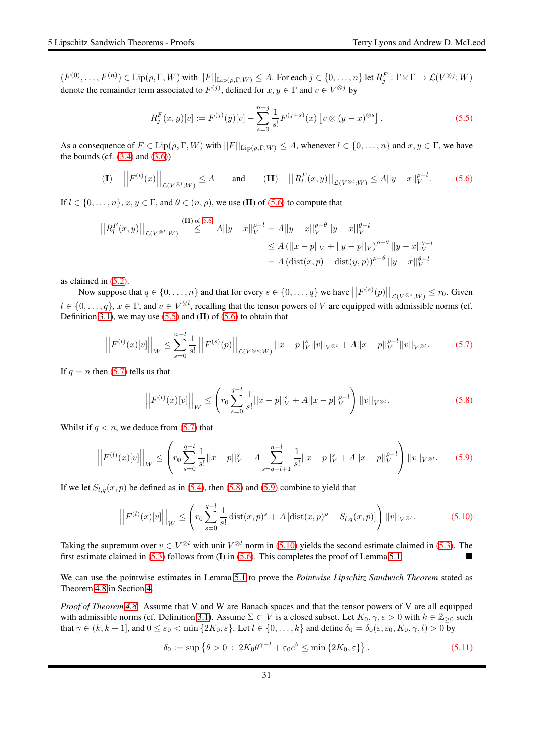$(F^{(0)}, \ldots, F^{(n)}) \in \mathrm{Lip}(\rho, \Gamma, W)$ with $||F||_{\mathrm{Lip}(\rho,\Gamma,W)} \leq A$. For each $j \in \{0, \ldots, n\}$ let $R_j^F : \Gamma \times \Gamma \to \mathcal{L}(V^{\otimes j}; W)$ denote the remainder term associated to $F^{(j)}$, defined for $x, y \in \Gamma$ and $v \in V^{\otimes j}$ by

$$R_j^F(x,y)[v] := F^{(j)}(y)[v] - \sum_{s=0}^{n-j} \frac{1}{s!} F^{(j+s)}(x)\left[v \otimes (y-x)^{\otimes s}\right]. \tag{5.5}$$

As a consequence of $F \in \mathrm{Lip}(\rho, \Gamma, W)$ with $||F||_{\mathrm{Lip}(\rho,\Gamma,W)} \leq A$, whenever $l \in \{0, \ldots, n\}$ and $x, y \in \Gamma$, we have the bounds (cf. (3.4) and (3.6))

$$\textbf{(I)} \quad \left|\left|F^{(l)}(x)\right|\right|_{\mathcal{L}(V^{\otimes l};W)} \leq A \qquad \text{and} \qquad \textbf{(II)} \quad \left|\left|R_l^F(x,y)\right|\right|_{\mathcal{L}(V^{\otimes l};W)} \leq A||y-x||_V^{\rho-l}. \tag{5.6}$$

If $l \in \{0, \ldots, n\}$, $x, y \in \Gamma$, and $\theta \in (n, \rho)$, we use **(II)** of (5.6) to compute that

$$\begin{aligned}
\left|\left|R_l^F(x,y)\right|\right|_{\mathcal{L}(V^{\otimes l};W)} &\overset{\textbf{(II)} \text{ of } 5.6}{\leq} A||y-x||_V^{\rho-l} = A||y-x||_V^{\rho-\theta}||y-x||_V^{\theta-l} \\
&\leq A\left(||x-p||_V + ||y-p||_V\right)^{\rho-\theta}||y-x||_V^{\theta-l} \\
&= A\left(\mathrm{dist}(x,p) + \mathrm{dist}(y,p)\right)^{\rho-\theta}||y-x||_V^{\theta-l}
\end{aligned}$$

as claimed in (5.2).

Now suppose that $q \in \{0, \ldots, n\}$ and that for every $s \in \{0, \ldots, q\}$ we have $\left|\left|F^{(s)}(p)\right|\right|_{\mathcal{L}(V^{\otimes s};W)} \leq r_0$. Given $l \in \{0, \ldots, q\}$, $x \in \Gamma$, and $v \in V^{\otimes l}$, recalling that the tensor powers of $V$ are equipped with admissible norms (cf. Definition 3.1), we may use (5.5) and **(II)** of (5.6) to obtain that

$$\left|\left|F^{(l)}(x)[v]\right|\right|_W \leq \sum_{s=0}^{n-l} \frac{1}{s!}\left|\left|F^{(s)}(p)\right|\right|_{\mathcal{L}(V^{\otimes s};W)}||x-p||_V^s||v||_{V^{\otimes l}} + A||x-p||_V^{\rho-l}||v||_{V^{\otimes l}}. \tag{5.7}$$

If $q = n$ then (5.7) tells us that

$$\left|\left|F^{(l)}(x)[v]\right|\right|_W \leq \left(r_0\sum_{s=0}^{q-l}\frac{1}{s!}||x-p||_V^s + A||x-p||_V^{\rho-l}\right)||v||_{V^{\otimes l}}. \tag{5.8}$$

Whilst if $q < n$, we deduce from (5.7) that

$$\left|\left|F^{(l)}(x)[v]\right|\right|_W \leq \left(r_0\sum_{s=0}^{q-l}\frac{1}{s!}||x-p||_V^s + A\sum_{s=q-l+1}^{n-l}\frac{1}{s!}||x-p||_V^s + A||x-p||_V^{\rho-l}\right)||v||_{V^{\otimes l}}. \tag{5.9}$$

If we let $S_{l,q}(x,p)$ be defined as in (5.4), then (5.8) and (5.9) combine to yield that

$$\left|\left|F^{(l)}(x)[v]\right|\right|_W \leq \left(r_0\sum_{s=0}^{q-l}\frac{1}{s!}\mathrm{dist}(x,p)^s + A\left[\mathrm{dist}(x,p)^\rho + S_{l,q}(x,p)\right]\right)||v||_{V^{\otimes l}}. \tag{5.10}$$

Taking the supremum over $v \in V^{\otimes l}$ with unit $V^{\otimes l}$ norm in (5.10) yields the second estimate claimed in (5.3). The first estimate claimed in (5.3) follows from **(I)** in (5.6). This completes the proof of Lemma 5.1. ∎

We can use the pointwise estimates in Lemma 5.1 to prove the *Pointwise Lipschitz Sandwich Theorem* stated as Theorem 4.8 in Section 4.

*Proof of Theorem 4.8.* Assume that V and W are Banach spaces and that the tensor powers of V are all equipped with admissible norms (cf. Definition 3.1). Assume $\Sigma \subset V$ is a closed subset. Let $K_0, \gamma, \varepsilon > 0$ with $k \in \mathbb{Z}_{\geq 0}$ such that $\gamma \in (k, k+1]$, and $0 \leq \varepsilon_0 < \min\{2K_0, \varepsilon\}$. Let $l \in \{0, \ldots, k\}$ and define $\delta_0 = \delta_0(\varepsilon, \varepsilon_0, K_0, \gamma, l) > 0$ by

$$\delta_0 := \sup\left\{\theta > 0 \ : \ 2K_0\theta^{\gamma-l} + \varepsilon_0 e^\theta \leq \min\{2K_0, \varepsilon\}\right\}. \tag{5.11}$$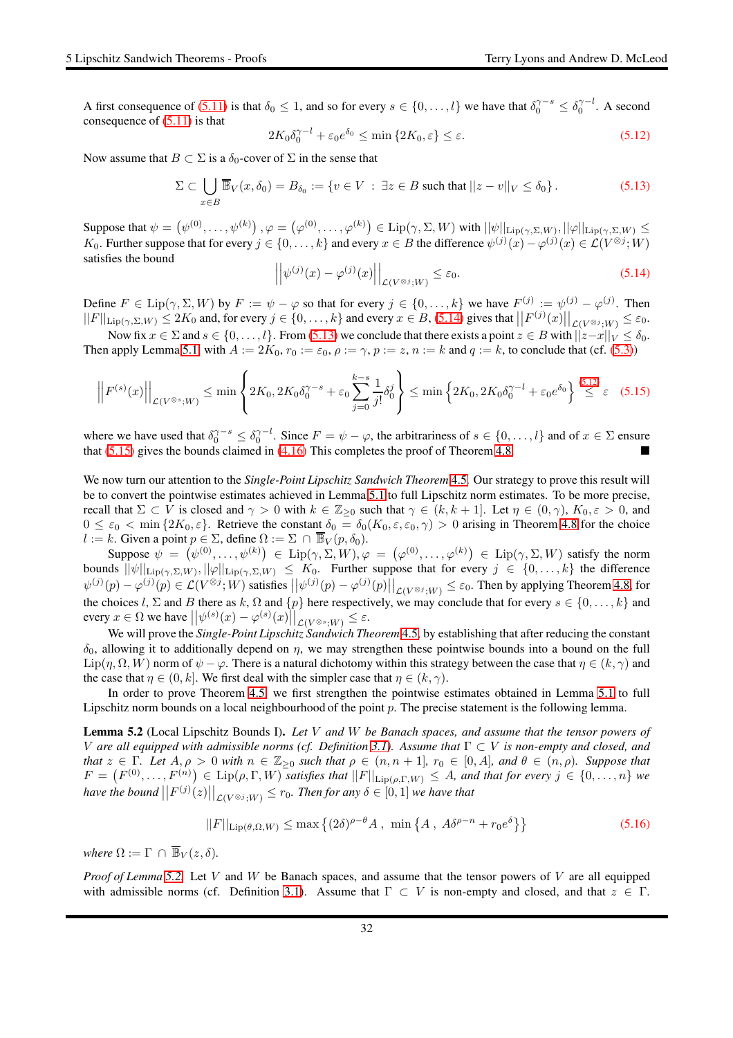A first consequence of (5.11) is that $\delta_0 \leq 1$, and so for every $s \in \{0,\ldots,l\}$ we have that $\delta_0^{\gamma-s} \leq \delta_0^{\gamma-l}$. A second consequence of (5.11) is that

$$2K_0\delta_0^{\gamma-l} + \varepsilon_0 e^{\delta_0} \leq \min\{2K_0, \varepsilon\} \leq \varepsilon. \tag{5.12}$$

Now assume that $B \subset \Sigma$ is a $\delta_0$-cover of $\Sigma$ in the sense that

$$\Sigma \subset \bigcup_{x\in B} \overline{\mathbb{B}}_V(x,\delta_0) = B_{\delta_0} := \{v \in V \ : \ \exists z \in B \text{ such that } ||z-v||_V \leq \delta_0\}. \tag{5.13}$$

Suppose that $\psi = \left(\psi^{(0)},\ldots,\psi^{(k)}\right), \varphi = \left(\varphi^{(0)},\ldots,\varphi^{(k)}\right) \in \mathrm{Lip}(\gamma,\Sigma,W)$ with $||\psi||_{\mathrm{Lip}(\gamma,\Sigma,W)}, ||\varphi||_{\mathrm{Lip}(\gamma,\Sigma,W)} \leq K_0$. Further suppose that for every $j \in \{0,\ldots,k\}$ and every $x \in B$ the difference $\psi^{(j)}(x) - \varphi^{(j)}(x) \in \mathcal{L}(V^{\otimes j};W)$ satisfies the bound

$$\left|\left|\psi^{(j)}(x) - \varphi^{(j)}(x)\right|\right|_{\mathcal{L}(V^{\otimes j};W)} \leq \varepsilon_0. \tag{5.14}$$

Define $F \in \mathrm{Lip}(\gamma,\Sigma,W)$ by $F := \psi - \varphi$ so that for every $j \in \{0,\ldots,k\}$ we have $F^{(j)} := \psi^{(j)} - \varphi^{(j)}$. Then $||F||_{\mathrm{Lip}(\gamma,\Sigma,W)} \leq 2K_0$ and, for every $j \in \{0,\ldots,k\}$ and every $x \in B$, (5.14) gives that $\left|\left|F^{(j)}(x)\right|\right|_{\mathcal{L}(V^{\otimes j};W)} \leq \varepsilon_0$.

Now fix $x \in \Sigma$ and $s \in \{0,\ldots,l\}$. From (5.13) we conclude that there exists a point $z \in B$ with $||z-x||_V \leq \delta_0$. Then apply Lemma 5.1 with $A := 2K_0$, $r_0 := \varepsilon_0$, $\rho := \gamma$, $p := z$, $n := k$ and $q := k$, to conclude that (cf. (5.3))

$$\left|\left|F^{(s)}(x)\right|\right|_{\mathcal{L}(V^{\otimes s};W)} \leq \min\left\{2K_0, 2K_0\delta_0^{\gamma-s} + \varepsilon_0\sum_{j=0}^{k-s}\frac{1}{j!}\delta_0^j\right\} \leq \min\left\{2K_0, 2K_0\delta_0^{\gamma-l} + \varepsilon_0 e^{\delta_0}\right\} \overset{(5.12)}{\leq} \varepsilon \tag{5.15}$$

where we have used that $\delta_0^{\gamma-s} \leq \delta_0^{\gamma-l}$. Since $F = \psi - \varphi$, the arbitrariness of $s \in \{0,\ldots,l\}$ and of $x \in \Sigma$ ensure that (5.15) gives the bounds claimed in (4.16) This completes the proof of Theorem 4.8. ■

We now turn our attention to the *Single-Point Lipschitz Sandwich Theorem* 4.5. Our strategy to prove this result will be to convert the pointwise estimates achieved in Lemma 5.1 to full Lipschitz norm estimates. To be more precise, recall that $\Sigma \subset V$ is closed and $\gamma > 0$ with $k \in \mathbb{Z}_{\geq 0}$ such that $\gamma \in (k,k+1]$. Let $\eta \in (0,\gamma)$, $K_0, \varepsilon > 0$, and $0 \leq \varepsilon_0 < \min\{2K_0,\varepsilon\}$. Retrieve the constant $\delta_0 = \delta_0(K_0,\varepsilon,\varepsilon_0,\gamma) > 0$ arising in Theorem 4.8 for the choice $l := k$. Given a point $p \in \Sigma$, define $\Omega := \Sigma \cap \overline{\mathbb{B}}_V(p,\delta_0)$.

Suppose $\psi = \left(\psi^{(0)},\ldots,\psi^{(k)}\right) \in \mathrm{Lip}(\gamma,\Sigma,W), \varphi = \left(\varphi^{(0)},\ldots,\varphi^{(k)}\right) \in \mathrm{Lip}(\gamma,\Sigma,W)$ satisfy the norm bounds $||\psi||_{\mathrm{Lip}(\gamma,\Sigma,W)}, ||\varphi||_{\mathrm{Lip}(\gamma,\Sigma,W)} \leq K_0$. Further suppose that for every $j \in \{0,\ldots,k\}$ the difference $\psi^{(j)}(p) - \varphi^{(j)}(p) \in \mathcal{L}(V^{\otimes j};W)$ satisfies $\left|\left|\psi^{(j)}(p) - \varphi^{(j)}(p)\right|\right|_{\mathcal{L}(V^{\otimes j};W)} \leq \varepsilon_0$. Then by applying Theorem 4.8, for the choices $l$, $\Sigma$ and $B$ there as $k$, $\Omega$ and $\{p\}$ here respectively, we may conclude that for every $s \in \{0,\ldots,k\}$ and every $x \in \Omega$ we have $\left|\left|\psi^{(s)}(x) - \varphi^{(s)}(x)\right|\right|_{\mathcal{L}(V^{\otimes s};W)} \leq \varepsilon$.

We will prove the *Single-Point Lipschitz Sandwich Theorem* 4.5 by establishing that after reducing the constant $\delta_0$, allowing it to additionally depend on $\eta$, we may strengthen these pointwise bounds into a bound on the full $\mathrm{Lip}(\eta,\Omega,W)$ norm of $\psi - \varphi$. There is a natural dichotomy within this strategy between the case that $\eta \in (k,\gamma)$ and the case that $\eta \in (0,k]$. We first deal with the simpler case that $\eta \in (k,\gamma)$.

In order to prove Theorem 4.5 we first strengthen the pointwise estimates obtained in Lemma 5.1 to full Lipschitz norm bounds on a local neighbourhood of the point $p$. The precise statement is the following lemma.

**Lemma 5.2** (Local Lipschitz Bounds I). *Let $V$ and $W$ be Banach spaces, and assume that the tensor powers of $V$ are all equipped with admissible norms (cf. Definition 3.1). Assume that $\Gamma \subset V$ is non-empty and closed, and that $z \in \Gamma$. Let $A,\rho > 0$ with $n \in \mathbb{Z}_{\geq 0}$ such that $\rho \in (n,n+1]$, $r_0 \in [0,A]$, and $\theta \in (n,\rho)$. Suppose that $F = \left(F^{(0)},\ldots,F^{(n)}\right) \in \mathrm{Lip}(\rho,\Gamma,W)$ satisfies that $||F||_{\mathrm{Lip}(\rho,\Gamma,W)} \leq A$, and that for every $j \in \{0,\ldots,n\}$ we have the bound $\left|\left|F^{(j)}(z)\right|\right|_{\mathcal{L}(V^{\otimes j};W)} \leq r_0$. Then for any $\delta \in [0,1]$ we have that*

$$||F||_{\mathrm{Lip}(\theta,\Omega,W)} \leq \max\left\{(2\delta)^{\rho-\theta}A\ ,\ \min\left\{A\ ,\ A\delta^{\rho-n} + r_0e^{\delta}\right\}\right\} \tag{5.16}$$

*where $\Omega := \Gamma \cap \overline{\mathbb{B}}_V(z,\delta)$.*

*Proof of Lemma 5.2.* Let $V$ and $W$ be Banach spaces, and assume that the tensor powers of $V$ are all equipped with admissible norms (cf. Definition 3.1). Assume that $\Gamma \subset V$ is non-empty and closed, and that $z \in \Gamma$.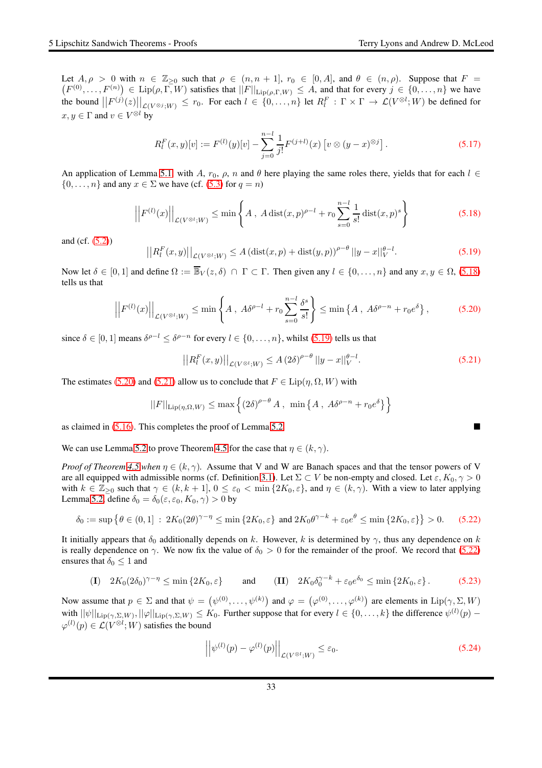Let $A, \rho > 0$ with $n \in \mathbb{Z}_{\geq 0}$ such that $\rho \in (n, n+1]$, $r_0 \in [0, A]$, and $\theta \in (n, \rho)$. Suppose that $F = \left(F^{(0)}, \ldots, F^{(n)}\right) \in \mathrm{Lip}(\rho, \Gamma, W)$ satisfies that $||F||_{\mathrm{Lip}(\rho,\Gamma,W)} \leq A$, and that for every $j \in \{0, \ldots, n\}$ we have the bound $\left|\left|F^{(j)}(z)\right|\right|_{\mathcal{L}(V^{\otimes j};W)} \leq r_0$. For each $l \in \{0, \ldots, n\}$ let $R_l^F : \Gamma \times \Gamma \to \mathcal{L}(V^{\otimes l}; W)$ be defined for $x, y \in \Gamma$ and $v \in V^{\otimes l}$ by

$$R_l^F(x,y)[v] := F^{(l)}(y)[v] - \sum_{j=0}^{n-l} \frac{1}{j!} F^{(j+l)}(x)\left[v \otimes (y-x)^{\otimes j}\right]. \tag{5.17}$$

An application of Lemma 5.1 with $A$, $r_0$, $\rho$, $n$ and $\theta$ here playing the same roles there, yields that for each $l \in \{0, \ldots, n\}$ and any $x \in \Sigma$ we have (cf. (5.3) for $q = n$)

$$\left|\left|F^{(l)}(x)\right|\right|_{\mathcal{L}(V^{\otimes l};W)} \leq \min\left\{ A \,,\; A\,\mathrm{dist}(x,p)^{\rho-l} + r_0 \sum_{s=0}^{n-l} \frac{1}{s!}\mathrm{dist}(x,p)^s \right\} \tag{5.18}$$

and (cf. (5.2))

$$\left|\left|R_l^F(x,y)\right|\right|_{\mathcal{L}(V^{\otimes l};W)} \leq A\left(\mathrm{dist}(x,p) + \mathrm{dist}(y,p)\right)^{\rho-\theta} ||y-x||_V^{\theta-l}. \tag{5.19}$$

Now let $\delta \in [0,1]$ and define $\Omega := \overline{\mathbb{B}}_V(z,\delta) \cap \Gamma \subset \Gamma$. Then given any $l \in \{0, \ldots, n\}$ and any $x, y \in \Omega$, (5.18) tells us that

$$\left|\left|F^{(l)}(x)\right|\right|_{\mathcal{L}(V^{\otimes l};W)} \leq \min\left\{ A \,,\; A\delta^{\rho-l} + r_0 \sum_{s=0}^{n-l} \frac{\delta^s}{s!} \right\} \leq \min\left\{ A \,,\; A\delta^{\rho-n} + r_0 e^{\delta} \right\}, \tag{5.20}$$

since $\delta \in [0,1]$ means $\delta^{\rho-l} \leq \delta^{\rho-n}$ for every $l \in \{0, \ldots, n\}$, whilst (5.19) tells us that

$$\left|\left|R_l^F(x,y)\right|\right|_{\mathcal{L}(V^{\otimes l};W)} \leq A\,(2\delta)^{\rho-\theta} ||y-x||_V^{\theta-l}. \tag{5.21}$$

The estimates (5.20) and (5.21) allow us to conclude that $F \in \mathrm{Lip}(\eta, \Omega, W)$ with

$$||F||_{\mathrm{Lip}(\eta,\Omega,W)} \leq \max\left\{ (2\delta)^{\rho-\theta} A \,,\; \min\left\{ A \,,\; A\delta^{\rho-n} + r_0 e^{\delta} \right\} \right\}$$

as claimed in (5.16). This completes the proof of Lemma 5.2. ■

We can use Lemma 5.2 to prove Theorem 4.5 for the case that $\eta \in (k, \gamma)$.

*Proof of Theorem 4.5 when $\eta \in (k,\gamma)$.* Assume that V and W are Banach spaces and that the tensor powers of V are all equipped with admissible norms (cf. Definition 3.1). Let $\Sigma \subset V$ be non-empty and closed. Let $\varepsilon, K_0, \gamma > 0$ with $k \in \mathbb{Z}_{\geq 0}$ such that $\gamma \in (k, k+1]$, $0 \leq \varepsilon_0 < \min\{2K_0, \varepsilon\}$, and $\eta \in (k, \gamma)$. With a view to later applying Lemma 5.2, define $\delta_0 = \delta_0(\varepsilon, \varepsilon_0, K_0, \gamma) > 0$ by

$$\delta_0 := \sup\left\{ \theta \in (0,1] \;:\; 2K_0(2\theta)^{\gamma-\eta} \leq \min\{2K_0, \varepsilon\} \text{ and } 2K_0\theta^{\gamma-k} + \varepsilon_0 e^{\theta} \leq \min\{2K_0, \varepsilon\} \right\} > 0. \tag{5.22}$$

It initially appears that $\delta_0$ additionally depends on $k$. However, $k$ is determined by $\gamma$, thus any dependence on $k$ is really dependence on $\gamma$. We now fix the value of $\delta_0 > 0$ for the remainder of the proof. We record that (5.22) ensures that $\delta_0 \leq 1$ and

$$\textbf{(I)} \quad 2K_0(2\delta_0)^{\gamma-\eta} \leq \min\{2K_0, \varepsilon\} \qquad \text{and} \qquad \textbf{(II)} \quad 2K_0\delta_0^{\gamma-k} + \varepsilon_0 e^{\delta_0} \leq \min\{2K_0, \varepsilon\}. \tag{5.23}$$

Now assume that $p \in \Sigma$ and that $\psi = \left(\psi^{(0)}, \ldots, \psi^{(k)}\right)$ and $\varphi = \left(\varphi^{(0)}, \ldots, \varphi^{(k)}\right)$ are elements in $\mathrm{Lip}(\gamma, \Sigma, W)$ with $||\psi||_{\mathrm{Lip}(\gamma,\Sigma,W)}, ||\varphi||_{\mathrm{Lip}(\gamma,\Sigma,W)} \leq K_0$. Further suppose that for every $l \in \{0, \ldots, k\}$ the difference $\psi^{(l)}(p) - \varphi^{(l)}(p) \in \mathcal{L}(V^{\otimes l}; W)$ satisfies the bound

$$\left|\left|\psi^{(l)}(p) - \varphi^{(l)}(p)\right|\right|_{\mathcal{L}(V^{\otimes l};W)} \leq \varepsilon_0. \tag{5.24}$$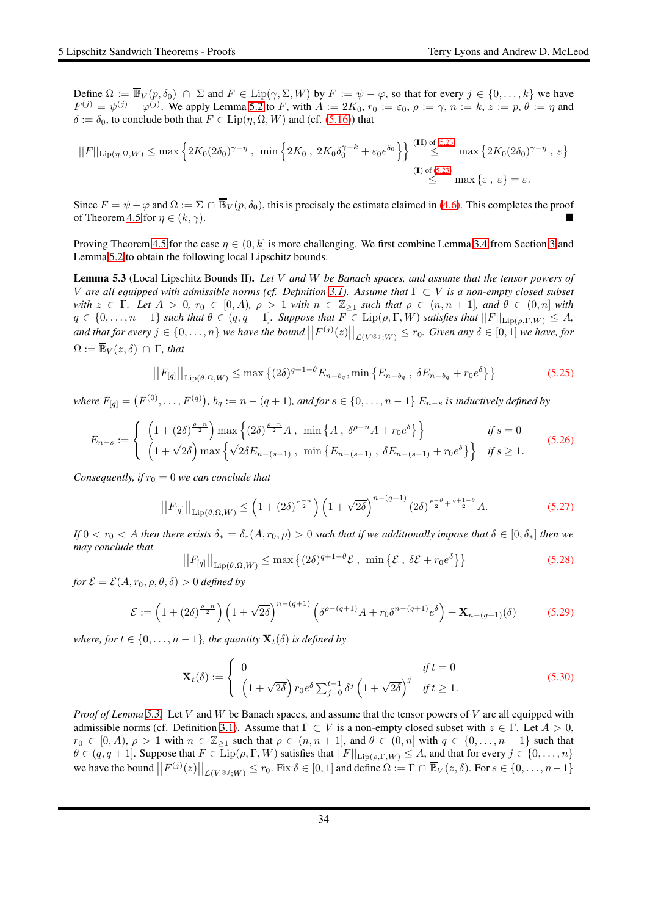Define $\Omega := \overline{\mathbb{B}}_V(p,\delta_0) \cap \Sigma$ and $F \in \mathrm{Lip}(\gamma,\Sigma,W)$ by $F := \psi - \varphi$, so that for every $j \in \{0,\ldots,k\}$ we have $F^{(j)} = \psi^{(j)} - \varphi^{(j)}$. We apply Lemma 5.2 to $F$, with $A := 2K_0$, $r_0 := \varepsilon_0$, $\rho := \gamma$, $n := k$, $z := p$, $\theta := \eta$ and $\delta := \delta_0$, to conclude both that $F \in \mathrm{Lip}(\eta,\Omega,W)$ and (cf. (5.16)) that

$$||F||_{\mathrm{Lip}(\eta,\Omega,W)} \leq \max\left\{2K_0(2\delta_0)^{\gamma-\eta}\ ,\ \min\left\{2K_0\ ,\ 2K_0\delta_0^{\gamma-k} + \varepsilon_0 e^{\delta_0}\right\}\right\} \stackrel{\text{(II) of 5.23}}{\leq} \max\left\{2K_0(2\delta_0)^{\gamma-\eta}\ ,\ \varepsilon\right\} \stackrel{\text{(I) of 5.23}}{\leq} \max\left\{\varepsilon\ ,\ \varepsilon\right\} = \varepsilon.$$

Since $F = \psi - \varphi$ and $\Omega := \Sigma \cap \overline{\mathbb{B}}_V(p,\delta_0)$, this is precisely the estimate claimed in (4.6). This completes the proof of Theorem 4.5 for $\eta \in (k,\gamma)$. ∎

Proving Theorem 4.5 for the case $\eta \in (0,k]$ is more challenging. We first combine Lemma 3.4 from Section 3 and Lemma 5.2 to obtain the following local Lipschitz bounds.

**Lemma 5.3** (Local Lipschitz Bounds II). *Let $V$ and $W$ be Banach spaces, and assume that the tensor powers of $V$ are all equipped with admissible norms (cf. Definition 3.1). Assume that $\Gamma \subset V$ is a non-empty closed subset with $z \in \Gamma$. Let $A > 0$, $r_0 \in [0,A)$, $\rho > 1$ with $n \in \mathbb{Z}_{\geq 1}$ such that $\rho \in (n,n+1]$, and $\theta \in (0,n]$ with $q \in \{0,\ldots,n-1\}$ such that $\theta \in (q,q+1]$. Suppose that $F \in \mathrm{Lip}(\rho,\Gamma,W)$ satisfies that $||F||_{\mathrm{Lip}(\rho,\Gamma,W)} \leq A$, and that for every $j \in \{0,\ldots,n\}$ we have the bound $\left|\left|F^{(j)}(z)\right|\right|_{\mathcal{L}(V^{\otimes j};W)} \leq r_0$. Given any $\delta \in [0,1]$ we have, for $\Omega := \overline{\mathbb{B}}_V(z,\delta) \cap \Gamma$, that*

$$\left|\left|F_{[q]}\right|\right|_{\mathrm{Lip}(\theta,\Omega,W)} \leq \max\left\{(2\delta)^{q+1-\theta}E_{n-b_q}, \min\left\{E_{n-b_q}\ ,\ \delta E_{n-b_q} + r_0 e^{\delta}\right\}\right\} \tag{5.25}$$

*where $F_{[q]} = \left(F^{(0)},\ldots,F^{(q)}\right)$, $b_q := n-(q+1)$, and for $s \in \{0,\ldots,n-1\}$ $E_{n-s}$ is inductively defined by*

$$E_{n-s} := \begin{cases} \left(1+(2\delta)^{\frac{\rho-n}{2}}\right)\max\left\{(2\delta)^{\frac{\rho-n}{2}}A\ ,\ \min\left\{A\ ,\ \delta^{\rho-n}A + r_0 e^{\delta}\right\}\right\} & \text{if } s = 0 \\ \left(1+\sqrt{2\delta}\right)\max\left\{\sqrt{2\delta}E_{n-(s-1)}\ ,\ \min\left\{E_{n-(s-1)}\ ,\ \delta E_{n-(s-1)} + r_0 e^{\delta}\right\}\right\} & \text{if } s \geq 1. \end{cases} \tag{5.26}$$

*Consequently, if $r_0 = 0$ we can conclude that*

$$\left|\left|F_{[q]}\right|\right|_{\mathrm{Lip}(\theta,\Omega,W)} \leq \left(1+(2\delta)^{\frac{\rho-n}{2}}\right)\left(1+\sqrt{2\delta}\right)^{n-(q+1)}(2\delta)^{\frac{\rho-\theta}{2}+\frac{q+1-\theta}{2}}A. \tag{5.27}$$

*If $0 < r_0 < A$ then there exists $\delta_* = \delta_*(A,r_0,\rho) > 0$ such that if we additionally impose that $\delta \in [0,\delta_*]$ then we may conclude that*

$$\left|\left|F_{[q]}\right|\right|_{\mathrm{Lip}(\theta,\Omega,W)} \leq \max\left\{(2\delta)^{q+1-\theta}\mathcal{E}\ ,\ \min\left\{\mathcal{E}\ ,\ \delta\mathcal{E} + r_0 e^{\delta}\right\}\right\} \tag{5.28}$$

*for $\mathcal{E} = \mathcal{E}(A,r_0,\rho,\theta,\delta) > 0$ defined by*

$$\mathcal{E} := \left(1+(2\delta)^{\frac{\rho-n}{2}}\right)\left(1+\sqrt{2\delta}\right)^{n-(q+1)}\left(\delta^{\rho-(q+1)}A + r_0\delta^{n-(q+1)}e^{\delta}\right) + \mathbf{X}_{n-(q+1)}(\delta) \tag{5.29}$$

*where, for $t \in \{0,\ldots,n-1\}$, the quantity $\mathbf{X}_t(\delta)$ is defined by*

$$\mathbf{X}_t(\delta) := \begin{cases} 0 & \text{if } t = 0 \\ \left(1+\sqrt{2\delta}\right)r_0 e^{\delta}\sum_{j=0}^{t-1}\delta^j\left(1+\sqrt{2\delta}\right)^j & \text{if } t \geq 1. \end{cases} \tag{5.30}$$

*Proof of Lemma 5.3.* Let $V$ and $W$ be Banach spaces, and assume that the tensor powers of $V$ are all equipped with admissible norms (cf. Definition 3.1). Assume that $\Gamma \subset V$ is a non-empty closed subset with $z \in \Gamma$. Let $A > 0$, $r_0 \in [0,A)$, $\rho > 1$ with $n \in \mathbb{Z}_{\geq 1}$ such that $\rho \in (n,n+1]$, and $\theta \in (0,n]$ with $q \in \{0,\ldots,n-1\}$ such that $\theta \in (q,q+1]$. Suppose that $F \in \mathrm{Lip}(\rho,\Gamma,W)$ satisfies that $||F||_{\mathrm{Lip}(\rho,\Gamma,W)} \leq A$, and that for every $j \in \{0,\ldots,n\}$ we have the bound $\left|\left|F^{(j)}(z)\right|\right|_{\mathcal{L}(V^{\otimes j};W)} \leq r_0$. Fix $\delta \in [0,1]$ and define $\Omega := \Gamma \cap \overline{\mathbb{B}}_V(z,\delta)$. For $s \in \{0,\ldots,n-1\}$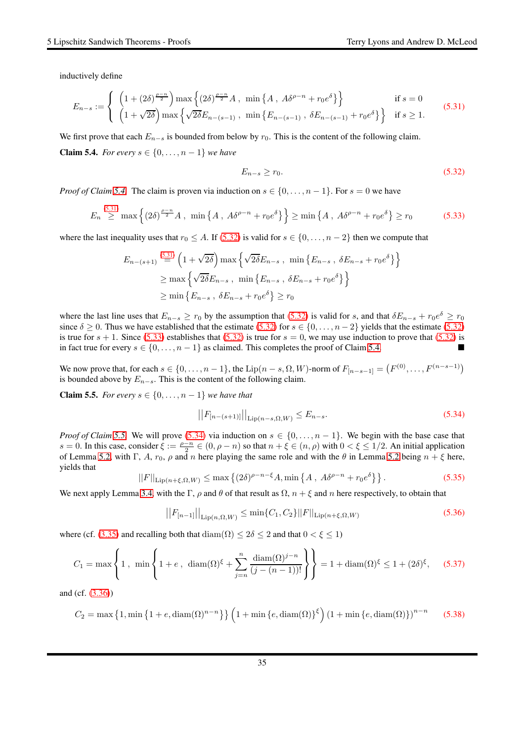inductively define

$$E_{n-s} := \begin{cases} \left(1 + (2\delta)^{\frac{\rho-n}{2}}\right) \max\left\{ (2\delta)^{\frac{\rho-n}{2}} A \; , \; \min\left\{ A \; , \; A\delta^{\rho-n} + r_0 e^{\delta} \right\} \right\} & \text{if } s = 0 \\ \left(1 + \sqrt{2\delta}\right) \max\left\{ \sqrt{2\delta} E_{n-(s-1)} \; , \; \min\left\{ E_{n-(s-1)} \; , \; \delta E_{n-(s-1)} + r_0 e^{\delta} \right\} \right\} & \text{if } s \geq 1. \end{cases} \tag{5.31}$$

We first prove that each $E_{n-s}$ is bounded from below by $r_0$. This is the content of the following claim.

**Claim 5.4.** *For every $s \in \{0, \ldots, n-1\}$ we have*

$$E_{n-s} \geq r_0. \tag{5.32}$$

*Proof of Claim 5.4.* The claim is proven via induction on $s \in \{0, \ldots, n-1\}$. For $s = 0$ we have

$$E_n \overset{5.31}{\geq} \max\left\{ (2\delta)^{\frac{\rho-n}{2}} A \; , \; \min\left\{ A \; , \; A\delta^{\rho-n} + r_0 e^{\delta} \right\} \right\} \geq \min\left\{ A \; , \; A\delta^{\rho-n} + r_0 e^{\delta} \right\} \geq r_0 \tag{5.33}$$

where the last inequality uses that $r_0 \leq A$. If (5.32) is valid for $s \in \{0, \ldots, n-2\}$ then we compute that

$$\begin{aligned} E_{n-(s+1)} &\overset{5.31}{=} \left(1 + \sqrt{2\delta}\right) \max\left\{ \sqrt{2\delta} E_{n-s} \; , \; \min\left\{ E_{n-s} \; , \; \delta E_{n-s} + r_0 e^{\delta} \right\} \right\} \\ &\geq \max\left\{ \sqrt{2\delta} E_{n-s} \; , \; \min\left\{ E_{n-s} \; , \; \delta E_{n-s} + r_0 e^{\delta} \right\} \right\} \\ &\geq \min\left\{ E_{n-s} \; , \; \delta E_{n-s} + r_0 e^{\delta} \right\} \geq r_0 \end{aligned}$$

where the last line uses that $E_{n-s} \geq r_0$ by the assumption that (5.32) is valid for $s$, and that $\delta E_{n-s} + r_0 e^{\delta} \geq r_0$ since $\delta \geq 0$. Thus we have established that the estimate (5.32) for $s \in \{0, \ldots, n-2\}$ yields that the estimate (5.32) is true for $s+1$. Since (5.33) establishes that (5.32) is true for $s = 0$, we may use induction to prove that (5.32) is in fact true for every $s \in \{0, \ldots, n-1\}$ as claimed. This completes the proof of Claim 5.4. ∎

We now prove that, for each $s \in \{0, \ldots, n-1\}$, the $\mathrm{Lip}(n-s, \Omega, W)$-norm of $F_{[n-s-1]} = \left(F^{(0)}, \ldots, F^{(n-s-1)}\right)$ is bounded above by $E_{n-s}$. This is the content of the following claim.

**Claim 5.5.** *For every $s \in \{0, \ldots, n-1\}$ we have that*

$$\left|\left| F_{[n-(s+1)]} \right|\right|_{\mathrm{Lip}(n-s,\Omega,W)} \leq E_{n-s}. \tag{5.34}$$

*Proof of Claim 5.5.* We will prove (5.34) via induction on $s \in \{0, \ldots, n-1\}$. We begin with the base case that $s = 0$. In this case, consider $\xi := \frac{\rho-n}{2} \in (0, \rho - n)$ so that $n + \xi \in (n, \rho)$ with $0 < \xi \leq 1/2$. An initial application of Lemma 5.2, with $\Gamma$, $A$, $r_0$, $\rho$ and $n$ here playing the same role and with the $\theta$ in Lemma 5.2 being $n + \xi$ here, yields that

$$||F||_{\mathrm{Lip}(n+\xi,\Omega,W)} \leq \max\left\{ (2\delta)^{\rho-n-\xi} A, \min\left\{ A \; , \; A\delta^{\rho-n} + r_0 e^{\delta} \right\} \right\}. \tag{5.35}$$

We next apply Lemma 3.4, with the $\Gamma$, $\rho$ and $\theta$ of that result as $\Omega$, $n+\xi$ and $n$ here respectively, to obtain that

$$\left|\left| F_{[n-1]} \right|\right|_{\mathrm{Lip}(n,\Omega,W)} \leq \min\{C_1, C_2\} ||F||_{\mathrm{Lip}(n+\xi,\Omega,W)} \tag{5.36}$$

where (cf. (3.35) and recalling both that $\mathrm{diam}(\Omega) \leq 2\delta \leq 2$ and that $0 < \xi \leq 1$)

$$C_1 = \max\left\{ 1 \; , \; \min\left\{ 1 + e \; , \; \mathrm{diam}(\Omega)^{\xi} + \sum_{j=n}^{n} \frac{\mathrm{diam}(\Omega)^{j-n}}{(j-(n-1))!} \right\} \right\} = 1 + \mathrm{diam}(\Omega)^{\xi} \leq 1 + (2\delta)^{\xi}, \tag{5.37}$$

and (cf. (3.36))

$$C_2 = \max\left\{1, \min\left\{1 + e, \mathrm{diam}(\Omega)^{n-n}\right\}\right\} \left(1 + \min\left\{e, \mathrm{diam}(\Omega)\right\}^{\xi}\right) \left(1 + \min\left\{e, \mathrm{diam}(\Omega)\right\}\right)^{n-n} \tag{5.38}$$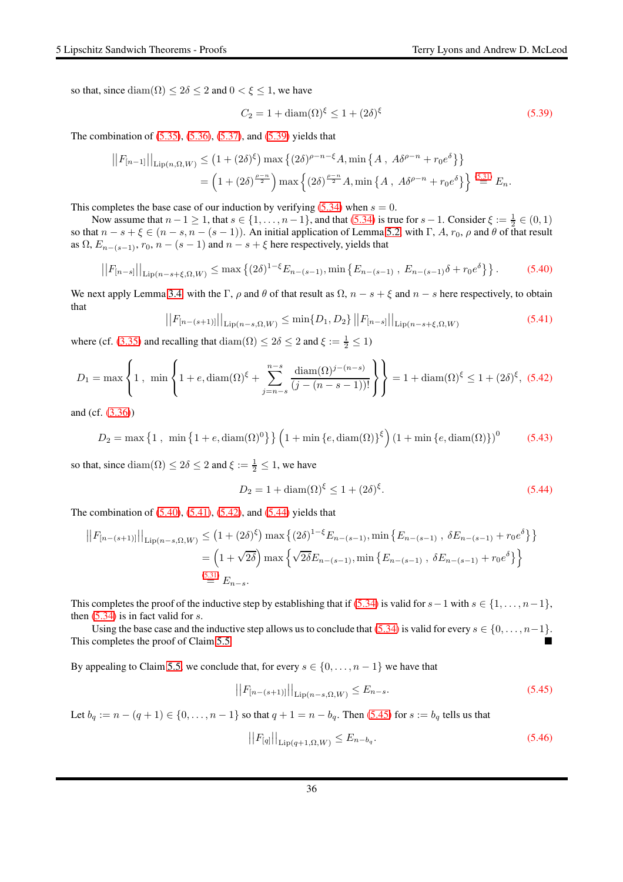so that, since $\mathrm{diam}(\Omega) \leq 2\delta \leq 2$ and $0 < \xi \leq 1$, we have

$$C_2 = 1 + \mathrm{diam}(\Omega)^{\xi} \leq 1 + (2\delta)^{\xi} \tag{5.39}$$

The combination of (5.35), (5.36), (5.37), and (5.39) yields that

$$\begin{aligned}
\left|\left|F_{[n-1]}\right|\right|_{\mathrm{Lip}(n,\Omega,W)} &\leq \left(1+(2\delta)^{\xi}\right) \max\left\{(2\delta)^{\rho-n-\xi}A, \min\left\{A \ , \ A\delta^{\rho-n} + r_0 e^{\delta}\right\}\right\} \\
&= \left(1+(2\delta)^{\frac{\rho-n}{2}}\right) \max\left\{(2\delta)^{\frac{\rho-n}{2}}A, \min\left\{A \ , \ A\delta^{\rho-n} + r_0 e^{\delta}\right\}\right\} \overset{(5.31)}{=} E_n.
\end{aligned}$$

This completes the base case of our induction by verifying (5.34) when $s = 0$.

Now assume that $n - 1 \geq 1$, that $s \in \{1, \ldots, n-1\}$, and that (5.34) is true for $s - 1$. Consider $\xi := \frac{1}{2} \in (0,1)$ so that $n - s + \xi \in (n-s, n-(s-1))$. An initial application of Lemma 5.2 with $\Gamma$, $A$, $r_0$, $\rho$ and $\theta$ of that result as $\Omega$, $E_{n-(s-1)}$, $r_0$, $n-(s-1)$ and $n - s + \xi$ here respectively, yields that

$$\left|\left|F_{[n-s]}\right|\right|_{\mathrm{Lip}(n-s+\xi,\Omega,W)} \leq \max\left\{(2\delta)^{1-\xi}E_{n-(s-1)}, \min\left\{E_{n-(s-1)} \ , \ E_{n-(s-1)}\delta + r_0 e^{\delta}\right\}\right\}. \tag{5.40}$$

We next apply Lemma 3.4 with the $\Gamma$, $\rho$ and $\theta$ of that result as $\Omega$, $n - s + \xi$ and $n - s$ here respectively, to obtain that

$$\left|\left|F_{[n-(s+1)]}\right|\right|_{\mathrm{Lip}(n-s,\Omega,W)} \leq \min\{D_1, D_2\} \left|\left|F_{[n-s]}\right|\right|_{\mathrm{Lip}(n-s+\xi,\Omega,W)} \tag{5.41}$$

where (cf. (3.35) and recalling that $\mathrm{diam}(\Omega) \leq 2\delta \leq 2$ and $\xi := \frac{1}{2} \leq 1$)

$$D_1 = \max\left\{1 \ , \ \min\left\{1+e, \mathrm{diam}(\Omega)^{\xi} + \sum_{j=n-s}^{n-s} \frac{\mathrm{diam}(\Omega)^{j-(n-s)}}{(j-(n-s-1))!}\right\}\right\} = 1 + \mathrm{diam}(\Omega)^{\xi} \leq 1 + (2\delta)^{\xi}, \tag{5.42}$$

and (cf. (3.36))

$$D_2 = \max\left\{1 \ , \ \min\left\{1+e, \mathrm{diam}(\Omega)^{0}\right\}\right\} \left(1 + \min\left\{e, \mathrm{diam}(\Omega)\right\}^{\xi}\right) \left(1 + \min\left\{e, \mathrm{diam}(\Omega)\right\}\right)^{0} \tag{5.43}$$

so that, since $\mathrm{diam}(\Omega) \leq 2\delta \leq 2$ and $\xi := \frac{1}{2} \leq 1$, we have

$$D_2 = 1 + \mathrm{diam}(\Omega)^{\xi} \leq 1 + (2\delta)^{\xi}. \tag{5.44}$$

The combination of (5.40), (5.41), (5.42), and (5.44) yields that

$$\begin{aligned}
\left|\left|F_{[n-(s+1)]}\right|\right|_{\mathrm{Lip}(n-s,\Omega,W)} &\leq \left(1+(2\delta)^{\xi}\right) \max\left\{(2\delta)^{1-\xi}E_{n-(s-1)}, \min\left\{E_{n-(s-1)} \ , \ \delta E_{n-(s-1)} + r_0 e^{\delta}\right\}\right\} \\
&= \left(1+\sqrt{2\delta}\right) \max\left\{\sqrt{2\delta}E_{n-(s-1)}, \min\left\{E_{n-(s-1)} \ , \ \delta E_{n-(s-1)} + r_0 e^{\delta}\right\}\right\} \\
&\overset{(5.31)}{=} E_{n-s}.
\end{aligned}$$

This completes the proof of the inductive step by establishing that if (5.34) is valid for $s-1$ with $s \in \{1, \ldots, n-1\}$, then (5.34) is in fact valid for $s$.

Using the base case and the inductive step allows us to conclude that (5.34) is valid for every $s \in \{0, \ldots, n-1\}$. This completes the proof of Claim 5.5. ■

By appealing to Claim 5.5, we conclude that, for every $s \in \{0, \ldots, n-1\}$ we have that

$$\left|\left|F_{[n-(s+1)]}\right|\right|_{\mathrm{Lip}(n-s,\Omega,W)} \leq E_{n-s}. \tag{5.45}$$

Let $b_q := n - (q+1) \in \{0, \ldots, n-1\}$ so that $q + 1 = n - b_q$. Then (5.45) for $s := b_q$ tells us that

$$\left|\left|F_{[q]}\right|\right|_{\mathrm{Lip}(q+1,\Omega,W)} \leq E_{n-b_q}. \tag{5.46}$$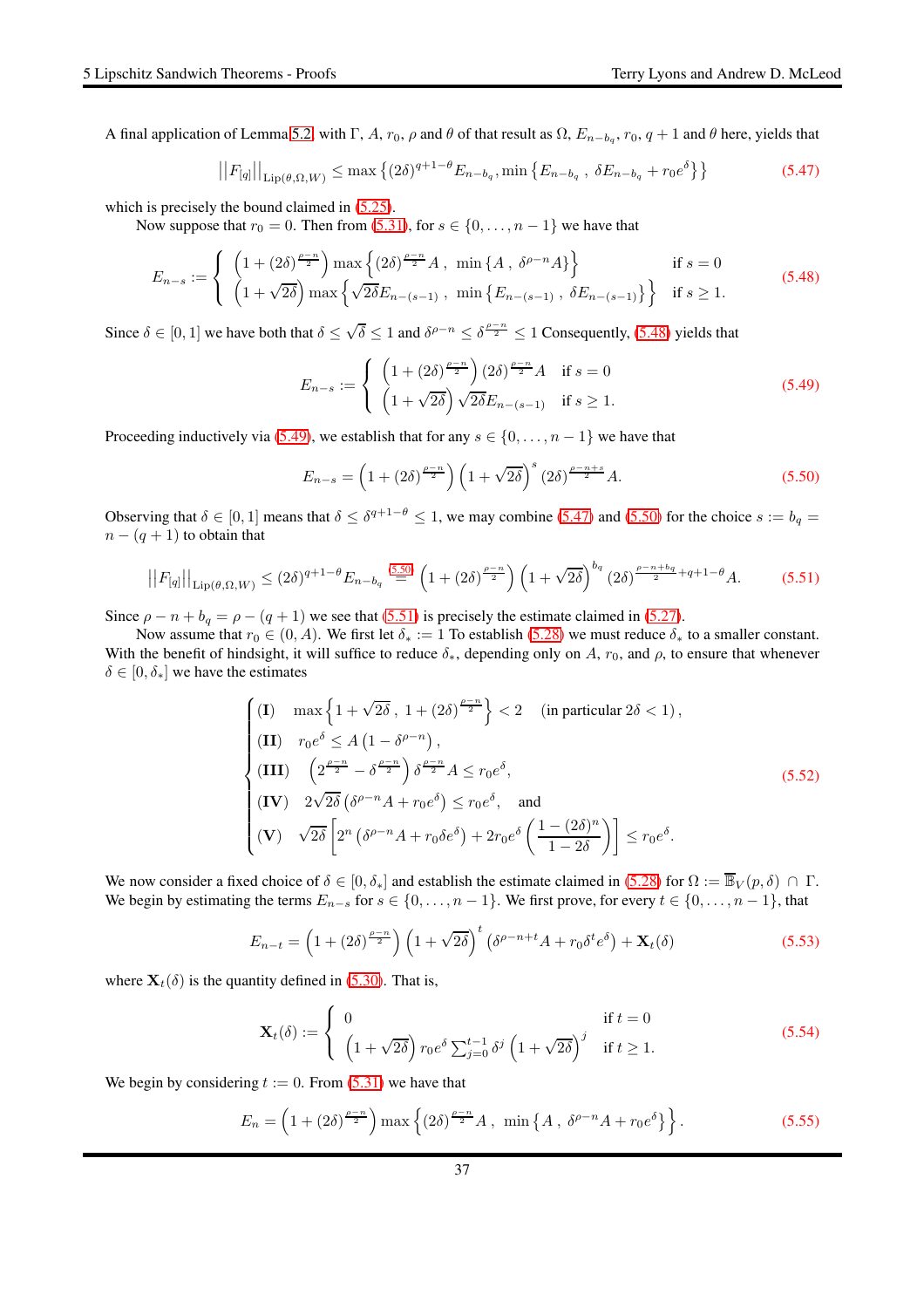A final application of Lemma 5.2, with $\Gamma$, $A$, $r_0$, $\rho$ and $\theta$ of that result as $\Omega$, $E_{n-b_q}$, $r_0$, $q+1$ and $\theta$ here, yields that

$$||F_{[q]}||_{\mathrm{Lip}(\theta,\Omega,W)} \leq \max\left\{(2\delta)^{q+1-\theta}E_{n-b_q}, \min\left\{E_{n-b_q}\,,\,\delta E_{n-b_q}+r_0e^{\delta}\right\}\right\} \tag{5.47}$$

which is precisely the bound claimed in (5.25).

Now suppose that $r_0 = 0$. Then from (5.31), for $s \in \{0,\ldots,n-1\}$ we have that

$$E_{n-s} := \begin{cases} \left(1+(2\delta)^{\frac{\rho-n}{2}}\right)\max\left\{(2\delta)^{\frac{\rho-n}{2}}A\,,\ \min\left\{A\,,\ \delta^{\rho-n}A\right\}\right\} & \text{if } s=0 \\ \left(1+\sqrt{2\delta}\right)\max\left\{\sqrt{2\delta}E_{n-(s-1)}\,,\ \min\left\{E_{n-(s-1)}\,,\ \delta E_{n-(s-1)}\right\}\right\} & \text{if } s\geq 1. \end{cases} \tag{5.48}$$

Since $\delta\in[0,1]$ we have both that $\delta \leq \sqrt{\delta}\leq 1$ and $\delta^{\rho-n}\leq \delta^{\frac{\rho-n}{2}}\leq 1$ Consequently, (5.48) yields that

$$E_{n-s} := \begin{cases} \left(1+(2\delta)^{\frac{\rho-n}{2}}\right)(2\delta)^{\frac{\rho-n}{2}}A & \text{if } s=0 \\ \left(1+\sqrt{2\delta}\right)\sqrt{2\delta}E_{n-(s-1)} & \text{if } s\geq 1. \end{cases} \tag{5.49}$$

Proceeding inductively via (5.49), we establish that for any $s\in\{0,\ldots,n-1\}$ we have that

$$E_{n-s} = \left(1+(2\delta)^{\frac{\rho-n}{2}}\right)\left(1+\sqrt{2\delta}\right)^{s}(2\delta)^{\frac{\rho-n+s}{2}}A. \tag{5.50}$$

Observing that $\delta\in[0,1]$ means that $\delta\leq\delta^{q+1-\theta}\leq 1$, we may combine (5.47) and (5.50) for the choice $s := b_q = n-(q+1)$ to obtain that

$$||F_{[q]}||_{\mathrm{Lip}(\theta,\Omega,W)} \leq (2\delta)^{q+1-\theta}E_{n-b_q} \overset{(5.50)}{=} \left(1+(2\delta)^{\frac{\rho-n}{2}}\right)\left(1+\sqrt{2\delta}\right)^{b_q}(2\delta)^{\frac{\rho-n+b_q}{2}+q+1-\theta}A. \tag{5.51}$$

Since $\rho-n+b_q=\rho-(q+1)$ we see that (5.51) is precisely the estimate claimed in (5.27).

Now assume that $r_0\in(0,A)$. We first let $\delta_* := 1$ To establish (5.28) we must reduce $\delta_*$ to a smaller constant. With the benefit of hindsight, it will suffice to reduce $\delta_*$, depending only on $A$, $r_0$, and $\rho$, to ensure that whenever $\delta\in[0,\delta_*]$ we have the estimates

$$\begin{cases} \textbf{(I)} \quad \max\left\{1+\sqrt{2\delta}\,,\ 1+(2\delta)^{\frac{\rho-n}{2}}\right\}<2 \quad (\text{in particular } 2\delta<1)\,, \\ \textbf{(II)} \quad r_0e^{\delta}\leq A\left(1-\delta^{\rho-n}\right), \\ \textbf{(III)} \quad \left(2^{\frac{\rho-n}{2}}-\delta^{\frac{\rho-n}{2}}\right)\delta^{\frac{\rho-n}{2}}A\leq r_0e^{\delta}, \\ \textbf{(IV)} \quad 2\sqrt{2\delta}\left(\delta^{\rho-n}A+r_0e^{\delta}\right)\leq r_0e^{\delta}, \quad \text{and} \\ \textbf{(V)} \quad \sqrt{2\delta}\left[2^n\left(\delta^{\rho-n}A+r_0\delta e^{\delta}\right)+2r_0e^{\delta}\left(\frac{1-(2\delta)^n}{1-2\delta}\right)\right]\leq r_0e^{\delta}. \end{cases} \tag{5.52}$$

We now consider a fixed choice of $\delta\in[0,\delta_*]$ and establish the estimate claimed in (5.28) for $\Omega := \overline{\mathbb{B}}_V(p,\delta)\ \cap\ \Gamma$. We begin by estimating the terms $E_{n-s}$ for $s\in\{0,\ldots,n-1\}$. We first prove, for every $t\in\{0,\ldots,n-1\}$, that

$$E_{n-t} = \left(1+(2\delta)^{\frac{\rho-n}{2}}\right)\left(1+\sqrt{2\delta}\right)^{t}\left(\delta^{\rho-n+t}A+r_0\delta^te^{\delta}\right)+\mathbf{X}_t(\delta) \tag{5.53}$$

where $\mathbf{X}_t(\delta)$ is the quantity defined in (5.30). That is,

$$\mathbf{X}_t(\delta) := \begin{cases} 0 & \text{if } t=0 \\ \left(1+\sqrt{2\delta}\right)r_0e^{\delta}\sum_{j=0}^{t-1}\delta^j\left(1+\sqrt{2\delta}\right)^j & \text{if } t\geq 1. \end{cases} \tag{5.54}$$

We begin by considering $t := 0$. From (5.31) we have that

$$E_n = \left(1+(2\delta)^{\frac{\rho-n}{2}}\right)\max\left\{(2\delta)^{\frac{\rho-n}{2}}A\,,\ \min\left\{A\,,\ \delta^{\rho-n}A+r_0e^{\delta}\right\}\right\}. \tag{5.55}$$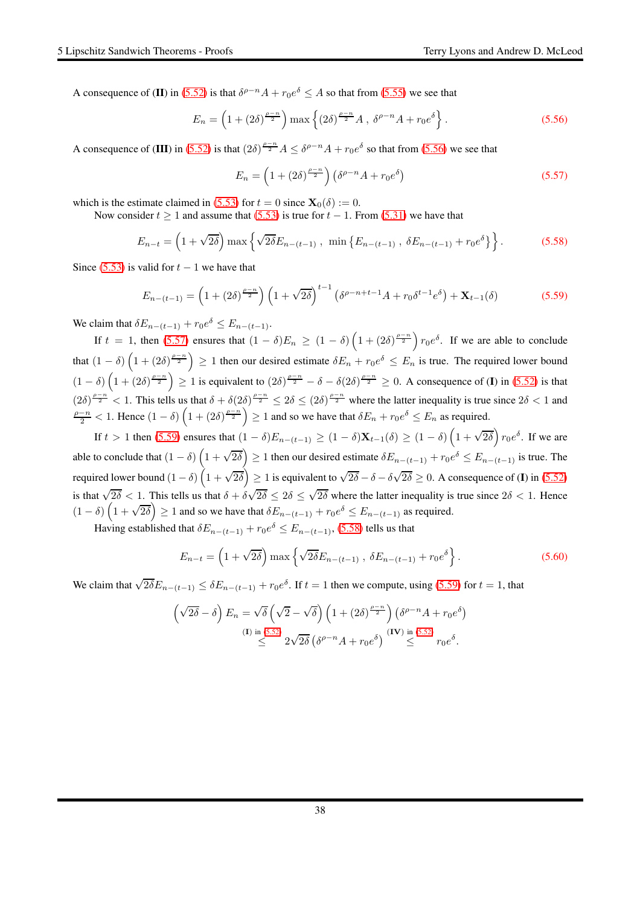A consequence of (**II**) in (5.52) is that $\delta^{\rho-n}A + r_0e^\delta \leq A$ so that from (5.55) we see that

$$E_n = \left(1+(2\delta)^{\frac{\rho-n}{2}}\right)\max\left\{(2\delta)^{\frac{\rho-n}{2}}A\ ,\ \delta^{\rho-n}A + r_0e^\delta\right\}. \tag{5.56}$$

A consequence of (**III**) in (5.52) is that $(2\delta)^{\frac{\rho-n}{2}}A \leq \delta^{\rho-n}A + r_0e^\delta$ so that from (5.56) we see that

$$E_n = \left(1+(2\delta)^{\frac{\rho-n}{2}}\right)\left(\delta^{\rho-n}A + r_0e^\delta\right) \tag{5.57}$$

which is the estimate claimed in (5.53) for $t=0$ since $\mathbf{X}_0(\delta) := 0$.

Now consider $t \geq 1$ and assume that (5.53) is true for $t-1$. From (5.31) we have that

$$E_{n-t} = \left(1+\sqrt{2\delta}\right)\max\left\{\sqrt{2\delta}E_{n-(t-1)}\ ,\ \min\left\{E_{n-(t-1)}\ ,\ \delta E_{n-(t-1)} + r_0e^\delta\right\}\right\}. \tag{5.58}$$

Since (5.53) is valid for $t-1$ we have that

$$E_{n-(t-1)} = \left(1+(2\delta)^{\frac{\rho-n}{2}}\right)\left(1+\sqrt{2\delta}\right)^{t-1}\left(\delta^{\rho-n+t-1}A + r_0\delta^{t-1}e^\delta\right) + \mathbf{X}_{t-1}(\delta) \tag{5.59}$$

We claim that $\delta E_{n-(t-1)} + r_0e^\delta \leq E_{n-(t-1)}$.

If $t=1$, then (5.57) ensures that $(1-\delta)E_n \geq (1-\delta)\left(1+(2\delta)^{\frac{\rho-n}{2}}\right)r_0e^\delta$. If we are able to conclude that $(1-\delta)\left(1+(2\delta)^{\frac{\rho-n}{2}}\right) \geq 1$ then our desired estimate $\delta E_n + r_0e^\delta \leq E_n$ is true. The required lower bound $(1-\delta)\left(1+(2\delta)^{\frac{\rho-n}{2}}\right) \geq 1$ is equivalent to $(2\delta)^{\frac{\rho-n}{2}} - \delta - \delta(2\delta)^{\frac{\rho-n}{2}} \geq 0$. A consequence of (**I**) in (5.52) is that $(2\delta)^{\frac{\rho-n}{2}} < 1$. This tells us that $\delta + \delta(2\delta)^{\frac{\rho-n}{2}} \leq 2\delta \leq (2\delta)^{\frac{\rho-n}{2}}$ where the latter inequality is true since $2\delta < 1$ and $\frac{\rho-n}{2} < 1$. Hence $(1-\delta)\left(1+(2\delta)^{\frac{\rho-n}{2}}\right) \geq 1$ and so we have that $\delta E_n + r_0e^\delta \leq E_n$ as required.

If $t > 1$ then (5.59) ensures that $(1-\delta)E_{n-(t-1)} \geq (1-\delta)\mathbf{X}_{t-1}(\delta) \geq (1-\delta)\left(1+\sqrt{2\delta}\right)r_0e^\delta$. If we are able to conclude that $(1-\delta)\left(1+\sqrt{2\delta}\right) \geq 1$ then our desired estimate $\delta E_{n-(t-1)} + r_0e^\delta \leq E_{n-(t-1)}$ is true. The required lower bound $(1-\delta)\left(1+\sqrt{2\delta}\right) \geq 1$ is equivalent to $\sqrt{2\delta} - \delta - \delta\sqrt{2\delta} \geq 0$. A consequence of (**I**) in (5.52) is that $\sqrt{2\delta} < 1$. This tells us that $\delta + \delta\sqrt{2\delta} \leq 2\delta \leq \sqrt{2\delta}$ where the latter inequality is true since $2\delta < 1$. Hence $(1-\delta)\left(1+\sqrt{2\delta}\right) \geq 1$ and so we have that $\delta E_{n-(t-1)} + r_0e^\delta \leq E_{n-(t-1)}$ as required.

Having established that $\delta E_{n-(t-1)} + r_0e^\delta \leq E_{n-(t-1)}$, (5.58) tells us that

$$E_{n-t} = \left(1+\sqrt{2\delta}\right)\max\left\{\sqrt{2\delta}E_{n-(t-1)}\ ,\ \delta E_{n-(t-1)} + r_0e^\delta\right\}. \tag{5.60}$$

We claim that $\sqrt{2\delta}E_{n-(t-1)} \leq \delta E_{n-(t-1)} + r_0e^\delta$. If $t=1$ then we compute, using (5.59) for $t=1$, that

$$\left(\sqrt{2\delta}-\delta\right)E_n = \sqrt{\delta}\left(\sqrt{2}-\sqrt{\delta}\right)\left(1+(2\delta)^{\frac{\rho-n}{2}}\right)\left(\delta^{\rho-n}A + r_0e^\delta\right) \overset{(\mathbf{I})\text{ in }5.52}{\leq} 2\sqrt{2\delta}\left(\delta^{\rho-n}A + r_0e^\delta\right) \overset{(\mathbf{IV})\text{ in }5.52}{\leq} r_0e^\delta.$$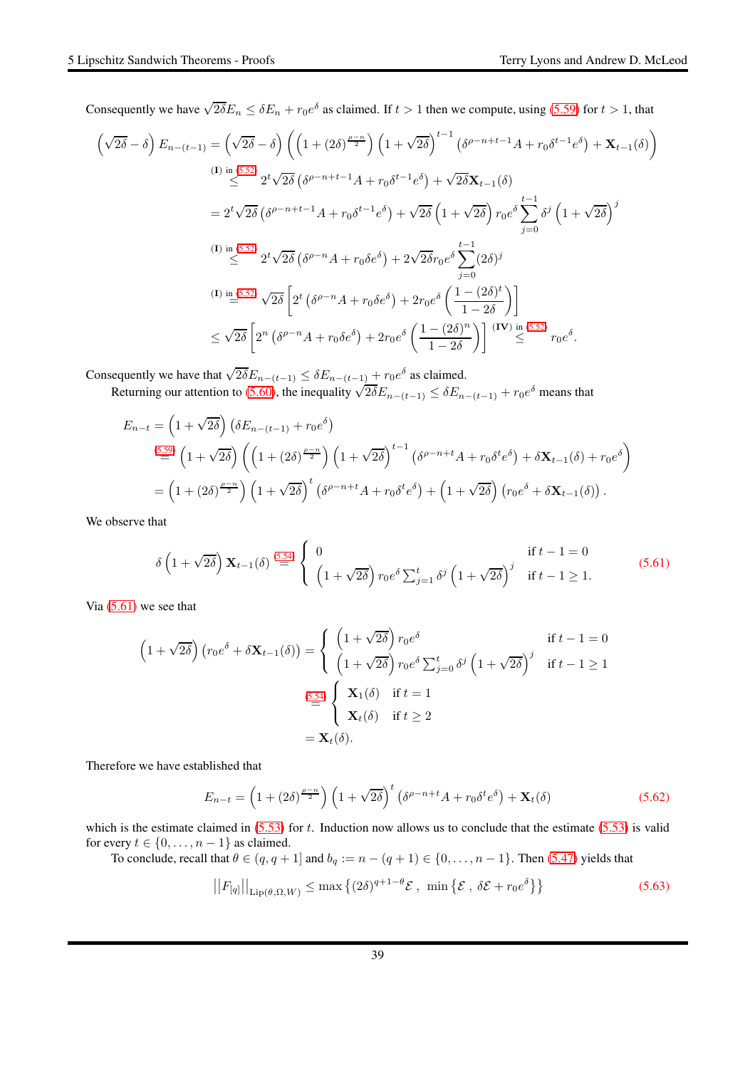Consequently we have $\sqrt{2\delta} E_n \leq \delta E_n + r_0 e^\delta$ as claimed. If $t > 1$ then we compute, using (5.59) for $t > 1$, that

$$
\begin{aligned}
\left(\sqrt{2\delta} - \delta\right) E_{n-(t-1)} &= \left(\sqrt{2\delta} - \delta\right) \left( \left(1 + (2\delta)^{\frac{\rho - n}{2}}\right) \left(1 + \sqrt{2\delta}\right)^{t-1} \left(\delta^{\rho - n + t - 1} A + r_0 \delta^{t-1} e^\delta\right) + \mathbf{X}_{t-1}(\delta) \right) \\
&\overset{\textbf{(I)} \text{ in } (5.52)}{\leq} 2^t \sqrt{2\delta} \left(\delta^{\rho-n+t-1} A + r_0 \delta^{t-1} e^\delta\right) + \sqrt{2\delta} \mathbf{X}_{t-1}(\delta) \\
&= 2^t \sqrt{2\delta} \left(\delta^{\rho-n+t-1} A + r_0 \delta^{t-1} e^\delta\right) + \sqrt{2\delta} \left(1 + \sqrt{2\delta}\right) r_0 e^\delta \sum_{j=0}^{t-1} \delta^j \left(1 + \sqrt{2\delta}\right)^j \\
&\overset{\textbf{(I)} \text{ in } (5.52)}{\leq} 2^t \sqrt{2\delta} \left(\delta^{\rho-n} A + r_0 \delta e^\delta\right) + 2\sqrt{2\delta} r_0 e^\delta \sum_{j=0}^{t-1} (2\delta)^j \\
&\overset{\textbf{(I)} \text{ in } (5.52)}{=} \sqrt{2\delta} \left[ 2^t \left(\delta^{\rho-n} A + r_0 \delta e^\delta\right) + 2 r_0 e^\delta \left( \frac{1 - (2\delta)^t}{1 - 2\delta} \right) \right] \\
&\leq \sqrt{2\delta} \left[ 2^n \left(\delta^{\rho-n} A + r_0 \delta e^\delta\right) + 2 r_0 e^\delta \left( \frac{1 - (2\delta)^n}{1 - 2\delta} \right) \right] \overset{\textbf{(IV)} \text{ in } (5.52)}{\leq} r_0 e^\delta.
\end{aligned}
$$

Consequently we have that $\sqrt{2\delta} E_{n-(t-1)} \leq \delta E_{n-(t-1)} + r_0 e^\delta$ as claimed.

Returning our attention to (5.60), the inequality $\sqrt{2\delta} E_{n-(t-1)} \leq \delta E_{n-(t-1)} + r_0 e^\delta$ means that

$$
\begin{aligned}
E_{n-t} &= \left(1 + \sqrt{2\delta}\right) \left(\delta E_{n-(t-1)} + r_0 e^\delta\right) \\
&\overset{(5.59)}{=} \left(1 + \sqrt{2\delta}\right) \left( \left(1 + (2\delta)^{\frac{\rho-n}{2}}\right) \left(1 + \sqrt{2\delta}\right)^{t-1} \left(\delta^{\rho-n+t} A + r_0 \delta^t e^\delta\right) + \delta \mathbf{X}_{t-1}(\delta) + r_0 e^\delta \right) \\
&= \left(1 + (2\delta)^{\frac{\rho-n}{2}}\right) \left(1 + \sqrt{2\delta}\right)^t \left(\delta^{\rho-n+t} A + r_0 \delta^t e^\delta\right) + \left(1 + \sqrt{2\delta}\right) \left(r_0 e^\delta + \delta \mathbf{X}_{t-1}(\delta)\right).
\end{aligned}
$$

We observe that

$$
\delta \left(1 + \sqrt{2\delta}\right) \mathbf{X}_{t-1}(\delta) \overset{(5.54)}{=} \begin{cases} 0 & \text{if } t - 1 = 0 \\ \left(1 + \sqrt{2\delta}\right) r_0 e^\delta \sum_{j=1}^{t} \delta^j \left(1 + \sqrt{2\delta}\right)^j & \text{if } t - 1 \geq 1. \end{cases} \tag{5.61}
$$

Via (5.61) we see that

$$
\begin{aligned}
\left(1 + \sqrt{2\delta}\right) \left(r_0 e^\delta + \delta \mathbf{X}_{t-1}(\delta)\right) &= \begin{cases} \left(1 + \sqrt{2\delta}\right) r_0 e^\delta & \text{if } t - 1 = 0 \\ \left(1 + \sqrt{2\delta}\right) r_0 e^\delta \sum_{j=0}^{t} \delta^j \left(1 + \sqrt{2\delta}\right)^j & \text{if } t - 1 \geq 1 \end{cases} \\
&\overset{(5.54)}{=} \begin{cases} \mathbf{X}_1(\delta) & \text{if } t = 1 \\ \mathbf{X}_t(\delta) & \text{if } t \geq 2 \end{cases} \\
&= \mathbf{X}_t(\delta).
\end{aligned}
$$

Therefore we have established that

$$
E_{n-t} = \left(1 + (2\delta)^{\frac{\rho-n}{2}}\right) \left(1 + \sqrt{2\delta}\right)^t \left(\delta^{\rho-n+t} A + r_0 \delta^t e^\delta\right) + \mathbf{X}_t(\delta) \tag{5.62}
$$

which is the estimate claimed in (5.53) for $t$. Induction now allows us to conclude that the estimate (5.53) is valid for every $t \in \{0, \ldots, n-1\}$ as claimed.

To conclude, recall that $\theta \in (q, q+1]$ and $b_q := n - (q+1) \in \{0, \ldots, n-1\}$. Then (5.47) yields that

$$
\left|\left|F_{[q]}\right|\right|_{\mathrm{Lip}(\theta, \Omega, W)} \leq \max\left\{ (2\delta)^{q+1-\theta} \mathcal{E} \, , \, \min\left\{ \mathcal{E} \, , \, \delta \mathcal{E} + r_0 e^\delta \right\} \right\} \tag{5.63}
$$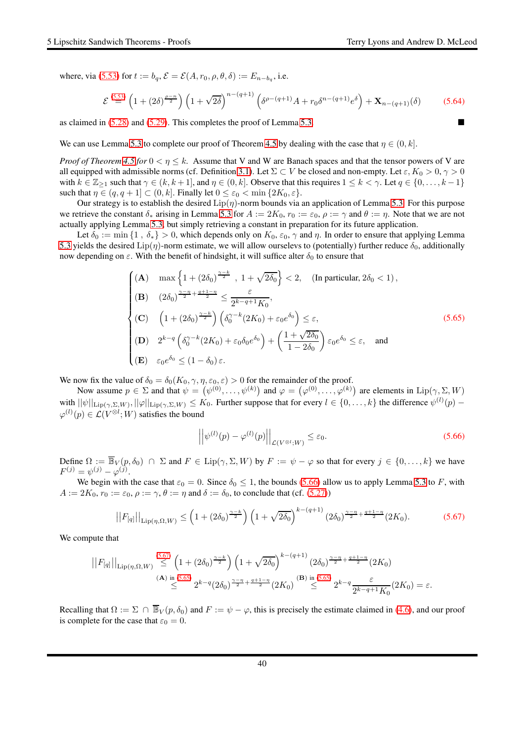where, via (5.53) for $t := b_q$, $\mathcal{E} = \mathcal{E}(A, r_0, \rho, \theta, \delta) := E_{n-b_q}$, i.e.

$$\mathcal{E} \overset{(5.53)}{=} \left(1 + (2\delta)^{\frac{\rho-\eta}{2}}\right)\left(1+\sqrt{2\delta}\right)^{n-(q+1)}\left(\delta^{\rho-(q+1)}A + r_0\delta^{n-(q+1)}e^{\delta}\right) + \mathbf{X}_{n-(q+1)}(\delta) \tag{5.64}$$

as claimed in (5.28) and (5.29). This completes the proof of Lemma 5.3. ■

We can use Lemma 5.3 to complete our proof of Theorem 4.5 by dealing with the case that $\eta \in (0,k]$.

*Proof of Theorem 4.5 for* $0 < \eta \leq k$. Assume that V and W are Banach spaces and that the tensor powers of V are all equipped with admissible norms (cf. Definition 3.1). Let $\Sigma \subset V$ be closed and non-empty. Let $\varepsilon, K_0 > 0, \gamma > 0$ with $k \in \mathbb{Z}_{\geq 1}$ such that $\gamma \in (k, k+1]$, and $\eta \in (0,k]$. Observe that this requires $1 \leq k < \gamma$. Let $q \in \{0, \ldots, k-1\}$ such that $\eta \in (q, q+1] \subset (0,k]$. Finally let $0 \leq \varepsilon_0 < \min\{2K_0, \varepsilon\}$.

Our strategy is to establish the desired $\mathrm{Lip}(\eta)$-norm bounds via an application of Lemma 5.3. For this purpose we retrieve the constant $\delta_*$ arising in Lemma 5.3 for $A := 2K_0$, $r_0 := \varepsilon_0$, $\rho := \gamma$ and $\theta := \eta$. Note that we are not actually applying Lemma 5.3, but simply retrieving a constant in preparation for its future application.

Let $\delta_0 := \min\{1\ ,\ \delta_*\} > 0$, which depends only on $K_0$, $\varepsilon_0$, $\gamma$ and $\eta$. In order to ensure that applying Lemma 5.3 yields the desired $\mathrm{Lip}(\eta)$-norm estimate, we will allow ourselevs to (potentially) further reduce $\delta_0$, additionally now depending on $\varepsilon$. With the benefit of hindsight, it will suffice alter $\delta_0$ to ensure that

$$\begin{cases} \textbf{(A)} \quad \max\left\{1 + (2\delta_0)^{\frac{\gamma-k}{2}}\ ,\ 1+\sqrt{2\delta_0}\right\} < 2, \quad (\text{In particular, } 2\delta_0 < 1), \\ \textbf{(B)} \quad (2\delta_0)^{\frac{\gamma-\eta}{2}+\frac{q+1-\eta}{2}} \leq \dfrac{\varepsilon}{2^{k-q+1}K_0}, \\ \textbf{(C)} \quad \left(1+(2\delta_0)^{\frac{\gamma-k}{2}}\right)\left(\delta_0^{\gamma-k}(2K_0) + \varepsilon_0 e^{\delta_0}\right) \leq \varepsilon, \\ \textbf{(D)} \quad 2^{k-q}\left(\delta_0^{\gamma-k}(2K_0) + \varepsilon_0\delta_0 e^{\delta_0}\right) + \left(\dfrac{1+\sqrt{2\delta_0}}{1-2\delta_0}\right)\varepsilon_0 e^{\delta_0} \leq \varepsilon, \quad \text{and} \\ \textbf{(E)} \quad \varepsilon_0 e^{\delta_0} \leq (1-\delta_0)\,\varepsilon. \end{cases} \tag{5.65}$$

We now fix the value of $\delta_0 = \delta_0(K_0, \gamma, \eta, \varepsilon_0, \varepsilon) > 0$ for the remainder of the proof.

Now assume $p \in \Sigma$ and that $\psi = \left(\psi^{(0)}, \ldots, \psi^{(k)}\right)$ and $\varphi = \left(\varphi^{(0)}, \ldots, \varphi^{(k)}\right)$ are elements in $\mathrm{Lip}(\gamma, \Sigma, W)$ with $||\psi||_{\mathrm{Lip}(\gamma,\Sigma,W)}, ||\varphi||_{\mathrm{Lip}(\gamma,\Sigma,W)} \leq K_0$. Further suppose that for every $l \in \{0, \ldots, k\}$ the difference $\psi^{(l)}(p) - \varphi^{(l)}(p) \in \mathcal{L}(V^{\otimes l}; W)$ satisfies the bound

$$\left|\left|\psi^{(l)}(p) - \varphi^{(l)}(p)\right|\right|_{\mathcal{L}(V^{\otimes l};W)} \leq \varepsilon_0. \tag{5.66}$$

Define $\Omega := \overline{\mathbb{B}}_V(p, \delta_0) \cap \Sigma$ and $F \in \mathrm{Lip}(\gamma, \Sigma, W)$ by $F := \psi - \varphi$ so that for every $j \in \{0, \ldots, k\}$ we have $F^{(j)} = \psi^{(j)} - \varphi^{(j)}$.

We begin with the case that $\varepsilon_0 = 0$. Since $\delta_0 \leq 1$, the bounds (5.66) allow us to apply Lemma 5.3 to $F$, with $A := 2K_0$, $r_0 := \varepsilon_0$, $\rho := \gamma$, $\theta := \eta$ and $\delta := \delta_0$, to conclude that (cf. (5.27))

$$\left|\left|F_{[q]}\right|\right|_{\mathrm{Lip}(\eta,\Omega,W)} \leq \left(1 + (2\delta_0)^{\frac{\gamma-k}{2}}\right)\left(1+\sqrt{2\delta_0}\right)^{k-(q+1)}(2\delta_0)^{\frac{\gamma-\eta}{2}+\frac{q+1-\eta}{2}}(2K_0). \tag{5.67}$$

We compute that

$$\begin{aligned}\left|\left|F_{[q]}\right|\right|_{\mathrm{Lip}(\eta,\Omega,W)} &\overset{(5.67)}{\leq} \left(1 + (2\delta_0)^{\frac{\gamma-k}{2}}\right)\left(1+\sqrt{2\delta_0}\right)^{k-(q+1)}(2\delta_0)^{\frac{\gamma-\eta}{2}+\frac{q+1-\eta}{2}}(2K_0) \\ &\overset{\textbf{(A)} \text{ in } (5.65)}{\leq} 2^{k-q}(2\delta_0)^{\frac{\gamma-\eta}{2}+\frac{q+1-\eta}{2}}(2K_0) \overset{\textbf{(B)} \text{ in } (5.65)}{\leq} 2^{k-q}\frac{\varepsilon}{2^{k-q+1}K_0}(2K_0) = \varepsilon.\end{aligned}$$

Recalling that $\Omega := \Sigma \cap \overline{\mathbb{B}}_V(p, \delta_0)$ and $F := \psi - \varphi$, this is precisely the estimate claimed in (4.6), and our proof is complete for the case that $\varepsilon_0 = 0$.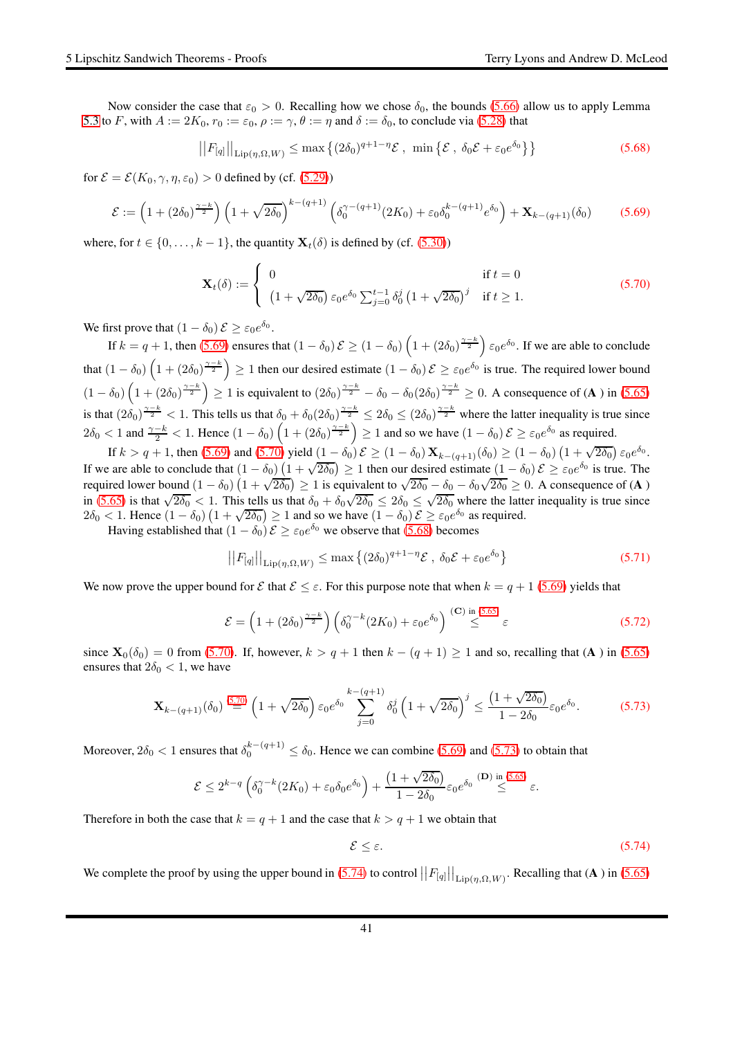Now consider the case that $\varepsilon_0 > 0$. Recalling how we chose $\delta_0$, the bounds (5.66) allow us to apply Lemma 5.3 to $F$, with $A := 2K_0$, $r_0 := \varepsilon_0$, $\rho := \gamma$, $\theta := \eta$ and $\delta := \delta_0$, to conclude via (5.28) that

$$\left|\left|F_{[q]}\right|\right|_{\mathrm{Lip}(\eta,\Omega,W)} \leq \max\left\{(2\delta_0)^{q+1-\eta}\mathcal{E}\ ,\ \min\left\{\mathcal{E}\ ,\ \delta_0\mathcal{E} + \varepsilon_0 e^{\delta_0}\right\}\right\} \tag{5.68}$$

for $\mathcal{E} = \mathcal{E}(K_0, \gamma, \eta, \varepsilon_0) > 0$ defined by (cf. (5.29))

$$\mathcal{E} := \left(1 + (2\delta_0)^{\frac{\gamma-k}{2}}\right)\left(1 + \sqrt{2\delta_0}\right)^{k-(q+1)}\left(\delta_0^{\gamma-(q+1)}(2K_0) + \varepsilon_0\delta_0^{k-(q+1)}e^{\delta_0}\right) + \mathbf{X}_{k-(q+1)}(\delta_0) \tag{5.69}$$

where, for $t \in \{0, \ldots, k-1\}$, the quantity $\mathbf{X}_t(\delta)$ is defined by (cf. (5.30))

$$\mathbf{X}_t(\delta) := \begin{cases} 0 & \text{if } t = 0 \\ \left(1 + \sqrt{2\delta_0}\right)\varepsilon_0 e^{\delta_0}\sum_{j=0}^{t-1}\delta_0^j\left(1 + \sqrt{2\delta_0}\right)^j & \text{if } t \geq 1. \end{cases} \tag{5.70}$$

We first prove that $(1-\delta_0)\,\mathcal{E} \geq \varepsilon_0 e^{\delta_0}$.

If $k = q+1$, then (5.69) ensures that $(1-\delta_0)\,\mathcal{E} \geq (1-\delta_0)\left(1 + (2\delta_0)^{\frac{\gamma-k}{2}}\right)\varepsilon_0 e^{\delta_0}$. If we are able to conclude that $(1-\delta_0)\left(1 + (2\delta_0)^{\frac{\gamma-k}{2}}\right) \geq 1$ then our desired estimate $(1-\delta_0)\,\mathcal{E} \geq \varepsilon_0 e^{\delta_0}$ is true. The required lower bound $(1-\delta_0)\left(1 + (2\delta_0)^{\frac{\gamma-k}{2}}\right) \geq 1$ is equivalent to $(2\delta_0)^{\frac{\gamma-k}{2}} - \delta_0 - \delta_0(2\delta_0)^{\frac{\gamma-k}{2}} \geq 0$. A consequence of (**A** ) in (5.65) is that $(2\delta_0)^{\frac{\gamma-k}{2}} < 1$. This tells us that $\delta_0 + \delta_0(2\delta_0)^{\frac{\gamma-k}{2}} \leq 2\delta_0 \leq (2\delta_0)^{\frac{\gamma-k}{2}}$ where the latter inequality is true since $2\delta_0 < 1$ and $\frac{\gamma-k}{2} < 1$. Hence $(1-\delta_0)\left(1 + (2\delta_0)^{\frac{\gamma-k}{2}}\right) \geq 1$ and so we have $(1-\delta_0)\,\mathcal{E} \geq \varepsilon_0 e^{\delta_0}$ as required.

If $k > q+1$, then (5.69) and (5.70) yield $(1-\delta_0)\,\mathcal{E} \geq (1-\delta_0)\,\mathbf{X}_{k-(q+1)}(\delta_0) \geq (1-\delta_0)\left(1 + \sqrt{2\delta_0}\right)\varepsilon_0 e^{\delta_0}$. If we are able to conclude that $(1-\delta_0)\left(1 + \sqrt{2\delta_0}\right) \geq 1$ then our desired estimate $(1-\delta_0)\,\mathcal{E} \geq \varepsilon_0 e^{\delta_0}$ is true. The required lower bound $(1-\delta_0)\left(1 + \sqrt{2\delta_0}\right) \geq 1$ is equivalent to $\sqrt{2\delta_0} - \delta_0 - \delta_0\sqrt{2\delta_0} \geq 0$. A consequence of (**A** ) in (5.65) is that $\sqrt{2\delta_0} < 1$. This tells us that $\delta_0 + \delta_0\sqrt{2\delta_0} \leq 2\delta_0 \leq \sqrt{2\delta_0}$ where the latter inequality is true since $2\delta_0 < 1$. Hence $(1-\delta_0)\left(1 + \sqrt{2\delta_0}\right) \geq 1$ and so we have $(1-\delta_0)\,\mathcal{E} \geq \varepsilon_0 e^{\delta_0}$ as required.

Having established that $(1-\delta_0)\,\mathcal{E} \geq \varepsilon_0 e^{\delta_0}$ we observe that (5.68) becomes

$$\left|\left|F_{[q]}\right|\right|_{\mathrm{Lip}(\eta,\Omega,W)} \leq \max\left\{(2\delta_0)^{q+1-\eta}\mathcal{E}\ ,\ \delta_0\mathcal{E} + \varepsilon_0 e^{\delta_0}\right\} \tag{5.71}$$

We now prove the upper bound for $\mathcal{E}$ that $\mathcal{E} \leq \varepsilon$. For this purpose note that when $k = q+1$ (5.69) yields that

$$\mathcal{E} = \left(1 + (2\delta_0)^{\frac{\gamma-k}{2}}\right)\left(\delta_0^{\gamma-k}(2K_0) + \varepsilon_0 e^{\delta_0}\right) \overset{(\mathbf{C}) \text{ in } 5.65}{\leq} \varepsilon \tag{5.72}$$

since $\mathbf{X}_0(\delta_0) = 0$ from (5.70). If, however, $k > q+1$ then $k - (q+1) \geq 1$ and so, recalling that (**A** ) in (5.65) ensures that $2\delta_0 < 1$, we have

$$\mathbf{X}_{k-(q+1)}(\delta_0) \overset{5.70}{=} \left(1 + \sqrt{2\delta_0}\right)\varepsilon_0 e^{\delta_0}\sum_{j=0}^{k-(q+1)}\delta_0^j\left(1 + \sqrt{2\delta_0}\right)^j \leq \frac{\left(1 + \sqrt{2\delta_0}\right)}{1 - 2\delta_0}\varepsilon_0 e^{\delta_0}. \tag{5.73}$$

Moreover, $2\delta_0 < 1$ ensures that $\delta_0^{k-(q+1)} \leq \delta_0$. Hence we can combine (5.69) and (5.73) to obtain that

$$\mathcal{E} \leq 2^{k-q}\left(\delta_0^{\gamma-k}(2K_0) + \varepsilon_0\delta_0 e^{\delta_0}\right) + \frac{\left(1 + \sqrt{2\delta_0}\right)}{1 - 2\delta_0}\varepsilon_0 e^{\delta_0} \overset{(\mathbf{D}) \text{ in } 5.65}{\leq} \varepsilon.$$

Therefore in both the case that $k = q+1$ and the case that $k > q+1$ we obtain that

$$\mathcal{E} \leq \varepsilon. \tag{5.74}$$

We complete the proof by using the upper bound in (5.74) to control $\left|\left|F_{[q]}\right|\right|_{\mathrm{Lip}(\eta,\Omega,W)}$. Recalling that (**A** ) in (5.65)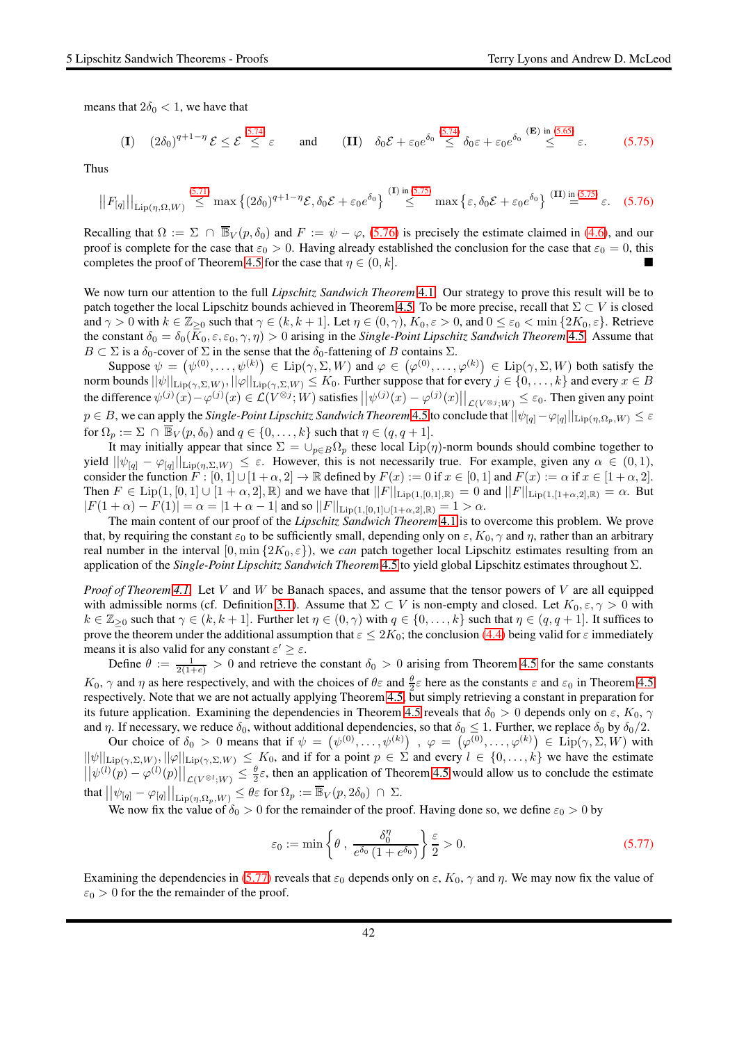means that $2\delta_0 < 1$, we have that

$$\textbf{(I)} \quad (2\delta_0)^{q+1-\eta}\mathcal{E} \leq \mathcal{E} \overset{5.74}{\leq} \varepsilon \qquad \text{and} \qquad \textbf{(II)} \quad \delta_0\mathcal{E} + \varepsilon_0 e^{\delta_0} \overset{5.74}{\leq} \delta_0\varepsilon + \varepsilon_0 e^{\delta_0} \overset{\textbf{(E)} \text{ in } 5.65}{\leq} \varepsilon. \tag{5.75}$$

Thus

$$\left|\left|F_{[q]}\right|\right|_{\mathrm{Lip}(\eta,\Omega,W)} \overset{5.71}{\leq} \max\left\{(2\delta_0)^{q+1-\eta}\mathcal{E}, \delta_0\mathcal{E} + \varepsilon_0 e^{\delta_0}\right\} \overset{\textbf{(I)} \text{ in } 5.75}{\leq} \max\left\{\varepsilon, \delta_0\mathcal{E} + \varepsilon_0 e^{\delta_0}\right\} \overset{\textbf{(II)} \text{ in } 5.75}{=} \varepsilon. \tag{5.76}$$

Recalling that $\Omega := \Sigma \cap \overline{\mathbb{B}}_V(p,\delta_0)$ and $F := \psi - \varphi$, (5.76) is precisely the estimate claimed in (4.6), and our proof is complete for the case that $\varepsilon_0 > 0$. Having already established the conclusion for the case that $\varepsilon_0 = 0$, this completes the proof of Theorem 4.5 for the case that $\eta \in (0,k]$. ∎

We now turn our attention to the full *Lipschitz Sandwich Theorem* 4.1. Our strategy to prove this result will be to patch together the local Lipschitz bounds achieved in Theorem 4.5. To be more precise, recall that $\Sigma \subset V$ is closed and $\gamma > 0$ with $k \in \mathbb{Z}_{\geq 0}$ such that $\gamma \in (k,k+1]$. Let $\eta \in (0,\gamma)$, $K_0, \varepsilon > 0$, and $0 \leq \varepsilon_0 < \min\{2K_0, \varepsilon\}$. Retrieve the constant $\delta_0 = \delta_0(K_0,\varepsilon,\varepsilon_0,\gamma,\eta) > 0$ arising in the *Single-Point Lipschitz Sandwich Theorem* 4.5. Assume that $B \subset \Sigma$ is a $\delta_0$-cover of $\Sigma$ in the sense that the $\delta_0$-fattening of $B$ contains $\Sigma$.

Suppose $\psi = \left(\psi^{(0)},\ldots,\psi^{(k)}\right) \in \mathrm{Lip}(\gamma,\Sigma,W)$ and $\varphi \in \left(\varphi^{(0)},\ldots,\varphi^{(k)}\right) \in \mathrm{Lip}(\gamma,\Sigma,W)$ both satisfy the norm bounds $||\psi||_{\mathrm{Lip}(\gamma,\Sigma,W)}, ||\varphi||_{\mathrm{Lip}(\gamma,\Sigma,W)} \leq K_0$. Further suppose that for every $j \in \{0,\ldots,k\}$ and every $x \in B$ the difference $\psi^{(j)}(x) - \varphi^{(j)}(x) \in \mathcal{L}(V^{\otimes j};W)$ satisfies $\left|\left|\psi^{(j)}(x) - \varphi^{(j)}(x)\right|\right|_{\mathcal{L}(V^{\otimes j};W)} \leq \varepsilon_0$. Then given any point $p \in B$, we can apply the *Single-Point Lipschitz Sandwich Theorem* 4.5 to conclude that $||\psi_{[q]} - \varphi_{[q]}||_{\mathrm{Lip}(\eta,\Omega_p,W)} \leq \varepsilon$ for $\Omega_p := \Sigma \cap \overline{\mathbb{B}}_V(p,\delta_0)$ and $q \in \{0,\ldots,k\}$ such that $\eta \in (q,q+1]$.

It may initially appear that since $\Sigma = \cup_{p\in B}\Omega_p$ these local $\mathrm{Lip}(\eta)$-norm bounds should combine together to yield $||\psi_{[q]} - \varphi_{[q]}||_{\mathrm{Lip}(\eta,\Sigma,W)} \leq \varepsilon$. However, this is not necessarily true. For example, given any $\alpha \in (0,1)$, consider the function $F : [0,1] \cup [1+\alpha,2] \to \mathbb{R}$ defined by $F(x) := 0$ if $x \in [0,1]$ and $F(x) := \alpha$ if $x \in [1+\alpha,2]$. Then $F \in \mathrm{Lip}(1,[0,1]\cup[1+\alpha,2],\mathbb{R})$ and we have that $||F||_{\mathrm{Lip}(1,[0,1],\mathbb{R})} = 0$ and $||F||_{\mathrm{Lip}(1,[1+\alpha,2],\mathbb{R})} = \alpha$. But $|F(1+\alpha) - F(1)| = \alpha = |1+\alpha-1|$ and so $||F||_{\mathrm{Lip}(1,[0,1]\cup[1+\alpha,2],\mathbb{R})} = 1 > \alpha$.

The main content of our proof of the *Lipschitz Sandwich Theorem* 4.1 is to overcome this problem. We prove that, by requiring the constant $\varepsilon_0$ to be sufficiently small, depending only on $\varepsilon$, $K_0$, $\gamma$ and $\eta$, rather than an arbitrary real number in the interval $[0,\min\{2K_0,\varepsilon\})$, we *can* patch together local Lipschitz estimates resulting from an application of the *Single-Point Lipschitz Sandwich Theorem* 4.5 to yield global Lipschitz estimates throughout $\Sigma$.

*Proof of Theorem 4.1.* Let $V$ and $W$ be Banach spaces, and assume that the tensor powers of $V$ are all equipped with admissible norms (cf. Definition 3.1). Assume that $\Sigma \subset V$ is non-empty and closed. Let $K_0, \varepsilon, \gamma > 0$ with $k \in \mathbb{Z}_{\geq 0}$ such that $\gamma \in (k,k+1]$. Further let $\eta \in (0,\gamma)$ with $q \in \{0,\ldots,k\}$ such that $\eta \in (q,q+1]$. It suffices to prove the theorem under the additional assumption that $\varepsilon \leq 2K_0$; the conclusion (4.4) being valid for $\varepsilon$ immediately means it is also valid for any constant $\varepsilon' \geq \varepsilon$.

Define $\theta := \frac{1}{2(1+e)} > 0$ and retrieve the constant $\delta_0 > 0$ arising from Theorem 4.5 for the same constants $K_0$, $\gamma$ and $\eta$ as here respectively, and with the choices of $\theta\varepsilon$ and $\frac{\theta}{2}\varepsilon$ here as the constants $\varepsilon$ and $\varepsilon_0$ in Theorem 4.5 respectively. Note that we are not actually applying Theorem 4.5, but simply retrieving a constant in preparation for its future application. Examining the dependencies in Theorem 4.5 reveals that $\delta_0 > 0$ depends only on $\varepsilon$, $K_0$, $\gamma$ and $\eta$. If necessary, we reduce $\delta_0$, without additional dependencies, so that $\delta_0 \leq 1$. Further, we replace $\delta_0$ by $\delta_0/2$.

Our choice of $\delta_0 > 0$ means that if $\psi = \left(\psi^{(0)},\ldots,\psi^{(k)}\right)$, $\varphi = \left(\varphi^{(0)},\ldots,\varphi^{(k)}\right) \in \mathrm{Lip}(\gamma,\Sigma,W)$ with $||\psi||_{\mathrm{Lip}(\gamma,\Sigma,W)}, ||\varphi||_{\mathrm{Lip}(\gamma,\Sigma,W)} \leq K_0$, and if for a point $p \in \Sigma$ and every $l \in \{0,\ldots,k\}$ we have the estimate $\left|\left|\psi^{(l)}(p) - \varphi^{(l)}(p)\right|\right|_{\mathcal{L}(V^{\otimes l};W)} \leq \frac{\theta}{2}\varepsilon$, then an application of Theorem 4.5 would allow us to conclude the estimate that $\left|\left|\psi_{[q]} - \varphi_{[q]}\right|\right|_{\mathrm{Lip}(\eta,\Omega_p,W)} \leq \theta\varepsilon$ for $\Omega_p := \overline{\mathbb{B}}_V(p,2\delta_0) \cap \Sigma$.

We now fix the value of $\delta_0 > 0$ for the remainder of the proof. Having done so, we define $\varepsilon_0 > 0$ by

$$\varepsilon_0 := \min\left\{\theta\,,\, \frac{\delta_0^\eta}{e^{\delta_0}\left(1+e^{\delta_0}\right)}\right\}\frac{\varepsilon}{2} > 0. \tag{5.77}$$

Examining the dependencies in (5.77) reveals that $\varepsilon_0$ depends only on $\varepsilon$, $K_0$, $\gamma$ and $\eta$. We may now fix the value of $\varepsilon_0 > 0$ for the the remainder of the proof.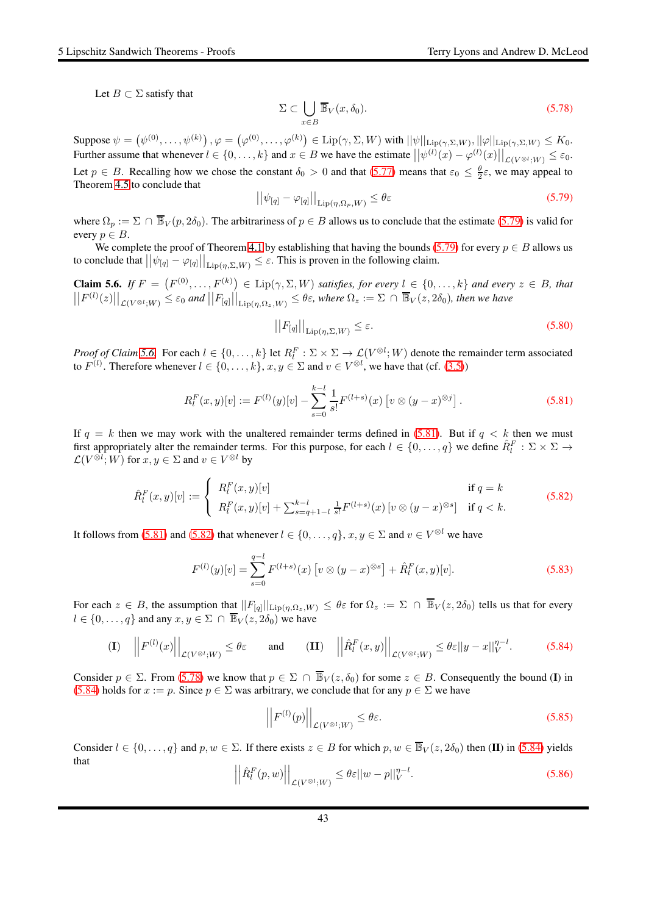Let $B \subset \Sigma$ satisfy that

$$\Sigma \subset \bigcup_{x \in B} \overline{\mathbb{B}}_V(x, \delta_0). \tag{5.78}$$

Suppose $\psi = \left(\psi^{(0)}, \ldots, \psi^{(k)}\right), \varphi = \left(\varphi^{(0)}, \ldots, \varphi^{(k)}\right) \in \mathrm{Lip}(\gamma, \Sigma, W)$ with $||\psi||_{\mathrm{Lip}(\gamma,\Sigma,W)}, ||\varphi||_{\mathrm{Lip}(\gamma,\Sigma,W)} \leq K_0$. Further assume that whenever $l \in \{0, \ldots, k\}$ and $x \in B$ we have the estimate $\left|\left|\psi^{(l)}(x) - \varphi^{(l)}(x)\right|\right|_{\mathcal{L}(V^{\otimes l};W)} \leq \varepsilon_0$. Let $p \in B$. Recalling how we chose the constant $\delta_0 > 0$ and that (5.77) means that $\varepsilon_0 \leq \frac{\theta}{2}\varepsilon$, we may appeal to Theorem 4.5 to conclude that

$$\left|\left|\psi_{[q]} - \varphi_{[q]}\right|\right|_{\mathrm{Lip}(\eta,\Omega_p,W)} \leq \theta\varepsilon \tag{5.79}$$

where $\Omega_p := \Sigma \cap \overline{\mathbb{B}}_V(p, 2\delta_0)$. The arbitrariness of $p \in B$ allows us to conclude that the estimate (5.79) is valid for every $p \in B$.

We complete the proof of Theorem 4.1 by establishing that having the bounds (5.79) for every $p \in B$ allows us to conclude that $\left|\left|\psi_{[q]} - \varphi_{[q]}\right|\right|_{\mathrm{Lip}(\eta,\Sigma,W)} \leq \varepsilon$. This is proven in the following claim.

**Claim 5.6.** *If $F = \left(F^{(0)}, \ldots, F^{(k)}\right) \in \mathrm{Lip}(\gamma, \Sigma, W)$ satisfies, for every $l \in \{0, \ldots, k\}$ and every $z \in B$, that $\left|\left|F^{(l)}(z)\right|\right|_{\mathcal{L}(V^{\otimes l};W)} \leq \varepsilon_0$ and $\left|\left|F_{[q]}\right|\right|_{\mathrm{Lip}(\eta,\Omega_z,W)} \leq \theta\varepsilon$, where $\Omega_z := \Sigma \cap \overline{\mathbb{B}}_V(z, 2\delta_0)$, then we have*

$$\left|\left|F_{[q]}\right|\right|_{\mathrm{Lip}(\eta,\Sigma,W)} \leq \varepsilon. \tag{5.80}$$

*Proof of Claim 5.6.* For each $l \in \{0, \ldots, k\}$ let $R_l^F : \Sigma \times \Sigma \to \mathcal{L}(V^{\otimes l}; W)$ denote the remainder term associated to $F^{(l)}$. Therefore whenever $l \in \{0, \ldots, k\}$, $x, y \in \Sigma$ and $v \in V^{\otimes l}$, we have that (cf. (3.5))

$$R_l^F(x,y)[v] := F^{(l)}(y)[v] - \sum_{s=0}^{k-l} \frac{1}{s!} F^{(l+s)}(x)\left[v \otimes (y-x)^{\otimes j}\right]. \tag{5.81}$$

If $q = k$ then we may work with the unaltered remainder terms defined in (5.81). But if $q < k$ then we must first appropriately alter the remainder terms. For this purpose, for each $l \in \{0, \ldots, q\}$ we define $\hat{R}_l^F : \Sigma \times \Sigma \to \mathcal{L}(V^{\otimes l}; W)$ for $x, y \in \Sigma$ and $v \in V^{\otimes l}$ by

$$\hat{R}_l^F(x,y)[v] := \begin{cases} R_l^F(x,y)[v] & \text{if } q = k \\ R_l^F(x,y)[v] + \sum_{s=q+1-l}^{k-l} \frac{1}{s!} F^{(l+s)}(x)\left[v \otimes (y-x)^{\otimes s}\right] & \text{if } q < k. \end{cases} \tag{5.82}$$

It follows from (5.81) and (5.82) that whenever $l \in \{0, \ldots, q\}$, $x, y \in \Sigma$ and $v \in V^{\otimes l}$ we have

$$F^{(l)}(y)[v] = \sum_{s=0}^{q-l} F^{(l+s)}(x)\left[v \otimes (y-x)^{\otimes s}\right] + \hat{R}_l^F(x,y)[v]. \tag{5.83}$$

For each $z \in B$, the assumption that $||F_{[q]}||_{\mathrm{Lip}(\eta,\Omega_z,W)} \leq \theta\varepsilon$ for $\Omega_z := \Sigma \cap \overline{\mathbb{B}}_V(z, 2\delta_0)$ tells us that for every $l \in \{0, \ldots, q\}$ and any $x, y \in \Sigma \cap \overline{\mathbb{B}}_V(z, 2\delta_0)$ we have

$$\textbf{(I)} \quad \left|\left|F^{(l)}(x)\right|\right|_{\mathcal{L}(V^{\otimes l};W)} \leq \theta\varepsilon \qquad \text{and} \qquad \textbf{(II)} \quad \left|\left|\hat{R}_l^F(x,y)\right|\right|_{\mathcal{L}(V^{\otimes l};W)} \leq \theta\varepsilon ||y-x||_V^{\eta-l}. \tag{5.84}$$

Consider $p \in \Sigma$. From (5.78) we know that $p \in \Sigma \cap \overline{\mathbb{B}}_V(z, \delta_0)$ for some $z \in B$. Consequently the bound **(I)** in (5.84) holds for $x := p$. Since $p \in \Sigma$ was arbitrary, we conclude that for any $p \in \Sigma$ we have

$$\left|\left|F^{(l)}(p)\right|\right|_{\mathcal{L}(V^{\otimes l};W)} \leq \theta\varepsilon. \tag{5.85}$$

Consider $l \in \{0, \ldots, q\}$ and $p, w \in \Sigma$. If there exists $z \in B$ for which $p, w \in \overline{\mathbb{B}}_V(z, 2\delta_0)$ then **(II)** in (5.84) yields that

$$\left|\left|\hat{R}_l^F(p,w)\right|\right|_{\mathcal{L}(V^{\otimes l};W)} \leq \theta\varepsilon ||w-p||_V^{\eta-l}. \tag{5.86}$$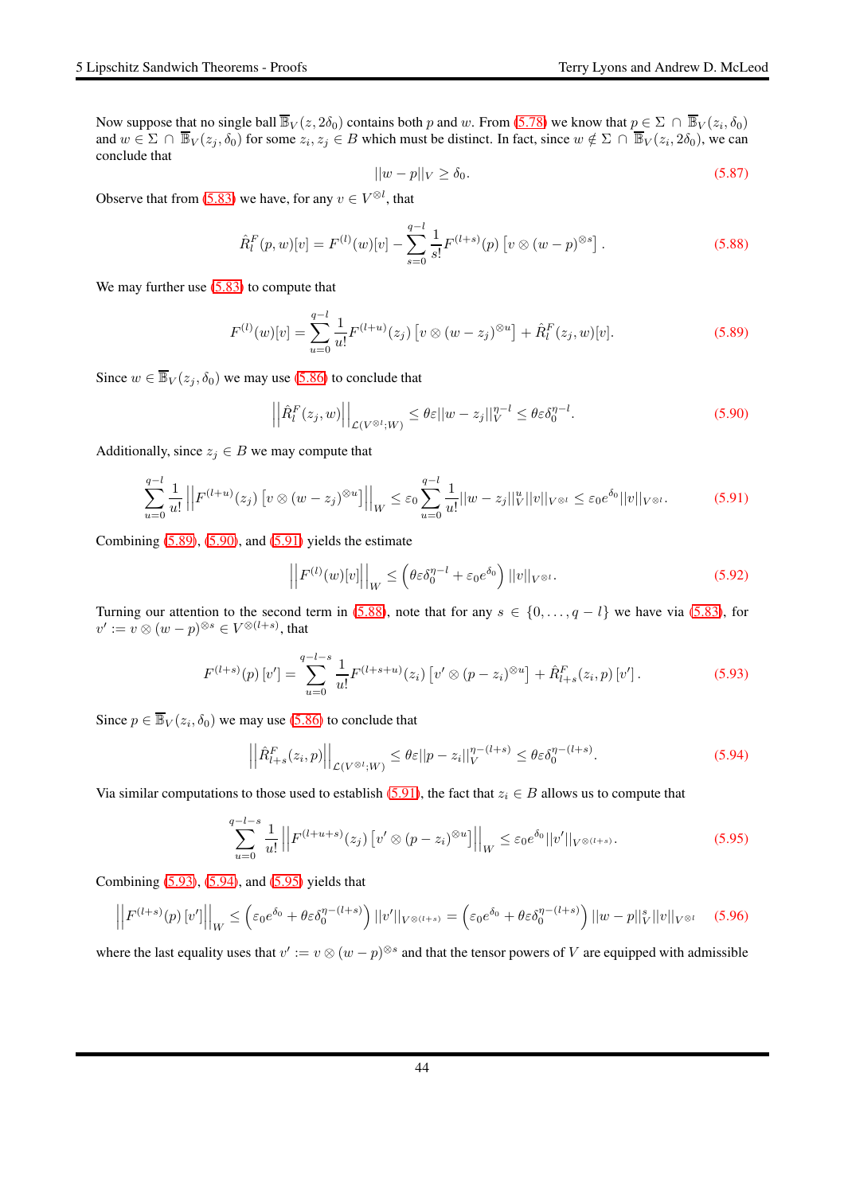Now suppose that no single ball $\overline{\mathbb{B}}_V(z, 2\delta_0)$ contains both $p$ and $w$. From (5.78) we know that $p \in \Sigma \cap \overline{\mathbb{B}}_V(z_i, \delta_0)$ and $w \in \Sigma \cap \overline{\mathbb{B}}_V(z_j, \delta_0)$ for some $z_i, z_j \in B$ which must be distinct. In fact, since $w \notin \Sigma \cap \overline{\mathbb{B}}_V(z_i, 2\delta_0)$, we can conclude that

$$||w - p||_V \geq \delta_0. \tag{5.87}$$

Observe that from (5.83) we have, for any $v \in V^{\otimes l}$, that

$$\hat{R}_l^F(p, w)[v] = F^{(l)}(w)[v] - \sum_{s=0}^{q-l} \frac{1}{s!} F^{(l+s)}(p)\left[v \otimes (w-p)^{\otimes s}\right]. \tag{5.88}$$

We may further use (5.83) to compute that

$$F^{(l)}(w)[v] = \sum_{u=0}^{q-l} \frac{1}{u!} F^{(l+u)}(z_j)\left[v \otimes (w - z_j)^{\otimes u}\right] + \hat{R}_l^F(z_j, w)[v]. \tag{5.89}$$

Since $w \in \overline{\mathbb{B}}_V(z_j, \delta_0)$ we may use (5.86) to conclude that

$$\left|\left|\hat{R}_l^F(z_j, w)\right|\right|_{\mathcal{L}(V^{\otimes l}; W)} \leq \theta\varepsilon ||w - z_j||_V^{\eta - l} \leq \theta\varepsilon\delta_0^{\eta - l}. \tag{5.90}$$

Additionally, since $z_j \in B$ we may compute that

$$\sum_{u=0}^{q-l} \frac{1}{u!} \left|\left|F^{(l+u)}(z_j)\left[v \otimes (w-z_j)^{\otimes u}\right]\right|\right|_W \leq \varepsilon_0 \sum_{u=0}^{q-l} \frac{1}{u!} ||w - z_j||_V^u ||v||_{V^{\otimes l}} \leq \varepsilon_0 e^{\delta_0} ||v||_{V^{\otimes l}}. \tag{5.91}$$

Combining (5.89), (5.90), and (5.91) yields the estimate

$$\left|\left|F^{(l)}(w)[v]\right|\right|_W \leq \left(\theta\varepsilon\delta_0^{\eta-l} + \varepsilon_0 e^{\delta_0}\right) ||v||_{V^{\otimes l}}. \tag{5.92}$$

Turning our attention to the second term in (5.88), note that for any $s \in \{0, \ldots, q-l\}$ we have via (5.83), for $v' := v \otimes (w-p)^{\otimes s} \in V^{\otimes(l+s)}$, that

$$F^{(l+s)}(p)\left[v'\right] = \sum_{u=0}^{q-l-s} \frac{1}{u!} F^{(l+s+u)}(z_i)\left[v' \otimes (p - z_i)^{\otimes u}\right] + \hat{R}_{l+s}^F(z_i, p)\left[v'\right]. \tag{5.93}$$

Since $p \in \overline{\mathbb{B}}_V(z_i, \delta_0)$ we may use (5.86) to conclude that

$$\left|\left|\hat{R}_{l+s}^F(z_i, p)\right|\right|_{\mathcal{L}(V^{\otimes l}; W)} \leq \theta\varepsilon ||p - z_i||_V^{\eta-(l+s)} \leq \theta\varepsilon\delta_0^{\eta-(l+s)}. \tag{5.94}$$

Via similar computations to those used to establish (5.91), the fact that $z_i \in B$ allows us to compute that

$$\sum_{u=0}^{q-l-s} \frac{1}{u!} \left|\left|F^{(l+u+s)}(z_j)\left[v' \otimes (p - z_i)^{\otimes u}\right]\right|\right|_W \leq \varepsilon_0 e^{\delta_0} ||v'||_{V^{\otimes(l+s)}}. \tag{5.95}$$

Combining (5.93), (5.94), and (5.95) yields that

$$\left|\left|F^{(l+s)}(p)\left[v'\right]\right|\right|_W \leq \left(\varepsilon_0 e^{\delta_0} + \theta\varepsilon\delta_0^{\eta-(l+s)}\right) ||v'||_{V^{\otimes(l+s)}} = \left(\varepsilon_0 e^{\delta_0} + \theta\varepsilon\delta_0^{\eta-(l+s)}\right) ||w - p||_V^s ||v||_{V^{\otimes l}} \tag{5.96}$$

where the last equality uses that $v' := v \otimes (w-p)^{\otimes s}$ and that the tensor powers of $V$ are equipped with admissible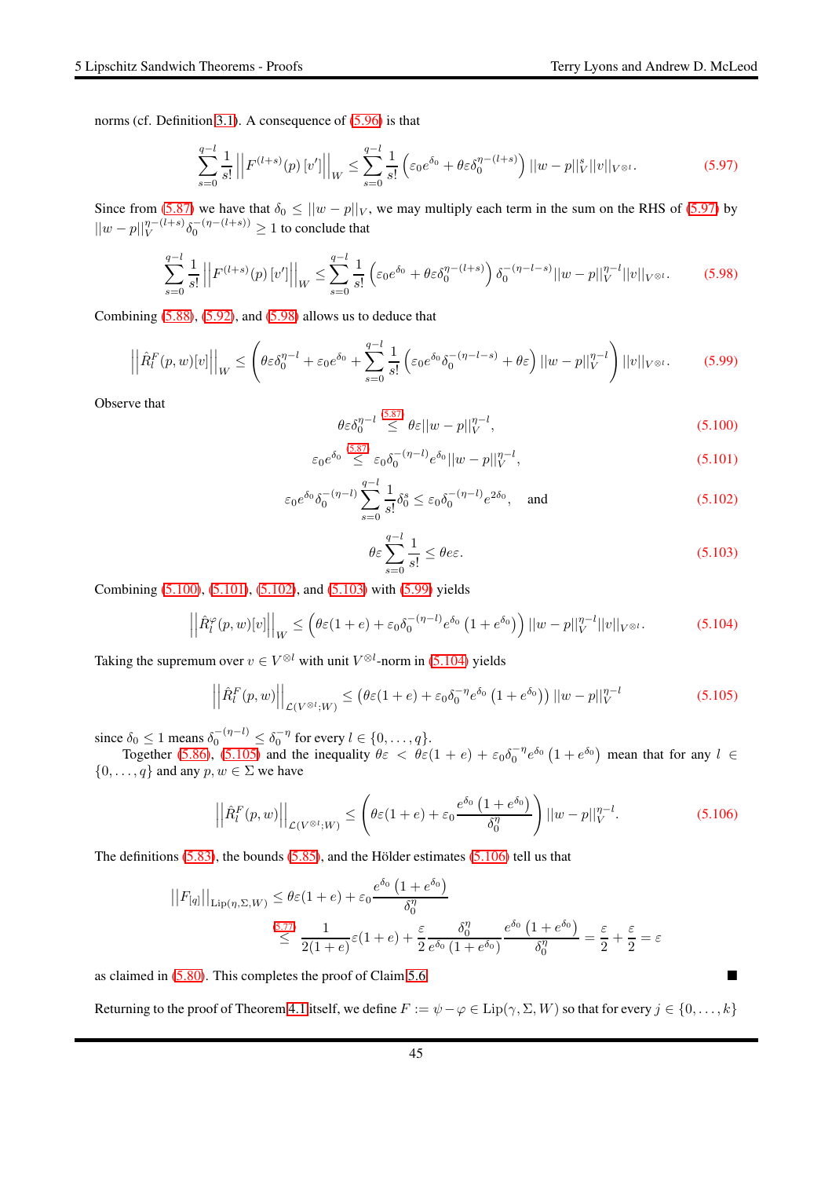norms (cf. Definition 3.1). A consequence of (5.96) is that

$$\sum_{s=0}^{q-l} \frac{1}{s!} \left|\left| F^{(l+s)}(p)\left[v'\right] \right|\right|_W \leq \sum_{s=0}^{q-l} \frac{1}{s!} \left( \varepsilon_0 e^{\delta_0} + \theta\varepsilon\delta_0^{\eta-(l+s)} \right) ||w-p||_V^s ||v||_{V^{\otimes l}}. \tag{5.97}$$

Since from (5.87) we have that $\delta_0 \leq ||w-p||_V$, we may multiply each term in the sum on the RHS of (5.97) by $||w-p||_V^{\eta-(l+s)} \delta_0^{-(\eta-(l+s))} \geq 1$ to conclude that

$$\sum_{s=0}^{q-l} \frac{1}{s!} \left|\left| F^{(l+s)}(p)\left[v'\right] \right|\right|_W \leq \sum_{s=0}^{q-l} \frac{1}{s!} \left( \varepsilon_0 e^{\delta_0} + \theta\varepsilon\delta_0^{\eta-(l+s)} \right) \delta_0^{-(\eta-l-s)} ||w-p||_V^{\eta-l} ||v||_{V^{\otimes l}}. \tag{5.98}$$

Combining (5.88), (5.92), and (5.98) allows us to deduce that

$$\left|\left| \hat{R}_l^F(p,w)[v] \right|\right|_W \leq \left( \theta\varepsilon\delta_0^{\eta-l} + \varepsilon_0 e^{\delta_0} + \sum_{s=0}^{q-l} \frac{1}{s!} \left( \varepsilon_0 e^{\delta_0} \delta_0^{-(\eta-l-s)} + \theta\varepsilon \right) ||w-p||_V^{\eta-l} \right) ||v||_{V^{\otimes l}}. \tag{5.99}$$

Observe that

$$\theta\varepsilon\delta_0^{\eta-l} \overset{5.87}{\leq} \theta\varepsilon||w-p||_V^{\eta-l}, \tag{5.100}$$

$$\varepsilon_0 e^{\delta_0} \overset{5.87}{\leq} \varepsilon_0 \delta_0^{-(\eta-l)} e^{\delta_0} ||w-p||_V^{\eta-l}, \tag{5.101}$$

$$\varepsilon_0 e^{\delta_0} \delta_0^{-(\eta-l)} \sum_{s=0}^{q-l} \frac{1}{s!} \delta_0^s \leq \varepsilon_0 \delta_0^{-(\eta-l)} e^{2\delta_0}, \quad \text{and} \tag{5.102}$$

$$\theta\varepsilon \sum_{s=0}^{q-l} \frac{1}{s!} \leq \theta e \varepsilon. \tag{5.103}$$

Combining (5.100), (5.101), (5.102), and (5.103) with (5.99) yields

$$\left|\left| \hat{R}_l^\varphi(p,w)[v] \right|\right|_W \leq \left( \theta\varepsilon(1+e) + \varepsilon_0 \delta_0^{-(\eta-l)} e^{\delta_0} \left(1+e^{\delta_0}\right) \right) ||w-p||_V^{\eta-l} ||v||_{V^{\otimes l}}. \tag{5.104}$$

Taking the supremum over $v \in V^{\otimes l}$ with unit $V^{\otimes l}$-norm in (5.104) yields

$$\left|\left| \hat{R}_l^F(p,w) \right|\right|_{\mathcal{L}(V^{\otimes l};W)} \leq \left( \theta\varepsilon(1+e) + \varepsilon_0 \delta_0^{-\eta} e^{\delta_0} \left(1+e^{\delta_0}\right) \right) ||w-p||_V^{\eta-l} \tag{5.105}$$

since $\delta_0 \leq 1$ means $\delta_0^{-(\eta-l)} \leq \delta_0^{-\eta}$ for every $l \in \{0,\ldots,q\}$.

Together (5.86), (5.105) and the inequality $\theta\varepsilon < \theta\varepsilon(1+e) + \varepsilon_0\delta_0^{-\eta} e^{\delta_0}\left(1+e^{\delta_0}\right)$ mean that for any $l \in \{0,\ldots,q\}$ and any $p,w \in \Sigma$ we have

$$\left|\left| \hat{R}_l^F(p,w) \right|\right|_{\mathcal{L}(V^{\otimes l};W)} \leq \left( \theta\varepsilon(1+e) + \varepsilon_0 \frac{e^{\delta_0}\left(1+e^{\delta_0}\right)}{\delta_0^\eta} \right) ||w-p||_V^{\eta-l}. \tag{5.106}$$

The definitions (5.83), the bounds (5.85), and the Hölder estimates (5.106) tell us that

$$\begin{aligned} ||F_{[q]}||_{\mathrm{Lip}(\eta,\Sigma,W)} &\leq \theta\varepsilon(1+e) + \varepsilon_0 \frac{e^{\delta_0}\left(1+e^{\delta_0}\right)}{\delta_0^\eta} \\ &\overset{5.77}{\leq} \frac{1}{2(1+e)}\varepsilon(1+e) + \frac{\varepsilon}{2} \frac{\delta_0^\eta}{e^{\delta_0}\left(1+e^{\delta_0}\right)} \frac{e^{\delta_0}\left(1+e^{\delta_0}\right)}{\delta_0^\eta} = \frac{\varepsilon}{2} + \frac{\varepsilon}{2} = \varepsilon \end{aligned}$$

as claimed in (5.80). This completes the proof of Claim 5.6. ■

Returning to the proof of Theorem 4.1 itself, we define $F := \psi - \varphi \in \mathrm{Lip}(\gamma,\Sigma,W)$ so that for every $j \in \{0,\ldots,k\}$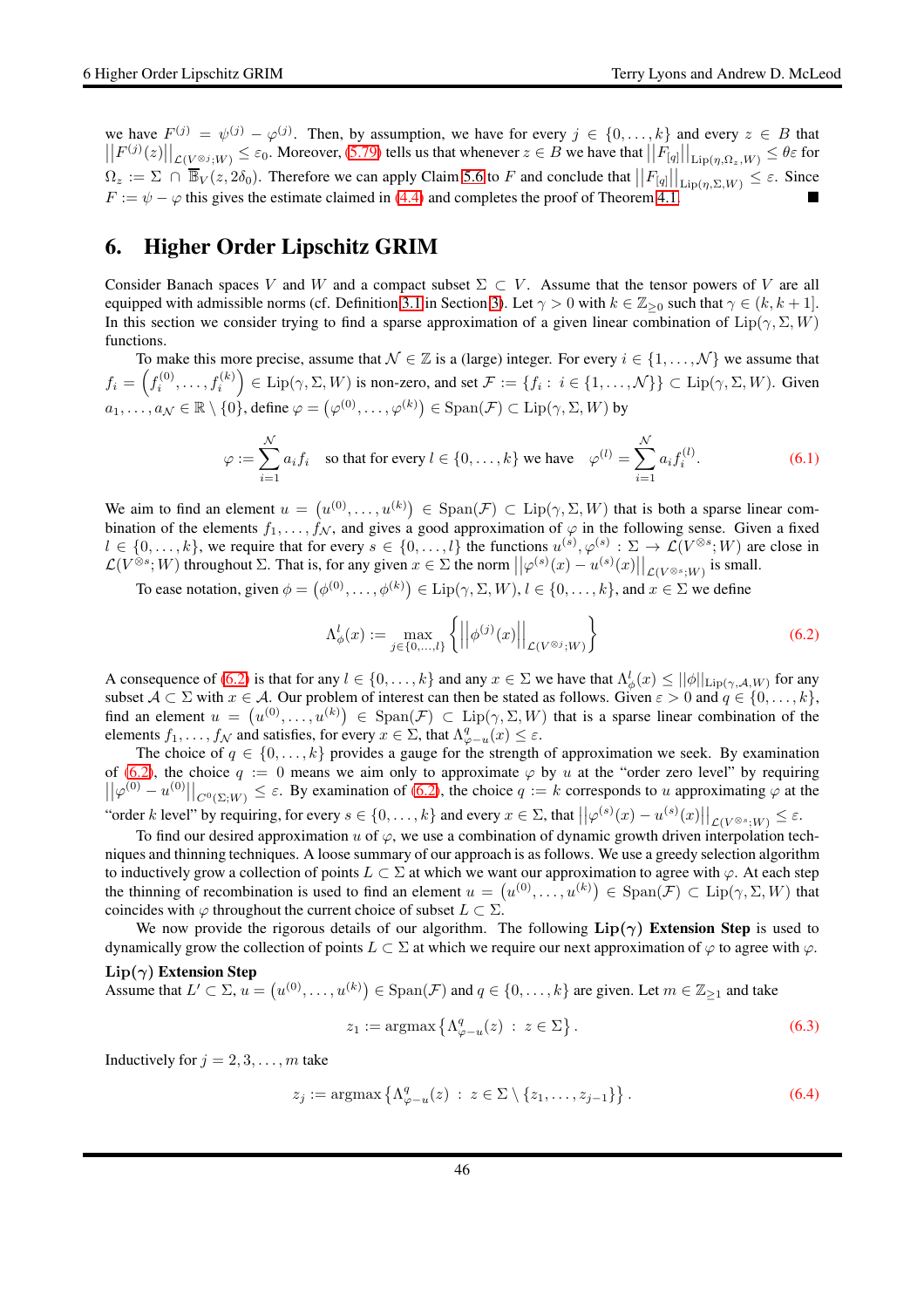we have $F^{(j)} = \psi^{(j)} - \varphi^{(j)}$. Then, by assumption, we have for every $j \in \{0, \ldots, k\}$ and every $z \in B$ that $\left|\left|F^{(j)}(z)\right|\right|_{\mathcal{L}(V^{\otimes j};W)} \leq \varepsilon_0$. Moreover, (5.79) tells us that whenever $z \in B$ we have that $\left|\left|F_{[q]}\right|\right|_{\mathrm{Lip}(\eta,\Omega_z,W)} \leq \theta\varepsilon$ for $\Omega_z := \Sigma \cap \overline{\mathbb{B}}_V(z, 2\delta_0)$. Therefore we can apply Claim 5.6 to $F$ and conclude that $\left|\left|F_{[q]}\right|\right|_{\mathrm{Lip}(\eta,\Sigma,W)} \leq \varepsilon$. Since $F := \psi - \varphi$ this gives the estimate claimed in (4.4) and completes the proof of Theorem 4.1. ■

# 6. Higher Order Lipschitz GRIM

Consider Banach spaces $V$ and $W$ and a compact subset $\Sigma \subset V$. Assume that the tensor powers of $V$ are all equipped with admissible norms (cf. Definition 3.1 in Section 3). Let $\gamma > 0$ with $k \in \mathbb{Z}_{\geq 0}$ such that $\gamma \in (k, k+1]$. In this section we consider trying to find a sparse approximation of a given linear combination of $\mathrm{Lip}(\gamma, \Sigma, W)$ functions.

To make this more precise, assume that $\mathcal{N} \in \mathbb{Z}$ is a (large) integer. For every $i \in \{1, \ldots, \mathcal{N}\}$ we assume that $f_i = \left(f_i^{(0)}, \ldots, f_i^{(k)}\right) \in \mathrm{Lip}(\gamma, \Sigma, W)$ is non-zero, and set $\mathcal{F} := \{f_i \,:\, i \in \{1, \ldots, \mathcal{N}\}\} \subset \mathrm{Lip}(\gamma, \Sigma, W)$. Given $a_1, \ldots, a_{\mathcal{N}} \in \mathbb{R} \setminus \{0\}$, define $\varphi = \left(\varphi^{(0)}, \ldots, \varphi^{(k)}\right) \in \mathrm{Span}(\mathcal{F}) \subset \mathrm{Lip}(\gamma, \Sigma, W)$ by

$$\varphi := \sum_{i=1}^{\mathcal{N}} a_i f_i \quad \text{so that for every } l \in \{0, \ldots, k\} \text{ we have} \quad \varphi^{(l)} = \sum_{i=1}^{\mathcal{N}} a_i f_i^{(l)}. \tag{6.1}$$

We aim to find an element $u = \left(u^{(0)}, \ldots, u^{(k)}\right) \in \mathrm{Span}(\mathcal{F}) \subset \mathrm{Lip}(\gamma, \Sigma, W)$ that is both a sparse linear combination of the elements $f_1, \ldots, f_{\mathcal{N}}$, and gives a good approximation of $\varphi$ in the following sense. Given a fixed $l \in \{0, \ldots, k\}$, we require that for every $s \in \{0, \ldots, l\}$ the functions $u^{(s)}, \varphi^{(s)} : \Sigma \to \mathcal{L}(V^{\otimes s}; W)$ are close in $\mathcal{L}(V^{\otimes s}; W)$ throughout $\Sigma$. That is, for any given $x \in \Sigma$ the norm $\left|\left|\varphi^{(s)}(x) - u^{(s)}(x)\right|\right|_{\mathcal{L}(V^{\otimes s};W)}$ is small.

To ease notation, given $\phi = \left(\phi^{(0)}, \ldots, \phi^{(k)}\right) \in \mathrm{Lip}(\gamma, \Sigma, W)$, $l \in \{0, \ldots, k\}$, and $x \in \Sigma$ we define

$$\Lambda_\phi^l(x) := \max_{j \in \{0, \ldots, l\}} \left\{ \left|\left|\phi^{(j)}(x)\right|\right|_{\mathcal{L}(V^{\otimes j};W)} \right\} \tag{6.2}$$

A consequence of (6.2) is that for any $l \in \{0, \ldots, k\}$ and any $x \in \Sigma$ we have that $\Lambda_\phi^l(x) \leq ||\phi||_{\mathrm{Lip}(\gamma,\mathcal{A},W)}$ for any subset $\mathcal{A} \subset \Sigma$ with $x \in \mathcal{A}$. Our problem of interest can then be stated as follows. Given $\varepsilon > 0$ and $q \in \{0, \ldots, k\}$, find an element $u = \left(u^{(0)}, \ldots, u^{(k)}\right) \in \mathrm{Span}(\mathcal{F}) \subset \mathrm{Lip}(\gamma, \Sigma, W)$ that is a sparse linear combination of the elements $f_1, \ldots, f_{\mathcal{N}}$ and satisfies, for every $x \in \Sigma$, that $\Lambda_{\varphi-u}^q(x) \leq \varepsilon$.

The choice of $q \in \{0, \ldots, k\}$ provides a gauge for the strength of approximation we seek. By examination of (6.2), the choice $q := 0$ means we aim only to approximate $\varphi$ by $u$ at the "order zero level" by requiring $\left|\left|\varphi^{(0)} - u^{(0)}\right|\right|_{C^0(\Sigma;W)} \leq \varepsilon$. By examination of (6.2), the choice $q := k$ corresponds to $u$ approximating $\varphi$ at the "order $k$ level" by requiring, for every $s \in \{0, \ldots, k\}$ and every $x \in \Sigma$, that $\left|\left|\varphi^{(s)}(x) - u^{(s)}(x)\right|\right|_{\mathcal{L}(V^{\otimes s};W)} \leq \varepsilon$.

To find our desired approximation $u$ of $\varphi$, we use a combination of dynamic growth driven interpolation techniques and thinning techniques. A loose summary of our approach is as follows. We use a greedy selection algorithm to inductively grow a collection of points $L \subset \Sigma$ at which we want our approximation to agree with $\varphi$. At each step the thinning of recombination is used to find an element $u = \left(u^{(0)}, \ldots, u^{(k)}\right) \in \mathrm{Span}(\mathcal{F}) \subset \mathrm{Lip}(\gamma, \Sigma, W)$ that coincides with $\varphi$ throughout the current choice of subset $L \subset \Sigma$.

We now provide the rigorous details of our algorithm. The following **Lip($\gamma$) Extension Step** is used to dynamically grow the collection of points $L \subset \Sigma$ at which we require our next approximation of $\varphi$ to agree with $\varphi$.

**Lip($\gamma$) Extension Step**
Assume that $L' \subset \Sigma$, $u = \left(u^{(0)}, \ldots, u^{(k)}\right) \in \mathrm{Span}(\mathcal{F})$ and $q \in \{0, \ldots, k\}$ are given. Let $m \in \mathbb{Z}_{\geq 1}$ and take

$$z_1 := \mathrm{argmax}\left\{\Lambda_{\varphi-u}^q(z) \,:\, z \in \Sigma\right\}. \tag{6.3}$$

Inductively for $j = 2, 3, \ldots, m$ take

$$z_j := \mathrm{argmax}\left\{\Lambda_{\varphi-u}^q(z) \,:\, z \in \Sigma \setminus \{z_1, \ldots, z_{j-1}\}\right\}. \tag{6.4}$$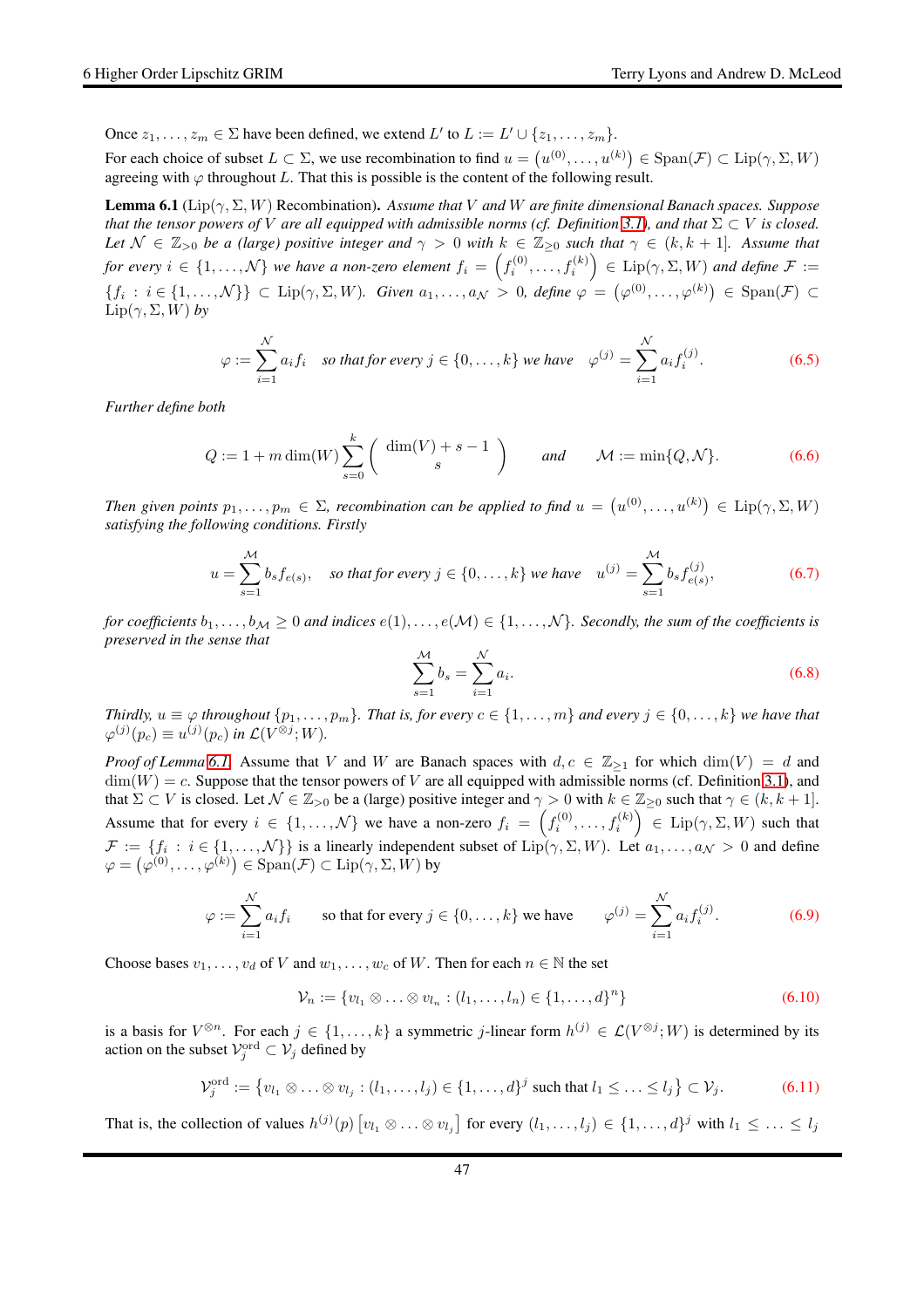Once $z_1, \ldots, z_m \in \Sigma$ have been defined, we extend $L'$ to $L := L' \cup \{z_1, \ldots, z_m\}$.

For each choice of subset $L \subset \Sigma$, we use recombination to find $u = \left(u^{(0)}, \ldots, u^{(k)}\right) \in \operatorname{Span}(\mathcal{F}) \subset \operatorname{Lip}(\gamma, \Sigma, W)$ agreeing with $\varphi$ throughout $L$. That this is possible is the content of the following result.

**Lemma 6.1** ($\operatorname{Lip}(\gamma, \Sigma, W)$ Recombination)**.** *Assume that $V$ and $W$ are finite dimensional Banach spaces. Suppose that the tensor powers of $V$ are all equipped with admissible norms (cf. Definition 3.1), and that $\Sigma \subset V$ is closed. Let $\mathcal{N} \in \mathbb{Z}_{>0}$ be a (large) positive integer and $\gamma > 0$ with $k \in \mathbb{Z}_{\geq 0}$ such that $\gamma \in (k, k+1]$. Assume that for every $i \in \{1, \ldots, \mathcal{N}\}$ we have a non-zero element $f_i = \left(f_i^{(0)}, \ldots, f_i^{(k)}\right) \in \operatorname{Lip}(\gamma, \Sigma, W)$ and define $\mathcal{F} := \{f_i : i \in \{1, \ldots, \mathcal{N}\}\} \subset \operatorname{Lip}(\gamma, \Sigma, W)$. Given $a_1, \ldots, a_{\mathcal{N}} > 0$, define $\varphi = \left(\varphi^{(0)}, \ldots, \varphi^{(k)}\right) \in \operatorname{Span}(\mathcal{F}) \subset \operatorname{Lip}(\gamma, \Sigma, W)$ by*

$$\varphi := \sum_{i=1}^{\mathcal{N}} a_i f_i \quad \text{so that for every } j \in \{0, \ldots, k\} \text{ we have} \quad \varphi^{(j)} = \sum_{i=1}^{\mathcal{N}} a_i f_i^{(j)}. \tag{6.5}$$

*Further define both*

$$Q := 1 + m \dim(W) \sum_{s=0}^{k} \binom{\dim(V) + s - 1}{s} \qquad \text{and} \qquad \mathcal{M} := \min\{Q, \mathcal{N}\}. \tag{6.6}$$

*Then given points $p_1, \ldots, p_m \in \Sigma$, recombination can be applied to find $u = \left(u^{(0)}, \ldots, u^{(k)}\right) \in \operatorname{Lip}(\gamma, \Sigma, W)$ satisfying the following conditions. Firstly*

$$u = \sum_{s=1}^{\mathcal{M}} b_s f_{e(s)}, \quad \text{so that for every } j \in \{0, \ldots, k\} \text{ we have} \quad u^{(j)} = \sum_{s=1}^{\mathcal{M}} b_s f_{e(s)}^{(j)}, \tag{6.7}$$

*for coefficients $b_1, \ldots, b_{\mathcal{M}} \geq 0$ and indices $e(1), \ldots, e(\mathcal{M}) \in \{1, \ldots, \mathcal{N}\}$. Secondly, the sum of the coefficients is preserved in the sense that*

$$\sum_{s=1}^{\mathcal{M}} b_s = \sum_{i=1}^{\mathcal{N}} a_i. \tag{6.8}$$

*Thirdly, $u \equiv \varphi$ throughout $\{p_1, \ldots, p_m\}$. That is, for every $c \in \{1, \ldots, m\}$ and every $j \in \{0, \ldots, k\}$ we have that $\varphi^{(j)}(p_c) \equiv u^{(j)}(p_c)$ in $\mathcal{L}(V^{\otimes j}; W)$.*

*Proof of Lemma 6.1.* Assume that $V$ and $W$ are Banach spaces with $d, c \in \mathbb{Z}_{\geq 1}$ for which $\dim(V) = d$ and $\dim(W) = c$. Suppose that the tensor powers of $V$ are all equipped with admissible norms (cf. Definition 3.1), and that $\Sigma \subset V$ is closed. Let $\mathcal{N} \in \mathbb{Z}_{>0}$ be a (large) positive integer and $\gamma > 0$ with $k \in \mathbb{Z}_{\geq 0}$ such that $\gamma \in (k, k+1]$. Assume that for every $i \in \{1, \ldots, \mathcal{N}\}$ we have a non-zero $f_i = \left(f_i^{(0)}, \ldots, f_i^{(k)}\right) \in \operatorname{Lip}(\gamma, \Sigma, W)$ such that $\mathcal{F} := \{f_i : i \in \{1, \ldots, \mathcal{N}\}\}$ is a linearly independent subset of $\operatorname{Lip}(\gamma, \Sigma, W)$. Let $a_1, \ldots, a_{\mathcal{N}} > 0$ and define $\varphi = \left(\varphi^{(0)}, \ldots, \varphi^{(k)}\right) \in \operatorname{Span}(\mathcal{F}) \subset \operatorname{Lip}(\gamma, \Sigma, W)$ by

$$\varphi := \sum_{i=1}^{\mathcal{N}} a_i f_i \qquad \text{so that for every } j \in \{0, \ldots, k\} \text{ we have} \qquad \varphi^{(j)} = \sum_{i=1}^{\mathcal{N}} a_i f_i^{(j)}. \tag{6.9}$$

Choose bases $v_1, \ldots, v_d$ of $V$ and $w_1, \ldots, w_c$ of $W$. Then for each $n \in \mathbb{N}$ the set

$$\mathcal{V}_n := \{v_{l_1} \otimes \ldots \otimes v_{l_n} : (l_1, \ldots, l_n) \in \{1, \ldots, d\}^n\} \tag{6.10}$$

is a basis for $V^{\otimes n}$. For each $j \in \{1, \ldots, k\}$ a symmetric $j$-linear form $h^{(j)} \in \mathcal{L}(V^{\otimes j}; W)$ is determined by its action on the subset $\mathcal{V}_j^{\text{ord}} \subset \mathcal{V}_j$ defined by

$$\mathcal{V}_j^{\text{ord}} := \left\{v_{l_1} \otimes \ldots \otimes v_{l_j} : (l_1, \ldots, l_j) \in \{1, \ldots, d\}^j \text{ such that } l_1 \leq \ldots \leq l_j\right\} \subset \mathcal{V}_j. \tag{6.11}$$

That is, the collection of values $h^{(j)}(p)\left[v_{l_1} \otimes \ldots \otimes v_{l_j}\right]$ for every $(l_1, \ldots, l_j) \in \{1, \ldots, d\}^j$ with $l_1 \leq \ldots \leq l_j$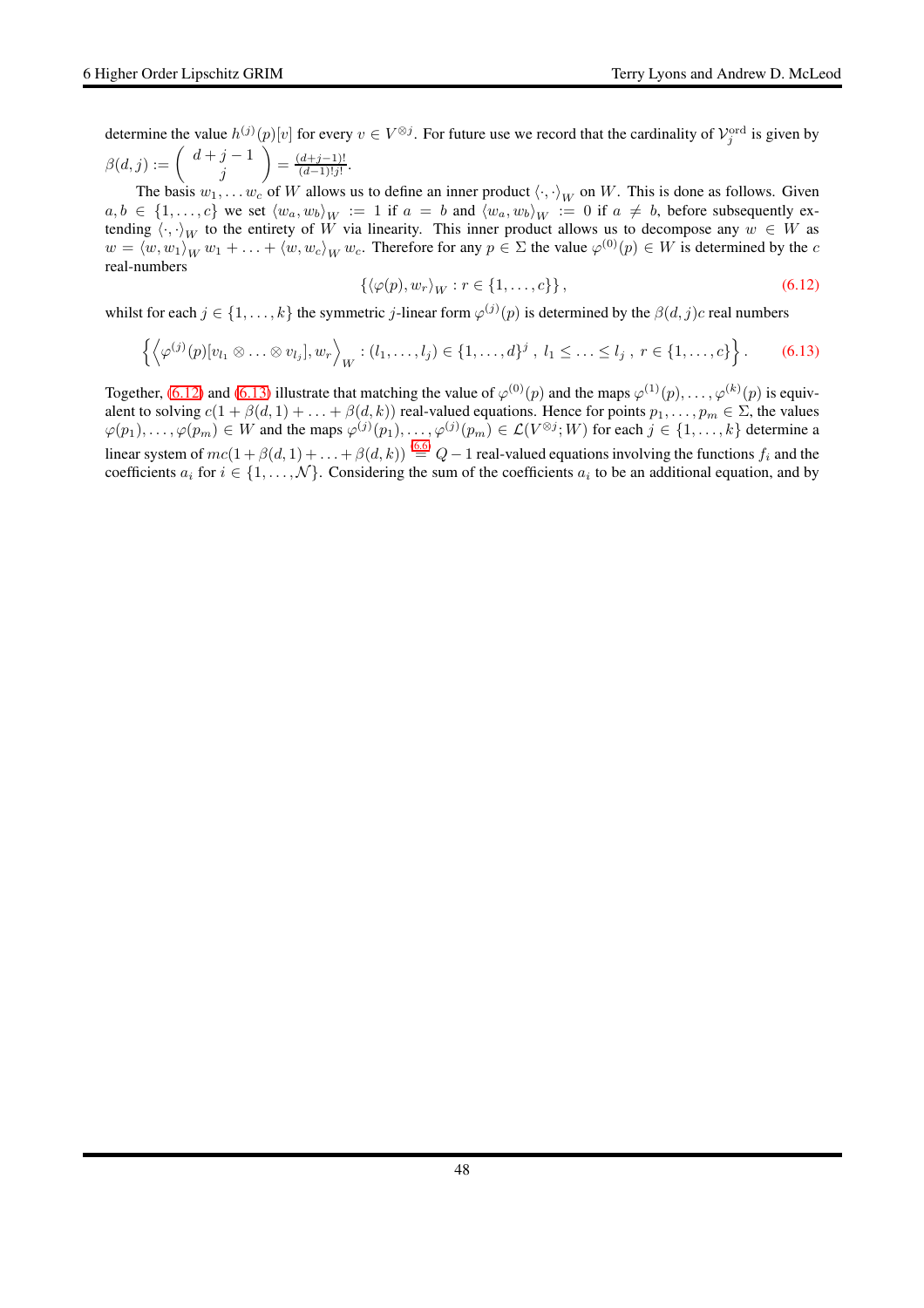determine the value $h^{(j)}(p)[v]$ for every $v \in V^{\otimes j}$. For future use we record that the cardinality of $\mathcal{V}_j^{\mathrm{ord}}$ is given by $\beta(d,j) := \begin{pmatrix} d+j-1 \\ j \end{pmatrix} = \frac{(d+j-1)!}{(d-1)!j!}$.

The basis $w_1, \ldots w_c$ of $W$ allows us to define an inner product $\langle \cdot, \cdot \rangle_W$ on $W$. This is done as follows. Given $a, b \in \{1, \ldots, c\}$ we set $\langle w_a, w_b \rangle_W := 1$ if $a = b$ and $\langle w_a, w_b \rangle_W := 0$ if $a \neq b$, before subsequently extending $\langle \cdot, \cdot \rangle_W$ to the entirety of $W$ via linearity. This inner product allows us to decompose any $w \in W$ as $w = \langle w, w_1 \rangle_W w_1 + \ldots + \langle w, w_c \rangle_W w_c$. Therefore for any $p \in \Sigma$ the value $\varphi^{(0)}(p) \in W$ is determined by the $c$ real-numbers

$$\left\{ \langle \varphi(p), w_r \rangle_W : r \in \{1, \ldots, c\} \right\}, \tag{6.12}$$

whilst for each $j \in \{1, \ldots, k\}$ the symmetric $j$-linear form $\varphi^{(j)}(p)$ is determined by the $\beta(d,j)c$ real numbers

$$\left\{ \left\langle \varphi^{(j)}(p)[v_{l_1} \otimes \ldots \otimes v_{l_j}], w_r \right\rangle_W : (l_1, \ldots, l_j) \in \{1, \ldots, d\}^j \, , \; l_1 \leq \ldots \leq l_j \, , \; r \in \{1, \ldots, c\} \right\}. \tag{6.13}$$

Together, (6.12) and (6.13) illustrate that matching the value of $\varphi^{(0)}(p)$ and the maps $\varphi^{(1)}(p), \ldots, \varphi^{(k)}(p)$ is equivalent to solving $c(1 + \beta(d,1) + \ldots + \beta(d,k))$ real-valued equations. Hence for points $p_1, \ldots, p_m \in \Sigma$, the values $\varphi(p_1), \ldots, \varphi(p_m) \in W$ and the maps $\varphi^{(j)}(p_1), \ldots, \varphi^{(j)}(p_m) \in \mathcal{L}(V^{\otimes j}; W)$ for each $j \in \{1, \ldots, k\}$ determine a linear system of $mc(1 + \beta(d,1) + \ldots + \beta(d,k)) \overset{6.6}{=} Q - 1$ real-valued equations involving the functions $f_i$ and the coefficients $a_i$ for $i \in \{1, \ldots, \mathcal{N}\}$. Considering the sum of the coefficients $a_i$ to be an additional equation, and by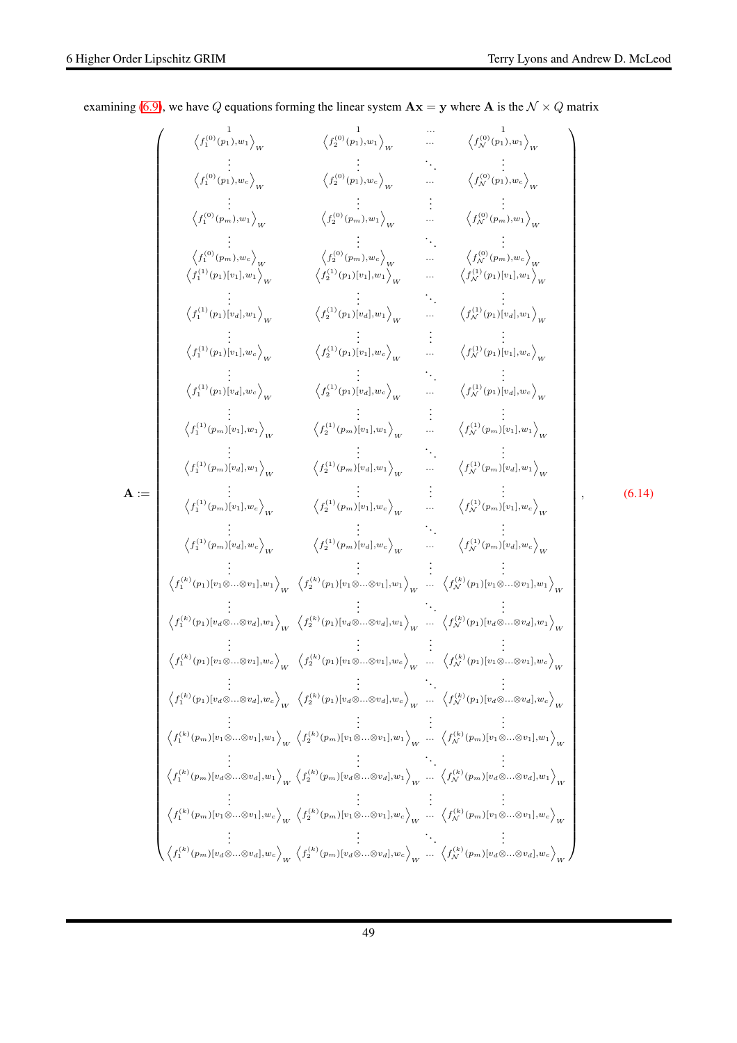examining (6.9), we have $Q$ equations forming the linear system $\mathbf{A}\mathbf{x} = \mathbf{y}$ where $\mathbf{A}$ is the $\mathcal{N} \times Q$ matrix

$$
\mathbf{A} := \begin{pmatrix}
\underset{\left\langle f_1^{(0)}(p_1), w_1 \right\rangle_W}{1} & \underset{\left\langle f_2^{(0)}(p_1), w_1 \right\rangle_W}{1} & \underset{\cdots}{\cdots} & \underset{\left\langle f_{\mathcal{N}}^{(0)}(p_1), w_1 \right\rangle_W}{1} \\
\vdots & \vdots & \ddots & \vdots \\
\left\langle f_1^{(0)}(p_1), w_c \right\rangle_W & \left\langle f_2^{(0)}(p_1), w_c \right\rangle_W & \cdots & \left\langle f_{\mathcal{N}}^{(0)}(p_1), w_c \right\rangle_W \\
\vdots & \vdots & \vdots & \vdots \\
\left\langle f_1^{(0)}(p_m), w_1 \right\rangle_W & \left\langle f_2^{(0)}(p_m), w_1 \right\rangle_W & \cdots & \left\langle f_{\mathcal{N}}^{(0)}(p_m), w_1 \right\rangle_W \\
\vdots & \vdots & \ddots & \vdots \\
\left\langle f_1^{(0)}(p_m), w_c \right\rangle_W & \left\langle f_2^{(0)}(p_m), w_c \right\rangle_W & \cdots & \left\langle f_{\mathcal{N}}^{(0)}(p_m), w_c \right\rangle_W \\
\left\langle f_1^{(1)}(p_1)[v_1], w_1 \right\rangle_W & \left\langle f_2^{(1)}(p_1)[v_1], w_1 \right\rangle_W & \cdots & \left\langle f_{\mathcal{N}}^{(1)}(p_1)[v_1], w_1 \right\rangle_W \\
\vdots & \vdots & \ddots & \vdots \\
\left\langle f_1^{(1)}(p_1)[v_d], w_1 \right\rangle_W & \left\langle f_2^{(1)}(p_1)[v_d], w_1 \right\rangle_W & \cdots & \left\langle f_{\mathcal{N}}^{(1)}(p_1)[v_d], w_1 \right\rangle_W \\
\vdots & \vdots & \vdots & \vdots \\
\left\langle f_1^{(1)}(p_1)[v_1], w_c \right\rangle_W & \left\langle f_2^{(1)}(p_1)[v_1], w_c \right\rangle_W & \cdots & \left\langle f_{\mathcal{N}}^{(1)}(p_1)[v_1], w_c \right\rangle_W \\
\vdots & \vdots & \ddots & \vdots \\
\left\langle f_1^{(1)}(p_1)[v_d], w_c \right\rangle_W & \left\langle f_2^{(1)}(p_1)[v_d], w_c \right\rangle_W & \cdots & \left\langle f_{\mathcal{N}}^{(1)}(p_1)[v_d], w_c \right\rangle_W \\
\vdots & \vdots & \vdots & \vdots \\
\left\langle f_1^{(1)}(p_m)[v_1], w_1 \right\rangle_W & \left\langle f_2^{(1)}(p_m)[v_1], w_1 \right\rangle_W & \cdots & \left\langle f_{\mathcal{N}}^{(1)}(p_m)[v_1], w_1 \right\rangle_W \\
\vdots & \vdots & \ddots & \vdots \\
\left\langle f_1^{(1)}(p_m)[v_d], w_1 \right\rangle_W & \left\langle f_2^{(1)}(p_m)[v_d], w_1 \right\rangle_W & \cdots & \left\langle f_{\mathcal{N}}^{(1)}(p_m)[v_d], w_1 \right\rangle_W \\
\vdots & \vdots & \vdots & \vdots \\
\left\langle f_1^{(1)}(p_m)[v_1], w_c \right\rangle_W & \left\langle f_2^{(1)}(p_m)[v_1], w_c \right\rangle_W & \cdots & \left\langle f_{\mathcal{N}}^{(1)}(p_m)[v_1], w_c \right\rangle_W \\
\vdots & \vdots & \ddots & \vdots \\
\left\langle f_1^{(1)}(p_m)[v_d], w_c \right\rangle_W & \left\langle f_2^{(1)}(p_m)[v_d], w_c \right\rangle_W & \cdots & \left\langle f_{\mathcal{N}}^{(1)}(p_m)[v_d], w_c \right\rangle_W \\
\vdots & \vdots & \vdots & \vdots \\
\left\langle f_1^{(k)}(p_1)[v_1 \otimes \ldots \otimes v_1], w_1 \right\rangle_W & \left\langle f_2^{(k)}(p_1)[v_1 \otimes \ldots \otimes v_1], w_1 \right\rangle_W & \cdots & \left\langle f_{\mathcal{N}}^{(k)}(p_1)[v_1 \otimes \ldots \otimes v_1], w_1 \right\rangle_W \\
\vdots & \vdots & \ddots & \vdots \\
\left\langle f_1^{(k)}(p_1)[v_d \otimes \ldots \otimes v_d], w_1 \right\rangle_W & \left\langle f_2^{(k)}(p_1)[v_d \otimes \ldots \otimes v_d], w_1 \right\rangle_W & \cdots & \left\langle f_{\mathcal{N}}^{(k)}(p_1)[v_d \otimes \ldots \otimes v_d], w_1 \right\rangle_W \\
\vdots & \vdots & \vdots & \vdots \\
\left\langle f_1^{(k)}(p_1)[v_1 \otimes \ldots \otimes v_1], w_c \right\rangle_W & \left\langle f_2^{(k)}(p_1)[v_1 \otimes \ldots \otimes v_1], w_c \right\rangle_W & \cdots & \left\langle f_{\mathcal{N}}^{(k)}(p_1)[v_1 \otimes \ldots \otimes v_1], w_c \right\rangle_W \\
\vdots & \vdots & \ddots & \vdots \\
\left\langle f_1^{(k)}(p_1)[v_d \otimes \ldots \otimes v_d], w_c \right\rangle_W & \left\langle f_2^{(k)}(p_1)[v_d \otimes \ldots \otimes v_d], w_c \right\rangle_W & \cdots & \left\langle f_{\mathcal{N}}^{(k)}(p_1)[v_d \otimes \ldots \otimes v_d], w_c \right\rangle_W \\
\vdots & \vdots & \vdots & \vdots \\
\left\langle f_1^{(k)}(p_m)[v_1 \otimes \ldots \otimes v_1], w_1 \right\rangle_W & \left\langle f_2^{(k)}(p_m)[v_1 \otimes \ldots \otimes v_1], w_1 \right\rangle_W & \cdots & \left\langle f_{\mathcal{N}}^{(k)}(p_m)[v_1 \otimes \ldots \otimes v_1], w_1 \right\rangle_W \\
\vdots & \vdots & \ddots & \vdots \\
\left\langle f_1^{(k)}(p_m)[v_d \otimes \ldots \otimes v_d], w_1 \right\rangle_W & \left\langle f_2^{(k)}(p_m)[v_d \otimes \ldots \otimes v_d], w_1 \right\rangle_W & \cdots & \left\langle f_{\mathcal{N}}^{(k)}(p_m)[v_d \otimes \ldots \otimes v_d], w_1 \right\rangle_W \\
\vdots & \vdots & \vdots & \vdots \\
\left\langle f_1^{(k)}(p_m)[v_1 \otimes \ldots \otimes v_1], w_c \right\rangle_W & \left\langle f_2^{(k)}(p_m)[v_1 \otimes \ldots \otimes v_1], w_c \right\rangle_W & \cdots & \left\langle f_{\mathcal{N}}^{(k)}(p_m)[v_1 \otimes \ldots \otimes v_1], w_c \right\rangle_W \\
\vdots & \vdots & \ddots & \vdots \\
\left\langle f_1^{(k)}(p_m)[v_d \otimes \ldots \otimes v_d], w_c \right\rangle_W & \left\langle f_2^{(k)}(p_m)[v_d \otimes \ldots \otimes v_d], w_c \right\rangle_W & \cdots & \left\langle f_{\mathcal{N}}^{(k)}(p_m)[v_d \otimes \ldots \otimes v_d], w_c \right\rangle_W
\end{pmatrix}, \tag{6.14}
$$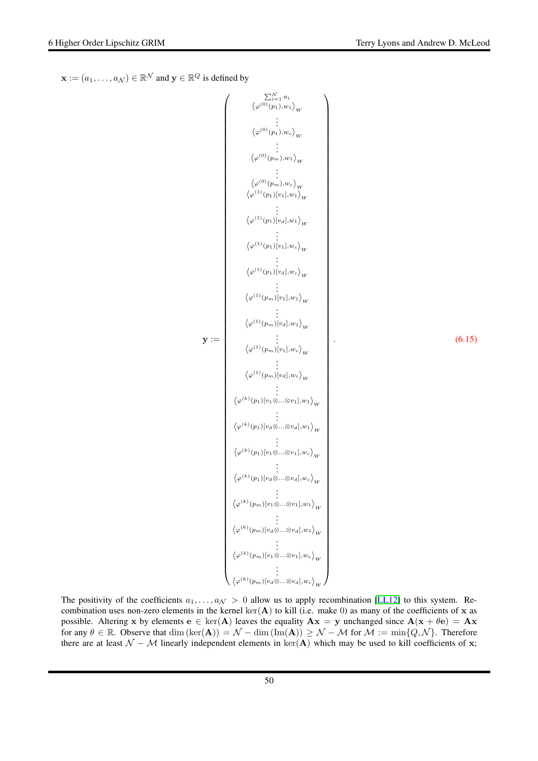$\mathbf{x} := (a_1, \ldots, a_{\mathcal{N}}) \in \mathbb{R}^{\mathcal{N}}$ and $\mathbf{y} \in \mathbb{R}^Q$ is defined by

$$
\mathbf{y} := \begin{pmatrix}
\sum_{i=1}^{\mathcal{N}} a_i \\
\left\langle \varphi^{(0)}(p_1), w_1 \right\rangle_W \\
\vdots \\
\left\langle \varphi^{(0)}(p_1), w_c \right\rangle_W \\
\vdots \\
\left\langle \varphi^{(0)}(p_m), w_1 \right\rangle_W \\
\vdots \\
\left\langle \varphi^{(0)}(p_m), w_c \right\rangle_W \\
\left\langle \varphi^{(1)}(p_1)[v_1], w_1 \right\rangle_W \\
\vdots \\
\left\langle \varphi^{(1)}(p_1)[v_d], w_1 \right\rangle_W \\
\vdots \\
\left\langle \varphi^{(1)}(p_1)[v_1], w_c \right\rangle_W \\
\vdots \\
\left\langle \varphi^{(1)}(p_1)[v_d], w_c \right\rangle_W \\
\vdots \\
\left\langle \varphi^{(1)}(p_m)[v_1], w_1 \right\rangle_W \\
\vdots \\
\left\langle \varphi^{(1)}(p_m)[v_d], w_1 \right\rangle_W \\
\vdots \\
\left\langle \varphi^{(1)}(p_m)[v_1], w_c \right\rangle_W \\
\vdots \\
\left\langle \varphi^{(1)}(p_m)[v_d], w_c \right\rangle_W \\
\vdots \\
\left\langle \varphi^{(k)}(p_1)[v_1 \otimes \ldots \otimes v_1], w_1 \right\rangle_W \\
\vdots \\
\left\langle \varphi^{(k)}(p_1)[v_d \otimes \ldots \otimes v_d], w_1 \right\rangle_W \\
\vdots \\
\left\langle \varphi^{(k)}(p_1)[v_1 \otimes \ldots \otimes v_1], w_c \right\rangle_W \\
\vdots \\
\left\langle \varphi^{(k)}(p_1)[v_d \otimes \ldots \otimes v_d], w_c \right\rangle_W \\
\vdots \\
\left\langle \varphi^{(k)}(p_m)[v_1 \otimes \ldots \otimes v_1], w_1 \right\rangle_W \\
\vdots \\
\left\langle \varphi^{(k)}(p_m)[v_d \otimes \ldots \otimes v_d], w_1 \right\rangle_W \\
\vdots \\
\left\langle \varphi^{(k)}(p_m)[v_1 \otimes \ldots \otimes v_1], w_c \right\rangle_W \\
\vdots \\
\left\langle \varphi^{(k)}(p_m)[v_d \otimes \ldots \otimes v_d], w_c \right\rangle_W
\end{pmatrix}. \tag{6.15}
$$

The positivity of the coefficients $a_1, \ldots, a_{\mathcal{N}} > 0$ allow us to apply recombination [LL12] to this system. Recombination uses non-zero elements in the kernel $\ker(\mathbf{A})$ to kill (i.e. make 0) as many of the coefficients of $\mathbf{x}$ as possible. Altering $\mathbf{x}$ by elements $\mathbf{e} \in \ker(\mathbf{A})$ leaves the equality $\mathbf{A}\mathbf{x} = \mathbf{y}$ unchanged since $\mathbf{A}(\mathbf{x} + \theta\mathbf{e}) = \mathbf{A}\mathbf{x}$ for any $\theta \in \mathbb{R}$. Observe that $\dim(\ker(\mathbf{A})) = \mathcal{N} - \dim(\mathrm{Im}(\mathbf{A})) \geq \mathcal{N} - \mathcal{M}$ for $\mathcal{M} := \min\{Q, \mathcal{N}\}$. Therefore there are at least $\mathcal{N} - \mathcal{M}$ linearly independent elements in $\ker(\mathbf{A})$ which may be used to kill coefficients of $\mathbf{x}$;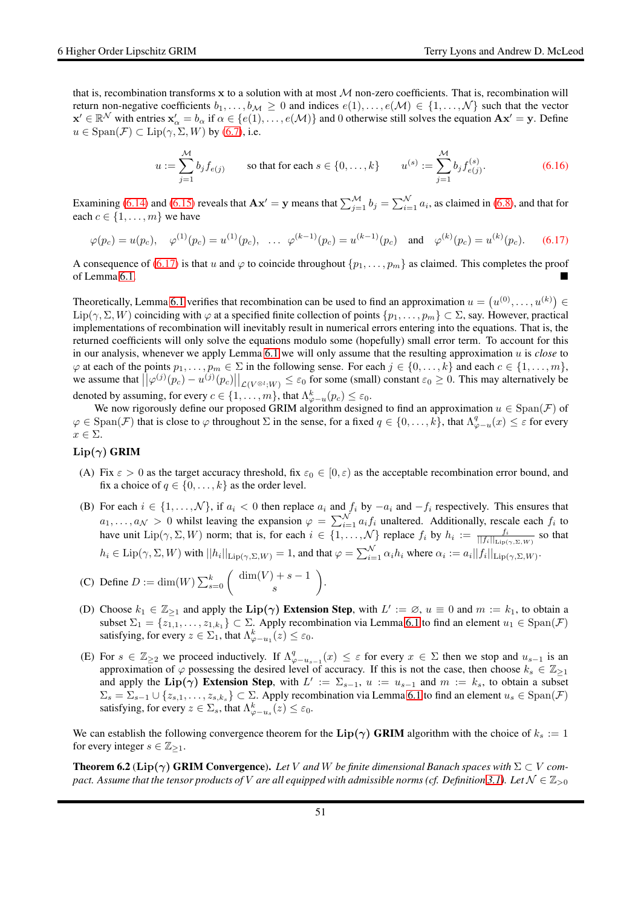that is, recombination transforms $\mathbf{x}$ to a solution with at most $\mathcal{M}$ non-zero coefficients. That is, recombination will return non-negative coefficients $b_1, \ldots, b_{\mathcal{M}} \geq 0$ and indices $e(1), \ldots, e(\mathcal{M}) \in \{1, \ldots, \mathcal{N}\}$ such that the vector $\mathbf{x}' \in \mathbb{R}^{\mathcal{N}}$ with entries $\mathbf{x}'_{\alpha} = b_{\alpha}$ if $\alpha \in \{e(1), \ldots, e(\mathcal{M})\}$ and 0 otherwise still solves the equation $\mathbf{A}\mathbf{x}' = \mathbf{y}$. Define $u \in \mathrm{Span}(\mathcal{F}) \subset \mathrm{Lip}(\gamma, \Sigma, W)$ by (6.7), i.e.

$$u := \sum_{j=1}^{\mathcal{M}} b_j f_{e(j)} \qquad \text{so that for each } s \in \{0, \ldots, k\} \qquad u^{(s)} := \sum_{j=1}^{\mathcal{M}} b_j f_{e(j)}^{(s)}. \tag{6.16}$$

Examining (6.14) and (6.15) reveals that $\mathbf{A}\mathbf{x}' = \mathbf{y}$ means that $\sum_{j=1}^{\mathcal{M}} b_j = \sum_{i=1}^{\mathcal{N}} a_i$, as claimed in (6.8), and that for each $c \in \{1, \ldots, m\}$ we have

$$\varphi(p_c) = u(p_c), \quad \varphi^{(1)}(p_c) = u^{(1)}(p_c), \quad \ldots \; \varphi^{(k-1)}(p_c) = u^{(k-1)}(p_c) \quad \text{and} \quad \varphi^{(k)}(p_c) = u^{(k)}(p_c). \tag{6.17}$$

A consequence of (6.17) is that $u$ and $\varphi$ to coincide throughout $\{p_1, \ldots, p_m\}$ as claimed. This completes the proof of Lemma 6.1. ■

Theoretically, Lemma 6.1 verifies that recombination can be used to find an approximation $u = \left(u^{(0)}, \ldots, u^{(k)}\right) \in \mathrm{Lip}(\gamma, \Sigma, W)$ coinciding with $\varphi$ at a specified finite collection of points $\{p_1, \ldots, p_m\} \subset \Sigma$, say. However, practical implementations of recombination will inevitably result in numerical errors entering into the equations. That is, the returned coefficients will only solve the equations modulo some (hopefully) small error term. To account for this in our analysis, whenever we apply Lemma 6.1 we will only assume that the resulting approximation $u$ is *close* to $\varphi$ at each of the points $p_1, \ldots, p_m \in \Sigma$ in the following sense. For each $j \in \{0, \ldots, k\}$ and each $c \in \{1, \ldots, m\}$, we assume that $\left|\left|\varphi^{(j)}(p_c) - u^{(j)}(p_c)\right|\right|_{\mathcal{L}(V^{\otimes l}; W)} \leq \varepsilon_0$ for some (small) constant $\varepsilon_0 \geq 0$. This may alternatively be denoted by assuming, for every $c \in \{1, \ldots, m\}$, that $\Lambda^k_{\varphi - u}(p_c) \leq \varepsilon_0$.

We now rigorously define our proposed GRIM algorithm designed to find an approximation $u \in \mathrm{Span}(\mathcal{F})$ of $\varphi \in \mathrm{Span}(\mathcal{F})$ that is close to $\varphi$ throughout $\Sigma$ in the sense, for a fixed $q \in \{0, \ldots, k\}$, that $\Lambda^q_{\varphi - u}(x) \leq \varepsilon$ for every $x \in \Sigma$.

**Lip($\gamma$) GRIM**

(A) Fix $\varepsilon > 0$ as the target accuracy threshold, fix $\varepsilon_0 \in [0, \varepsilon)$ as the acceptable recombination error bound, and fix a choice of $q \in \{0, \ldots, k\}$ as the order level.

(B) For each $i \in \{1, \ldots, \mathcal{N}\}$, if $a_i < 0$ then replace $a_i$ and $f_i$ by $-a_i$ and $-f_i$ respectively. This ensures that $a_1, \ldots, a_{\mathcal{N}} > 0$ whilst leaving the expansion $\varphi = \sum_{i=1}^{\mathcal{N}} a_i f_i$ unaltered. Additionally, rescale each $f_i$ to have unit $\mathrm{Lip}(\gamma, \Sigma, W)$ norm; that is, for each $i \in \{1, \ldots, \mathcal{N}\}$ replace $f_i$ by $h_i := \frac{f_i}{||f_i||_{\mathrm{Lip}(\gamma, \Sigma, W)}}$ so that $h_i \in \mathrm{Lip}(\gamma, \Sigma, W)$ with $||h_i||_{\mathrm{Lip}(\gamma, \Sigma, W)} = 1$, and that $\varphi = \sum_{i=1}^{\mathcal{N}} \alpha_i h_i$ where $\alpha_i := a_i ||f_i||_{\mathrm{Lip}(\gamma, \Sigma, W)}$.

(C) Define $D := \dim(W) \sum_{s=0}^{k} \begin{pmatrix} \dim(V) + s - 1 \\ s \end{pmatrix}$.

(D) Choose $k_1 \in \mathbb{Z}_{\geq 1}$ and apply the **Lip($\gamma$) Extension Step**, with $L' := \emptyset$, $u \equiv 0$ and $m := k_1$, to obtain a subset $\Sigma_1 = \{z_{1,1}, \ldots, z_{1,k_1}\} \subset \Sigma$. Apply recombination via Lemma 6.1 to find an element $u_1 \in \mathrm{Span}(\mathcal{F})$ satisfying, for every $z \in \Sigma_1$, that $\Lambda^k_{\varphi - u_1}(z) \leq \varepsilon_0$.

(E) For $s \in \mathbb{Z}_{\geq 2}$ we proceed inductively. If $\Lambda^q_{\varphi - u_{s-1}}(x) \leq \varepsilon$ for every $x \in \Sigma$ then we stop and $u_{s-1}$ is an approximation of $\varphi$ possessing the desired level of accuracy. If this is not the case, then choose $k_s \in \mathbb{Z}_{\geq 1}$ and apply the **Lip($\gamma$) Extension Step**, with $L' := \Sigma_{s-1}$, $u := u_{s-1}$ and $m := k_s$, to obtain a subset $\Sigma_s = \Sigma_{s-1} \cup \{z_{s,1}, \ldots, z_{s,k_s}\} \subset \Sigma$. Apply recombination via Lemma 6.1 to find an element $u_s \in \mathrm{Span}(\mathcal{F})$ satisfying, for every $z \in \Sigma_s$, that $\Lambda^k_{\varphi - u_s}(z) \leq \varepsilon_0$.

We can establish the following convergence theorem for the **Lip($\gamma$) GRIM** algorithm with the choice of $k_s := 1$ for every integer $s \in \mathbb{Z}_{\geq 1}$.

**Theorem 6.2** (**Lip($\gamma$) GRIM Convergence**). *Let $V$ and $W$ be finite dimensional Banach spaces with $\Sigma \subset V$ compact. Assume that the tensor products of $V$ are all equipped with admissible norms (cf. Definition 3.1). Let $\mathcal{N} \in \mathbb{Z}_{>0}$*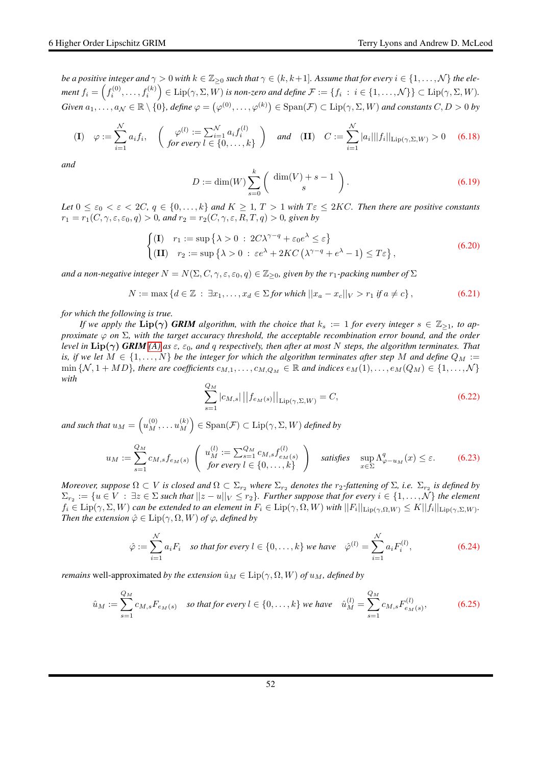*be a positive integer and $\gamma > 0$ with $k \in \mathbb{Z}_{\geq 0}$ such that $\gamma \in (k, k+1]$. Assume that for every $i \in \{1, \ldots, \mathcal{N}\}$ the element $f_i = \left(f_i^{(0)}, \ldots, f_i^{(k)}\right) \in \mathrm{Lip}(\gamma, \Sigma, W)$ is non-zero and define $\mathcal{F} := \{f_i \; : \; i \in \{1, \ldots, \mathcal{N}\}\} \subset \mathrm{Lip}(\gamma, \Sigma, W)$. Given $a_1, \ldots, a_{\mathcal{N}} \in \mathbb{R} \setminus \{0\}$, define $\varphi = \left(\varphi^{(0)}, \ldots, \varphi^{(k)}\right) \in \mathrm{Span}(\mathcal{F}) \subset \mathrm{Lip}(\gamma, \Sigma, W)$ and constants $C, D > 0$ by*

$$
\textbf{(I)} \quad \varphi := \sum_{i=1}^{\mathcal{N}} a_i f_i, \quad \left( \begin{array}{c} \varphi^{(l)} := \sum_{i=1}^{\mathcal{N}} a_i f_i^{(l)} \\ \text{for every } l \in \{0, \ldots, k\} \end{array} \right) \quad \text{and} \quad \textbf{(II)} \quad C := \sum_{i=1}^{\mathcal{N}} |a_i| ||f_i||_{\mathrm{Lip}(\gamma, \Sigma, W)} > 0 \tag{6.18}
$$

*and*

$$
D := \dim(W) \sum_{s=0}^{k} \left( \begin{array}{c} \dim(V) + s - 1 \\ s \end{array} \right). \tag{6.19}
$$

*Let $0 \leq \varepsilon_0 < \varepsilon < 2C$, $q \in \{0, \ldots, k\}$ and $K \geq 1$, $T > 1$ with $T\varepsilon \leq 2KC$. Then there are positive constants $r_1 = r_1(C, \gamma, \varepsilon, \varepsilon_0, q) > 0$, and $r_2 = r_2(C, \gamma, \varepsilon, R, T, q) > 0$, given by*

$$
\begin{cases} \textbf{(I)} \quad r_1 := \sup \left\{ \lambda > 0 \; : \; 2C\lambda^{\gamma - q} + \varepsilon_0 e^{\lambda} \leq \varepsilon \right\} \\ \textbf{(II)} \quad r_2 := \sup \left\{ \lambda > 0 \; : \; \varepsilon e^{\lambda} + 2KC \left( \lambda^{\gamma - q} + e^{\lambda} - 1 \right) \leq T\varepsilon \right\}, \end{cases} \tag{6.20}
$$

*and a non-negative integer $N = N(\Sigma, C, \gamma, \varepsilon, \varepsilon_0, q) \in \mathbb{Z}_{\geq 0}$, given by the $r_1$-packing number of $\Sigma$*

$$
N := \max \left\{ d \in \mathbb{Z} \; : \; \exists x_1, \ldots, x_d \in \Sigma \text{ for which } ||x_a - x_c||_V > r_1 \text{ if } a \neq c \right\}, \tag{6.21}
$$

*for which the following is true.*

*If we apply the* **Lip($\gamma$) GRIM** *algorithm, with the choice that $k_s := 1$ for every integer $s \in \mathbb{Z}_{\geq 1}$, to approximate $\varphi$ on $\Sigma$, with the target accuracy threshold, the acceptable recombination error bound, and the order level in* **Lip($\gamma$) GRIM** *[(A)](#) as $\varepsilon$, $\varepsilon_0$, and $q$ respectively, then after at most $N$ steps, the algorithm terminates. That is, if we let $M \in \{1, \ldots, N\}$ be the integer for which the algorithm terminates after step $M$ and define $Q_M := \min\{\mathcal{N}, 1 + MD\}$, there are coefficients $c_{M,1}, \ldots, c_{M,Q_M} \in \mathbb{R}$ and indices $e_M(1), \ldots, e_M(Q_M) \in \{1, \ldots, \mathcal{N}\}$ with*

$$
\sum_{s=1}^{Q_M} |c_{M,s}| \left|\left| f_{e_M(s)} \right|\right|_{\mathrm{Lip}(\gamma, \Sigma, W)} = C, \tag{6.22}
$$

*and such that $u_M = \left(u_M^{(0)}, \ldots u_M^{(k)}\right) \in \mathrm{Span}(\mathcal{F}) \subset \mathrm{Lip}(\gamma, \Sigma, W)$ defined by*

$$
u_M := \sum_{s=1}^{Q_M} c_{M,s} f_{e_M(s)} \quad \left( \begin{array}{c} u_M^{(l)} := \sum_{s=1}^{Q_M} c_{M,s} f_{e_M(s)}^{(l)} \\ \text{for every } l \in \{0, \ldots, k\} \end{array} \right) \quad \text{satisfies} \quad \sup_{x \in \Sigma} \Lambda^q_{\varphi - u_M}(x) \leq \varepsilon. \tag{6.23}
$$

*Moreover, suppose $\Omega \subset V$ is closed and $\Omega \subset \Sigma_{r_2}$ where $\Sigma_{r_2}$ denotes the $r_2$-fattening of $\Sigma$, i.e. $\Sigma_{r_2}$ is defined by $\Sigma_{r_2} := \{u \in V \; : \; \exists z \in \Sigma \text{ such that } ||z - u||_V \leq r_2\}$. Further suppose that for every $i \in \{1, \ldots, \mathcal{N}\}$ the element $f_i \in \mathrm{Lip}(\gamma, \Sigma, W)$ can be extended to an element in $F_i \in \mathrm{Lip}(\gamma, \Omega, W)$ with $||F_i||_{\mathrm{Lip}(\gamma, \Omega, W)} \leq K ||f_i||_{\mathrm{Lip}(\gamma, \Sigma, W)}$. Then the extension $\hat{\varphi} \in \mathrm{Lip}(\gamma, \Omega, W)$ of $\varphi$, defined by*

$$
\hat{\varphi} := \sum_{i=1}^{\mathcal{N}} a_i F_i \quad \text{so that for every } l \in \{0, \ldots, k\} \text{ we have} \quad \hat{\varphi}^{(l)} = \sum_{i=1}^{\mathcal{N}} a_i F_i^{(l)}, \tag{6.24}
$$

*remains* well-approximated *by the extension $\hat{u}_M \in \mathrm{Lip}(\gamma, \Omega, W)$ of $u_M$, defined by*

$$
\hat{u}_M := \sum_{s=1}^{Q_M} c_{M,s} F_{e_M(s)} \quad \text{so that for every } l \in \{0, \ldots, k\} \text{ we have} \quad \hat{u}_M^{(l)} = \sum_{s=1}^{Q_M} c_{M,s} F^{(l)}_{e_M(s)}, \tag{6.25}
$$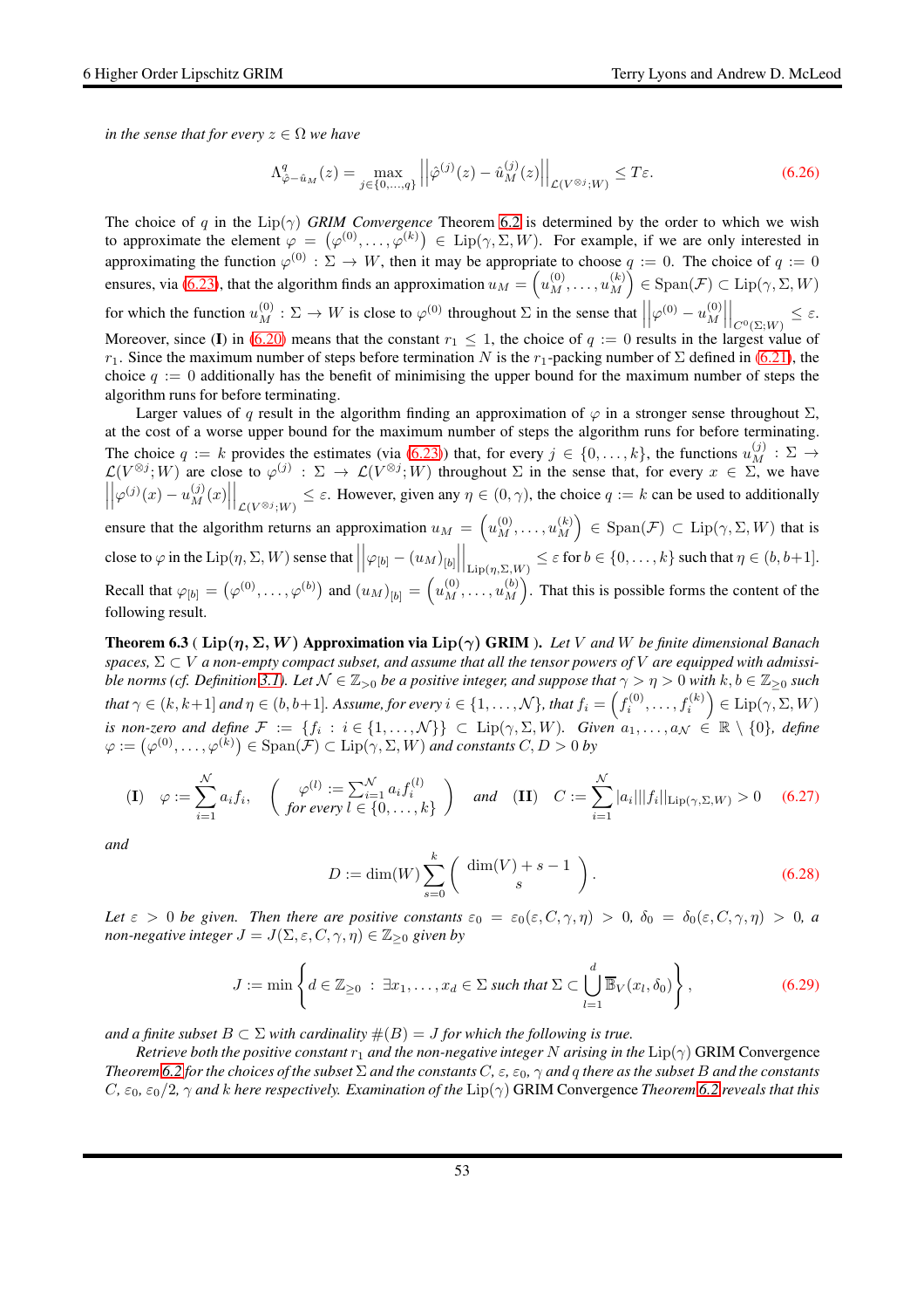*in the sense that for every $z \in \Omega$ we have*

$$\Lambda^q_{\hat{\varphi}-\hat{u}_M}(z) = \max_{j\in\{0,\dots,q\}} \left|\left|\hat{\varphi}^{(j)}(z) - \hat{u}^{(j)}_M(z)\right|\right|_{\mathcal{L}(V^{\otimes j};W)} \leq T\varepsilon. \tag{6.26}$$

The choice of $q$ in the $\mathrm{Lip}(\gamma)$ *GRIM Convergence* Theorem 6.2 is determined by the order to which we wish to approximate the element $\varphi = \left(\varphi^{(0)},\dots,\varphi^{(k)}\right) \in \mathrm{Lip}(\gamma,\Sigma,W)$. For example, if we are only interested in approximating the function $\varphi^{(0)} : \Sigma \to W$, then it may be appropriate to choose $q := 0$. The choice of $q := 0$ ensures, via (6.23), that the algorithm finds an approximation $u_M = \left(u^{(0)}_M,\dots,u^{(k)}_M\right) \in \mathrm{Span}(\mathcal{F}) \subset \mathrm{Lip}(\gamma,\Sigma,W)$ for which the function $u^{(0)}_M : \Sigma \to W$ is close to $\varphi^{(0)}$ throughout $\Sigma$ in the sense that $\left|\left|\varphi^{(0)} - u^{(0)}_M\right|\right|_{C^0(\Sigma;W)} \leq \varepsilon$. Moreover, since **(I)** in (6.20) means that the constant $r_1 \leq 1$, the choice of $q := 0$ results in the largest value of $r_1$. Since the maximum number of steps before termination $N$ is the $r_1$-packing number of $\Sigma$ defined in (6.21), the choice $q := 0$ additionally has the benefit of minimising the upper bound for the maximum number of steps the algorithm runs for before terminating.

Larger values of $q$ result in the algorithm finding an approximation of $\varphi$ in a stronger sense throughout $\Sigma$, at the cost of a worse upper bound for the maximum number of steps the algorithm runs for before terminating. The choice $q := k$ provides the estimates (via (6.23)) that, for every $j \in \{0,\dots,k\}$, the functions $u^{(j)}_M : \Sigma \to \mathcal{L}(V^{\otimes j};W)$ are close to $\varphi^{(j)} : \Sigma \to \mathcal{L}(V^{\otimes j};W)$ throughout $\Sigma$ in the sense that, for every $x \in \Sigma$, we have $\left|\left|\varphi^{(j)}(x) - u^{(j)}_M(x)\right|\right|_{\mathcal{L}(V^{\otimes j};W)} \leq \varepsilon$. However, given any $\eta \in (0,\gamma)$, the choice $q := k$ can be used to additionally ensure that the algorithm returns an approximation $u_M = \left(u^{(0)}_M,\dots,u^{(k)}_M\right) \in \mathrm{Span}(\mathcal{F}) \subset \mathrm{Lip}(\gamma,\Sigma,W)$ that is close to $\varphi$ in the $\mathrm{Lip}(\eta,\Sigma,W)$ sense that $\left|\left|\varphi_{[b]} - (u_M)_{[b]}\right|\right|_{\mathrm{Lip}(\eta,\Sigma,W)} \leq \varepsilon$ for $b \in \{0,\dots,k\}$ such that $\eta \in (b,b+1]$. Recall that $\varphi_{[b]} = \left(\varphi^{(0)},\dots,\varphi^{(b)}\right)$ and $(u_M)_{[b]} = \left(u^{(0)}_M,\dots,u^{(b)}_M\right)$. That this is possible forms the content of the following result.

**Theorem 6.3 ( $\mathrm{Lip}(\eta,\Sigma,W)$ Approximation via $\mathrm{Lip}(\gamma)$ GRIM ).** *Let $V$ and $W$ be finite dimensional Banach spaces, $\Sigma \subset V$ a non-empty compact subset, and assume that all the tensor powers of $V$ are equipped with admissible norms (cf. Definition 3.1). Let $\mathcal{N} \in \mathbb{Z}_{>0}$ be a positive integer, and suppose that $\gamma > \eta > 0$ with $k,b \in \mathbb{Z}_{\geq 0}$ such that $\gamma \in (k,k+1]$ and $\eta \in (b,b+1]$. Assume, for every $i \in \{1,\dots,\mathcal{N}\}$, that $f_i = \left(f^{(0)}_i,\dots,f^{(k)}_i\right) \in \mathrm{Lip}(\gamma,\Sigma,W)$ is non-zero and define $\mathcal{F} := \{f_i : i \in \{1,\dots,\mathcal{N}\}\} \subset \mathrm{Lip}(\gamma,\Sigma,W)$. Given $a_1,\dots,a_{\mathcal{N}} \in \mathbb{R}\setminus\{0\}$, define $\varphi := \left(\varphi^{(0)},\dots,\varphi^{(k)}\right) \in \mathrm{Span}(\mathcal{F}) \subset \mathrm{Lip}(\gamma,\Sigma,W)$ and constants $C,D > 0$ by*

$$\textbf{(I)} \quad \varphi := \sum_{i=1}^{\mathcal{N}} a_i f_i, \quad \left(\begin{array}{c} \varphi^{(l)} := \sum_{i=1}^{\mathcal{N}} a_i f^{(l)}_i \\ \textit{for every } l \in \{0,\dots,k\} \end{array}\right) \quad \textit{and} \quad \textbf{(II)} \quad C := \sum_{i=1}^{\mathcal{N}} |a_i| ||f_i||_{\mathrm{Lip}(\gamma,\Sigma,W)} > 0 \tag{6.27}$$

*and*

$$D := \dim(W) \sum_{s=0}^{k} \left(\begin{array}{c} \dim(V)+s-1 \\ s \end{array}\right). \tag{6.28}$$

*Let $\varepsilon > 0$ be given. Then there are positive constants $\varepsilon_0 = \varepsilon_0(\varepsilon,C,\gamma,\eta) > 0$, $\delta_0 = \delta_0(\varepsilon,C,\gamma,\eta) > 0$, a non-negative integer $J = J(\Sigma,\varepsilon,C,\gamma,\eta) \in \mathbb{Z}_{\geq 0}$ given by*

$$J := \min\left\{ d \in \mathbb{Z}_{\geq 0} \ : \ \exists x_1,\dots,x_d \in \Sigma \textit{ such that } \Sigma \subset \bigcup_{l=1}^{d} \overline{\mathbb{B}}_V(x_l,\delta_0) \right\}, \tag{6.29}$$

*and a finite subset $B \subset \Sigma$ with cardinality $\#(B) = J$ for which the following is true.*

*Retrieve both the positive constant $r_1$ and the non-negative integer $N$ arising in the* $\mathrm{Lip}(\gamma)$ GRIM Convergence *Theorem 6.2 for the choices of the subset $\Sigma$ and the constants $C$, $\varepsilon$, $\varepsilon_0$, $\gamma$ and $q$ there as the subset $B$ and the constants $C$, $\varepsilon_0$, $\varepsilon_0/2$, $\gamma$ and $k$ here respectively. Examination of the* $\mathrm{Lip}(\gamma)$ GRIM Convergence *Theorem 6.2 reveals that this*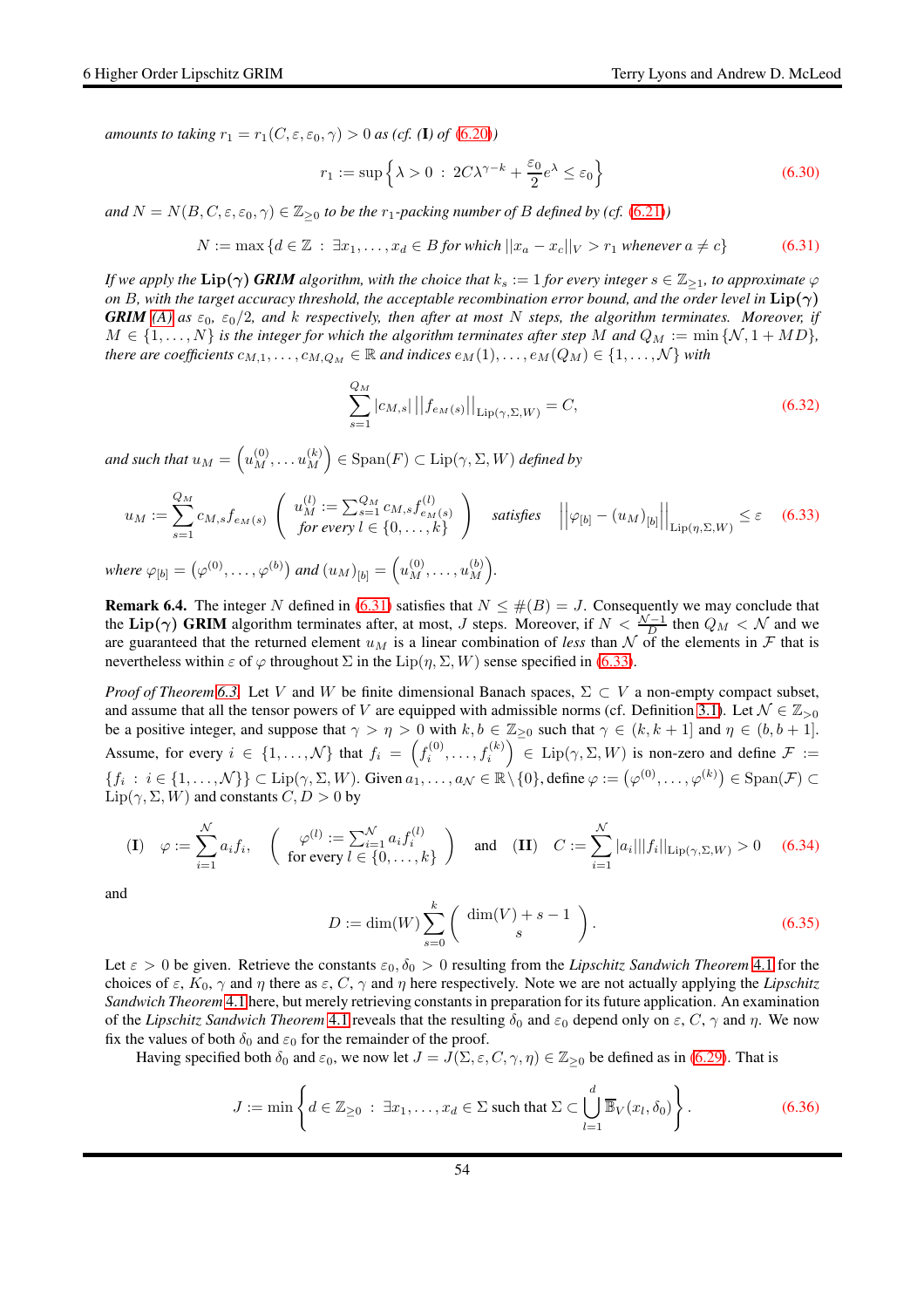*amounts to taking $r_1 = r_1(C,\varepsilon,\varepsilon_0,\gamma) > 0$ as (cf.* **(I)** *of* (6.20)*)*

$$r_1 := \sup \left\{ \lambda > 0 \;:\; 2C\lambda^{\gamma - k} + \frac{\varepsilon_0}{2} e^{\lambda} \leq \varepsilon_0 \right\} \tag{6.30}$$

*and $N = N(B,C,\varepsilon,\varepsilon_0,\gamma) \in \mathbb{Z}_{\geq 0}$ to be the $r_1$-packing number of $B$ defined by (cf.* (6.21)*)*

$$N := \max \left\{ d \in \mathbb{Z} \;:\; \exists x_1,\ldots,x_d \in B \text{ for which } ||x_a - x_c||_V > r_1 \text{ whenever } a \neq c \right\} \tag{6.31}$$

*If we apply the* **Lip($\gamma$) GRIM** *algorithm, with the choice that $k_s := 1$ for every integer $s \in \mathbb{Z}_{\geq 1}$, to approximate $\varphi$ on $B$, with the target accuracy threshold, the acceptable recombination error bound, and the order level in* **Lip($\gamma$) GRIM** (A) *as $\varepsilon_0$, $\varepsilon_0/2$, and $k$ respectively, then after at most $N$ steps, the algorithm terminates. Moreover, if $M \in \{1,\ldots,N\}$ is the integer for which the algorithm terminates after step $M$ and $Q_M := \min\{\mathcal{N}, 1 + MD\}$, there are coefficients $c_{M,1},\ldots,c_{M,Q_M} \in \mathbb{R}$ and indices $e_M(1),\ldots,e_M(Q_M) \in \{1,\ldots,\mathcal{N}\}$ with*

$$\sum_{s=1}^{Q_M} |c_{M,s}| \left|\left| f_{e_M(s)} \right|\right|_{\mathrm{Lip}(\gamma,\Sigma,W)} = C, \tag{6.32}$$

*and such that $u_M = \left(u_M^{(0)},\ldots u_M^{(k)}\right) \in \mathrm{Span}(F) \subset \mathrm{Lip}(\gamma,\Sigma,W)$ defined by*

$$u_M := \sum_{s=1}^{Q_M} c_{M,s} f_{e_M(s)} \quad \left( \begin{array}{c} u_M^{(l)} := \sum_{s=1}^{Q_M} c_{M,s} f_{e_M(s)}^{(l)} \\ \text{for every } l \in \{0,\ldots,k\} \end{array} \right) \quad \text{satisfies} \quad \left|\left| \varphi_{[b]} - (u_M)_{[b]} \right|\right|_{\mathrm{Lip}(\eta,\Sigma,W)} \leq \varepsilon \tag{6.33}$$

*where $\varphi_{[b]} = \left(\varphi^{(0)},\ldots,\varphi^{(b)}\right)$ and $(u_M)_{[b]} = \left(u_M^{(0)},\ldots,u_M^{(b)}\right)$.*

**Remark 6.4.** The integer $N$ defined in (6.31) satisfies that $N \leq \#(B) = J$. Consequently we may conclude that the **Lip($\gamma$) GRIM** algorithm terminates after, at most, $J$ steps. Moreover, if $N < \frac{\mathcal{N}-1}{D}$ then $Q_M < \mathcal{N}$ and we are guaranteed that the returned element $u_M$ is a linear combination of *less* than $\mathcal{N}$ of the elements in $\mathcal{F}$ that is nevertheless within $\varepsilon$ of $\varphi$ throughout $\Sigma$ in the $\mathrm{Lip}(\eta,\Sigma,W)$ sense specified in (6.33).

*Proof of Theorem* 6.3. Let $V$ and $W$ be finite dimensional Banach spaces, $\Sigma \subset V$ a non-empty compact subset, and assume that all the tensor powers of $V$ are equipped with admissible norms (cf. Definition 3.1). Let $\mathcal{N} \in \mathbb{Z}_{>0}$ be a positive integer, and suppose that $\gamma > \eta > 0$ with $k, b \in \mathbb{Z}_{\geq 0}$ such that $\gamma \in (k, k+1]$ and $\eta \in (b, b+1]$. Assume, for every $i \in \{1,\ldots,\mathcal{N}\}$ that $f_i = \left(f_i^{(0)},\ldots,f_i^{(k)}\right) \in \mathrm{Lip}(\gamma,\Sigma,W)$ is non-zero and define $\mathcal{F} := \{f_i \;:\; i \in \{1,\ldots,\mathcal{N}\}\} \subset \mathrm{Lip}(\gamma,\Sigma,W)$. Given $a_1,\ldots,a_{\mathcal{N}} \in \mathbb{R} \setminus \{0\}$, define $\varphi := \left(\varphi^{(0)},\ldots,\varphi^{(k)}\right) \in \mathrm{Span}(\mathcal{F}) \subset \mathrm{Lip}(\gamma,\Sigma,W)$ and constants $C, D > 0$ by

$$\textbf{(I)} \quad \varphi := \sum_{i=1}^{\mathcal{N}} a_i f_i, \quad \left( \begin{array}{c} \varphi^{(l)} := \sum_{i=1}^{\mathcal{N}} a_i f_i^{(l)} \\ \text{for every } l \in \{0,\ldots,k\} \end{array} \right) \quad \text{and} \quad \textbf{(II)} \quad C := \sum_{i=1}^{\mathcal{N}} |a_i| ||f_i||_{\mathrm{Lip}(\gamma,\Sigma,W)} > 0 \tag{6.34}$$

and

$$D := \dim(W) \sum_{s=0}^{k} \left( \begin{array}{c} \dim(V) + s - 1 \\ s \end{array} \right). \tag{6.35}$$

Let $\varepsilon > 0$ be given. Retrieve the constants $\varepsilon_0, \delta_0 > 0$ resulting from the *Lipschitz Sandwich Theorem* 4.1 for the choices of $\varepsilon$, $K_0$, $\gamma$ and $\eta$ there as $\varepsilon$, $C$, $\gamma$ and $\eta$ here respectively. Note we are not actually applying the *Lipschitz Sandwich Theorem* 4.1 here, but merely retrieving constants in preparation for its future application. An examination of the *Lipschitz Sandwich Theorem* 4.1 reveals that the resulting $\delta_0$ and $\varepsilon_0$ depend only on $\varepsilon$, $C$, $\gamma$ and $\eta$. We now fix the values of both $\delta_0$ and $\varepsilon_0$ for the remainder of the proof.

Having specified both $\delta_0$ and $\varepsilon_0$, we now let $J = J(\Sigma,\varepsilon,C,\gamma,\eta) \in \mathbb{Z}_{\geq 0}$ be defined as in (6.29). That is

$$J := \min \left\{ d \in \mathbb{Z}_{\geq 0} \;:\; \exists x_1,\ldots,x_d \in \Sigma \text{ such that } \Sigma \subset \bigcup_{l=1}^{d} \overline{\mathbb{B}}_V(x_l,\delta_0) \right\}. \tag{6.36}$$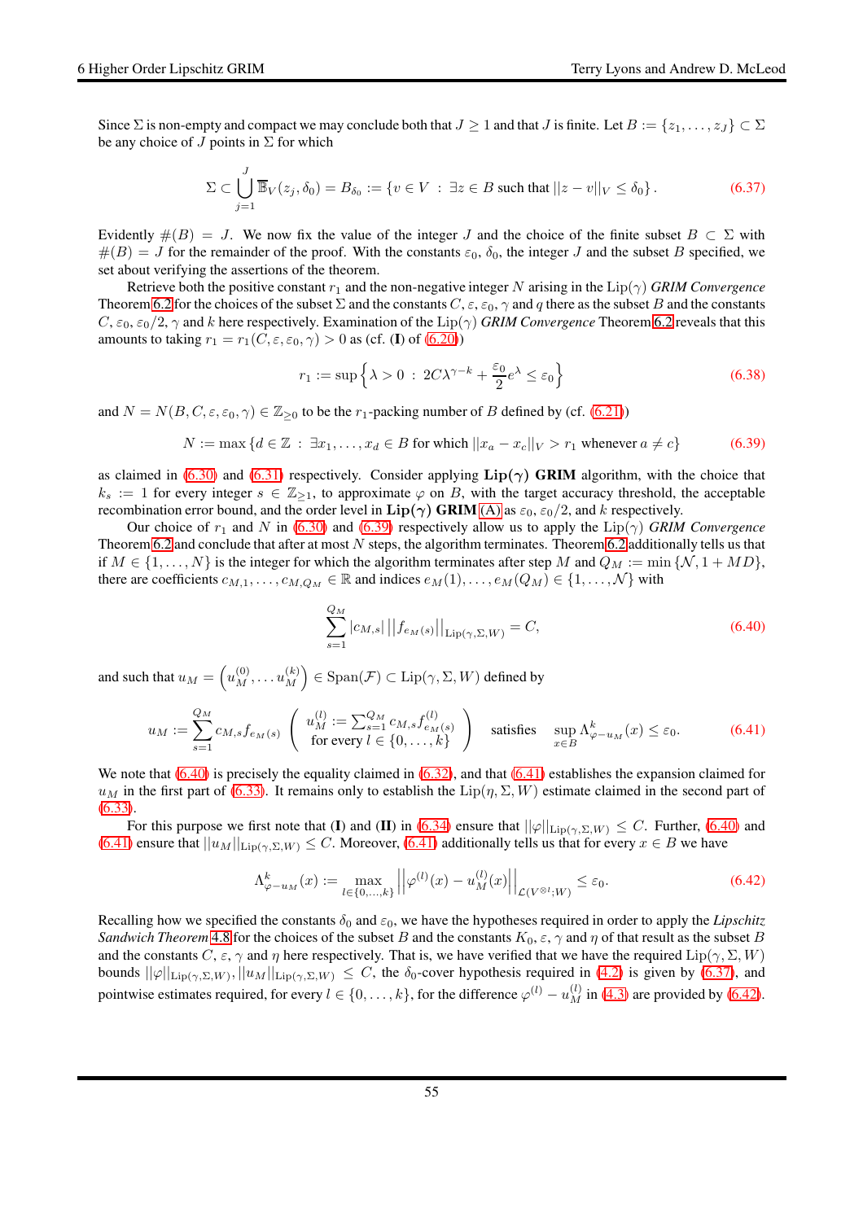Since $\Sigma$ is non-empty and compact we may conclude both that $J \geq 1$ and that $J$ is finite. Let $B := \{z_1, \ldots, z_J\} \subset \Sigma$ be any choice of $J$ points in $\Sigma$ for which

$$\Sigma \subset \bigcup_{j=1}^{J} \overline{\mathbb{B}}_V(z_j, \delta_0) = B_{\delta_0} := \{v \in V \ : \ \exists z \in B \text{ such that } ||z - v||_V \leq \delta_0\}. \tag{6.37}$$

Evidently $\#(B) = J$. We now fix the value of the integer $J$ and the choice of the finite subset $B \subset \Sigma$ with $\#(B) = J$ for the remainder of the proof. With the constants $\varepsilon_0$, $\delta_0$, the integer $J$ and the subset $B$ specified, we set about verifying the assertions of the theorem.

Retrieve both the positive constant $r_1$ and the non-negative integer $N$ arising in the $\mathrm{Lip}(\gamma)$ *GRIM Convergence* Theorem 6.2 for the choices of the subset $\Sigma$ and the constants $C$, $\varepsilon$, $\varepsilon_0$, $\gamma$ and $q$ there as the subset $B$ and the constants $C$, $\varepsilon_0$, $\varepsilon_0/2$, $\gamma$ and $k$ here respectively. Examination of the $\mathrm{Lip}(\gamma)$ *GRIM Convergence* Theorem 6.2 reveals that this amounts to taking $r_1 = r_1(C, \varepsilon, \varepsilon_0, \gamma) > 0$ as (cf. (**I**) of (6.20))

$$r_1 := \sup \left\{ \lambda > 0 \ : \ 2C\lambda^{\gamma - k} + \frac{\varepsilon_0}{2} e^{\lambda} \leq \varepsilon_0 \right\} \tag{6.38}$$

and $N = N(B, C, \varepsilon, \varepsilon_0, \gamma) \in \mathbb{Z}_{\geq 0}$ to be the $r_1$-packing number of $B$ defined by (cf. (6.21))

$$N := \max \left\{ d \in \mathbb{Z} \ : \ \exists x_1, \ldots, x_d \in B \text{ for which } ||x_a - x_c||_V > r_1 \text{ whenever } a \neq c \right\} \tag{6.39}$$

as claimed in (6.30) and (6.31) respectively. Consider applying **Lip($\gamma$) GRIM** algorithm, with the choice that $k_s := 1$ for every integer $s \in \mathbb{Z}_{\geq 1}$, to approximate $\varphi$ on $B$, with the target accuracy threshold, the acceptable recombination error bound, and the order level in **Lip($\gamma$) GRIM** (A) as $\varepsilon_0$, $\varepsilon_0/2$, and $k$ respectively.

Our choice of $r_1$ and $N$ in (6.30) and (6.39) respectively allow us to apply the $\mathrm{Lip}(\gamma)$ *GRIM Convergence* Theorem 6.2 and conclude that after at most $N$ steps, the algorithm terminates. Theorem 6.2 additionally tells us that if $M \in \{1, \ldots, N\}$ is the integer for which the algorithm terminates after step $M$ and $Q_M := \min\{\mathcal{N}, 1 + MD\}$, there are coefficients $c_{M,1}, \ldots, c_{M,Q_M} \in \mathbb{R}$ and indices $e_M(1), \ldots, e_M(Q_M) \in \{1, \ldots, \mathcal{N}\}$ with

$$\sum_{s=1}^{Q_M} |c_{M,s}| \left|\left| f_{e_M(s)} \right|\right|_{\mathrm{Lip}(\gamma, \Sigma, W)} = C, \tag{6.40}$$

and such that $u_M = \left( u_M^{(0)}, \ldots u_M^{(k)} \right) \in \mathrm{Span}(\mathcal{F}) \subset \mathrm{Lip}(\gamma, \Sigma, W)$ defined by

$$u_M := \sum_{s=1}^{Q_M} c_{M,s} f_{e_M(s)} \left( \begin{array}{c} u_M^{(l)} := \sum_{s=1}^{Q_M} c_{M,s} f_{e_M(s)}^{(l)} \\ \text{for every } l \in \{0, \ldots, k\} \end{array} \right) \quad \text{satisfies} \quad \sup_{x \in B} \Lambda^k_{\varphi - u_M}(x) \leq \varepsilon_0. \tag{6.41}$$

We note that (6.40) is precisely the equality claimed in (6.32), and that (6.41) establishes the expansion claimed for $u_M$ in the first part of (6.33). It remains only to establish the $\mathrm{Lip}(\eta, \Sigma, W)$ estimate claimed in the second part of (6.33).

For this purpose we first note that (**I**) and (**II**) in (6.34) ensure that $||\varphi||_{\mathrm{Lip}(\gamma, \Sigma, W)} \leq C$. Further, (6.40) and (6.41) ensure that $||u_M||_{\mathrm{Lip}(\gamma, \Sigma, W)} \leq C$. Moreover, (6.41) additionally tells us that for every $x \in B$ we have

$$\Lambda^k_{\varphi - u_M}(x) := \max_{l \in \{0, \ldots, k\}} \left|\left| \varphi^{(l)}(x) - u_M^{(l)}(x) \right|\right|_{\mathcal{L}(V^{\otimes l}; W)} \leq \varepsilon_0. \tag{6.42}$$

Recalling how we specified the constants $\delta_0$ and $\varepsilon_0$, we have the hypotheses required in order to apply the *Lipschitz Sandwich Theorem* 4.8 for the choices of the subset $B$ and the constants $K_0$, $\varepsilon$, $\gamma$ and $\eta$ of that result as the subset $B$ and the constants $C$, $\varepsilon$, $\gamma$ and $\eta$ here respectively. That is, we have verified that we have the required $\mathrm{Lip}(\gamma, \Sigma, W)$ bounds $||\varphi||_{\mathrm{Lip}(\gamma, \Sigma, W)}, ||u_M||_{\mathrm{Lip}(\gamma, \Sigma, W)} \leq C$, the $\delta_0$-cover hypothesis required in (4.2) is given by (6.37), and pointwise estimates required, for every $l \in \{0, \ldots, k\}$, for the difference $\varphi^{(l)} - u_M^{(l)}$ in (4.3) are provided by (6.42).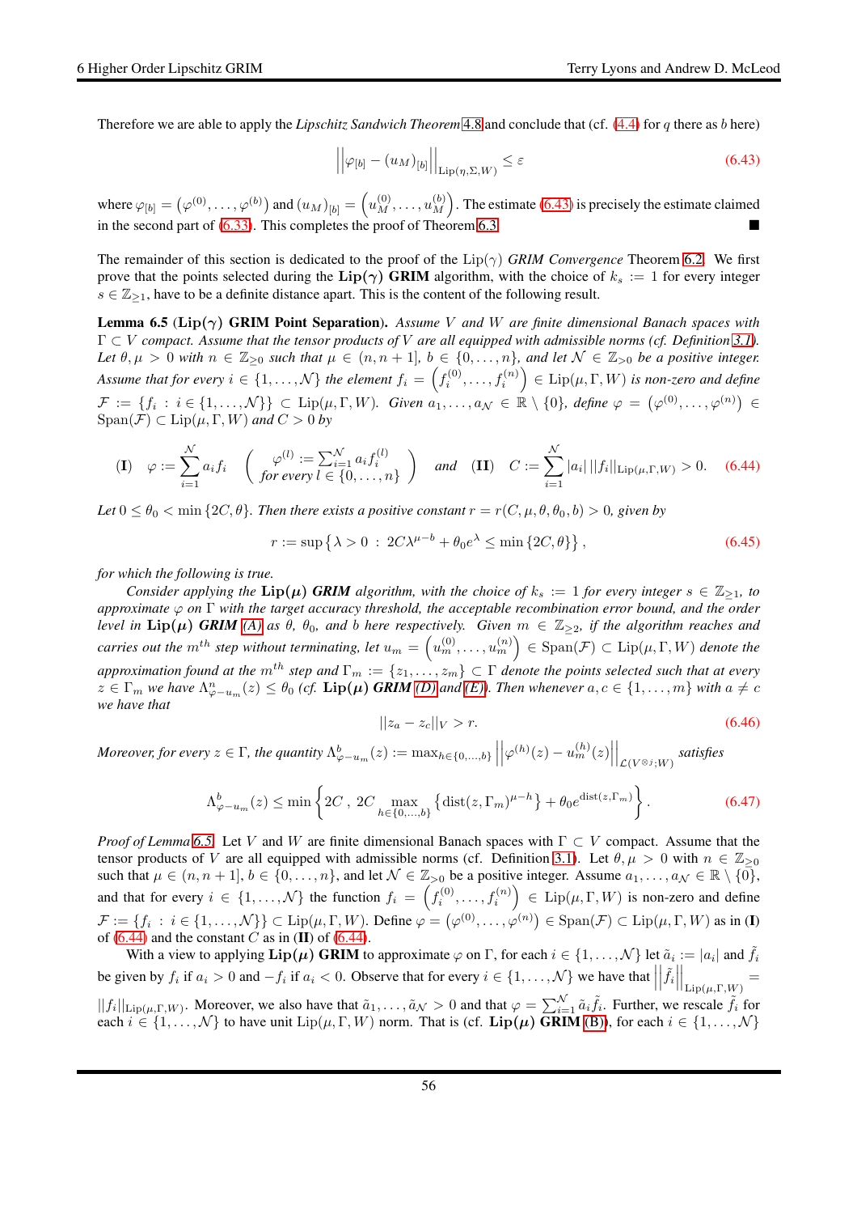Therefore we are able to apply the *Lipschitz Sandwich Theorem* 4.8 and conclude that (cf. (4.4) for $q$ there as $b$ here)

$$\left|\left|\varphi_{[b]} - (u_M)_{[b]}\right|\right|_{\mathrm{Lip}(\eta,\Sigma,W)} \leq \varepsilon \tag{6.43}$$

where $\varphi_{[b]} = \left(\varphi^{(0)},\ldots,\varphi^{(b)}\right)$ and $(u_M)_{[b]} = \left(u_M^{(0)},\ldots,u_M^{(b)}\right)$. The estimate (6.43) is precisely the estimate claimed in the second part of (6.33). This completes the proof of Theorem 6.3. ■

The remainder of this section is dedicated to the proof of the $\mathrm{Lip}(\gamma)$ *GRIM Convergence* Theorem 6.2. We first prove that the points selected during the $\mathbf{Lip}(\gamma)$ **GRIM** algorithm, with the choice of $k_s := 1$ for every integer $s \in \mathbb{Z}_{\geq 1}$, have to be a definite distance apart. This is the content of the following result.

**Lemma 6.5 ($\mathrm{Lip}(\gamma)$ GRIM Point Separation).** *Assume $V$ and $W$ are finite dimensional Banach spaces with $\Gamma \subset V$ compact. Assume that the tensor products of $V$ are all equipped with admissible norms (cf. Definition 3.1). Let $\theta, \mu > 0$ with $n \in \mathbb{Z}_{\geq 0}$ such that $\mu \in (n, n+1]$, $b \in \{0,\ldots,n\}$, and let $\mathcal{N} \in \mathbb{Z}_{>0}$ be a positive integer. Assume that for every $i \in \{1,\ldots,\mathcal{N}\}$ the element $f_i = \left(f_i^{(0)},\ldots,f_i^{(n)}\right) \in \mathrm{Lip}(\mu,\Gamma,W)$ is non-zero and define $\mathcal{F} := \{f_i : i \in \{1,\ldots,\mathcal{N}\}\} \subset \mathrm{Lip}(\mu,\Gamma,W)$. Given $a_1,\ldots,a_{\mathcal{N}} \in \mathbb{R}\setminus\{0\}$, define $\varphi = \left(\varphi^{(0)},\ldots,\varphi^{(n)}\right) \in \mathrm{Span}(\mathcal{F}) \subset \mathrm{Lip}(\mu,\Gamma,W)$ and $C > 0$ by*

$$\textbf{(I)} \quad \varphi := \sum_{i=1}^{\mathcal{N}} a_i f_i \quad \left( \begin{array}{c} \varphi^{(l)} := \sum_{i=1}^{\mathcal{N}} a_i f_i^{(l)} \\ \text{for every } l \in \{0,\ldots,n\} \end{array} \right) \quad \text{and} \quad \textbf{(II)} \quad C := \sum_{i=1}^{\mathcal{N}} |a_i| \, ||f_i||_{\mathrm{Lip}(\mu,\Gamma,W)} > 0. \tag{6.44}$$

*Let $0 \leq \theta_0 < \min\{2C,\theta\}$. Then there exists a positive constant $r = r(C,\mu,\theta,\theta_0,b) > 0$, given by*

$$r := \sup\left\{ \lambda > 0 \; : \; 2C\lambda^{\mu-b} + \theta_0 e^{\lambda} \leq \min\{2C,\theta\}\right\}, \tag{6.45}$$

*for which the following is true.*

*Consider applying the $\mathbf{Lip}(\mu)$ **GRIM** algorithm, with the choice of $k_s := 1$ for every integer $s \in \mathbb{Z}_{\geq 1}$, to approximate $\varphi$ on $\Gamma$ with the target accuracy threshold, the acceptable recombination error bound, and the order level in $\mathbf{Lip}(\mu)$ **GRIM** (A) as $\theta$, $\theta_0$, and $b$ here respectively. Given $m \in \mathbb{Z}_{\geq 2}$, if the algorithm reaches and carries out the $m^{th}$ step without terminating, let $u_m = \left(u_m^{(0)},\ldots,u_m^{(n)}\right) \in \mathrm{Span}(\mathcal{F}) \subset \mathrm{Lip}(\mu,\Gamma,W)$ denote the approximation found at the $m^{th}$ step and $\Gamma_m := \{z_1,\ldots,z_m\} \subset \Gamma$ denote the points selected such that at every $z \in \Gamma_m$ we have $\Lambda^n_{\varphi-u_m}(z) \leq \theta_0$ (cf. $\mathbf{Lip}(\mu)$ **GRIM** (D) and (E)). Then whenever $a, c \in \{1,\ldots,m\}$ with $a \neq c$ we have that*

$$||z_a - z_c||_V > r. \tag{6.46}$$

*Moreover, for every $z \in \Gamma$, the quantity $\Lambda^b_{\varphi-u_m}(z) := \max_{h\in\{0,\ldots,b\}} \left|\left|\varphi^{(h)}(z) - u_m^{(h)}(z)\right|\right|_{\mathcal{L}(V^{\otimes j};W)}$ satisfies*

$$\Lambda^b_{\varphi-u_m}(z) \leq \min\left\{2C \; , \; 2C \max_{h\in\{0,\ldots,b\}} \left\{\mathrm{dist}(z,\Gamma_m)^{\mu-h}\right\} + \theta_0 e^{\mathrm{dist}(z,\Gamma_m)}\right\}. \tag{6.47}$$

*Proof of Lemma 6.5.* Let $V$ and $W$ are finite dimensional Banach spaces with $\Gamma \subset V$ compact. Assume that the tensor products of $V$ are all equipped with admissible norms (cf. Definition 3.1). Let $\theta, \mu > 0$ with $n \in \mathbb{Z}_{\geq 0}$ such that $\mu \in (n, n+1]$, $b \in \{0,\ldots,n\}$, and let $\mathcal{N} \in \mathbb{Z}_{>0}$ be a positive integer. Assume $a_1,\ldots,a_{\mathcal{N}} \in \mathbb{R}\setminus\{0\}$, and that for every $i \in \{1,\ldots,\mathcal{N}\}$ the function $f_i = \left(f_i^{(0)},\ldots,f_i^{(n)}\right) \in \mathrm{Lip}(\mu,\Gamma,W)$ is non-zero and define $\mathcal{F} := \{f_i : i \in \{1,\ldots,\mathcal{N}\}\} \subset \mathrm{Lip}(\mu,\Gamma,W)$. Define $\varphi = \left(\varphi^{(0)},\ldots,\varphi^{(n)}\right) \in \mathrm{Span}(\mathcal{F}) \subset \mathrm{Lip}(\mu,\Gamma,W)$ as in **(I)** of (6.44) and the constant $C$ as in **(II)** of (6.44).

With a view to applying $\mathbf{Lip}(\mu)$ **GRIM** to approximate $\varphi$ on $\Gamma$, for each $i \in \{1,\ldots,\mathcal{N}\}$ let $\tilde{a}_i := |a_i|$ and $\tilde{f}_i$ be given by $f_i$ if $a_i > 0$ and $-f_i$ if $a_i < 0$. Observe that for every $i \in \{1,\ldots,\mathcal{N}\}$ we have that $\left|\left|\tilde{f}_i\right|\right|_{\mathrm{Lip}(\mu,\Gamma,W)} = ||f_i||_{\mathrm{Lip}(\mu,\Gamma,W)}$. Moreover, we also have that $\tilde{a}_1,\ldots,\tilde{a}_{\mathcal{N}} > 0$ and that $\varphi = \sum_{i=1}^{\mathcal{N}} \tilde{a}_i \tilde{f}_i$. Further, we rescale $\tilde{f}_i$ for each $i \in \{1,\ldots,\mathcal{N}\}$ to have unit $\mathrm{Lip}(\mu,\Gamma,W)$ norm. That is (cf. $\mathbf{Lip}(\mu)$ **GRIM** (B)), for each $i \in \{1,\ldots,\mathcal{N}\}$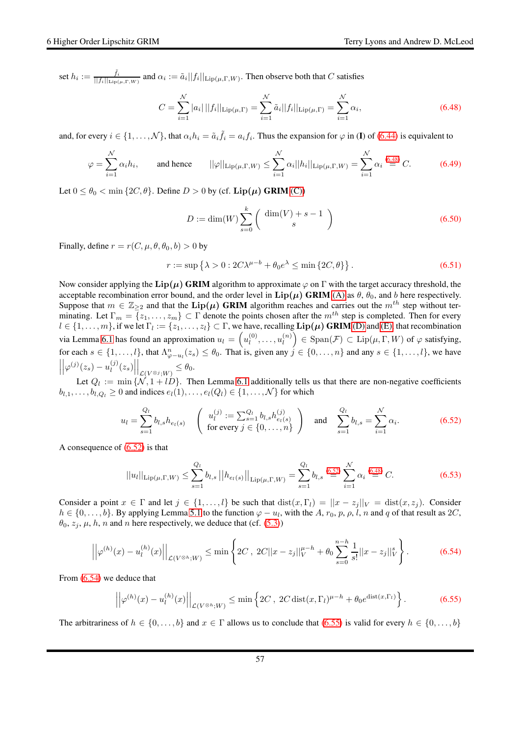set $h_i := \frac{\tilde{f}_i}{||f_i||_{\mathrm{Lip}(\mu,\Gamma,W)}}$ and $\alpha_i := \tilde{a}_i ||f_i||_{\mathrm{Lip}(\mu,\Gamma,W)}$. Then observe both that $C$ satisfies

$$C = \sum_{i=1}^{\mathcal{N}} |a_i| \, ||f_i||_{\mathrm{Lip}(\mu,\Gamma)} = \sum_{i=1}^{\mathcal{N}} \tilde{a}_i ||f_i||_{\mathrm{Lip}(\mu,\Gamma)} = \sum_{i=1}^{\mathcal{N}} \alpha_i, \tag{6.48}$$

and, for every $i \in \{1, \ldots, \mathcal{N}\}$, that $\alpha_i h_i = \tilde{a}_i \tilde{f}_i = a_i f_i$. Thus the expansion for $\varphi$ in (**I**) of (6.44) is equivalent to

$$\varphi = \sum_{i=1}^{\mathcal{N}} \alpha_i h_i, \qquad \text{and hence} \qquad ||\varphi||_{\mathrm{Lip}(\mu,\Gamma,W)} \leq \sum_{i=1}^{\mathcal{N}} \alpha_i ||h_i||_{\mathrm{Lip}(\mu,\Gamma,W)} = \sum_{i=1}^{\mathcal{N}} \alpha_i \overset{(6.48)}{=} C. \tag{6.49}$$

Let $0 \leq \theta_0 < \min\{2C, \theta\}$. Define $D > 0$ by (cf. **Lip($\mu$) GRIM** (C))

$$D := \dim(W) \sum_{s=0}^{k} \binom{\dim(V) + s - 1}{s} \tag{6.50}$$

Finally, define $r = r(C, \mu, \theta, \theta_0, b) > 0$ by

$$r := \sup\left\{\lambda > 0 : 2C\lambda^{\mu-b} + \theta_0 e^{\lambda} \leq \min\{2C, \theta\}\right\}. \tag{6.51}$$

Now consider applying the **Lip($\mu$) GRIM** algorithm to approximate $\varphi$ on $\Gamma$ with the target accuracy threshold, the acceptable recombination error bound, and the order level in **Lip($\mu$) GRIM** (A) as $\theta$, $\theta_0$, and $b$ here respectively. Suppose that $m \in \mathbb{Z}_{\geq 2}$ and that the **Lip($\mu$) GRIM** algorithm reaches and carries out the $m^{th}$ step without terminating. Let $\Gamma_m = \{z_1, \ldots, z_m\} \subset \Gamma$ denote the points chosen after the $m^{th}$ step is completed. Then for every $l \in \{1, \ldots, m\}$, if we let $\Gamma_l := \{z_1, \ldots, z_l\} \subset \Gamma$, we have, recalling **Lip($\mu$) GRIM** (D) and (E), that recombination via Lemma 6.1 has found an approximation $u_l = \left(u_l^{(0)}, \ldots, u_l^{(n)}\right) \in \mathrm{Span}(\mathcal{F}) \subset \mathrm{Lip}(\mu, \Gamma, W)$ of $\varphi$ satisfying, for each $s \in \{1, \ldots, l\}$, that $\Lambda^n_{\varphi - u_l}(z_s) \leq \theta_0$. That is, given any $j \in \{0, \ldots, n\}$ and any $s \in \{1, \ldots, l\}$, we have $\left|\left|\varphi^{(j)}(z_s) - u_l^{(j)}(z_s)\right|\right|_{\mathcal{L}(V^{\otimes j}; W)} \leq \theta_0$.

Let $Q_l := \min\{\mathcal{N}, 1 + lD\}$. Then Lemma 6.1 additionally tells us that there are non-negative coefficients $b_{l,1}, \ldots, b_{l,Q_l} \geq 0$ and indices $e_l(1), \ldots, e_l(Q_l) \in \{1, \ldots, \mathcal{N}\}$ for which

$$u_l = \sum_{s=1}^{Q_l} b_{l,s} h_{e_l(s)} \quad \left( \begin{array}{c} u_l^{(j)} := \sum_{s=1}^{Q_l} b_{l,s} h^{(j)}_{e_l(s)} \\ \text{for every } j \in \{0, \ldots, n\} \end{array} \right) \quad \text{and} \quad \sum_{s=1}^{Q_l} b_{l,s} = \sum_{i=1}^{\mathcal{N}} \alpha_i. \tag{6.52}$$

A consequence of (6.52) is that

$$||u_l||_{\mathrm{Lip}(\mu,\Gamma,W)} \leq \sum_{s=1}^{Q_l} b_{l,s} \left|\left|h_{e_l(s)}\right|\right|_{\mathrm{Lip}(\mu,\Gamma,W)} = \sum_{s=1}^{Q_l} b_{l,s} \overset{(6.52)}{=} \sum_{i=1}^{\mathcal{N}} \alpha_i \overset{(6.48)}{=} C. \tag{6.53}$$

Consider a point $x \in \Gamma$ and let $j \in \{1, \ldots, l\}$ be such that $\mathrm{dist}(x, \Gamma_l) = ||x - z_j||_V = \mathrm{dist}(x, z_j)$. Consider $h \in \{0, \ldots, b\}$. By applying Lemma 5.1 to the function $\varphi - u_l$, with the $A$, $r_0$, $p$, $\rho$, $l$, $n$ and $q$ of that result as $2C$, $\theta_0$, $z_j$, $\mu$, $h$, $n$ and $n$ here respectively, we deduce that (cf. (5.3))

$$\left|\left|\varphi^{(h)}(x) - u_l^{(h)}(x)\right|\right|_{\mathcal{L}(V^{\otimes h}; W)} \leq \min\left\{2C \,,\; 2C||x - z_j||_V^{\mu-h} + \theta_0 \sum_{s=0}^{n-h} \frac{1}{s!}||x - z_j||_V^s\right\}. \tag{6.54}$$

From (6.54) we deduce that

$$\left|\left|\varphi^{(h)}(x) - u_l^{(h)}(x)\right|\right|_{\mathcal{L}(V^{\otimes h}; W)} \leq \min\left\{2C \,,\; 2C \,\mathrm{dist}(x, \Gamma_l)^{\mu-h} + \theta_0 e^{\mathrm{dist}(x,\Gamma_l)}\right\}. \tag{6.55}$$

The arbitrariness of $h \in \{0, \ldots, b\}$ and $x \in \Gamma$ allows us to conclude that (6.55) is valid for every $h \in \{0, \ldots, b\}$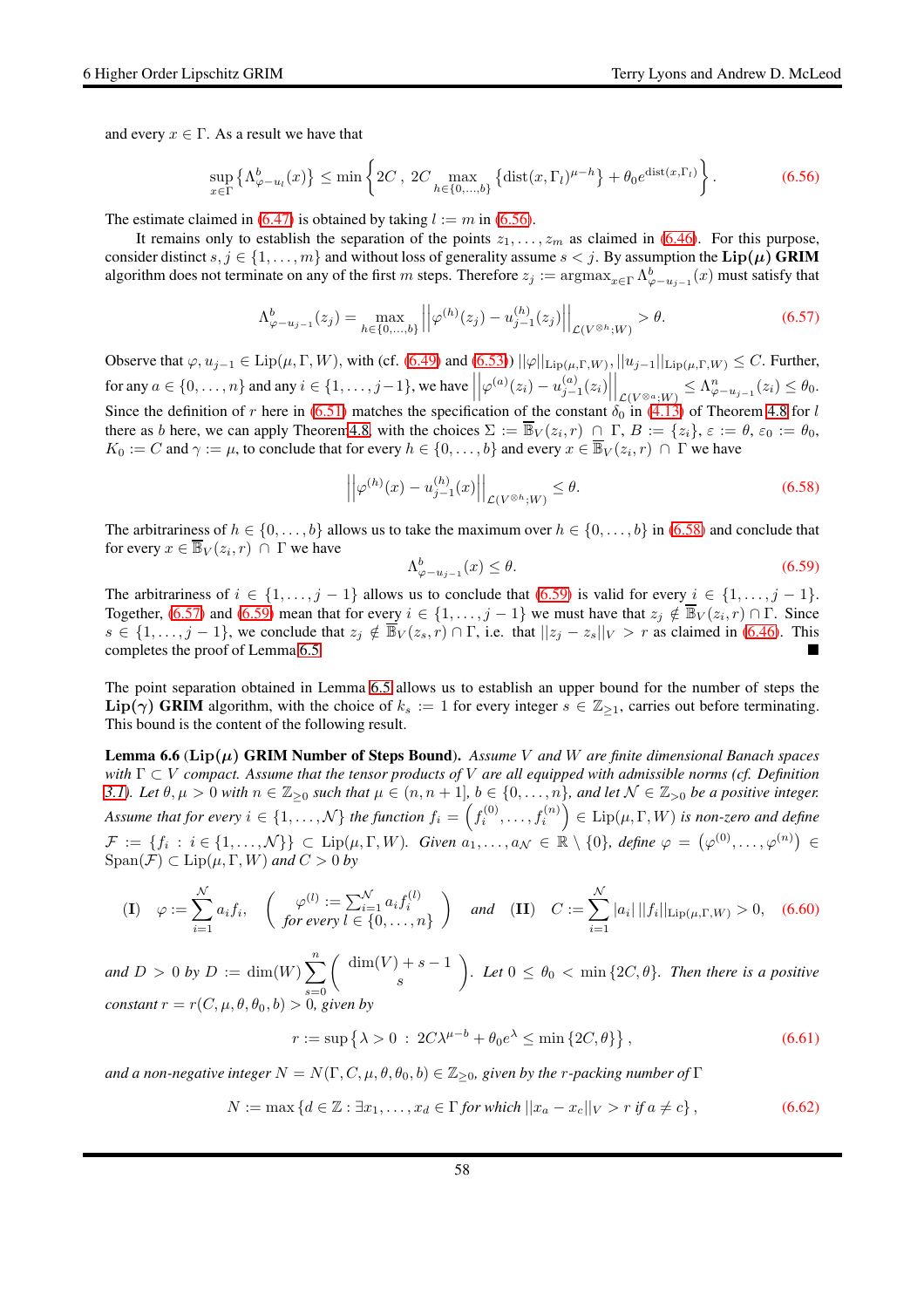and every $x \in \Gamma$. As a result we have that

$$\sup_{x\in\Gamma}\left\{\Lambda^b_{\varphi-u_l}(x)\right\} \leq \min\left\{2C\ ,\ 2C\max_{h\in\{0,\ldots,b\}}\left\{\mathrm{dist}(x,\Gamma_l)^{\mu-h}\right\}+\theta_0 e^{\mathrm{dist}(x,\Gamma_l)}\right\}. \tag{6.56}$$

The estimate claimed in (6.47) is obtained by taking $l := m$ in (6.56).

It remains only to establish the separation of the points $z_1,\ldots,z_m$ as claimed in (6.46). For this purpose, consider distinct $s,j \in \{1,\ldots,m\}$ and without loss of generality assume $s<j$. By assumption the **Lip($\mu$) GRIM** algorithm does not terminate on any of the first $m$ steps. Therefore $z_j := \mathrm{argmax}_{x\in\Gamma}\Lambda^b_{\varphi-u_{j-1}}(x)$ must satisfy that

$$\Lambda^b_{\varphi-u_{j-1}}(z_j) = \max_{h\in\{0,\ldots,b\}}\left|\left|\varphi^{(h)}(z_j)-u^{(h)}_{j-1}(z_j)\right|\right|_{\mathcal{L}(V^{\otimes h};W)} > \theta. \tag{6.57}$$

Observe that $\varphi, u_{j-1} \in \mathrm{Lip}(\mu,\Gamma,W)$, with (cf. (6.49) and (6.53)) $||\varphi||_{\mathrm{Lip}(\mu,\Gamma,W)}, ||u_{j-1}||_{\mathrm{Lip}(\mu,\Gamma,W)} \leq C$. Further, for any $a\in\{0,\ldots,n\}$ and any $i\in\{1,\ldots,j-1\}$, we have $\left|\left|\varphi^{(a)}(z_i)-u^{(a)}_{j-1}(z_i)\right|\right|_{\mathcal{L}(V^{\otimes a};W)} \leq \Lambda^n_{\varphi-u_{j-1}}(z_i) \leq \theta_0$. Since the definition of $r$ here in (6.51) matches the specification of the constant $\delta_0$ in (4.13) of Theorem 4.8 for $l$ there as $b$ here, we can apply Theorem 4.8, with the choices $\Sigma := \overline{\mathbb{B}}_V(z_i,r) \cap \Gamma$, $B := \{z_i\}$, $\varepsilon := \theta$, $\varepsilon_0 := \theta_0$, $K_0 := C$ and $\gamma := \mu$, to conclude that for every $h\in\{0,\ldots,b\}$ and every $x\in\overline{\mathbb{B}}_V(z_i,r)\cap\Gamma$ we have

$$\left|\left|\varphi^{(h)}(x)-u^{(h)}_{j-1}(x)\right|\right|_{\mathcal{L}(V^{\otimes h};W)} \leq \theta. \tag{6.58}$$

The arbitrariness of $h\in\{0,\ldots,b\}$ allows us to take the maximum over $h\in\{0,\ldots,b\}$ in (6.58) and conclude that for every $x\in\overline{\mathbb{B}}_V(z_i,r)\cap\Gamma$ we have

$$\Lambda^b_{\varphi-u_{j-1}}(x) \leq \theta. \tag{6.59}$$

The arbitrariness of $i\in\{1,\ldots,j-1\}$ allows us to conclude that (6.59) is valid for every $i\in\{1,\ldots,j-1\}$. Together, (6.57) and (6.59) mean that for every $i\in\{1,\ldots,j-1\}$ we must have that $z_j\notin\overline{\mathbb{B}}_V(z_i,r)\cap\Gamma$. Since $s\in\{1,\ldots,j-1\}$, we conclude that $z_j\notin\overline{\mathbb{B}}_V(z_s,r)\cap\Gamma$, i.e. that $||z_j-z_s||_V > r$ as claimed in (6.46). This completes the proof of Lemma 6.5. ■

The point separation obtained in Lemma 6.5 allows us to establish an upper bound for the number of steps the **Lip($\gamma$) GRIM** algorithm, with the choice of $k_s := 1$ for every integer $s\in\mathbb{Z}_{\geq 1}$, carries out before terminating. This bound is the content of the following result.

**Lemma 6.6 (Lip($\mu$) GRIM Number of Steps Bound).** *Assume $V$ and $W$ are finite dimensional Banach spaces with $\Gamma\subset V$ compact. Assume that the tensor products of $V$ are all equipped with admissible norms (cf. Definition 3.1). Let $\theta,\mu>0$ with $n\in\mathbb{Z}_{\geq 0}$ such that $\mu\in(n,n+1]$, $b\in\{0,\ldots,n\}$, and let $\mathcal{N}\in\mathbb{Z}_{>0}$ be a positive integer. Assume that for every $i\in\{1,\ldots,\mathcal{N}\}$ the function $f_i = \left(f_i^{(0)},\ldots,f_i^{(n)}\right)\in\mathrm{Lip}(\mu,\Gamma,W)$ is non-zero and define $\mathcal{F} := \{f_i : i\in\{1,\ldots,\mathcal{N}\}\}\subset\mathrm{Lip}(\mu,\Gamma,W)$. Given $a_1,\ldots,a_{\mathcal{N}}\in\mathbb{R}\setminus\{0\}$, define $\varphi = \left(\varphi^{(0)},\ldots,\varphi^{(n)}\right)\in\mathrm{Span}(\mathcal{F})\subset\mathrm{Lip}(\mu,\Gamma,W)$ and $C>0$ by*

$$\textbf{(I)}\quad \varphi := \sum_{i=1}^{\mathcal{N}} a_i f_i, \quad \left(\begin{array}{c}\varphi^{(l)} := \sum_{i=1}^{\mathcal{N}} a_i f_i^{(l)} \\ \textit{for every } l\in\{0,\ldots,n\}\end{array}\right) \quad \textit{and} \quad \textbf{(II)}\quad C := \sum_{i=1}^{\mathcal{N}} |a_i|\,||f_i||_{\mathrm{Lip}(\mu,\Gamma,W)} > 0, \tag{6.60}$$

*and $D>0$ by $D := \dim(W)\sum_{s=0}^{n}\binom{\dim(V)+s-1}{s}$. Let $0\leq\theta_0<\min\{2C,\theta\}$. Then there is a positive constant $r=r(C,\mu,\theta,\theta_0,b)>0$, given by*

$$r := \sup\left\{\lambda>0\ :\ 2C\lambda^{\mu-b}+\theta_0 e^{\lambda}\leq\min\{2C,\theta\}\right\}, \tag{6.61}$$

*and a non-negative integer $N=N(\Gamma,C,\mu,\theta,\theta_0,b)\in\mathbb{Z}_{\geq 0}$, given by the $r$-packing number of $\Gamma$*

$$N := \max\left\{d\in\mathbb{Z} : \exists x_1,\ldots,x_d\in\Gamma \textit{ for which } ||x_a-x_c||_V > r \textit{ if } a\neq c\right\}, \tag{6.62}$$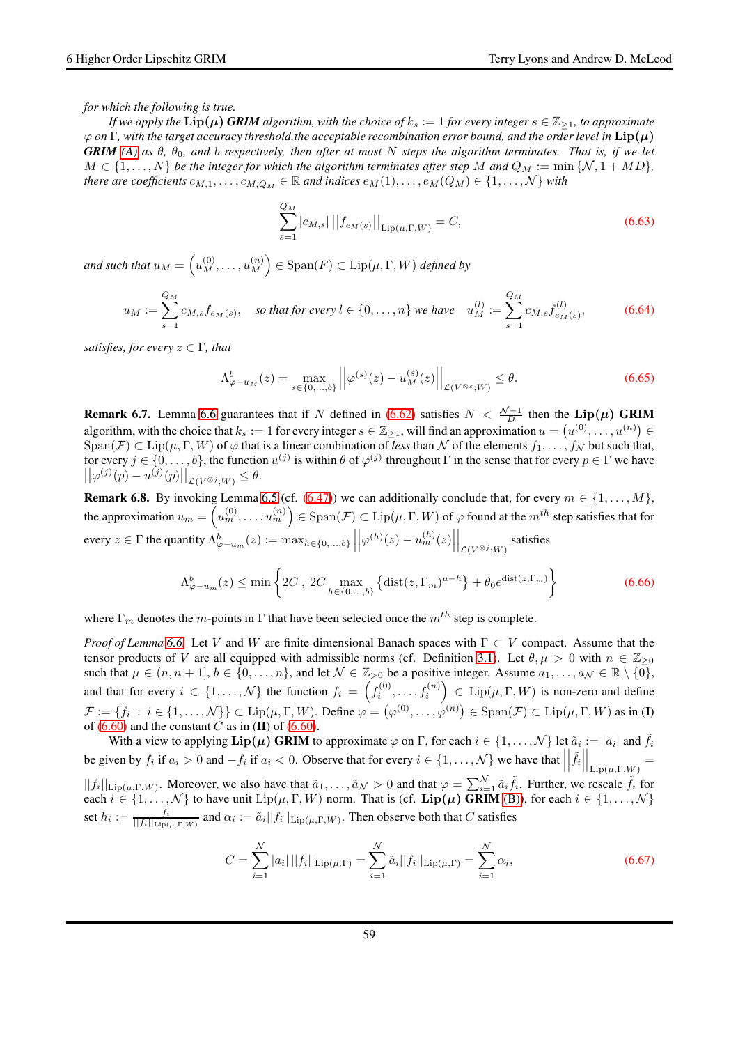*for which the following is true.*

*If we apply the* $\mathbf{Lip}(\boldsymbol{\mu})$ ***GRIM*** *algorithm, with the choice of* $k_s := 1$ *for every integer* $s \in \mathbb{Z}_{\geq 1}$*, to approximate* $\varphi$ *on* $\Gamma$*, with the target accuracy threshold,the acceptable recombination error bound, and the order level in* $\mathbf{Lip}(\boldsymbol{\mu})$ ***GRIM*** *(A) as* $\theta$*,* $\theta_0$*, and* $b$ *respectively, then after at most* $N$ *steps the algorithm terminates. That is, if we let* $M \in \{1, \ldots, N\}$ *be the integer for which the algorithm terminates after step* $M$ *and* $Q_M := \min\{\mathcal{N}, 1 + MD\}$*, there are coefficients* $c_{M,1}, \ldots, c_{M,Q_M} \in \mathbb{R}$ *and indices* $e_M(1), \ldots, e_M(Q_M) \in \{1, \ldots, \mathcal{N}\}$ *with*

$$\sum_{s=1}^{Q_M} |c_{M,s}| \left|\left|f_{e_M(s)}\right|\right|_{\mathrm{Lip}(\mu,\Gamma,W)} = C, \tag{6.63}$$

*and such that* $u_M = \left(u_M^{(0)}, \ldots, u_M^{(n)}\right) \in \mathrm{Span}(F) \subset \mathrm{Lip}(\mu, \Gamma, W)$ *defined by*

$$u_M := \sum_{s=1}^{Q_M} c_{M,s} f_{e_M(s)}, \quad \textit{so that for every } l \in \{0, \ldots, n\} \textit{ we have} \quad u_M^{(l)} := \sum_{s=1}^{Q_M} c_{M,s} f_{e_M(s)}^{(l)}, \tag{6.64}$$

*satisfies, for every* $z \in \Gamma$*, that*

$$\Lambda^b_{\varphi - u_M}(z) = \max_{s \in \{0,\ldots,b\}} \left|\left|\varphi^{(s)}(z) - u_M^{(s)}(z)\right|\right|_{\mathcal{L}(V^{\otimes s};W)} \leq \theta. \tag{6.65}$$

**Remark 6.7.** Lemma 6.6 guarantees that if $N$ defined in (6.62) satisfies $N < \frac{\mathcal{N}-1}{D}$ then the $\mathbf{Lip}(\boldsymbol{\mu})$ **GRIM** algorithm, with the choice that $k_s := 1$ for every integer $s \in \mathbb{Z}_{\geq 1}$, will find an approximation $u = \left(u^{(0)}, \ldots, u^{(n)}\right) \in \mathrm{Span}(\mathcal{F}) \subset \mathrm{Lip}(\mu, \Gamma, W)$ of $\varphi$ that is a linear combination of *less* than $\mathcal{N}$ of the elements $f_1, \ldots, f_{\mathcal{N}}$ but such that, for every $j \in \{0, \ldots, b\}$, the function $u^{(j)}$ is within $\theta$ of $\varphi^{(j)}$ throughout $\Gamma$ in the sense that for every $p \in \Gamma$ we have $\left|\left|\varphi^{(j)}(p) - u^{(j)}(p)\right|\right|_{\mathcal{L}(V^{\otimes j};W)} \leq \theta$.

**Remark 6.8.** By invoking Lemma 6.5 (cf. (6.47)) we can additionally conclude that, for every $m \in \{1, \ldots, M\}$, the approximation $u_m = \left(u_m^{(0)}, \ldots, u_m^{(n)}\right) \in \mathrm{Span}(\mathcal{F}) \subset \mathrm{Lip}(\mu, \Gamma, W)$ of $\varphi$ found at the $m^{th}$ step satisfies that for every $z \in \Gamma$ the quantity $\Lambda^b_{\varphi - u_m}(z) := \max_{h \in \{0,\ldots,b\}} \left|\left|\varphi^{(h)}(z) - u_m^{(h)}(z)\right|\right|_{\mathcal{L}(V^{\otimes j};W)}$ satisfies

$$\Lambda^b_{\varphi - u_m}(z) \leq \min\left\{2C \ , \ 2C \max_{h \in \{0,\ldots,b\}} \left\{\mathrm{dist}(z, \Gamma_m)^{\mu - h}\right\} + \theta_0 e^{\mathrm{dist}(z,\Gamma_m)}\right\} \tag{6.66}$$

where $\Gamma_m$ denotes the $m$-points in $\Gamma$ that have been selected once the $m^{th}$ step is complete.

*Proof of Lemma 6.6.* Let $V$ and $W$ are finite dimensional Banach spaces with $\Gamma \subset V$ compact. Assume that the tensor products of $V$ are all equipped with admissible norms (cf. Definition 3.1). Let $\theta, \mu > 0$ with $n \in \mathbb{Z}_{\geq 0}$ such that $\mu \in (n, n+1]$, $b \in \{0, \ldots, n\}$, and let $\mathcal{N} \in \mathbb{Z}_{>0}$ be a positive integer. Assume $a_1, \ldots, a_{\mathcal{N}} \in \mathbb{R} \setminus \{0\}$, and that for every $i \in \{1, \ldots, \mathcal{N}\}$ the function $f_i = \left(f_i^{(0)}, \ldots, f_i^{(n)}\right) \in \mathrm{Lip}(\mu, \Gamma, W)$ is non-zero and define $\mathcal{F} := \{f_i : i \in \{1, \ldots, \mathcal{N}\}\} \subset \mathrm{Lip}(\mu, \Gamma, W)$. Define $\varphi = \left(\varphi^{(0)}, \ldots, \varphi^{(n)}\right) \in \mathrm{Span}(\mathcal{F}) \subset \mathrm{Lip}(\mu, \Gamma, W)$ as in (**I**) of (6.60) and the constant $C$ as in (**II**) of (6.60).

With a view to applying $\mathbf{Lip}(\boldsymbol{\mu})$ **GRIM** to approximate $\varphi$ on $\Gamma$, for each $i \in \{1, \ldots, \mathcal{N}\}$ let $\tilde{a}_i := |a_i|$ and $\tilde{f}_i$ be given by $f_i$ if $a_i > 0$ and $-f_i$ if $a_i < 0$. Observe that for every $i \in \{1, \ldots, \mathcal{N}\}$ we have that $\left|\left|\tilde{f}_i\right|\right|_{\mathrm{Lip}(\mu,\Gamma,W)} = ||f_i||_{\mathrm{Lip}(\mu,\Gamma,W)}$. Moreover, we also have that $\tilde{a}_1, \ldots, \tilde{a}_{\mathcal{N}} > 0$ and that $\varphi = \sum_{i=1}^{\mathcal{N}} \tilde{a}_i \tilde{f}_i$. Further, we rescale $\tilde{f}_i$ for each $i \in \{1, \ldots, \mathcal{N}\}$ to have unit $\mathrm{Lip}(\mu, \Gamma, W)$ norm. That is (cf. $\mathbf{Lip}(\boldsymbol{\mu})$ **GRIM** (B)), for each $i \in \{1, \ldots, \mathcal{N}\}$ set $h_i := \frac{\tilde{f}_i}{||f_i||_{\mathrm{Lip}(\mu,\Gamma,W)}}$ and $\alpha_i := \tilde{a}_i ||f_i||_{\mathrm{Lip}(\mu,\Gamma,W)}$. Then observe both that $C$ satisfies

$$C = \sum_{i=1}^{\mathcal{N}} |a_i| \, ||f_i||_{\mathrm{Lip}(\mu,\Gamma)} = \sum_{i=1}^{\mathcal{N}} \tilde{a}_i ||f_i||_{\mathrm{Lip}(\mu,\Gamma)} = \sum_{i=1}^{\mathcal{N}} \alpha_i, \tag{6.67}$$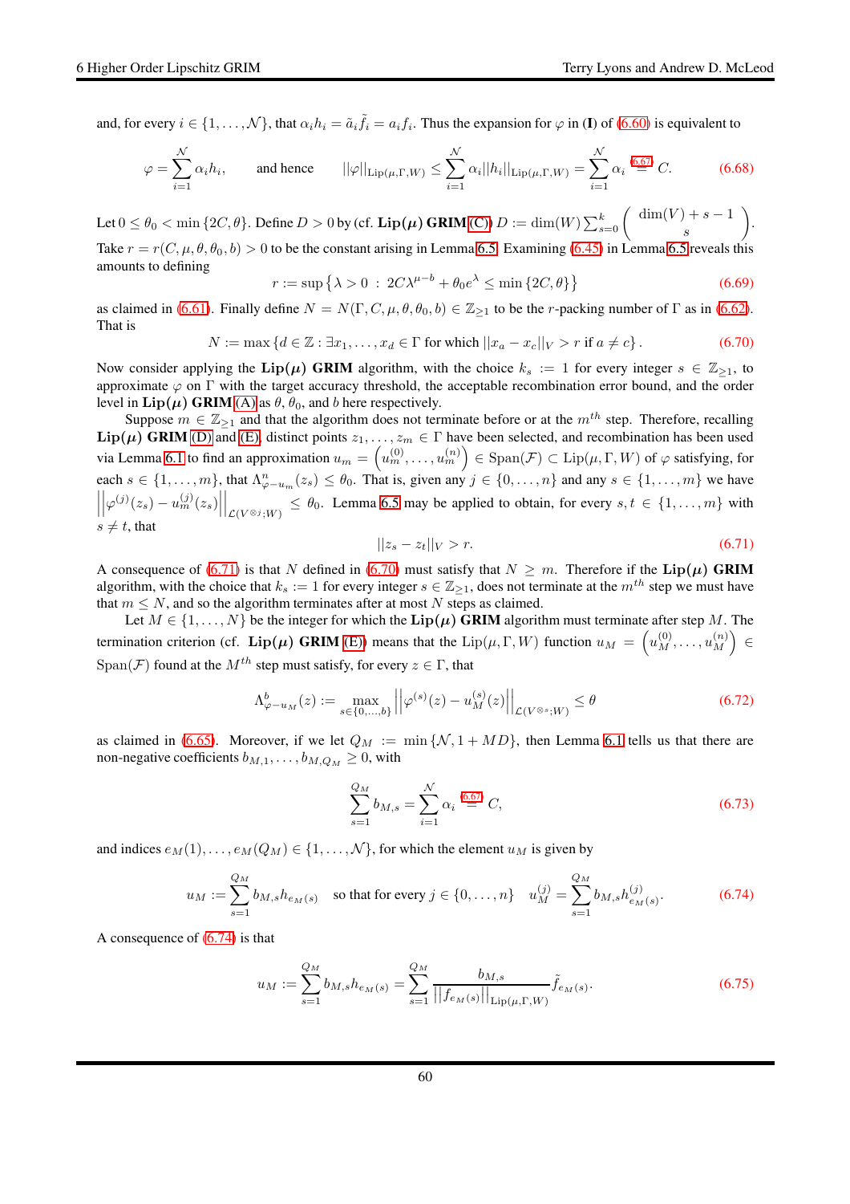and, for every $i \in \{1, \ldots, \mathcal{N}\}$, that $\alpha_i h_i = \tilde{a}_i \tilde{f}_i = a_i f_i$. Thus the expansion for $\varphi$ in (**I**) of (6.60) is equivalent to

$$\varphi = \sum_{i=1}^{\mathcal{N}} \alpha_i h_i, \qquad \text{and hence} \qquad ||\varphi||_{\mathrm{Lip}(\mu,\Gamma,W)} \leq \sum_{i=1}^{\mathcal{N}} \alpha_i ||h_i||_{\mathrm{Lip}(\mu,\Gamma,W)} = \sum_{i=1}^{\mathcal{N}} \alpha_i \overset{(6.67)}{=} C. \tag{6.68}$$

Let $0 \leq \theta_0 < \min\{2C, \theta\}$. Define $D > 0$ by (cf. **Lip($\mu$) GRIM** (C)) $D := \dim(W) \sum_{s=0}^{k} \binom{\dim(V)+s-1}{s}$. Take $r = r(C,\mu,\theta,\theta_0,b) > 0$ to be the constant arising in Lemma 6.5. Examining (6.45) in Lemma 6.5 reveals this amounts to defining

$$r := \sup\left\{\lambda > 0 \ : \ 2C\lambda^{\mu-b} + \theta_0 e^{\lambda} \leq \min\{2C, \theta\}\right\} \tag{6.69}$$

as claimed in (6.61). Finally define $N = N(\Gamma, C, \mu, \theta, \theta_0, b) \in \mathbb{Z}_{\geq 1}$ to be the $r$-packing number of $\Gamma$ as in (6.62). That is

$$N := \max\left\{d \in \mathbb{Z} : \exists x_1, \ldots, x_d \in \Gamma \text{ for which } ||x_a - x_c||_V > r \text{ if } a \neq c\right\}. \tag{6.70}$$

Now consider applying the **Lip($\mu$) GRIM** algorithm, with the choice $k_s := 1$ for every integer $s \in \mathbb{Z}_{\geq 1}$, to approximate $\varphi$ on $\Gamma$ with the target accuracy threshold, the acceptable recombination error bound, and the order level in **Lip($\mu$) GRIM** (A) as $\theta$, $\theta_0$, and $b$ here respectively.

Suppose $m \in \mathbb{Z}_{\geq 1}$ and that the algorithm does not terminate before or at the $m^{th}$ step. Therefore, recalling **Lip($\mu$) GRIM** (D) and (E), distinct points $z_1, \ldots, z_m \in \Gamma$ have been selected, and recombination has been used via Lemma 6.1 to find an approximation $u_m = \left(u_m^{(0)}, \ldots, u_m^{(n)}\right) \in \mathrm{Span}(\mathcal{F}) \subset \mathrm{Lip}(\mu,\Gamma,W)$ of $\varphi$ satisfying, for each $s \in \{1, \ldots, m\}$, that $\Lambda^n_{\varphi - u_m}(z_s) \leq \theta_0$. That is, given any $j \in \{0, \ldots, n\}$ and any $s \in \{1, \ldots, m\}$ we have $\left|\left|\varphi^{(j)}(z_s) - u_m^{(j)}(z_s)\right|\right|_{\mathcal{L}(V^{\otimes j};W)} \leq \theta_0$. Lemma 6.5 may be applied to obtain, for every $s, t \in \{1, \ldots, m\}$ with $s \neq t$, that

$$||z_s - z_t||_V > r. \tag{6.71}$$

A consequence of (6.71) is that $N$ defined in (6.70) must satisfy that $N \geq m$. Therefore if the **Lip($\mu$) GRIM** algorithm, with the choice that $k_s := 1$ for every integer $s \in \mathbb{Z}_{\geq 1}$, does not terminate at the $m^{th}$ step we must have that $m \leq N$, and so the algorithm terminates after at most $N$ steps as claimed.

Let $M \in \{1, \ldots, N\}$ be the integer for which the **Lip($\mu$) GRIM** algorithm must terminate after step $M$. The termination criterion (cf. **Lip($\mu$) GRIM** (E)) means that the $\mathrm{Lip}(\mu,\Gamma,W)$ function $u_M = \left(u_M^{(0)}, \ldots, u_M^{(n)}\right) \in \mathrm{Span}(\mathcal{F})$ found at the $M^{th}$ step must satisfy, for every $z \in \Gamma$, that

$$\Lambda^b_{\varphi - u_M}(z) := \max_{s \in \{0,\ldots,b\}} \left|\left|\varphi^{(s)}(z) - u_M^{(s)}(z)\right|\right|_{\mathcal{L}(V^{\otimes s};W)} \leq \theta \tag{6.72}$$

as claimed in (6.65). Moreover, if we let $Q_M := \min\{\mathcal{N}, 1 + MD\}$, then Lemma 6.1 tells us that there are non-negative coefficients $b_{M,1}, \ldots, b_{M,Q_M} \geq 0$, with

$$\sum_{s=1}^{Q_M} b_{M,s} = \sum_{i=1}^{\mathcal{N}} \alpha_i \overset{(6.67)}{=} C, \tag{6.73}$$

and indices $e_M(1), \ldots, e_M(Q_M) \in \{1, \ldots, \mathcal{N}\}$, for which the element $u_M$ is given by

$$u_M := \sum_{s=1}^{Q_M} b_{M,s} h_{e_M(s)} \quad \text{so that for every } j \in \{0,\ldots,n\} \quad u_M^{(j)} = \sum_{s=1}^{Q_M} b_{M,s} h^{(j)}_{e_M(s)}. \tag{6.74}$$

A consequence of (6.74) is that

$$u_M := \sum_{s=1}^{Q_M} b_{M,s} h_{e_M(s)} = \sum_{s=1}^{Q_M} \frac{b_{M,s}}{\left|\left|f_{e_M(s)}\right|\right|_{\mathrm{Lip}(\mu,\Gamma,W)}} \tilde{f}_{e_M(s)}. \tag{6.75}$$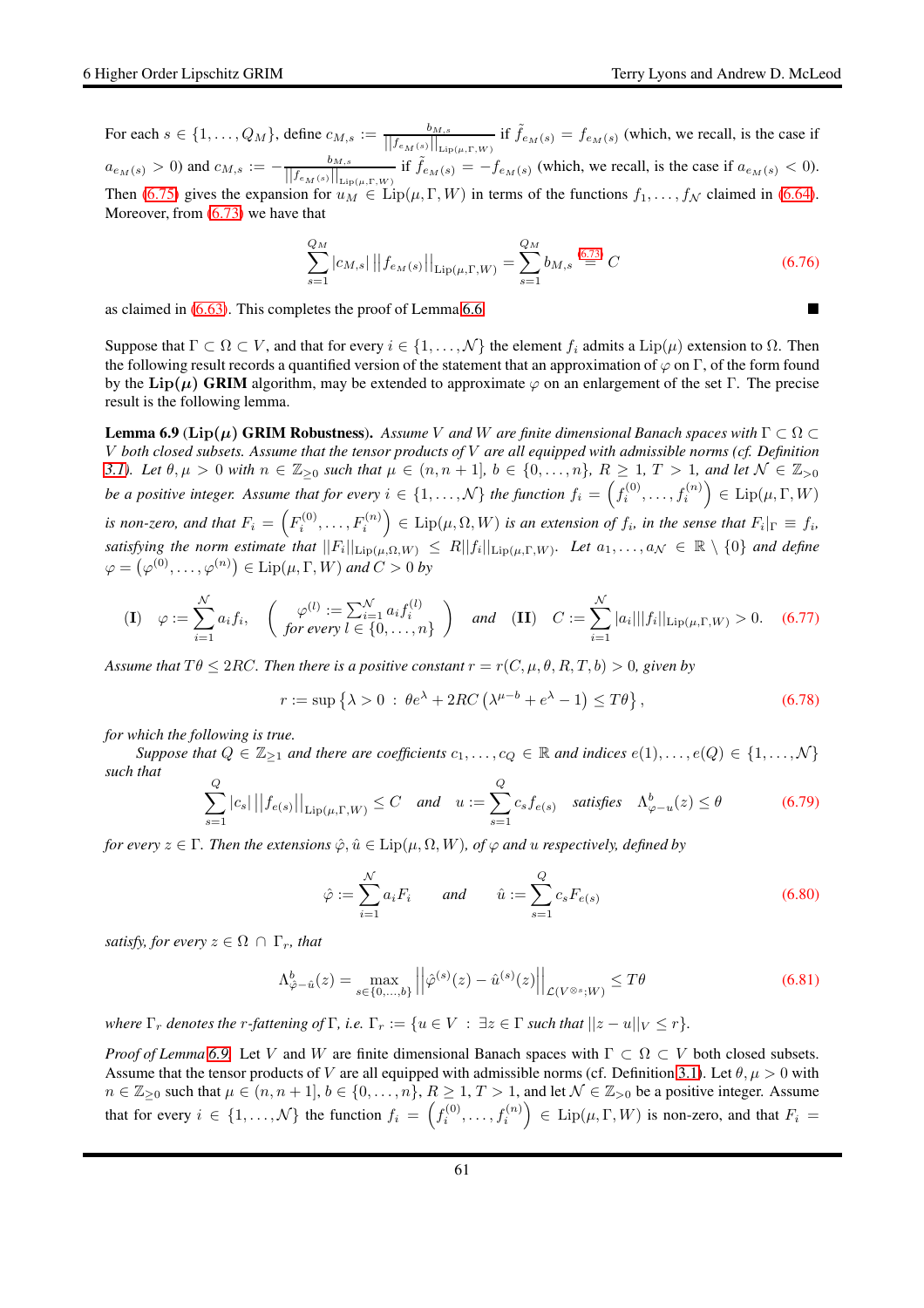For each $s \in \{1, \ldots, Q_M\}$, define $c_{M,s} := \frac{b_{M,s}}{||f_{e_M(s)}||_{\mathrm{Lip}(\mu,\Gamma,W)}}$ if $\tilde{f}_{e_M(s)} = f_{e_M(s)}$ (which, we recall, is the case if $a_{e_M(s)} > 0$) and $c_{M,s} := -\frac{b_{M,s}}{||f_{e_M(s)}||_{\mathrm{Lip}(\mu,\Gamma,W)}}$ if $\tilde{f}_{e_M(s)} = -f_{e_M(s)}$ (which, we recall, is the case if $a_{e_M(s)} < 0$). Then (6.75) gives the expansion for $u_M \in \mathrm{Lip}(\mu, \Gamma, W)$ in terms of the functions $f_1, \ldots, f_{\mathcal{N}}$ claimed in (6.64). Moreover, from (6.73) we have that

$$\sum_{s=1}^{Q_M} |c_{M,s}| \, ||f_{e_M(s)}||_{\mathrm{Lip}(\mu,\Gamma,W)} = \sum_{s=1}^{Q_M} b_{M,s} \overset{(6.73)}{=} C \tag{6.76}$$

as claimed in (6.63). This completes the proof of Lemma 6.6. ■

Suppose that $\Gamma \subset \Omega \subset V$, and that for every $i \in \{1, \ldots, \mathcal{N}\}$ the element $f_i$ admits a $\mathrm{Lip}(\mu)$ extension to $\Omega$. Then the following result records a quantified version of the statement that an approximation of $\varphi$ on $\Gamma$, of the form found by the $\mathbf{Lip(\mu)}$ **GRIM** algorithm, may be extended to approximate $\varphi$ on an enlargement of the set $\Gamma$. The precise result is the following lemma.

**Lemma 6.9** ($\mathbf{Lip(\mu)}$ **GRIM Robustness).** *Assume $V$ and $W$ are finite dimensional Banach spaces with $\Gamma \subset \Omega \subset V$ both closed subsets. Assume that the tensor products of $V$ are all equipped with admissible norms (cf. Definition 3.1). Let $\theta, \mu > 0$ with $n \in \mathbb{Z}_{\geq 0}$ such that $\mu \in (n, n+1]$, $b \in \{0, \ldots, n\}$, $R \geq 1$, $T > 1$, and let $\mathcal{N} \in \mathbb{Z}_{>0}$ be a positive integer. Assume that for every $i \in \{1, \ldots, \mathcal{N}\}$ the function $f_i = \left(f_i^{(0)}, \ldots, f_i^{(n)}\right) \in \mathrm{Lip}(\mu, \Gamma, W)$ is non-zero, and that $F_i = \left(F_i^{(0)}, \ldots, F_i^{(n)}\right) \in \mathrm{Lip}(\mu, \Omega, W)$ is an extension of $f_i$, in the sense that $F_i|_\Gamma \equiv f_i$, satisfying the norm estimate that $||F_i||_{\mathrm{Lip}(\mu,\Omega,W)} \leq R||f_i||_{\mathrm{Lip}(\mu,\Gamma,W)}$. Let $a_1, \ldots, a_{\mathcal{N}} \in \mathbb{R} \setminus \{0\}$ and define $\varphi = \left(\varphi^{(0)}, \ldots, \varphi^{(n)}\right) \in \mathrm{Lip}(\mu, \Gamma, W)$ and $C > 0$ by*

$$\textbf{(I)} \quad \varphi := \sum_{i=1}^{\mathcal{N}} a_i f_i, \quad \left( \begin{array}{c} \varphi^{(l)} := \sum_{i=1}^{\mathcal{N}} a_i f_i^{(l)} \\ \textit{for every } l \in \{0, \ldots, n\} \end{array} \right) \quad \textit{and} \quad \textbf{(II)} \quad C := \sum_{i=1}^{\mathcal{N}} |a_i| ||f_i||_{\mathrm{Lip}(\mu,\Gamma,W)} > 0. \tag{6.77}$$

*Assume that $T\theta \leq 2RC$. Then there is a positive constant $r = r(C, \mu, \theta, R, T, b) > 0$, given by*

$$r := \sup\left\{\lambda > 0 \; : \; \theta e^\lambda + 2RC\left(\lambda^{\mu-b} + e^\lambda - 1\right) \leq T\theta\right\}, \tag{6.78}$$

*for which the following is true.*

*Suppose that $Q \in \mathbb{Z}_{\geq 1}$ and there are coefficients $c_1, \ldots, c_Q \in \mathbb{R}$ and indices $e(1), \ldots, e(Q) \in \{1, \ldots, \mathcal{N}\}$ such that*

$$\sum_{s=1}^{Q} |c_s| \, ||f_{e(s)}||_{\mathrm{Lip}(\mu,\Gamma,W)} \leq C \quad \textit{and} \quad u := \sum_{s=1}^{Q} c_s f_{e(s)} \quad \textit{satisfies} \quad \Lambda^b_{\varphi-u}(z) \leq \theta \tag{6.79}$$

*for every $z \in \Gamma$. Then the extensions $\hat{\varphi}, \hat{u} \in \mathrm{Lip}(\mu, \Omega, W)$, of $\varphi$ and $u$ respectively, defined by*

$$\hat{\varphi} := \sum_{i=1}^{\mathcal{N}} a_i F_i \quad \textit{and} \quad \hat{u} := \sum_{s=1}^{Q} c_s F_{e(s)} \tag{6.80}$$

*satisfy, for every $z \in \Omega \cap \Gamma_r$, that*

$$\Lambda^b_{\hat{\varphi}-\hat{u}}(z) = \max_{s \in \{0,\ldots,b\}} \left|\left|\hat{\varphi}^{(s)}(z) - \hat{u}^{(s)}(z)\right|\right|_{\mathcal{L}(V^{\otimes s};W)} \leq T\theta \tag{6.81}$$

*where $\Gamma_r$ denotes the $r$-fattening of $\Gamma$, i.e. $\Gamma_r := \{u \in V \; : \; \exists z \in \Gamma \text{ such that } ||z - u||_V \leq r\}$.*

*Proof of Lemma 6.9.* Let $V$ and $W$ are finite dimensional Banach spaces with $\Gamma \subset \Omega \subset V$ both closed subsets. Assume that the tensor products of $V$ are all equipped with admissible norms (cf. Definition 3.1). Let $\theta, \mu > 0$ with $n \in \mathbb{Z}_{\geq 0}$ such that $\mu \in (n, n+1]$, $b \in \{0, \ldots, n\}$, $R \geq 1$, $T > 1$, and let $\mathcal{N} \in \mathbb{Z}_{>0}$ be a positive integer. Assume that for every $i \in \{1, \ldots, \mathcal{N}\}$ the function $f_i = \left(f_i^{(0)}, \ldots, f_i^{(n)}\right) \in \mathrm{Lip}(\mu, \Gamma, W)$ is non-zero, and that $F_i =$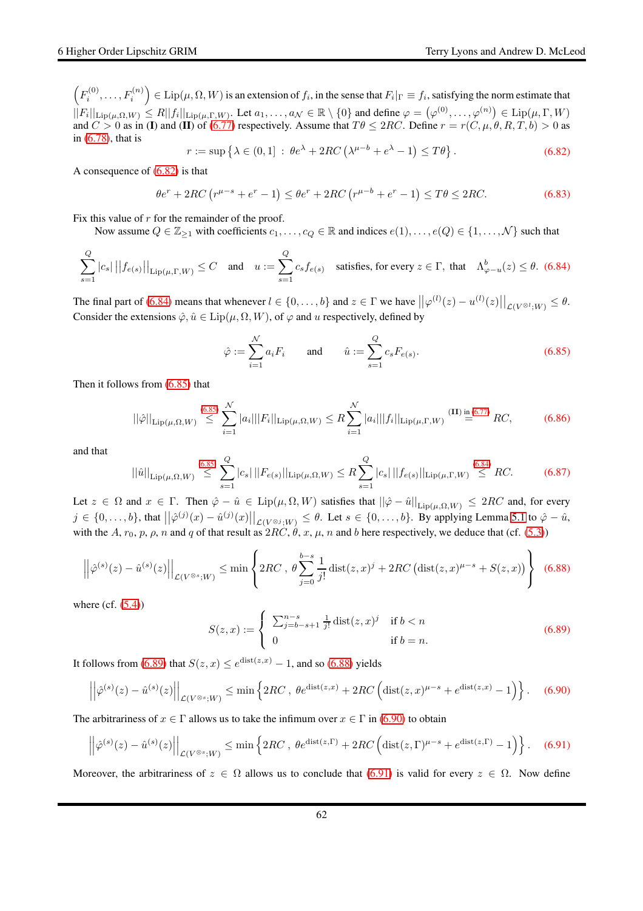$\left(F_i^{(0)}, \ldots, F_i^{(n)}\right) \in \mathrm{Lip}(\mu, \Omega, W)$ is an extension of $f_i$, in the sense that $F_i|_\Gamma \equiv f_i$, satisfying the norm estimate that $||F_i||_{\mathrm{Lip}(\mu,\Omega,W)} \leq R||f_i||_{\mathrm{Lip}(\mu,\Gamma,W)}$. Let $a_1, \ldots, a_{\mathcal{N}} \in \mathbb{R} \setminus \{0\}$ and define $\varphi = \left(\varphi^{(0)}, \ldots, \varphi^{(n)}\right) \in \mathrm{Lip}(\mu, \Gamma, W)$ and $C > 0$ as in (**I**) and (**II**) of (6.77) respectively. Assume that $T\theta \leq 2RC$. Define $r = r(C, \mu, \theta, R, T, b) > 0$ as in (6.78), that is

$$r := \sup \left\{ \lambda \in (0,1] \ : \ \theta e^\lambda + 2RC \left( \lambda^{\mu - b} + e^\lambda - 1 \right) \leq T\theta \right\}. \tag{6.82}$$

A consequence of (6.82) is that

$$\theta e^r + 2RC \left( r^{\mu - s} + e^r - 1 \right) \leq \theta e^r + 2RC \left( r^{\mu - b} + e^r - 1 \right) \leq T\theta \leq 2RC. \tag{6.83}$$

Fix this value of $r$ for the remainder of the proof.

Now assume $Q \in \mathbb{Z}_{\geq 1}$ with coefficients $c_1, \ldots, c_Q \in \mathbb{R}$ and indices $e(1), \ldots, e(Q) \in \{1, \ldots, \mathcal{N}\}$ such that

$$\sum_{s=1}^{Q} |c_s| \left|\left| f_{e(s)} \right|\right|_{\mathrm{Lip}(\mu,\Gamma,W)} \leq C \quad \text{and} \quad u := \sum_{s=1}^{Q} c_s f_{e(s)} \quad \text{satisfies, for every } z \in \Gamma, \text{ that} \quad \Lambda^b_{\varphi - u}(z) \leq \theta. \tag{6.84}$$

The final part of (6.84) means that whenever $l \in \{0, \ldots, b\}$ and $z \in \Gamma$ we have $\left|\left| \varphi^{(l)}(z) - u^{(l)}(z) \right|\right|_{\mathcal{L}(V^{\otimes l}; W)} \leq \theta$. Consider the extensions $\hat{\varphi}, \hat{u} \in \mathrm{Lip}(\mu, \Omega, W)$, of $\varphi$ and $u$ respectively, defined by

$$\hat{\varphi} := \sum_{i=1}^{\mathcal{N}} a_i F_i \qquad \text{and} \qquad \hat{u} := \sum_{s=1}^{Q} c_s F_{e(s)}. \tag{6.85}$$

Then it follows from (6.85) that

$$||\hat{\varphi}||_{\mathrm{Lip}(\mu,\Omega,W)} \overset{(6.85)}{\leq} \sum_{i=1}^{\mathcal{N}} |a_i| ||F_i||_{\mathrm{Lip}(\mu,\Omega,W)} \leq R \sum_{i=1}^{\mathcal{N}} |a_i| ||f_i||_{\mathrm{Lip}(\mu,\Gamma,W)} \overset{\textbf{(II)} \text{ in } (6.77)}{=} RC, \tag{6.86}$$

and that

$$||\hat{u}||_{\mathrm{Lip}(\mu,\Omega,W)} \overset{(6.85)}{\leq} \sum_{s=1}^{Q} |c_s| \, ||F_{e(s)}||_{\mathrm{Lip}(\mu,\Omega,W)} \leq R \sum_{s=1}^{Q} |c_s| \, ||f_{e(s)}||_{\mathrm{Lip}(\mu,\Gamma,W)} \overset{(6.84)}{\leq} RC. \tag{6.87}$$

Let $z \in \Omega$ and $x \in \Gamma$. Then $\hat{\varphi} - \hat{u} \in \mathrm{Lip}(\mu, \Omega, W)$ satisfies that $||\hat{\varphi} - \hat{u}||_{\mathrm{Lip}(\mu,\Omega,W)} \leq 2RC$ and, for every $j \in \{0, \ldots, b\}$, that $\left|\left| \hat{\varphi}^{(j)}(x) - \hat{u}^{(j)}(x) \right|\right|_{\mathcal{L}(V^{\otimes j}; W)} \leq \theta$. Let $s \in \{0, \ldots, b\}$. By applying Lemma 5.1 to $\hat{\varphi} - \hat{u}$, with the $A$, $r_0$, $p$, $\rho$, $n$ and $q$ of that result as $2RC$, $\theta$, $x$, $\mu$, $n$ and $b$ here respectively, we deduce that (cf. (5.3))

$$\left|\left| \hat{\varphi}^{(s)}(z) - \hat{u}^{(s)}(z) \right|\right|_{\mathcal{L}(V^{\otimes s}; W)} \leq \min \left\{ 2RC \ , \ \theta \sum_{j=0}^{b-s} \frac{1}{j!} \mathrm{dist}(z,x)^j + 2RC \left( \mathrm{dist}(z,x)^{\mu - s} + S(z,x) \right) \right\} \tag{6.88}$$

where (cf. (5.4))

$$S(z,x) := \begin{cases} \sum_{j=b-s+1}^{n-s} \frac{1}{j!} \mathrm{dist}(z,x)^j & \text{if } b < n \\ 0 & \text{if } b = n. \end{cases} \tag{6.89}$$

It follows from (6.89) that $S(z,x) \leq e^{\mathrm{dist}(z,x)} - 1$, and so (6.88) yields

$$\left|\left| \hat{\varphi}^{(s)}(z) - \hat{u}^{(s)}(z) \right|\right|_{\mathcal{L}(V^{\otimes s}; W)} \leq \min \left\{ 2RC \ , \ \theta e^{\mathrm{dist}(z,x)} + 2RC \left( \mathrm{dist}(z,x)^{\mu - s} + e^{\mathrm{dist}(z,x)} - 1 \right) \right\}. \tag{6.90}$$

The arbitrariness of $x \in \Gamma$ allows us to take the infimum over $x \in \Gamma$ in (6.90) to obtain

$$\left|\left| \hat{\varphi}^{(s)}(z) - \hat{u}^{(s)}(z) \right|\right|_{\mathcal{L}(V^{\otimes s}; W)} \leq \min \left\{ 2RC \ , \ \theta e^{\mathrm{dist}(z,\Gamma)} + 2RC \left( \mathrm{dist}(z,\Gamma)^{\mu - s} + e^{\mathrm{dist}(z,\Gamma)} - 1 \right) \right\}. \tag{6.91}$$

Moreover, the arbitrariness of $z \in \Omega$ allows us to conclude that (6.91) is valid for every $z \in \Omega$. Now define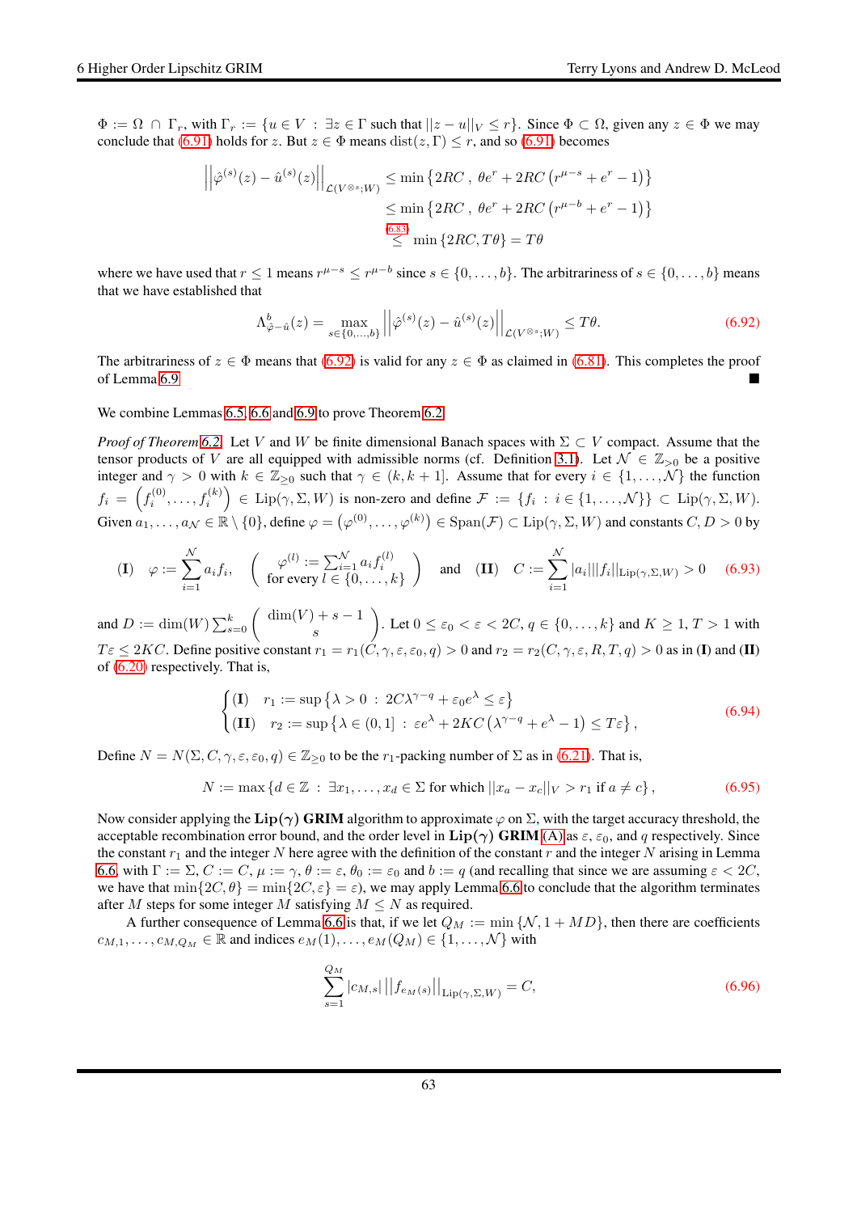$\Phi := \Omega \cap \Gamma_r$, with $\Gamma_r := \{u \in V : \exists z \in \Gamma$ such that $||z-u||_V \leq r\}$. Since $\Phi \subset \Omega$, given any $z \in \Phi$ we may conclude that (6.91) holds for $z$. But $z \in \Phi$ means $\text{dist}(z, \Gamma) \leq r$, and so (6.91) becomes

$$
\begin{aligned}
\left|\left|\hat{\varphi}^{(s)}(z) - \hat{u}^{(s)}(z)\right|\right|_{\mathcal{L}(V^{\otimes s};W)} &\leq \min\left\{2RC\;,\; \theta e^r + 2RC\left(r^{\mu-s} + e^r - 1\right)\right\} \\
&\leq \min\left\{2RC\;,\; \theta e^r + 2RC\left(r^{\mu-b} + e^r - 1\right)\right\} \\
&\overset{(6.83)}{\leq} \min\left\{2RC, T\theta\right\} = T\theta
\end{aligned}
$$

where we have used that $r \leq 1$ means $r^{\mu-s} \leq r^{\mu-b}$ since $s \in \{0, \ldots, b\}$. The arbitrariness of $s \in \{0, \ldots, b\}$ means that we have established that

$$
\Lambda^b_{\hat{\varphi}-\hat{u}}(z) = \max_{s\in\{0,\ldots,b\}} \left|\left|\hat{\varphi}^{(s)}(z) - \hat{u}^{(s)}(z)\right|\right|_{\mathcal{L}(V^{\otimes s};W)} \leq T\theta. \tag{6.92}
$$

The arbitrariness of $z \in \Phi$ means that (6.92) is valid for any $z \in \Phi$ as claimed in (6.81). This completes the proof of Lemma 6.9 ■

We combine Lemmas 6.5, 6.6 and 6.9 to prove Theorem 6.2.

*Proof of Theorem 6.2.* Let $V$ and $W$ be finite dimensional Banach spaces with $\Sigma \subset V$ compact. Assume that the tensor products of $V$ are all equipped with admissible norms (cf. Definition 3.1). Let $\mathcal{N} \in \mathbb{Z}_{>0}$ be a positive integer and $\gamma > 0$ with $k \in \mathbb{Z}_{\geq 0}$ such that $\gamma \in (k, k+1]$. Assume that for every $i \in \{1, \ldots, \mathcal{N}\}$ the function $f_i = \left(f_i^{(0)}, \ldots, f_i^{(k)}\right) \in \text{Lip}(\gamma, \Sigma, W)$ is non-zero and define $\mathcal{F} := \{f_i : i \in \{1, \ldots, \mathcal{N}\}\} \subset \text{Lip}(\gamma, \Sigma, W)$. Given $a_1, \ldots, a_{\mathcal{N}} \in \mathbb{R} \setminus \{0\}$, define $\varphi = \left(\varphi^{(0)}, \ldots, \varphi^{(k)}\right) \in \text{Span}(\mathcal{F}) \subset \text{Lip}(\gamma, \Sigma, W)$ and constants $C, D > 0$ by

$$
\textbf{(I)} \quad \varphi := \sum_{i=1}^{\mathcal{N}} a_i f_i, \quad \left(\begin{array}{c} \varphi^{(l)} := \sum_{i=1}^{\mathcal{N}} a_i f_i^{(l)} \\ \text{for every } l \in \{0, \ldots, k\} \end{array}\right) \quad \text{and} \quad \textbf{(II)} \quad C := \sum_{i=1}^{\mathcal{N}} |a_i| ||f_i||_{\text{Lip}(\gamma,\Sigma,W)} > 0 \tag{6.93}
$$

and $D := \dim(W) \sum_{s=0}^{k} \begin{pmatrix} \dim(V) + s - 1 \\ s \end{pmatrix}$. Let $0 \leq \varepsilon_0 < \varepsilon < 2C$, $q \in \{0, \ldots, k\}$ and $K \geq 1$, $T > 1$ with $T\varepsilon \leq 2KC$. Define positive constant $r_1 = r_1(C, \gamma, \varepsilon, \varepsilon_0, q) > 0$ and $r_2 = r_2(C, \gamma, \varepsilon, R, T, q) > 0$ as in **(I)** and **(II)** of (6.20) respectively. That is,

$$
\begin{cases} \textbf{(I)} \quad r_1 := \sup\left\{\lambda > 0 \;:\; 2C\lambda^{\gamma-q} + \varepsilon_0 e^{\lambda} \leq \varepsilon\right\} \\ \textbf{(II)} \quad r_2 := \sup\left\{\lambda \in (0,1] \;:\; \varepsilon e^{\lambda} + 2KC\left(\lambda^{\gamma-q} + e^{\lambda} - 1\right) \leq T\varepsilon\right\}, \end{cases} \tag{6.94}
$$

Define $N = N(\Sigma, C, \gamma, \varepsilon, \varepsilon_0, q) \in \mathbb{Z}_{\geq 0}$ to be the $r_1$-packing number of $\Sigma$ as in (6.21). That is,

$$
N := \max\left\{d \in \mathbb{Z} \;:\; \exists x_1, \ldots, x_d \in \Sigma \text{ for which } ||x_a - x_c||_V > r_1 \text{ if } a \neq c\right\}, \tag{6.95}
$$

Now consider applying the **Lip($\gamma$) GRIM** algorithm to approximate $\varphi$ on $\Sigma$, with the target accuracy threshold, the acceptable recombination error bound, and the order level in **Lip($\gamma$) GRIM** (A) as $\varepsilon$, $\varepsilon_0$, and $q$ respectively. Since the constant $r_1$ and the integer $N$ here agree with the definition of the constant $r$ and the integer $N$ arising in Lemma 6.6 with $\Gamma := \Sigma$, $C := C$, $\mu := \gamma$, $\theta := \varepsilon$, $\theta_0 := \varepsilon_0$ and $b := q$ (and recalling that since we are assuming $\varepsilon < 2C$, we have that $\min\{2C, \theta\} = \min\{2C, \varepsilon\} = \varepsilon$), we may apply Lemma 6.6 to conclude that the algorithm terminates after $M$ steps for some integer $M$ satisfying $M \leq N$ as required.

A further consequence of Lemma 6.6 is that, if we let $Q_M := \min\{\mathcal{N}, 1 + MD\}$, then there are coefficients $c_{M,1}, \ldots, c_{M,Q_M} \in \mathbb{R}$ and indices $e_M(1), \ldots, e_M(Q_M) \in \{1, \ldots, \mathcal{N}\}$ with

$$
\sum_{s=1}^{Q_M} |c_{M,s}| \left|\left|f_{e_M(s)}\right|\right|_{\text{Lip}(\gamma,\Sigma,W)} = C, \tag{6.96}
$$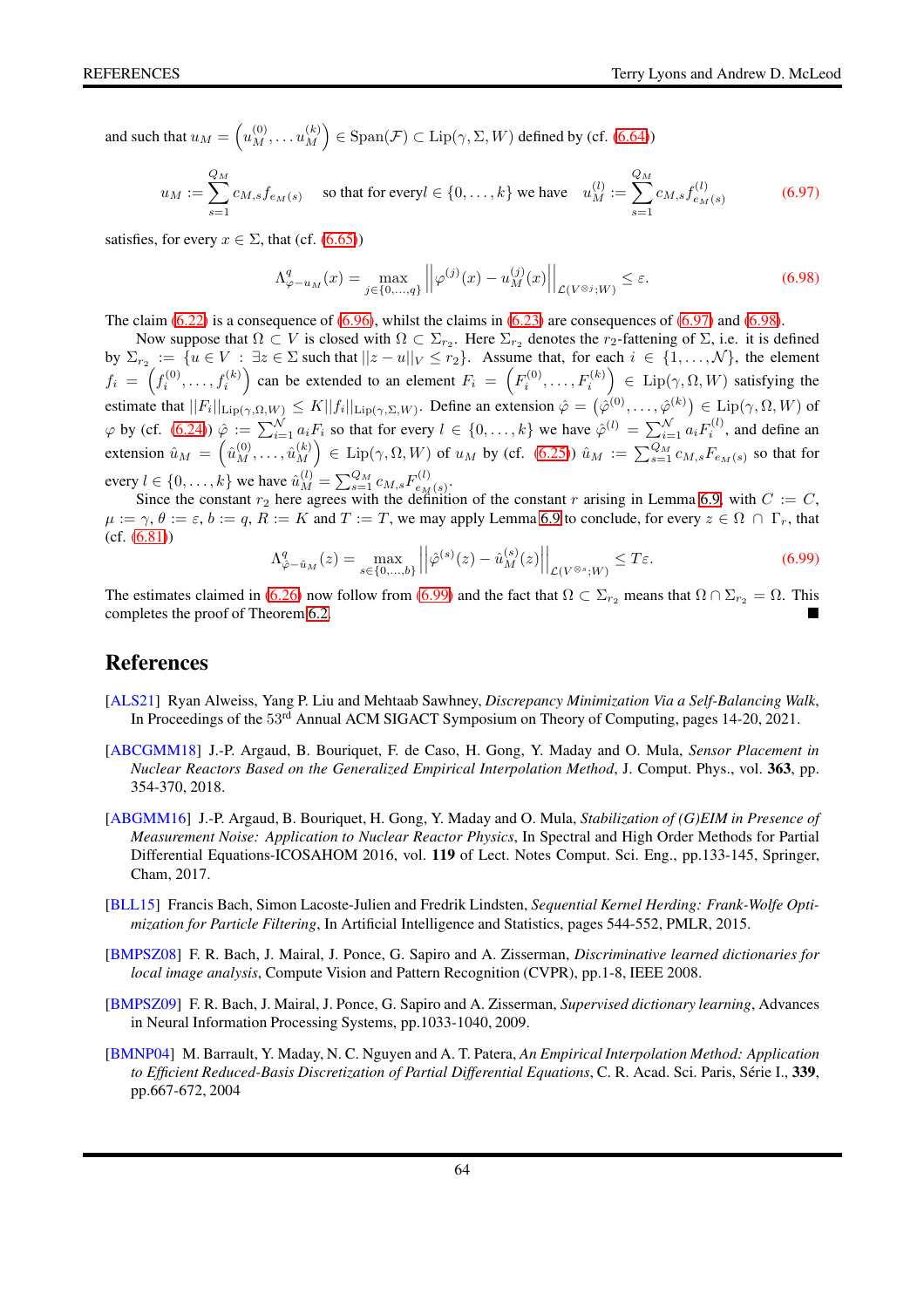and such that $u_M = \left(u_M^{(0)}, \ldots u_M^{(k)}\right) \in \mathrm{Span}(\mathcal{F}) \subset \mathrm{Lip}(\gamma, \Sigma, W)$ defined by (cf. (6.64))

$$u_M := \sum_{s=1}^{Q_M} c_{M,s} f_{e_M(s)} \quad \text{so that for every} l \in \{0, \ldots, k\} \text{ we have} \quad u_M^{(l)} := \sum_{s=1}^{Q_M} c_{M,s} f_{e_M(s)}^{(l)} \tag{6.97}$$

satisfies, for every $x \in \Sigma$, that (cf. (6.65))

$$\Lambda^q_{\varphi - u_M}(x) = \max_{j \in \{0, \ldots, q\}} \left| \left| \varphi^{(j)}(x) - u_M^{(j)}(x) \right| \right|_{\mathcal{L}(V^{\otimes j}; W)} \leq \varepsilon. \tag{6.98}$$

The claim (6.22) is a consequence of (6.96), whilst the claims in (6.23) are consequences of (6.97) and (6.98).

Now suppose that $\Omega \subset V$ is closed with $\Omega \subset \Sigma_{r_2}$. Here $\Sigma_{r_2}$ denotes the $r_2$-fattening of $\Sigma$, i.e. it is defined by $\Sigma_{r_2} := \{u \in V : \exists z \in \Sigma \text{ such that } ||z - u||_V \leq r_2\}$. Assume that, for each $i \in \{1, \ldots, \mathcal{N}\}$, the element $f_i = \left(f_i^{(0)}, \ldots, f_i^{(k)}\right)$ can be extended to an element $F_i = \left(F_i^{(0)}, \ldots, F_i^{(k)}\right) \in \mathrm{Lip}(\gamma, \Omega, W)$ satisfying the estimate that $||F_i||_{\mathrm{Lip}(\gamma,\Omega,W)} \leq K ||f_i||_{\mathrm{Lip}(\gamma,\Sigma,W)}$. Define an extension $\hat{\varphi} = \left(\hat{\varphi}^{(0)}, \ldots, \hat{\varphi}^{(k)}\right) \in \mathrm{Lip}(\gamma, \Omega, W)$ of $\varphi$ by (cf. (6.24)) $\hat{\varphi} := \sum_{i=1}^{\mathcal{N}} a_i F_i$ so that for every $l \in \{0, \ldots, k\}$ we have $\hat{\varphi}^{(l)} = \sum_{i=1}^{\mathcal{N}} a_i F_i^{(l)}$, and define an extension $\hat{u}_M = \left(\hat{u}_M^{(0)}, \ldots, \hat{u}_M^{(k)}\right) \in \mathrm{Lip}(\gamma, \Omega, W)$ of $u_M$ by (cf. (6.25)) $\hat{u}_M := \sum_{s=1}^{Q_M} c_{M,s} F_{e_M(s)}$ so that for every $l \in \{0, \ldots, k\}$ we have $\hat{u}_M^{(l)} = \sum_{s=1}^{Q_M} c_{M,s} F_{e_M(s)}^{(l)}$.

Since the constant $r_2$ here agrees with the definition of the constant $r$ arising in Lemma 6.9 with $C := C$, $\mu := \gamma$, $\theta := \varepsilon$, $b := q$, $R := K$ and $T := T$, we may apply Lemma 6.9 to conclude, for every $z \in \Omega \cap \Gamma_r$, that (cf. (6.81))

$$\Lambda^q_{\hat{\varphi} - \hat{u}_M}(z) = \max_{s \in \{0, \ldots, b\}} \left| \left| \hat{\varphi}^{(s)}(z) - \hat{u}_M^{(s)}(z) \right| \right|_{\mathcal{L}(V^{\otimes s}; W)} \leq T\varepsilon. \tag{6.99}$$

The estimates claimed in (6.26) now follow from (6.99) and the fact that $\Omega \subset \Sigma_{r_2}$ means that $\Omega \cap \Sigma_{r_2} = \Omega$. This completes the proof of Theorem 6.2. ■

# References

[ALS21] Ryan Alweiss, Yang P. Liu and Mehtaab Sawhney, *Discrepancy Minimization Via a Self-Balancing Walk*, In Proceedings of the 53rd Annual ACM SIGACT Symposium on Theory of Computing, pages 14-20, 2021.

[ABCGMM18] J.-P. Argaud, B. Bouriquet, F. de Caso, H. Gong, Y. Maday and O. Mula, *Sensor Placement in Nuclear Reactors Based on the Generalized Empirical Interpolation Method*, J. Comput. Phys., vol. **363**, pp. 354-370, 2018.

[ABGMM16] J.-P. Argaud, B. Bouriquet, H. Gong, Y. Maday and O. Mula, *Stabilization of (G)EIM in Presence of Measurement Noise: Application to Nuclear Reactor Physics*, In Spectral and High Order Methods for Partial Differential Equations-ICOSAHOM 2016, vol. **119** of Lect. Notes Comput. Sci. Eng., pp.133-145, Springer, Cham, 2017.

[BLL15] Francis Bach, Simon Lacoste-Julien and Fredrik Lindsten, *Sequential Kernel Herding: Frank-Wolfe Optimization for Particle Filtering*, In Artificial Intelligence and Statistics, pages 544-552, PMLR, 2015.

[BMPSZ08] F. R. Bach, J. Mairal, J. Ponce, G. Sapiro and A. Zisserman, *Discriminative learned dictionaries for local image analysis*, Compute Vision and Pattern Recognition (CVPR), pp.1-8, IEEE 2008.

[BMPSZ09] F. R. Bach, J. Mairal, J. Ponce, G. Sapiro and A. Zisserman, *Supervised dictionary learning*, Advances in Neural Information Processing Systems, pp.1033-1040, 2009.

[BMNP04] M. Barrault, Y. Maday, N. C. Nguyen and A. T. Patera, *An Empirical Interpolation Method: Application to Efficient Reduced-Basis Discretization of Partial Differential Equations*, C. R. Acad. Sci. Paris, Série I., **339**, pp.667-672, 2004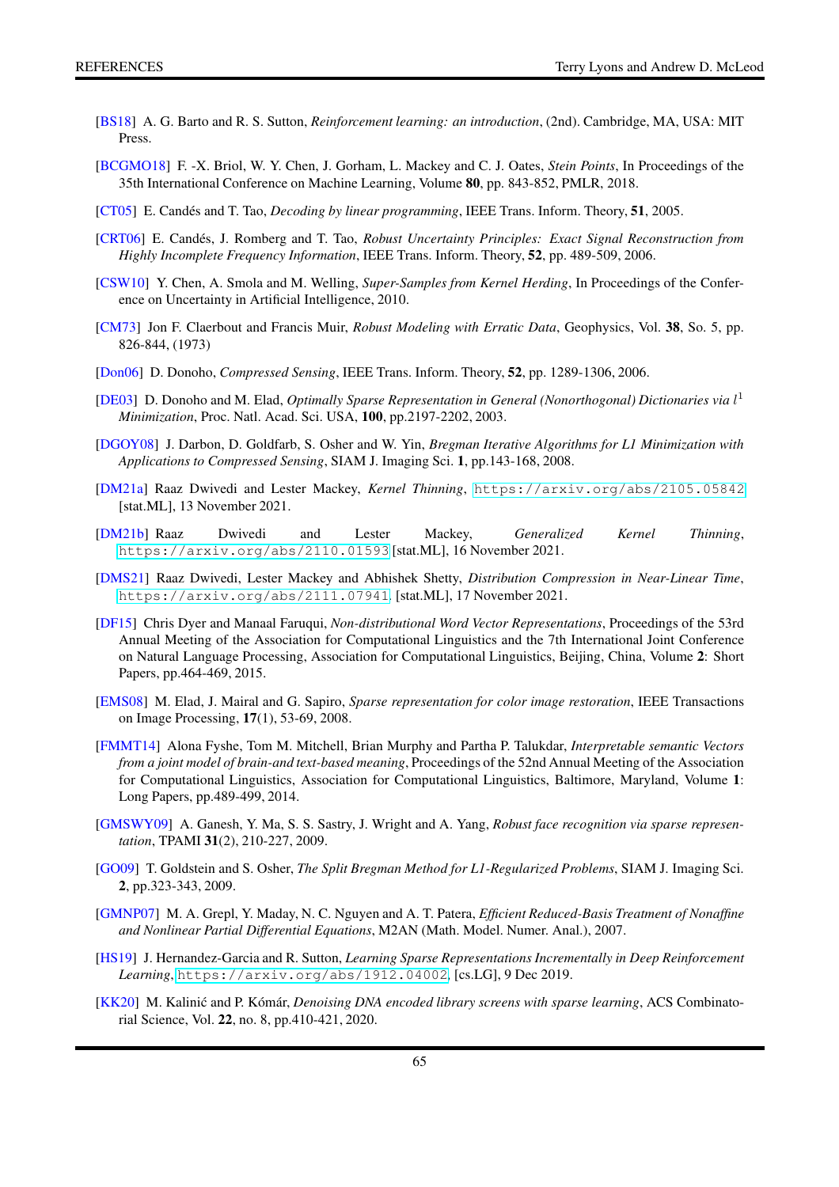[BS18] A. G. Barto and R. S. Sutton, *Reinforcement learning: an introduction*, (2nd). Cambridge, MA, USA: MIT Press.

[BCGMO18] F. -X. Briol, W. Y. Chen, J. Gorham, L. Mackey and C. J. Oates, *Stein Points*, In Proceedings of the 35th International Conference on Machine Learning, Volume **80**, pp. 843-852, PMLR, 2018.

[CT05] E. Candés and T. Tao, *Decoding by linear programming*, IEEE Trans. Inform. Theory, **51**, 2005.

[CRT06] E. Candés, J. Romberg and T. Tao, *Robust Uncertainty Principles: Exact Signal Reconstruction from Highly Incomplete Frequency Information*, IEEE Trans. Inform. Theory, **52**, pp. 489-509, 2006.

[CSW10] Y. Chen, A. Smola and M. Welling, *Super-Samples from Kernel Herding*, In Proceedings of the Conference on Uncertainty in Artificial Intelligence, 2010.

[CM73] Jon F. Claerbout and Francis Muir, *Robust Modeling with Erratic Data*, Geophysics, Vol. **38**, So. 5, pp. 826-844, (1973)

[Don06] D. Donoho, *Compressed Sensing*, IEEE Trans. Inform. Theory, **52**, pp. 1289-1306, 2006.

[DE03] D. Donoho and M. Elad, *Optimally Sparse Representation in General (Nonorthogonal) Dictionaries via $l^1$ Minimization*, Proc. Natl. Acad. Sci. USA, **100**, pp.2197-2202, 2003.

[DGOY08] J. Darbon, D. Goldfarb, S. Osher and W. Yin, *Bregman Iterative Algorithms for L1 Minimization with Applications to Compressed Sensing*, SIAM J. Imaging Sci. **1**, pp.143-168, 2008.

[DM21a] Raaz Dwivedi and Lester Mackey, *Kernel Thinning*, https://arxiv.org/abs/2105.05842 [stat.ML], 13 November 2021.

[DM21b] Raaz Dwivedi and Lester Mackey, *Generalized Kernel Thinning*, https://arxiv.org/abs/2110.01593 [stat.ML], 16 November 2021.

[DMS21] Raaz Dwivedi, Lester Mackey and Abhishek Shetty, *Distribution Compression in Near-Linear Time*, https://arxiv.org/abs/2111.07941 [stat.ML], 17 November 2021.

[DF15] Chris Dyer and Manaal Faruqui, *Non-distributional Word Vector Representations*, Proceedings of the 53rd Annual Meeting of the Association for Computational Linguistics and the 7th International Joint Conference on Natural Language Processing, Association for Computational Linguistics, Beijing, China, Volume **2**: Short Papers, pp.464-469, 2015.

[EMS08] M. Elad, J. Mairal and G. Sapiro, *Sparse representation for color image restoration*, IEEE Transactions on Image Processing, **17**(1), 53-69, 2008.

[FMMT14] Alona Fyshe, Tom M. Mitchell, Brian Murphy and Partha P. Talukdar, *Interpretable semantic Vectors from a joint model of brain-and text-based meaning*, Proceedings of the 52nd Annual Meeting of the Association for Computational Linguistics, Association for Computational Linguistics, Baltimore, Maryland, Volume **1**: Long Papers, pp.489-499, 2014.

[GMSWY09] A. Ganesh, Y. Ma, S. S. Sastry, J. Wright and A. Yang, *Robust face recognition via sparse representation*, TPAMI **31**(2), 210-227, 2009.

[GO09] T. Goldstein and S. Osher, *The Split Bregman Method for L1-Regularized Problems*, SIAM J. Imaging Sci. **2**, pp.323-343, 2009.

[GMNP07] M. A. Grepl, Y. Maday, N. C. Nguyen and A. T. Patera, *Efficient Reduced-Basis Treatment of Nonaffine and Nonlinear Partial Differential Equations*, M2AN (Math. Model. Numer. Anal.), 2007.

[HS19] J. Hernandez-Garcia and R. Sutton, *Learning Sparse Representations Incrementally in Deep Reinforcement Learning*, https://arxiv.org/abs/1912.04002 [cs.LG], 9 Dec 2019.

[KK20] M. Kalinić and P. Kómár, *Denoising DNA encoded library screens with sparse learning*, ACS Combinatorial Science, Vol. **22**, no. 8, pp.410-421, 2020.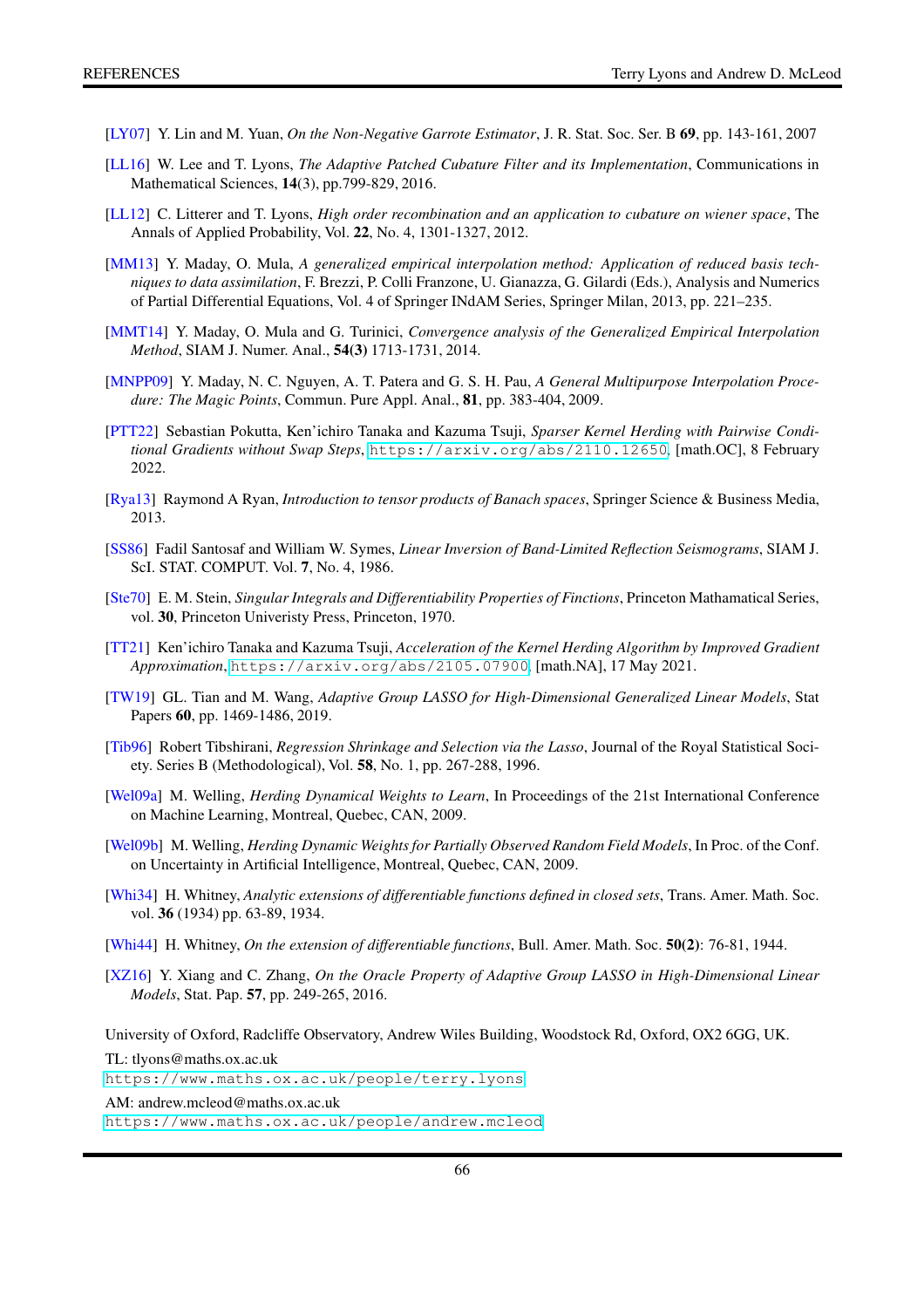[LY07] Y. Lin and M. Yuan, *On the Non-Negative Garrote Estimator*, J. R. Stat. Soc. Ser. B **69**, pp. 143-161, 2007

[LL16] W. Lee and T. Lyons, *The Adaptive Patched Cubature Filter and its Implementation*, Communications in Mathematical Sciences, **14**(3), pp.799-829, 2016.

[LL12] C. Litterer and T. Lyons, *High order recombination and an application to cubature on wiener space*, The Annals of Applied Probability, Vol. **22**, No. 4, 1301-1327, 2012.

[MM13] Y. Maday, O. Mula, *A generalized empirical interpolation method: Application of reduced basis techniques to data assimilation*, F. Brezzi, P. Colli Franzone, U. Gianazza, G. Gilardi (Eds.), Analysis and Numerics of Partial Differential Equations, Vol. 4 of Springer INdAM Series, Springer Milan, 2013, pp. 221–235.

[MMT14] Y. Maday, O. Mula and G. Turinici, *Convergence analysis of the Generalized Empirical Interpolation Method*, SIAM J. Numer. Anal., **54(3)** 1713-1731, 2014.

[MNPP09] Y. Maday, N. C. Nguyen, A. T. Patera and G. S. H. Pau, *A General Multipurpose Interpolation Procedure: The Magic Points*, Commun. Pure Appl. Anal., **81**, pp. 383-404, 2009.

[PTT22] Sebastian Pokutta, Ken'ichiro Tanaka and Kazuma Tsuji, *Sparser Kernel Herding with Pairwise Conditional Gradients without Swap Steps*, https://arxiv.org/abs/2110.12650, [math.OC], 8 February 2022.

[Rya13] Raymond A Ryan, *Introduction to tensor products of Banach spaces*, Springer Science & Business Media, 2013.

[SS86] Fadil Santosaf and William W. Symes, *Linear Inversion of Band-Limited Reflection Seismograms*, SIAM J. ScI. STAT. COMPUT. Vol. **7**, No. 4, 1986.

[Ste70] E. M. Stein, *Singular Integrals and Differentiability Properties of Finctions*, Princeton Mathamatical Series, vol. **30**, Princeton Univeristy Press, Princeton, 1970.

[TT21] Ken'ichiro Tanaka and Kazuma Tsuji, *Acceleration of the Kernel Herding Algorithm by Improved Gradient Approximation*, https://arxiv.org/abs/2105.07900, [math.NA], 17 May 2021.

[TW19] GL. Tian and M. Wang, *Adaptive Group LASSO for High-Dimensional Generalized Linear Models*, Stat Papers **60**, pp. 1469-1486, 2019.

[Tib96] Robert Tibshirani, *Regression Shrinkage and Selection via the Lasso*, Journal of the Royal Statistical Society. Series B (Methodological), Vol. **58**, No. 1, pp. 267-288, 1996.

[Wel09a] M. Welling, *Herding Dynamical Weights to Learn*, In Proceedings of the 21st International Conference on Machine Learning, Montreal, Quebec, CAN, 2009.

[Wel09b] M. Welling, *Herding Dynamic Weights for Partially Observed Random Field Models*, In Proc. of the Conf. on Uncertainty in Artificial Intelligence, Montreal, Quebec, CAN, 2009.

[Whi34] H. Whitney, *Analytic extensions of differentiable functions defined in closed sets*, Trans. Amer. Math. Soc. vol. **36** (1934) pp. 63-89, 1934.

[Whi44] H. Whitney, *On the extension of differentiable functions*, Bull. Amer. Math. Soc. **50(2)**: 76-81, 1944.

[XZ16] Y. Xiang and C. Zhang, *On the Oracle Property of Adaptive Group LASSO in High-Dimensional Linear Models*, Stat. Pap. **57**, pp. 249-265, 2016.

University of Oxford, Radcliffe Observatory, Andrew Wiles Building, Woodstock Rd, Oxford, OX2 6GG, UK.

TL: tlyons@maths.ox.ac.uk
https://www.maths.ox.ac.uk/people/terry.lyons

AM: andrew.mcleod@maths.ox.ac.uk
https://www.maths.ox.ac.uk/people/andrew.mcleod